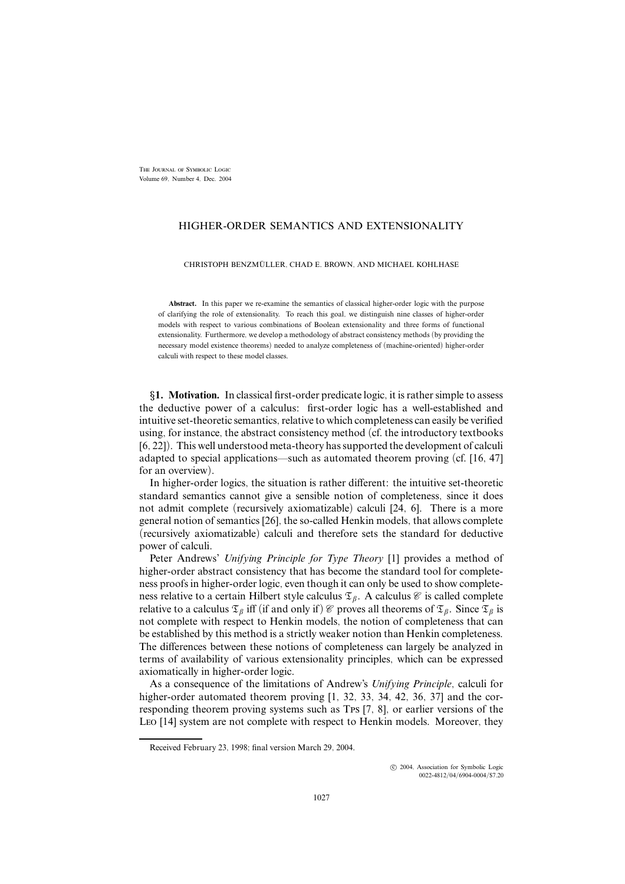# HIGHER-ORDER SEMANTICS AND EXTENSIONALITY

CHRISTOPH BENZMÜLLER, CHAD E. BROWN, AND MICHAEL KOHLHASE

**Abstract.** In this paper we re-examine the semantics of classical higher-order logic with the purpose of clarifying the role of extensionality. To reach this goal, we distinguish nine classes of higher-order models with respect to various combinations of Boolean extensionality and three forms of functional extensionality. Furthermore, we develop a methodology of abstract consistency methods (by providing the necessary model existence theorems) needed to analyze completeness of (machine-oriented) higher-order calculi with respect to these model classes.

## §1. Motivation.

In classical first-order predicate logic, it is rather simple to assess the deductive power of a calculus: first-order logic has a well-established and intuitive set-theoretic semantics, relative to which completeness can easily be verified using, for instance, the abstract consistency method (cf. the introductory textbooks [6, 22]). This well understood meta-theory has supported the development of calculi adapted to special applications—such as automated theorem proving (cf. [16, 47] for an overview).

In higher-order logics, the situation is rather different: the intuitive set-theoretic standard semantics cannot give a sensible notion of completeness, since it does not admit complete (recursively axiomatizable) calculi [24, 6]. There is a more general notion of semantics [26], the so-called Henkin models, that allows complete (recursively axiomatizable) calculi and therefore sets the standard for deductive power of calculi.

Peter Andrews' *Unifying Principle for Type Theory* [1] provides a method of higher-order abstract consistency that has become the standard tool for completeness proofs in higher-order logic, even though it can only be used to show completeness relative to a certain Hilbert style calculus $\mathfrak{T}_\beta$. A calculus $\mathscr{C}$ is called complete relative to a calculus $\mathfrak{T}_\beta$ iff (if and only if) $\mathscr{C}$ proves all theorems of $\mathfrak{T}_\beta$. Since $\mathfrak{T}_\beta$ is not complete with respect to Henkin models, the notion of completeness that can be established by this method is a strictly weaker notion than Henkin completeness. The differences between these notions of completeness can largely be analyzed in terms of availability of various extensionality principles, which can be expressed axiomatically in higher-order logic.

As a consequence of the limitations of Andrew's *Unifying Principle*, calculi for higher-order automated theorem proving [1, 32, 33, 34, 42, 36, 37] and the corresponding theorem proving systems such as Tps [7, 8], or earlier versions of the Leo [14] system are not complete with respect to Henkin models. Moreover, they

---

Received February 23, 1998; final version March 29, 2004.

© 2004, Association for Symbolic Logic
0022-4812/04/6904-0004/$7.20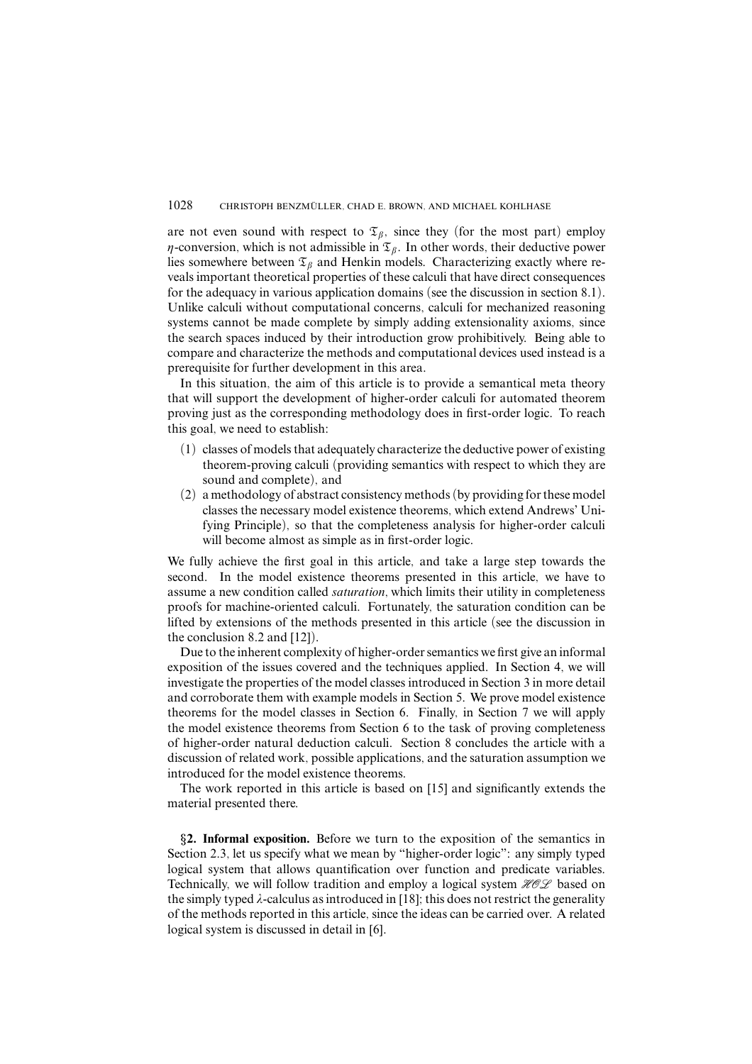are not even sound with respect to $\mathfrak{T}_\beta$, since they (for the most part) employ $\eta$-conversion, which is not admissible in $\mathfrak{T}_\beta$. In other words, their deductive power lies somewhere between $\mathfrak{T}_\beta$ and Henkin models. Characterizing exactly where reveals important theoretical properties of these calculi that have direct consequences for the adequacy in various application domains (see the discussion in section 8.1). Unlike calculi without computational concerns, calculi for mechanized reasoning systems cannot be made complete by simply adding extensionality axioms, since the search spaces induced by their introduction grow prohibitively. Being able to compare and characterize the methods and computational devices used instead is a prerequisite for further development in this area.

In this situation, the aim of this article is to provide a semantical meta theory that will support the development of higher-order calculi for automated theorem proving just as the corresponding methodology does in first-order logic. To reach this goal, we need to establish:

(1) classes of models that adequately characterize the deductive power of existing theorem-proving calculi (providing semantics with respect to which they are sound and complete), and
(2) a methodology of abstract consistency methods (by providing for these model classes the necessary model existence theorems, which extend Andrews' Unifying Principle), so that the completeness analysis for higher-order calculi will become almost as simple as in first-order logic.

We fully achieve the first goal in this article, and take a large step towards the second. In the model existence theorems presented in this article, we have to assume a new condition called *saturation*, which limits their utility in completeness proofs for machine-oriented calculi. Fortunately, the saturation condition can be lifted by extensions of the methods presented in this article (see the discussion in the conclusion 8.2 and [12]).

Due to the inherent complexity of higher-order semantics we first give an informal exposition of the issues covered and the techniques applied. In Section 4, we will investigate the properties of the model classes introduced in Section 3 in more detail and corroborate them with example models in Section 5. We prove model existence theorems for the model classes in Section 6. Finally, in Section 7 we will apply the model existence theorems from Section 6 to the task of proving completeness of higher-order natural deduction calculi. Section 8 concludes the article with a discussion of related work, possible applications, and the saturation assumption we introduced for the model existence theorems.

The work reported in this article is based on [15] and significantly extends the material presented there.

## §2. Informal exposition.

Before we turn to the exposition of the semantics in Section 2.3, let us specify what we mean by "higher-order logic": any simply typed logical system that allows quantification over function and predicate variables. Technically, we will follow tradition and employ a logical system $\mathcal{HOL}$ based on the simply typed $\lambda$-calculus as introduced in [18]; this does not restrict the generality of the methods reported in this article, since the ideas can be carried over. A related logical system is discussed in detail in [6].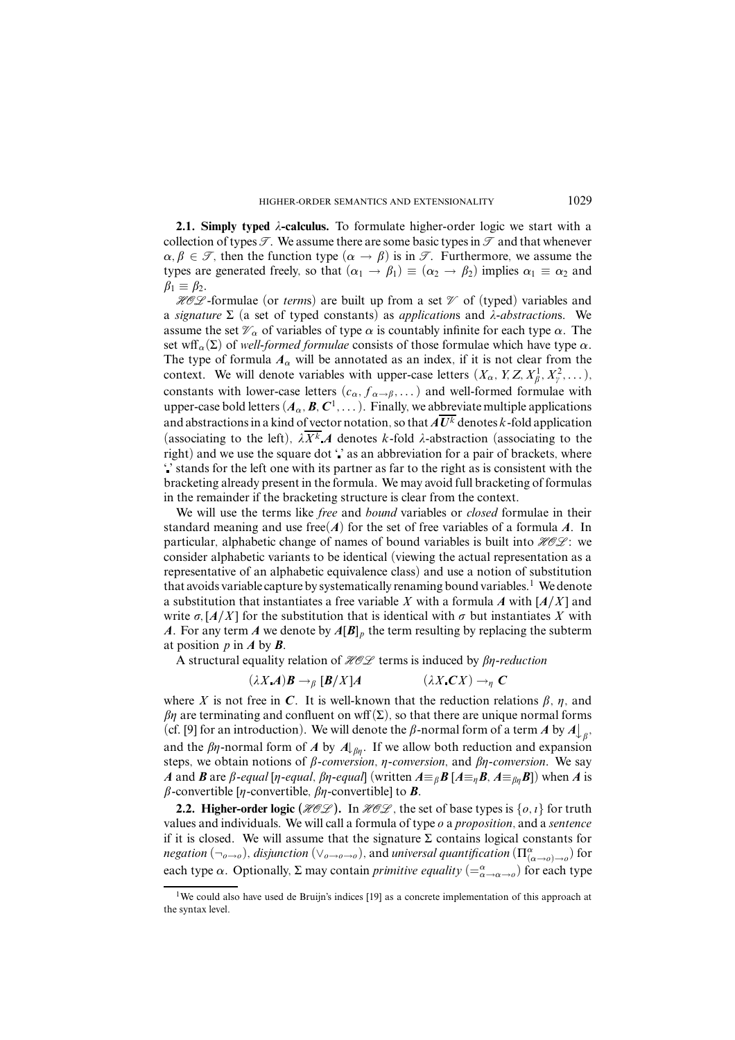**2.1. Simply typed $\lambda$-calculus.** To formulate higher-order logic we start with a collection of types $\mathcal{T}$. We assume there are some basic types in $\mathcal{T}$ and that whenever $\alpha, \beta \in \mathcal{T}$, then the function type $(\alpha \to \beta)$ is in $\mathcal{T}$. Furthermore, we assume the types are generated freely, so that $(\alpha_1 \to \beta_1) \equiv (\alpha_2 \to \beta_2)$ implies $\alpha_1 \equiv \alpha_2$ and $\beta_1 \equiv \beta_2$.

$\mathcal{HOL}$-formulae (or *terms*) are built up from a set $\mathcal{V}$ of (typed) variables and a *signature* $\Sigma$ (a set of typed constants) as *applications* and *$\lambda$-abstractions*. We assume the set $\mathcal{V}_\alpha$ of variables of type $\alpha$ is countably infinite for each type $\alpha$. The set $\mathrm{wff}_\alpha(\Sigma)$ of *well-formed formulae* consists of those formulae which have type $\alpha$. The type of formula $\boldsymbol{A}_\alpha$ will be annotated as an index, if it is not clear from the context. We will denote variables with upper-case letters ($X_\alpha, Y, Z, X_\beta^1, X_\gamma^2, \dots$), constants with lower-case letters ($c_\alpha, f_{\alpha\to\beta}, \dots$) and well-formed formulae with upper-case bold letters ($\boldsymbol{A}_\alpha, \boldsymbol{B}, \boldsymbol{C}^1, \dots$). Finally, we abbreviate multiple applications and abstractions in a kind of vector notation, so that $\boldsymbol{A}\overline{\boldsymbol{U}^k}$ denotes $k$-fold application (associating to the left), $\lambda\overline{X^k}.\boldsymbol{A}$ denotes $k$-fold $\lambda$-abstraction (associating to the right) and we use the square dot '$.$' as an abbreviation for a pair of brackets, where '$.$' stands for the left one with its partner as far to the right as is consistent with the bracketing already present in the formula. We may avoid full bracketing of formulas in the remainder if the bracketing structure is clear from the context.

We will use the terms like *free* and *bound* variables or *closed* formulae in their standard meaning and use $\mathrm{free}(\boldsymbol{A})$ for the set of free variables of a formula $\boldsymbol{A}$. In particular, alphabetic change of names of bound variables is built into $\mathcal{HOL}$: we consider alphabetic variants to be identical (viewing the actual representation as a representative of an alphabetic equivalence class) and use a notion of substitution that avoids variable capture by systematically renaming bound variables.[1] We denote a substitution that instantiates a free variable $X$ with a formula $\boldsymbol{A}$ with $[\boldsymbol{A}/X]$ and write $\sigma, [\boldsymbol{A}/X]$ for the substitution that is identical with $\sigma$ but instantiates $X$ with $\boldsymbol{A}$. For any term $\boldsymbol{A}$ we denote by $\boldsymbol{A}[\boldsymbol{B}]_p$ the term resulting by replacing the subterm at position $p$ in $\boldsymbol{A}$ by $\boldsymbol{B}$.

A structural equality relation of $\mathcal{HOL}$ terms is induced by *$\beta\eta$-reduction*

$$(\lambda X.\boldsymbol{A})\boldsymbol{B} \to_\beta [\boldsymbol{B}/X]\boldsymbol{A} \qquad\qquad (\lambda X.\boldsymbol{C}X) \to_\eta \boldsymbol{C}$$

where $X$ is not free in $\boldsymbol{C}$. It is well-known that the reduction relations $\beta$, $\eta$, and $\beta\eta$ are terminating and confluent on $\mathrm{wff}(\Sigma)$, so that there are unique normal forms (cf. [9] for an introduction). We will denote the $\beta$-normal form of a term $\boldsymbol{A}$ by $\boldsymbol{A}{\downarrow_\beta}$, and the $\beta\eta$-normal form of $\boldsymbol{A}$ by $\boldsymbol{A}{\downarrow_{\beta\eta}}$. If we allow both reduction and expansion steps, we obtain notions of *$\beta$-conversion*, *$\eta$-conversion*, and *$\beta\eta$-conversion*. We say $\boldsymbol{A}$ and $\boldsymbol{B}$ are *$\beta$-equal* [*$\eta$-equal*, *$\beta\eta$-equal*] (written $\boldsymbol{A}{\equiv_\beta}\boldsymbol{B}$ [$\boldsymbol{A}{\equiv_\eta}\boldsymbol{B}$, $\boldsymbol{A}{\equiv_{\beta\eta}}\boldsymbol{B}$]) when $\boldsymbol{A}$ is $\beta$-convertible [$\eta$-convertible, $\beta\eta$-convertible] to $\boldsymbol{B}$.

**2.2. Higher-order logic ($\mathcal{HOL}$).** In $\mathcal{HOL}$, the set of base types is $\{o, \iota\}$ for truth values and individuals. We will call a formula of type $o$ a *proposition*, and a *sentence* if it is closed. We will assume that the signature $\Sigma$ contains logical constants for *negation* ($\neg_{o\to o}$), *disjunction* ($\vee_{o\to o\to o}$), and *universal quantification* ($\Pi^\alpha_{(\alpha\to o)\to o}$) for each type $\alpha$. Optionally, $\Sigma$ may contain *primitive equality* ($=^\alpha_{\alpha\to\alpha\to o}$) for each type

[1] We could also have used de Bruijn's indices [19] as a concrete implementation of this approach at the syntax level.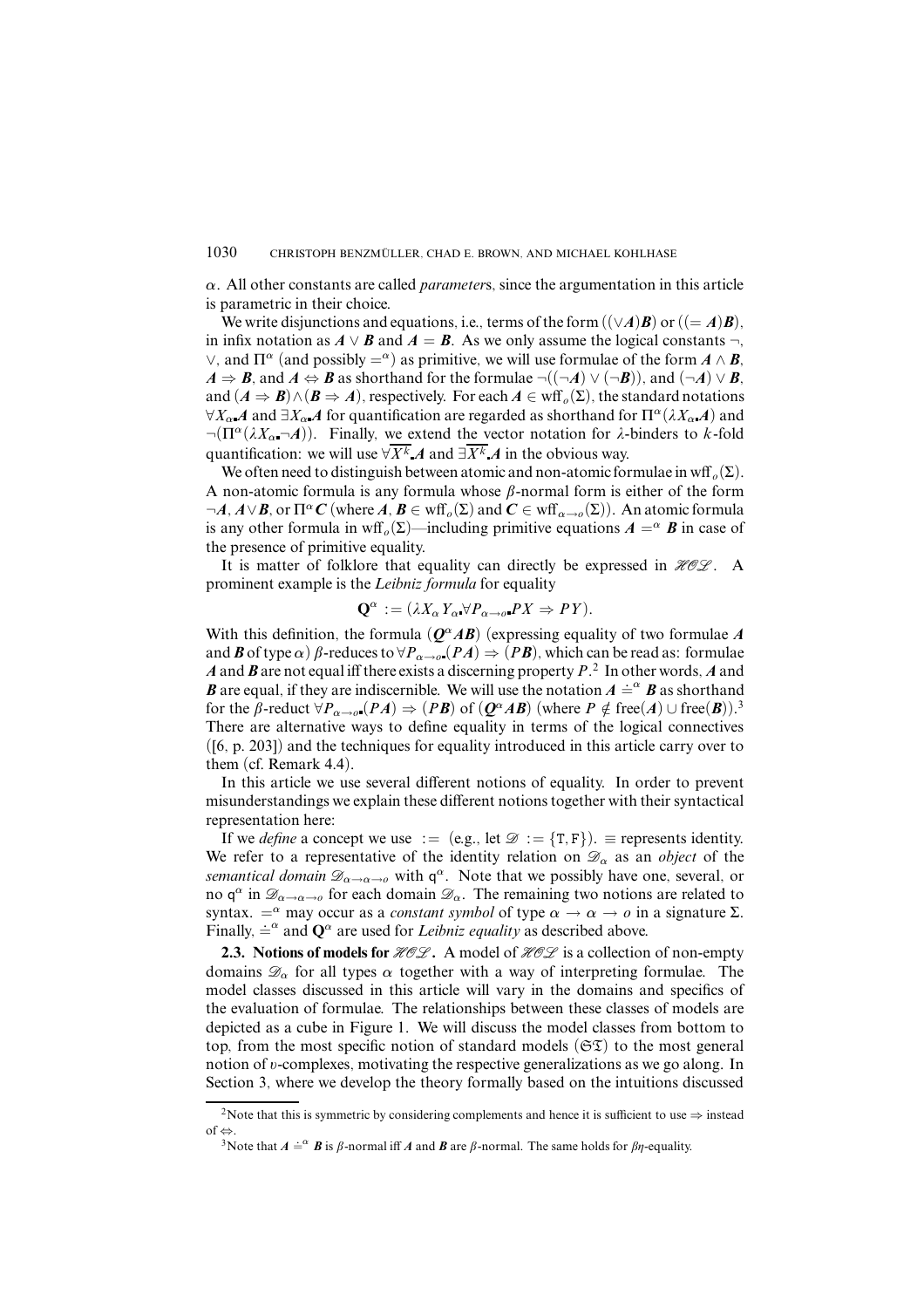$\alpha$. All other constants are called *parameter*s, since the argumentation in this article is parametric in their choice.

We write disjunctions and equations, i.e., terms of the form $((\vee \boldsymbol{A})\boldsymbol{B})$ or $((= \boldsymbol{A})\boldsymbol{B})$, in infix notation as $\boldsymbol{A} \vee \boldsymbol{B}$ and $\boldsymbol{A} = \boldsymbol{B}$. As we only assume the logical constants $\neg$, $\vee$, and $\Pi^\alpha$ (and possibly $=^\alpha$) as primitive, we will use formulae of the form $\boldsymbol{A} \wedge \boldsymbol{B}$, $\boldsymbol{A} \Rightarrow \boldsymbol{B}$, and $\boldsymbol{A} \Leftrightarrow \boldsymbol{B}$ as shorthand for the formulae $\neg((\neg \boldsymbol{A}) \vee (\neg \boldsymbol{B}))$, and $(\neg \boldsymbol{A}) \vee \boldsymbol{B}$, and $(\boldsymbol{A} \Rightarrow \boldsymbol{B}) \wedge (\boldsymbol{B} \Rightarrow \boldsymbol{A})$, respectively. For each $\boldsymbol{A} \in \mathrm{wff}_o(\Sigma)$, the standard notations $\forall X_{\alpha\blacksquare}\boldsymbol{A}$ and $\exists X_{\alpha\blacksquare}\boldsymbol{A}$ for quantification are regarded as shorthand for $\Pi^\alpha(\lambda X_{\alpha\blacksquare}\boldsymbol{A})$ and $\neg(\Pi^\alpha(\lambda X_{\alpha\blacksquare}\neg \boldsymbol{A}))$. Finally, we extend the vector notation for $\lambda$-binders to $k$-fold quantification: we will use $\forall \overline{X^k}_\blacksquare \boldsymbol{A}$ and $\exists \overline{X^k}_\blacksquare \boldsymbol{A}$ in the obvious way.

We often need to distinguish between atomic and non-atomic formulae in $\mathrm{wff}_o(\Sigma)$. A non-atomic formula is any formula whose $\beta$-normal form is either of the form $\neg \boldsymbol{A}$, $\boldsymbol{A} \vee \boldsymbol{B}$, or $\Pi^\alpha \boldsymbol{C}$ (where $\boldsymbol{A}, \boldsymbol{B} \in \mathrm{wff}_o(\Sigma)$ and $\boldsymbol{C} \in \mathrm{wff}_{\alpha\to o}(\Sigma)$). An atomic formula is any other formula in $\mathrm{wff}_o(\Sigma)$—including primitive equations $\boldsymbol{A} =^\alpha \boldsymbol{B}$ in case of the presence of primitive equality.

It is matter of folklore that equality can directly be expressed in $\mathcal{HOL}$. A prominent example is the *Leibniz formula* for equality

$$\mathbf{Q}^\alpha := (\lambda X_\alpha Y_{\alpha\blacksquare} \forall P_{\alpha\to o\blacksquare} PX \Rightarrow PY).$$

With this definition, the formula $(\boldsymbol{Q}^\alpha \boldsymbol{A}\boldsymbol{B})$ (expressing equality of two formulae $\boldsymbol{A}$ and $\boldsymbol{B}$ of type $\alpha$) $\beta$-reduces to $\forall P_{\alpha\to o\blacksquare}(P\boldsymbol{A}) \Rightarrow (P\boldsymbol{B})$, which can be read as: formulae $\boldsymbol{A}$ and $\boldsymbol{B}$ are not equal iff there exists a discerning property $P$.[2] In other words, $\boldsymbol{A}$ and $\boldsymbol{B}$ are equal, if they are indiscernible. We will use the notation $\boldsymbol{A} \doteq^\alpha \boldsymbol{B}$ as shorthand for the $\beta$-reduct $\forall P_{\alpha\to o\blacksquare}(P\boldsymbol{A}) \Rightarrow (P\boldsymbol{B})$ of $(\boldsymbol{Q}^\alpha \boldsymbol{A}\boldsymbol{B})$ (where $P \notin \mathrm{free}(\boldsymbol{A}) \cup \mathrm{free}(\boldsymbol{B})$).[3] There are alternative ways to define equality in terms of the logical connectives ([6, p. 203]) and the techniques for equality introduced in this article carry over to them (cf. Remark 4.4).

In this article we use several different notions of equality. In order to prevent misunderstandings we explain these different notions together with their syntactical representation here:

If we *define* a concept we use $:=$ (e.g., let $\mathcal{D} := \{\mathtt{T}, \mathtt{F}\}$). $\equiv$ represents identity. We refer to a representative of the identity relation on $\mathcal{D}_\alpha$ as an *object* of the *semantical domain* $\mathcal{D}_{\alpha\to\alpha\to o}$ with $\mathsf{q}^\alpha$. Note that we possibly have one, several, or no $\mathsf{q}^\alpha$ in $\mathcal{D}_{\alpha\to\alpha\to o}$ for each domain $\mathcal{D}_\alpha$. The remaining two notions are related to syntax. $=^\alpha$ may occur as a *constant symbol* of type $\alpha \to \alpha \to o$ in a signature $\Sigma$. Finally, $\doteq^\alpha$ and $\mathbf{Q}^\alpha$ are used for *Leibniz equality* as described above.

**2.3. Notions of models for $\mathcal{HOL}$.** A model of $\mathcal{HOL}$ is a collection of non-empty domains $\mathcal{D}_\alpha$ for all types $\alpha$ together with a way of interpreting formulae. The model classes discussed in this article will vary in the domains and specifics of the evaluation of formulae. The relationships between these classes of models are depicted as a cube in Figure 1. We will discuss the model classes from bottom to top, from the most specific notion of standard models ($\mathfrak{ST}$) to the most general notion of $\upsilon$-complexes, motivating the respective generalizations as we go along. In Section 3, where we develop the theory formally based on the intuitions discussed

[2] Note that this is symmetric by considering complements and hence it is sufficient to use $\Rightarrow$ instead of $\Leftrightarrow$.

[3] Note that $\boldsymbol{A} \doteq^\alpha \boldsymbol{B}$ is $\beta$-normal iff $\boldsymbol{A}$ and $\boldsymbol{B}$ are $\beta$-normal. The same holds for $\beta\eta$-equality.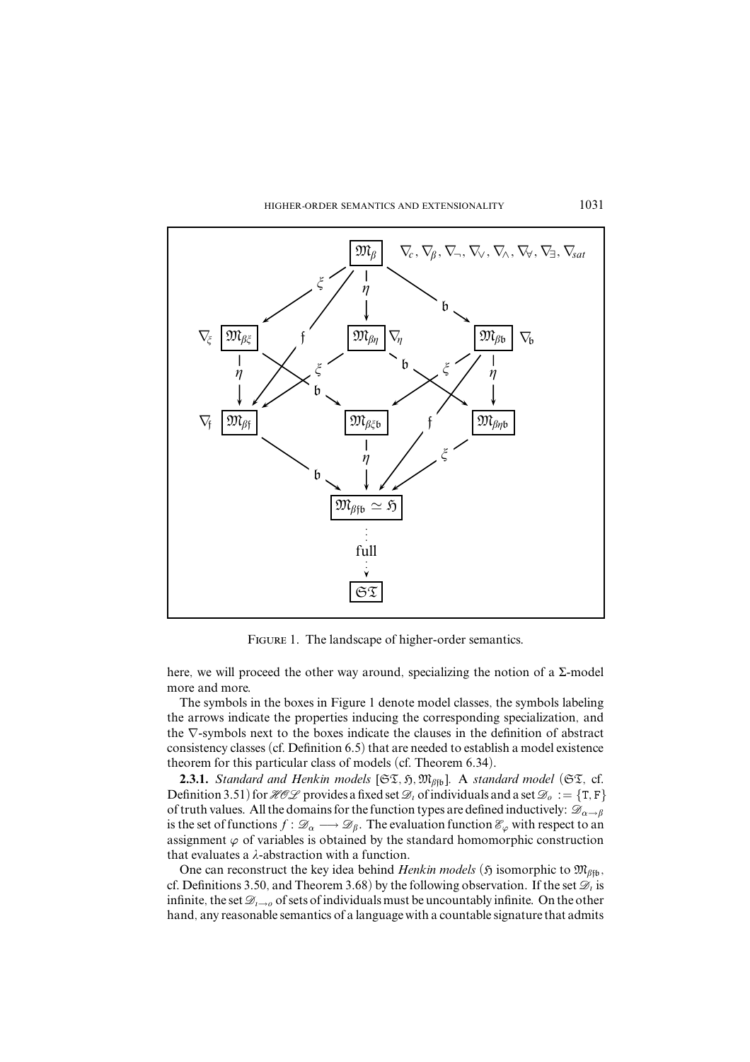FIGURE 1. The landscape of higher-order semantics.

here, we will proceed the other way around, specializing the notion of a Σ-model more and more.

The symbols in the boxes in Figure 1 denote model classes, the symbols labeling the arrows indicate the properties inducing the corresponding specialization, and the ∇-symbols next to the boxes indicate the clauses in the definition of abstract consistency classes (cf. Definition 6.5) that are needed to establish a model existence theorem for this particular class of models (cf. Theorem 6.34).

**2.3.1.** *Standard and Henkin models* [$\mathfrak{ST}, \mathfrak{H}, \mathfrak{M}_{\beta\mathfrak{fb}}$]. A *standard model* ($\mathfrak{ST}$, cf. Definition 3.51) for $\mathscr{HOL}$ provides a fixed set $\mathscr{D}_\iota$ of individuals and a set $\mathscr{D}_o := \{\mathtt{T}, \mathtt{F}\}$ of truth values. All the domains for the function types are defined inductively: $\mathscr{D}_{\alpha\to\beta}$ is the set of functions $f : \mathscr{D}_\alpha \longrightarrow \mathscr{D}_\beta$. The evaluation function $\mathscr{E}_\varphi$ with respect to an assignment $\varphi$ of variables is obtained by the standard homomorphic construction that evaluates a $\lambda$-abstraction with a function.

One can reconstruct the key idea behind *Henkin models* ($\mathfrak{H}$ isomorphic to $\mathfrak{M}_{\beta\mathfrak{fb}}$, cf. Definitions 3.50, and Theorem 3.68) by the following observation. If the set $\mathscr{D}_\iota$ is infinite, the set $\mathscr{D}_{\iota\to o}$ of sets of individuals must be uncountably infinite. On the other hand, any reasonable semantics of a language with a countable signature that admits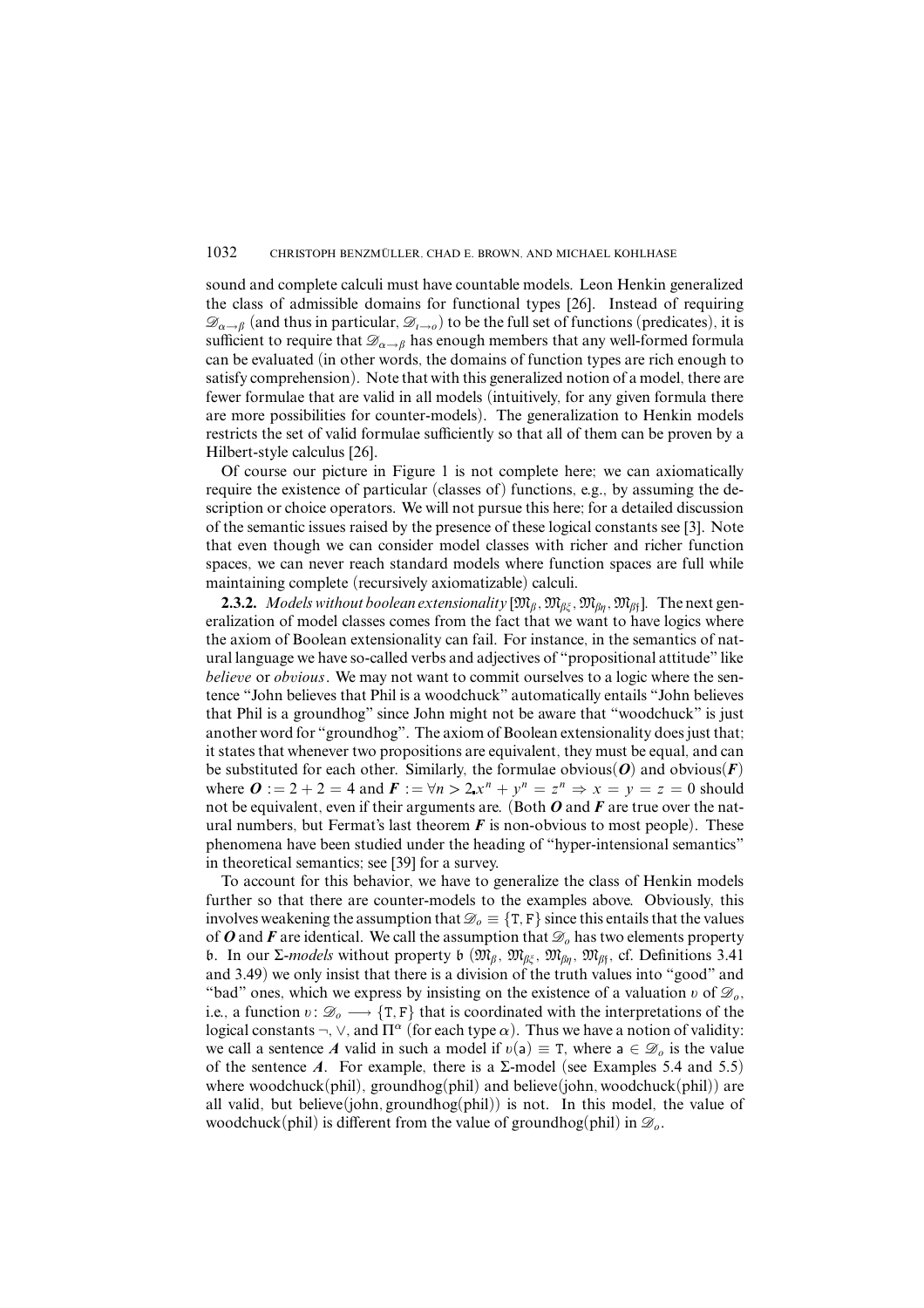sound and complete calculi must have countable models. Leon Henkin generalized the class of admissible domains for functional types [26]. Instead of requiring $\mathcal{D}_{\alpha\to\beta}$ (and thus in particular, $\mathcal{D}_{\iota\to o}$) to be the full set of functions (predicates), it is sufficient to require that $\mathcal{D}_{\alpha\to\beta}$ has enough members that any well-formed formula can be evaluated (in other words, the domains of function types are rich enough to satisfy comprehension). Note that with this generalized notion of a model, there are fewer formulae that are valid in all models (intuitively, for any given formula there are more possibilities for counter-models). The generalization to Henkin models restricts the set of valid formulae sufficiently so that all of them can be proven by a Hilbert-style calculus [26].

Of course our picture in Figure 1 is not complete here; we can axiomatically require the existence of particular (classes of) functions, e.g., by assuming the description or choice operators. We will not pursue this here; for a detailed discussion of the semantic issues raised by the presence of these logical constants see [3]. Note that even though we can consider model classes with richer and richer function spaces, we can never reach standard models where function spaces are full while maintaining complete (recursively axiomatizable) calculi.

**2.3.2.** *Models without boolean extensionality* [$\mathfrak{M}_\beta, \mathfrak{M}_{\beta\xi}, \mathfrak{M}_{\beta\eta}, \mathfrak{M}_{\beta\mathfrak{f}}$]. The next generalization of model classes comes from the fact that we want to have logics where the axiom of Boolean extensionality can fail. For instance, in the semantics of natural language we have so-called verbs and adjectives of "propositional attitude" like *believe* or *obvious*. We may not want to commit ourselves to a logic where the sentence "John believes that Phil is a woodchuck" automatically entails "John believes that Phil is a groundhog" since John might not be aware that "woodchuck" is just another word for "groundhog". The axiom of Boolean extensionality does just that; it states that whenever two propositions are equivalent, they must be equal, and can be substituted for each other. Similarly, the formulae obvious($\mathbf{O}$) and obvious($\mathbf{F}$) where $\mathbf{O} := 2 + 2 = 4$ and $\mathbf{F} := \forall n > 2. x^n + y^n = z^n \Rightarrow x = y = z = 0$ should not be equivalent, even if their arguments are. (Both $\mathbf{O}$ and $\mathbf{F}$ are true over the natural numbers, but Fermat's last theorem $\mathbf{F}$ is non-obvious to most people). These phenomena have been studied under the heading of "hyper-intensional semantics" in theoretical semantics; see [39] for a survey.

To account for this behavior, we have to generalize the class of Henkin models further so that there are counter-models to the examples above. Obviously, this involves weakening the assumption that $\mathcal{D}_o \equiv \{\mathtt{T}, \mathtt{F}\}$ since this entails that the values of $\mathbf{O}$ and $\mathbf{F}$ are identical. We call the assumption that $\mathcal{D}_o$ has two elements property $\mathfrak{b}$. In our $\Sigma$-*models* without property $\mathfrak{b}$ ($\mathfrak{M}_\beta$, $\mathfrak{M}_{\beta\xi}$, $\mathfrak{M}_{\beta\eta}$, $\mathfrak{M}_{\beta\mathfrak{f}}$, cf. Definitions 3.41 and 3.49) we only insist that there is a division of the truth values into "good" and "bad" ones, which we express by insisting on the existence of a valuation $\upsilon$ of $\mathcal{D}_o$, i.e., a function $\upsilon\colon \mathcal{D}_o \longrightarrow \{\mathtt{T}, \mathtt{F}\}$ that is coordinated with the interpretations of the logical constants $\neg$, $\vee$, and $\Pi^\alpha$ (for each type $\alpha$). Thus we have a notion of validity: we call a sentence $\mathbf{A}$ valid in such a model if $\upsilon(\mathsf{a}) \equiv \mathtt{T}$, where $\mathsf{a} \in \mathcal{D}_o$ is the value of the sentence $\mathbf{A}$. For example, there is a $\Sigma$-model (see Examples 5.4 and 5.5) where woodchuck(phil), groundhog(phil) and believe(john, woodchuck(phil)) are all valid, but believe(john, groundhog(phil)) is not. In this model, the value of woodchuck(phil) is different from the value of groundhog(phil) in $\mathcal{D}_o$.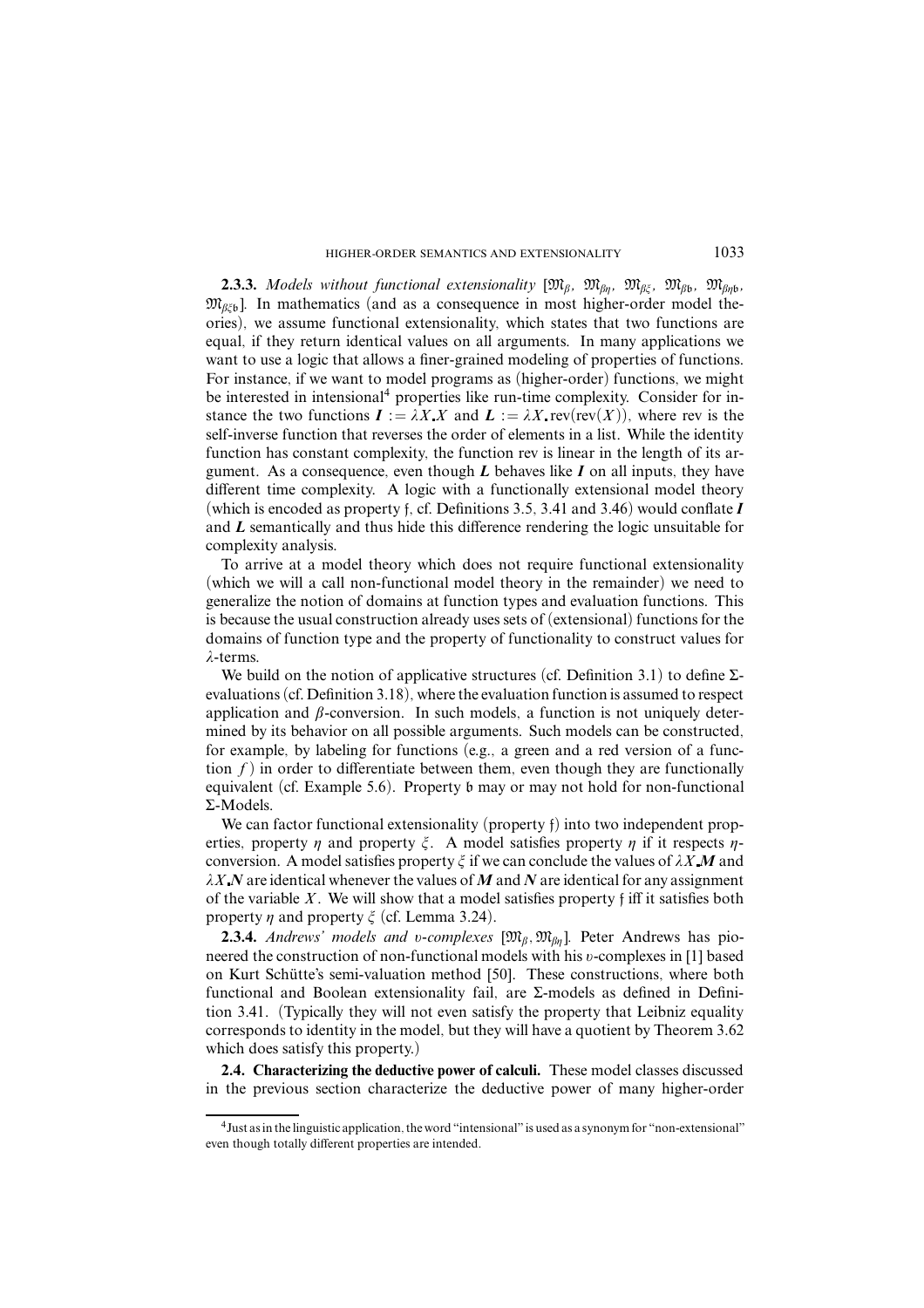**2.3.3.** *Models without functional extensionality* [$\mathfrak{M}_\beta$, $\mathfrak{M}_{\beta\eta}$, $\mathfrak{M}_{\beta\xi}$, $\mathfrak{M}_{\beta\mathfrak{b}}$, $\mathfrak{M}_{\beta\eta\mathfrak{b}}$, $\mathfrak{M}_{\beta\xi\mathfrak{b}}$]. In mathematics (and as a consequence in most higher-order model theories), we assume functional extensionality, which states that two functions are equal, if they return identical values on all arguments. In many applications we want to use a logic that allows a finer-grained modeling of properties of functions. For instance, if we want to model programs as (higher-order) functions, we might be interested in intensional[4] properties like run-time complexity. Consider for instance the two functions $\boldsymbol{I} := \lambda X . X$ and $\boldsymbol{L} := \lambda X . \mathrm{rev}(\mathrm{rev}(X))$, where rev is the self-inverse function that reverses the order of elements in a list. While the identity function has constant complexity, the function rev is linear in the length of its argument. As a consequence, even though $\boldsymbol{L}$ behaves like $\boldsymbol{I}$ on all inputs, they have different time complexity. A logic with a functionally extensional model theory (which is encoded as property $\mathfrak{f}$, cf. Definitions 3.5, 3.41 and 3.46) would conflate $\boldsymbol{I}$ and $\boldsymbol{L}$ semantically and thus hide this difference rendering the logic unsuitable for complexity analysis.

To arrive at a model theory which does not require functional extensionality (which we will a call non-functional model theory in the remainder) we need to generalize the notion of domains at function types and evaluation functions. This is because the usual construction already uses sets of (extensional) functions for the domains of function type and the property of functionality to construct values for $\lambda$-terms.

We build on the notion of applicative structures (cf. Definition 3.1) to define $\Sigma$-evaluations (cf. Definition 3.18), where the evaluation function is assumed to respect application and $\beta$-conversion. In such models, a function is not uniquely determined by its behavior on all possible arguments. Such models can be constructed, for example, by labeling for functions (e.g., a green and a red version of a function $f$) in order to differentiate between them, even though they are functionally equivalent (cf. Example 5.6). Property $\mathfrak{b}$ may or may not hold for non-functional $\Sigma$-Models.

We can factor functional extensionality (property $\mathfrak{f}$) into two independent properties, property $\eta$ and property $\xi$. A model satisfies property $\eta$ if it respects $\eta$-conversion. A model satisfies property $\xi$ if we can conclude the values of $\lambda X . \boldsymbol{M}$ and $\lambda X . \boldsymbol{N}$ are identical whenever the values of $\boldsymbol{M}$ and $\boldsymbol{N}$ are identical for any assignment of the variable $X$. We will show that a model satisfies property $\mathfrak{f}$ iff it satisfies both property $\eta$ and property $\xi$ (cf. Lemma 3.24).

**2.3.4.** *Andrews' models and $\upsilon$-complexes* [$\mathfrak{M}_\beta$, $\mathfrak{M}_{\beta\eta}$]. Peter Andrews has pioneered the construction of non-functional models with his $\upsilon$-complexes in [1] based on Kurt Schütte's semi-valuation method [50]. These constructions, where both functional and Boolean extensionality fail, are $\Sigma$-models as defined in Definition 3.41. (Typically they will not even satisfy the property that Leibniz equality corresponds to identity in the model, but they will have a quotient by Theorem 3.62 which does satisfy this property.)

**2.4. Characterizing the deductive power of calculi.** These model classes discussed in the previous section characterize the deductive power of many higher-order

[4] Just as in the linguistic application, the word "intensional" is used as a synonym for "non-extensional" even though totally different properties are intended.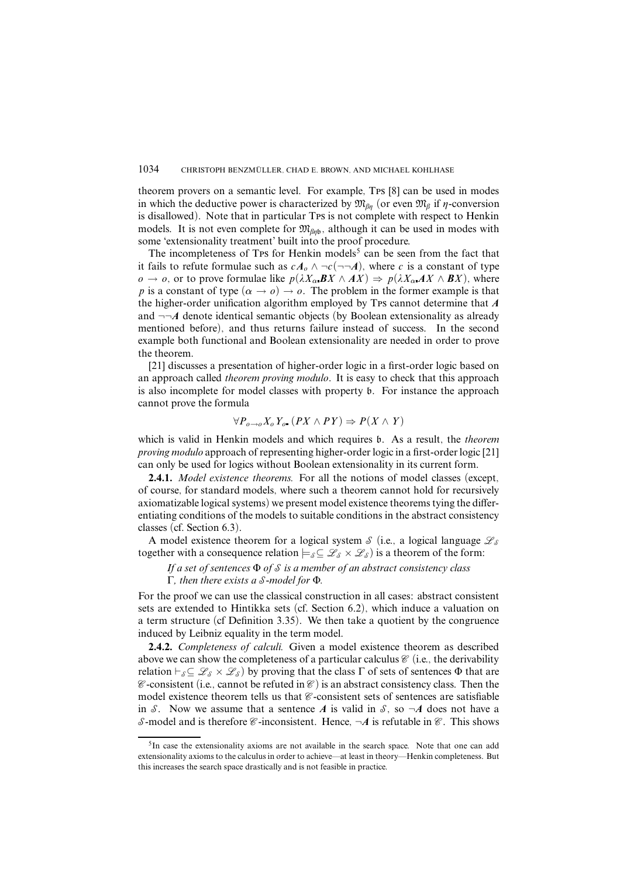theorem provers on a semantic level. For example, TPS [8] can be used in modes in which the deductive power is characterized by $\mathfrak{M}_{\beta\eta}$ (or even $\mathfrak{M}_{\beta}$ if $\eta$-conversion is disallowed). Note that in particular TPS is not complete with respect to Henkin models. It is not even complete for $\mathfrak{M}_{\beta\eta\mathfrak{b}}$, although it can be used in modes with some 'extensionality treatment' built into the proof procedure.

The incompleteness of TPS for Henkin models[5] can be seen from the fact that it fails to refute formulae such as $c\mathbf{A}_o \wedge \neg c(\neg\neg\mathbf{A})$, where $c$ is a constant of type $o \to o$, or to prove formulae like $p(\lambda X_\alpha \mathbf{B}X \wedge \mathbf{A}X) \Rightarrow p(\lambda X_\alpha \mathbf{A}X \wedge \mathbf{B}X)$, where $p$ is a constant of type $(\alpha \to o) \to o$. The problem in the former example is that the higher-order unification algorithm employed by TPS cannot determine that $\mathbf{A}$ and $\neg\neg\mathbf{A}$ denote identical semantic objects (by Boolean extensionality as already mentioned before), and thus returns failure instead of success. In the second example both functional and Boolean extensionality are needed in order to prove the theorem.

[21] discusses a presentation of higher-order logic in a first-order logic based on an approach called *theorem proving modulo*. It is easy to check that this approach is also incomplete for model classes with property $\mathfrak{b}$. For instance the approach cannot prove the formula

$$\forall P_{o\to o} X_o Y_o \, (PX \wedge PY) \Rightarrow P(X \wedge Y)$$

which is valid in Henkin models and which requires $\mathfrak{b}$. As a result, the *theorem proving modulo* approach of representing higher-order logic in a first-order logic [21] can only be used for logics without Boolean extensionality in its current form.

**2.4.1.** *Model existence theorems.* For all the notions of model classes (except, of course, for standard models, where such a theorem cannot hold for recursively axiomatizable logical systems) we present model existence theorems tying the differentiating conditions of the models to suitable conditions in the abstract consistency classes (cf. Section 6.3).

A model existence theorem for a logical system $\mathcal{S}$ (i.e., a logical language $\mathcal{L}_\mathcal{S}$ together with a consequence relation $\models_\mathcal{S} \subseteq \mathcal{L}_\mathcal{S} \times \mathcal{L}_\mathcal{S}$) is a theorem of the form:

*If a set of sentences $\Phi$ of $\mathcal{S}$ is a member of an abstract consistency class $\Gamma$, then there exists a $\mathcal{S}$-model for $\Phi$.*

For the proof we can use the classical construction in all cases: abstract consistent sets are extended to Hintikka sets (cf. Section 6.2), which induce a valuation on a term structure (cf Definition 3.35). We then take a quotient by the congruence induced by Leibniz equality in the term model.

**2.4.2.** *Completeness of calculi.* Given a model existence theorem as described above we can show the completeness of a particular calculus $\mathscr{C}$ (i.e., the derivability relation $\vdash_\mathcal{S} \subseteq \mathcal{L}_\mathcal{S} \times \mathcal{L}_\mathcal{S}$) by proving that the class $\Gamma$ of sets of sentences $\Phi$ that are $\mathscr{C}$-consistent (i.e., cannot be refuted in $\mathscr{C}$) is an abstract consistency class. Then the model existence theorem tells us that $\mathscr{C}$-consistent sets of sentences are satisfiable in $\mathcal{S}$. Now we assume that a sentence $\mathbf{A}$ is valid in $\mathcal{S}$, so $\neg\mathbf{A}$ does not have a $\mathcal{S}$-model and is therefore $\mathscr{C}$-inconsistent. Hence, $\neg\mathbf{A}$ is refutable in $\mathscr{C}$. This shows

---

[5] In case the extensionality axioms are not available in the search space. Note that one can add extensionality axioms to the calculus in order to achieve—at least in theory—Henkin completeness. But this increases the search space drastically and is not feasible in practice.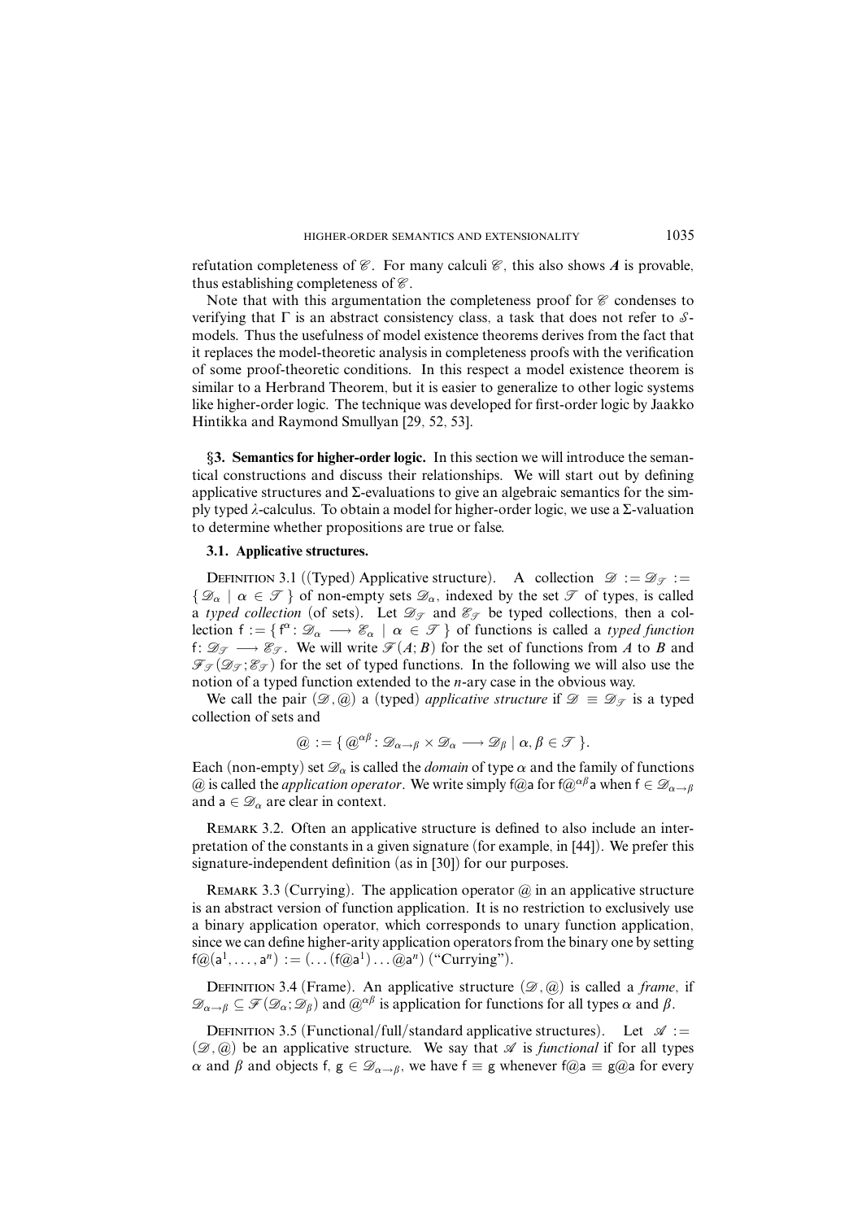refutation completeness of $\mathscr{C}$. For many calculi $\mathscr{C}$, this also shows $\boldsymbol{A}$ is provable, thus establishing completeness of $\mathscr{C}$.

Note that with this argumentation the completeness proof for $\mathscr{C}$ condenses to verifying that $\Gamma$ is an abstract consistency class, a task that does not refer to $\mathcal{S}$-models. Thus the usefulness of model existence theorems derives from the fact that it replaces the model-theoretic analysis in completeness proofs with the verification of some proof-theoretic conditions. In this respect a model existence theorem is similar to a Herbrand Theorem, but it is easier to generalize to other logic systems like higher-order logic. The technique was developed for first-order logic by Jaakko Hintikka and Raymond Smullyan [29, 52, 53].

## §3. Semantics for higher-order logic.

In this section we will introduce the semantical constructions and discuss their relationships. We will start out by defining applicative structures and $\Sigma$-evaluations to give an algebraic semantics for the simply typed $\lambda$-calculus. To obtain a model for higher-order logic, we use a $\Sigma$-valuation to determine whether propositions are true or false.

### 3.1. Applicative structures.

Definition 3.1 ((Typed) Applicative structure). A collection $\mathscr{D} := \mathscr{D}_{\mathscr{T}} := \{\mathscr{D}_\alpha \mid \alpha \in \mathscr{T}\}$ of non-empty sets $\mathscr{D}_\alpha$, indexed by the set $\mathscr{T}$ of types, is called a *typed collection* (of sets). Let $\mathscr{D}_{\mathscr{T}}$ and $\mathscr{E}_{\mathscr{T}}$ be typed collections, then a collection $\mathsf{f} := \{\mathsf{f}^\alpha : \mathscr{D}_\alpha \longrightarrow \mathscr{E}_\alpha \mid \alpha \in \mathscr{T}\}$ of functions is called a *typed function* $\mathsf{f}: \mathscr{D}_{\mathscr{T}} \longrightarrow \mathscr{E}_{\mathscr{T}}$. We will write $\mathscr{F}(A; B)$ for the set of functions from $A$ to $B$ and $\mathscr{F}_{\mathscr{T}}(\mathscr{D}_{\mathscr{T}}; \mathscr{E}_{\mathscr{T}})$ for the set of typed functions. In the following we will also use the notion of a typed function extended to the $n$-ary case in the obvious way.

We call the pair $(\mathscr{D}, @)$ a (typed) *applicative structure* if $\mathscr{D} \equiv \mathscr{D}_{\mathscr{T}}$ is a typed collection of sets and

$$@ := \{ @^{\alpha\beta} : \mathscr{D}_{\alpha\to\beta} \times \mathscr{D}_\alpha \longrightarrow \mathscr{D}_\beta \mid \alpha, \beta \in \mathscr{T} \}.$$

Each (non-empty) set $\mathscr{D}_\alpha$ is called the *domain* of type $\alpha$ and the family of functions $@$ is called the *application operator*. We write simply $\mathsf{f}@\mathsf{a}$ for $\mathsf{f}@^{\alpha\beta}\mathsf{a}$ when $\mathsf{f} \in \mathscr{D}_{\alpha\to\beta}$ and $\mathsf{a} \in \mathscr{D}_\alpha$ are clear in context.

Remark 3.2. Often an applicative structure is defined to also include an interpretation of the constants in a given signature (for example, in [44]). We prefer this signature-independent definition (as in [30]) for our purposes.

Remark 3.3 (Currying). The application operator $@$ in an applicative structure is an abstract version of function application. It is no restriction to exclusively use a binary application operator, which corresponds to unary function application, since we can define higher-arity application operators from the binary one by setting $\mathsf{f}@(\mathsf{a}^1, \ldots, \mathsf{a}^n) := (\ldots(\mathsf{f}@\mathsf{a}^1)\ldots@\mathsf{a}^n)$ ("Currying").

Definition 3.4 (Frame). An applicative structure $(\mathscr{D}, @)$ is called a *frame*, if $\mathscr{D}_{\alpha\to\beta} \subseteq \mathscr{F}(\mathscr{D}_\alpha; \mathscr{D}_\beta)$ and $@^{\alpha\beta}$ is application for functions for all types $\alpha$ and $\beta$.

Definition 3.5 (Functional/full/standard applicative structures). Let $\mathscr{A} := (\mathscr{D}, @)$ be an applicative structure. We say that $\mathscr{A}$ is *functional* if for all types $\alpha$ and $\beta$ and objects $\mathsf{f}, \mathsf{g} \in \mathscr{D}_{\alpha\to\beta}$, we have $\mathsf{f} \equiv \mathsf{g}$ whenever $\mathsf{f}@\mathsf{a} \equiv \mathsf{g}@\mathsf{a}$ for every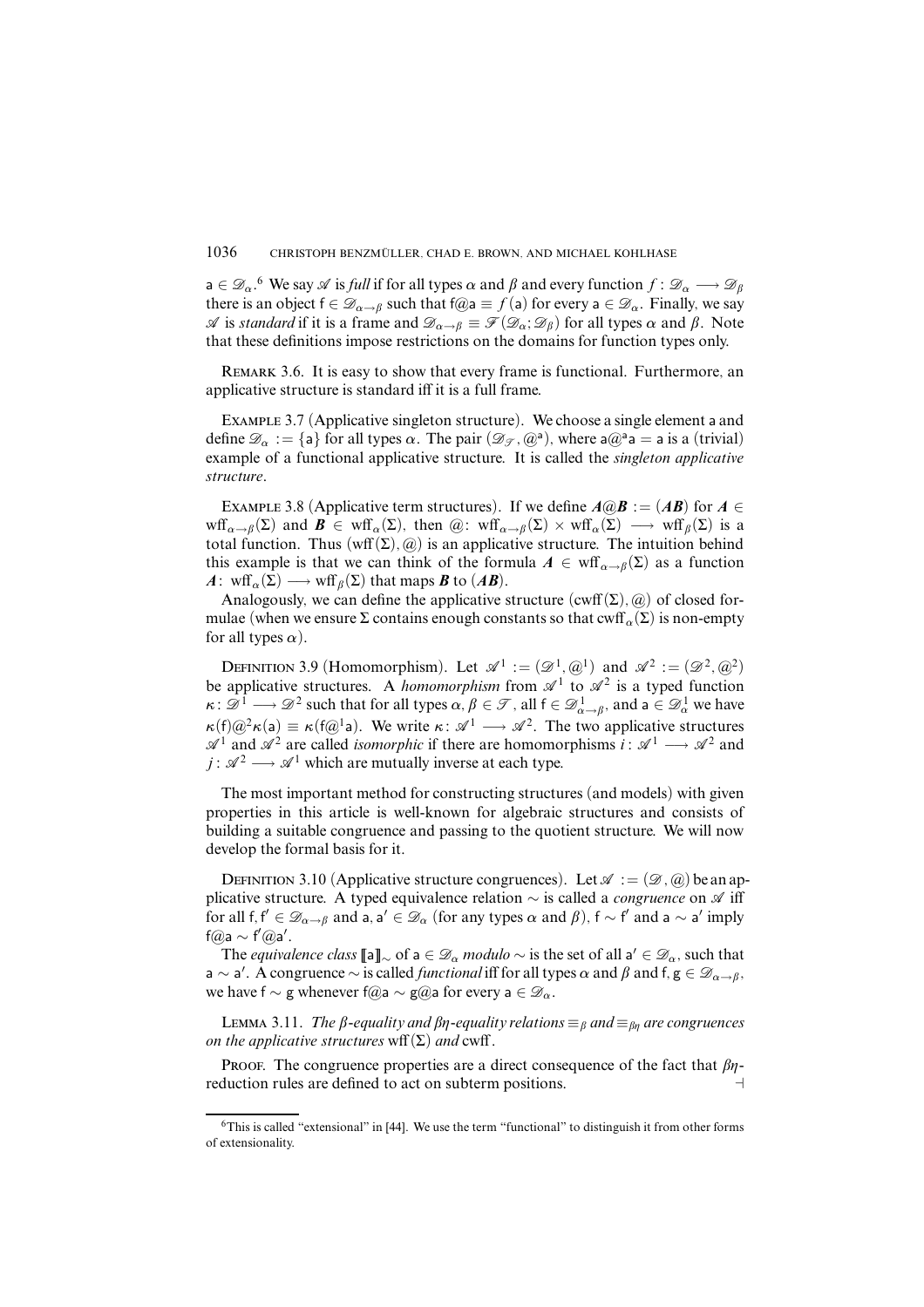$\mathsf{a} \in \mathcal{D}_\alpha$.[6] We say $\mathcal{A}$ is *full* if for all types $\alpha$ and $\beta$ and every function $f : \mathcal{D}_\alpha \longrightarrow \mathcal{D}_\beta$ there is an object $\mathsf{f} \in \mathcal{D}_{\alpha\to\beta}$ such that $\mathsf{f}@\mathsf{a} \equiv f(\mathsf{a})$ for every $\mathsf{a} \in \mathcal{D}_\alpha$. Finally, we say $\mathcal{A}$ is *standard* if it is a frame and $\mathcal{D}_{\alpha\to\beta} \equiv \mathcal{F}(\mathcal{D}_\alpha; \mathcal{D}_\beta)$ for all types $\alpha$ and $\beta$. Note that these definitions impose restrictions on the domains for function types only.

REMARK 3.6. It is easy to show that every frame is functional. Furthermore, an applicative structure is standard iff it is a full frame.

EXAMPLE 3.7 (Applicative singleton structure). We choose a single element $\mathsf{a}$ and define $\mathcal{D}_\alpha := \{\mathsf{a}\}$ for all types $\alpha$. The pair $(\mathcal{D}_\mathcal{T}, @^\mathsf{a})$, where $\mathsf{a}@^\mathsf{a}\mathsf{a} = \mathsf{a}$ is a (trivial) example of a functional applicative structure. It is called the *singleton applicative structure*.

EXAMPLE 3.8 (Applicative term structures). If we define $\boldsymbol{A}@\boldsymbol{B} := (\boldsymbol{AB})$ for $\boldsymbol{A} \in \mathit{wff}_{\alpha\to\beta}(\Sigma)$ and $\boldsymbol{B} \in \mathit{wff}_\alpha(\Sigma)$, then $@\colon \mathit{wff}_{\alpha\to\beta}(\Sigma) \times \mathit{wff}_\alpha(\Sigma) \longrightarrow \mathit{wff}_\beta(\Sigma)$ is a total function. Thus $(\mathit{wff}(\Sigma), @)$ is an applicative structure. The intuition behind this example is that we can think of the formula $\boldsymbol{A} \in \mathit{wff}_{\alpha\to\beta}(\Sigma)$ as a function $\boldsymbol{A}\colon \mathit{wff}_\alpha(\Sigma) \longrightarrow \mathit{wff}_\beta(\Sigma)$ that maps $\boldsymbol{B}$ to $(\boldsymbol{AB})$.

Analogously, we can define the applicative structure $(\mathit{cwff}(\Sigma), @)$ of closed formulae (when we ensure $\Sigma$ contains enough constants so that $\mathit{cwff}_\alpha(\Sigma)$ is non-empty for all types $\alpha$).

DEFINITION 3.9 (Homomorphism). Let $\mathcal{A}^1 := (\mathcal{D}^1, @^1)$ and $\mathcal{A}^2 := (\mathcal{D}^2, @^2)$ be applicative structures. A *homomorphism* from $\mathcal{A}^1$ to $\mathcal{A}^2$ is a typed function $\kappa\colon \mathcal{D}^1 \longrightarrow \mathcal{D}^2$ such that for all types $\alpha, \beta \in \mathcal{T}$, all $\mathsf{f} \in \mathcal{D}^1_{\alpha\to\beta}$, and $\mathsf{a} \in \mathcal{D}^1_\alpha$ we have $\kappa(\mathsf{f})@^2\kappa(\mathsf{a}) \equiv \kappa(\mathsf{f}@^1\mathsf{a})$. We write $\kappa\colon \mathcal{A}^1 \longrightarrow \mathcal{A}^2$. The two applicative structures $\mathcal{A}^1$ and $\mathcal{A}^2$ are called *isomorphic* if there are homomorphisms $i\colon \mathcal{A}^1 \longrightarrow \mathcal{A}^2$ and $j\colon \mathcal{A}^2 \longrightarrow \mathcal{A}^1$ which are mutually inverse at each type.

The most important method for constructing structures (and models) with given properties in this article is well-known for algebraic structures and consists of building a suitable congruence and passing to the quotient structure. We will now develop the formal basis for it.

DEFINITION 3.10 (Applicative structure congruences). Let $\mathcal{A} := (\mathcal{D}, @)$ be an applicative structure. A typed equivalence relation $\sim$ is called a *congruence* on $\mathcal{A}$ iff for all $\mathsf{f}, \mathsf{f}' \in \mathcal{D}_{\alpha\to\beta}$ and $\mathsf{a}, \mathsf{a}' \in \mathcal{D}_\alpha$ (for any types $\alpha$ and $\beta$), $\mathsf{f} \sim \mathsf{f}'$ and $\mathsf{a} \sim \mathsf{a}'$ imply $\mathsf{f}@\mathsf{a} \sim \mathsf{f}'@\mathsf{a}'$.

The *equivalence class* $[\![\mathsf{a}]\!]_\sim$ of $\mathsf{a} \in \mathcal{D}_\alpha$ *modulo* $\sim$ is the set of all $\mathsf{a}' \in \mathcal{D}_\alpha$, such that $\mathsf{a} \sim \mathsf{a}'$. A congruence $\sim$ is called *functional* iff for all types $\alpha$ and $\beta$ and $\mathsf{f}, \mathsf{g} \in \mathcal{D}_{\alpha\to\beta}$, we have $\mathsf{f} \sim \mathsf{g}$ whenever $\mathsf{f}@\mathsf{a} \sim \mathsf{g}@\mathsf{a}$ for every $\mathsf{a} \in \mathcal{D}_\alpha$.

LEMMA 3.11. *The $\beta$-equality and $\beta\eta$-equality relations $\equiv_\beta$ and $\equiv_{\beta\eta}$ are congruences on the applicative structures* $\mathit{wff}(\Sigma)$ *and* $\mathit{cwff}$.

PROOF. The congruence properties are a direct consequence of the fact that $\beta\eta$-reduction rules are defined to act on subterm positions. $\dashv$

[6] This is called "extensional" in [44]. We use the term "functional" to distinguish it from other forms of extensionality.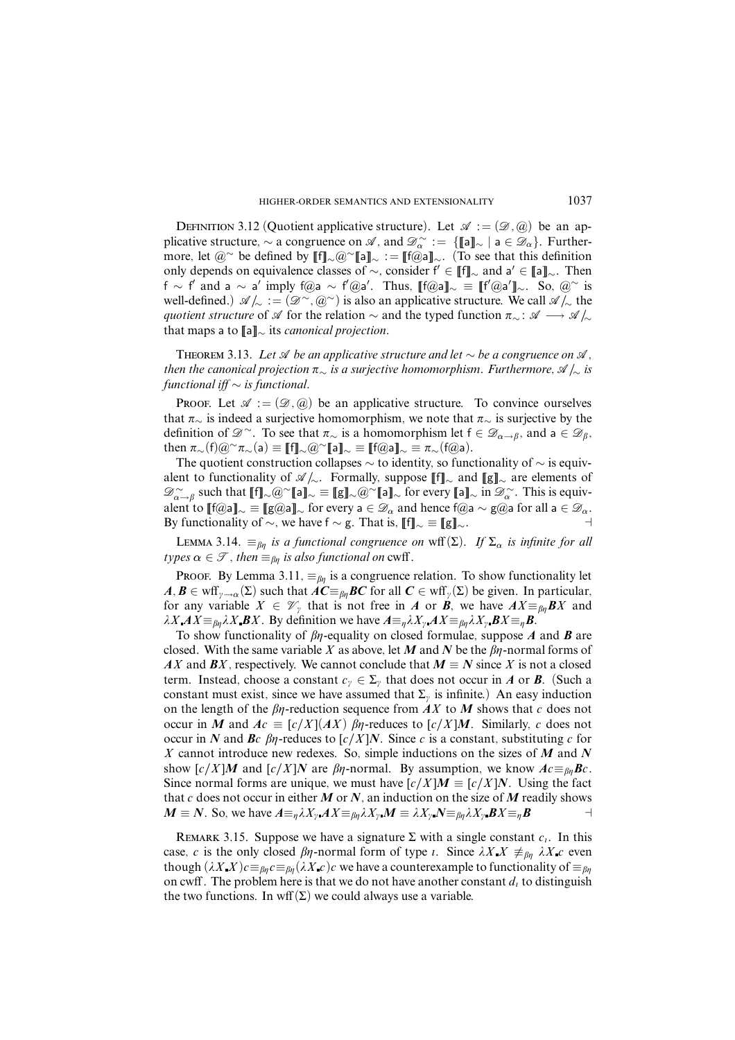Definition 3.12 (Quotient applicative structure). Let $\mathscr{A} := (\mathscr{D}, @)$ be an applicative structure, $\sim$ a congruence on $\mathscr{A}$, and $\mathscr{D}^{\sim}_{\alpha} := \{[\![\mathsf{a}]\!]_{\sim} \mid \mathsf{a} \in \mathscr{D}_{\alpha}\}$. Furthermore, let $@^{\sim}$ be defined by $[\![\mathsf{f}]\!]_{\sim} @^{\sim} [\![\mathsf{a}]\!]_{\sim} := [\![\mathsf{f}@\mathsf{a}]\!]_{\sim}$. (To see that this definition only depends on equivalence classes of $\sim$, consider $\mathsf{f}' \in [\![\mathsf{f}]\!]_{\sim}$ and $\mathsf{a}' \in [\![\mathsf{a}]\!]_{\sim}$. Then $\mathsf{f} \sim \mathsf{f}'$ and $\mathsf{a} \sim \mathsf{a}'$ imply $\mathsf{f}@\mathsf{a} \sim \mathsf{f}'@\mathsf{a}'$. Thus, $[\![\mathsf{f}@\mathsf{a}]\!]_{\sim} \equiv [\![\mathsf{f}'@\mathsf{a}']\!]_{\sim}$. So, $@^{\sim}$ is well-defined.) $\mathscr{A}/_{\sim} := (\mathscr{D}^{\sim}, @^{\sim})$ is also an applicative structure. We call $\mathscr{A}/_{\sim}$ the *quotient structure* of $\mathscr{A}$ for the relation $\sim$ and the typed function $\pi_{\sim} \colon \mathscr{A} \longrightarrow \mathscr{A}/_{\sim}$ that maps $\mathsf{a}$ to $[\![\mathsf{a}]\!]_{\sim}$ its *canonical projection*.

Theorem 3.13. *Let $\mathscr{A}$ be an applicative structure and let $\sim$ be a congruence on $\mathscr{A}$, then the canonical projection $\pi_{\sim}$ is a surjective homomorphism. Furthermore, $\mathscr{A}/_{\sim}$ is functional iff $\sim$ is functional.*

Proof. Let $\mathscr{A} := (\mathscr{D}, @)$ be an applicative structure. To convince ourselves that $\pi_{\sim}$ is indeed a surjective homomorphism, we note that $\pi_{\sim}$ is surjective by the definition of $\mathscr{D}^{\sim}$. To see that $\pi_{\sim}$ is a homomorphism let $\mathsf{f} \in \mathscr{D}_{\alpha\rightarrow\beta}$, and $\mathsf{a} \in \mathscr{D}_{\beta}$, then $\pi_{\sim}(\mathsf{f}) @^{\sim} \pi_{\sim}(\mathsf{a}) \equiv [\![\mathsf{f}]\!]_{\sim} @^{\sim} [\![\mathsf{a}]\!]_{\sim} \equiv [\![\mathsf{f}@\mathsf{a}]\!]_{\sim} \equiv \pi_{\sim}(\mathsf{f}@\mathsf{a})$.

The quotient construction collapses $\sim$ to identity, so functionality of $\sim$ is equivalent to functionality of $\mathscr{A}/_{\sim}$. Formally, suppose $[\![\mathsf{f}]\!]_{\sim}$ and $[\![\mathsf{g}]\!]_{\sim}$ are elements of $\mathscr{D}^{\sim}_{\alpha\rightarrow\beta}$ such that $[\![\mathsf{f}]\!]_{\sim} @^{\sim} [\![\mathsf{a}]\!]_{\sim} \equiv [\![\mathsf{g}]\!]_{\sim} @^{\sim} [\![\mathsf{a}]\!]_{\sim}$ for every $[\![\mathsf{a}]\!]_{\sim}$ in $\mathscr{D}^{\sim}_{\alpha}$. This is equivalent to $[\![\mathsf{f}@\mathsf{a}]\!]_{\sim} \equiv [\![\mathsf{g}@\mathsf{a}]\!]_{\sim}$ for every $\mathsf{a} \in \mathscr{D}_{\alpha}$ and hence $\mathsf{f}@\mathsf{a} \sim \mathsf{g}@\mathsf{a}$ for all $\mathsf{a} \in \mathscr{D}_{\alpha}$. By functionality of $\sim$, we have $\mathsf{f} \sim \mathsf{g}$. That is, $[\![\mathsf{f}]\!]_{\sim} \equiv [\![\mathsf{g}]\!]_{\sim}$. $\dashv$

Lemma 3.14. *$\equiv_{\beta\eta}$ is a functional congruence on $\mathrm{wff}(\Sigma)$. If $\Sigma_{\alpha}$ is infinite for all types $\alpha \in \mathscr{T}$, then $\equiv_{\beta\eta}$ is also functional on $\mathrm{cwff}$.*

Proof. By Lemma 3.11, $\equiv_{\beta\eta}$ is a congruence relation. To show functionality let $\boldsymbol{A}, \boldsymbol{B} \in \mathrm{wff}_{\gamma\rightarrow\alpha}(\Sigma)$ such that $\boldsymbol{AC} \equiv_{\beta\eta} \boldsymbol{BC}$ for all $\boldsymbol{C} \in \mathrm{wff}_{\gamma}(\Sigma)$ be given. In particular, for any variable $X \in \mathscr{V}_{\gamma}$ that is not free in $\boldsymbol{A}$ or $\boldsymbol{B}$, we have $\boldsymbol{A}X \equiv_{\beta\eta} \boldsymbol{B}X$ and $\lambda X.\boldsymbol{A}X \equiv_{\beta\eta} \lambda X.\boldsymbol{B}X$. By definition we have $\boldsymbol{A} \equiv_{\eta} \lambda X_{\gamma}.\boldsymbol{A}X \equiv_{\beta\eta} \lambda X_{\gamma}.\boldsymbol{B}X \equiv_{\eta} \boldsymbol{B}$.

To show functionality of $\beta\eta$-equality on closed formulae, suppose $\boldsymbol{A}$ and $\boldsymbol{B}$ are closed. With the same variable $X$ as above, let $\boldsymbol{M}$ and $\boldsymbol{N}$ be the $\beta\eta$-normal forms of $\boldsymbol{A}X$ and $\boldsymbol{B}X$, respectively. We cannot conclude that $\boldsymbol{M} \equiv \boldsymbol{N}$ since $X$ is not a closed term. Instead, choose a constant $c_{\gamma} \in \Sigma_{\gamma}$ that does not occur in $\boldsymbol{A}$ or $\boldsymbol{B}$. (Such a constant must exist, since we have assumed that $\Sigma_{\gamma}$ is infinite.) An easy induction on the length of the $\beta\eta$-reduction sequence from $\boldsymbol{A}X$ to $\boldsymbol{M}$ shows that $c$ does not occur in $\boldsymbol{M}$ and $\boldsymbol{A}c \equiv [c/X](\boldsymbol{A}X)$ $\beta\eta$-reduces to $[c/X]\boldsymbol{M}$. Similarly, $c$ does not occur in $\boldsymbol{N}$ and $\boldsymbol{B}c$ $\beta\eta$-reduces to $[c/X]\boldsymbol{N}$. Since $c$ is a constant, substituting $c$ for $X$ cannot introduce new redexes. So, simple inductions on the sizes of $\boldsymbol{M}$ and $\boldsymbol{N}$ show $[c/X]\boldsymbol{M}$ and $[c/X]\boldsymbol{N}$ are $\beta\eta$-normal. By assumption, we know $\boldsymbol{A}c \equiv_{\beta\eta} \boldsymbol{B}c$. Since normal forms are unique, we must have $[c/X]\boldsymbol{M} \equiv [c/X]\boldsymbol{N}$. Using the fact that $c$ does not occur in either $\boldsymbol{M}$ or $\boldsymbol{N}$, an induction on the size of $\boldsymbol{M}$ readily shows $\boldsymbol{M} \equiv \boldsymbol{N}$. So, we have $\boldsymbol{A} \equiv_{\eta} \lambda X_{\gamma}.\boldsymbol{A}X \equiv_{\beta\eta} \lambda X_{\gamma}.\boldsymbol{M} \equiv \lambda X_{\gamma}.\boldsymbol{N} \equiv_{\beta\eta} \lambda X_{\gamma}.\boldsymbol{B}X \equiv_{\eta} \boldsymbol{B}$ $\dashv$

Remark 3.15. Suppose we have a signature $\Sigma$ with a single constant $c_{\iota}$. In this case, $c$ is the only closed $\beta\eta$-normal form of type $\iota$. Since $\lambda X.X \not\equiv_{\beta\eta} \lambda X.c$ even though $(\lambda X.X)c \equiv_{\beta\eta} c \equiv_{\beta\eta} (\lambda X.c)c$ we have a counterexample to functionality of $\equiv_{\beta\eta}$ on cwff. The problem here is that we do not have another constant $d_{\iota}$ to distinguish the two functions. In $\mathrm{wff}(\Sigma)$ we could always use a variable.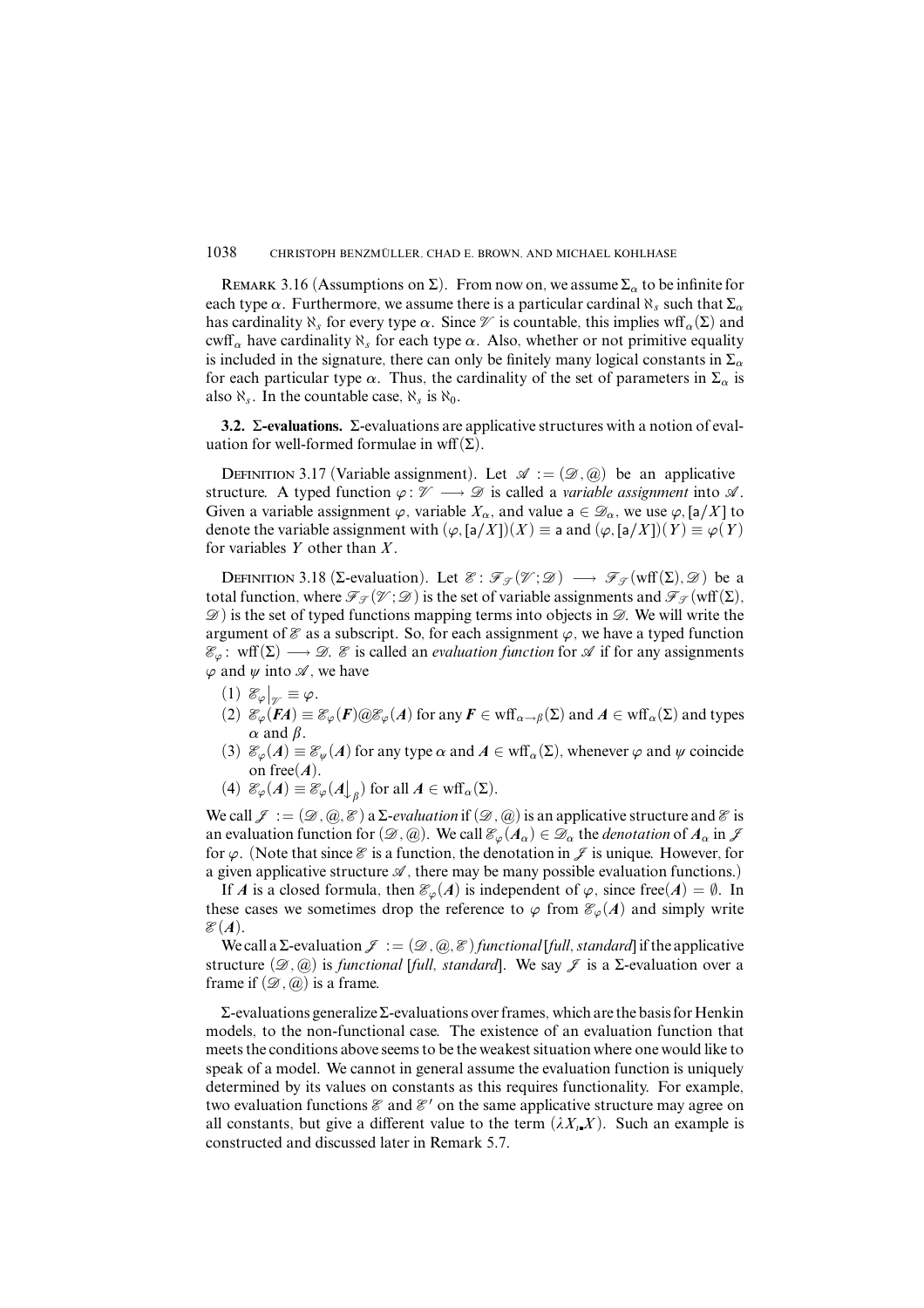REMARK 3.16 (Assumptions on $\Sigma$). From now on, we assume $\Sigma_\alpha$ to be infinite for each type $\alpha$. Furthermore, we assume there is a particular cardinal $\aleph_s$ such that $\Sigma_\alpha$ has cardinality $\aleph_s$ for every type $\alpha$. Since $\mathscr{V}$ is countable, this implies $\mathrm{wff}_\alpha(\Sigma)$ and $\mathrm{cwff}_\alpha$ have cardinality $\aleph_s$ for each type $\alpha$. Also, whether or not primitive equality is included in the signature, there can only be finitely many logical constants in $\Sigma_\alpha$ for each particular type $\alpha$. Thus, the cardinality of the set of parameters in $\Sigma_\alpha$ is also $\aleph_s$. In the countable case, $\aleph_s$ is $\aleph_0$.

**3.2. $\Sigma$-evaluations.** $\Sigma$-evaluations are applicative structures with a notion of evaluation for well-formed formulae in $\mathrm{wff}(\Sigma)$.

DEFINITION 3.17 (Variable assignment). Let $\mathscr{A} := (\mathscr{D}, @)$ be an applicative structure. A typed function $\varphi\colon \mathscr{V} \longrightarrow \mathscr{D}$ is called a *variable assignment* into $\mathscr{A}$. Given a variable assignment $\varphi$, variable $X_\alpha$, and value $\mathsf{a} \in \mathscr{D}_\alpha$, we use $\varphi, [\mathsf{a}/X]$ to denote the variable assignment with $(\varphi, [\mathsf{a}/X])(X) \equiv \mathsf{a}$ and $(\varphi, [\mathsf{a}/X])(Y) \equiv \varphi(Y)$ for variables $Y$ other than $X$.

DEFINITION 3.18 ($\Sigma$-evaluation). Let $\mathscr{E}\colon \mathscr{F}_{\mathscr{T}}(\mathscr{V}; \mathscr{D}) \longrightarrow \mathscr{F}_{\mathscr{T}}(\mathrm{wff}(\Sigma), \mathscr{D})$ be a total function, where $\mathscr{F}_{\mathscr{T}}(\mathscr{V}; \mathscr{D})$ is the set of variable assignments and $\mathscr{F}_{\mathscr{T}}(\mathrm{wff}(\Sigma), \mathscr{D})$ is the set of typed functions mapping terms into objects in $\mathscr{D}$. We will write the argument of $\mathscr{E}$ as a subscript. So, for each assignment $\varphi$, we have a typed function $\mathscr{E}_\varphi\colon \mathrm{wff}(\Sigma) \longrightarrow \mathscr{D}$. $\mathscr{E}$ is called an *evaluation function* for $\mathscr{A}$ if for any assignments $\varphi$ and $\psi$ into $\mathscr{A}$, we have

1. $\mathscr{E}_\varphi\big|_{\mathscr{V}} \equiv \varphi$.
2. $\mathscr{E}_\varphi(\boldsymbol{FA}) \equiv \mathscr{E}_\varphi(\boldsymbol{F}) @ \mathscr{E}_\varphi(\boldsymbol{A})$ for any $\boldsymbol{F} \in \mathrm{wff}_{\alpha\to\beta}(\Sigma)$ and $\boldsymbol{A} \in \mathrm{wff}_\alpha(\Sigma)$ and types $\alpha$ and $\beta$.
3. $\mathscr{E}_\varphi(\boldsymbol{A}) \equiv \mathscr{E}_\psi(\boldsymbol{A})$ for any type $\alpha$ and $\boldsymbol{A} \in \mathrm{wff}_\alpha(\Sigma)$, whenever $\varphi$ and $\psi$ coincide on $\mathrm{free}(\boldsymbol{A})$.
4. $\mathscr{E}_\varphi(\boldsymbol{A}) \equiv \mathscr{E}_\varphi(\boldsymbol{A}\big\downarrow_\beta)$ for all $\boldsymbol{A} \in \mathrm{wff}_\alpha(\Sigma)$.

We call $\mathscr{J} := (\mathscr{D}, @, \mathscr{E})$ a $\Sigma$*-evaluation* if $(\mathscr{D}, @)$ is an applicative structure and $\mathscr{E}$ is an evaluation function for $(\mathscr{D}, @)$. We call $\mathscr{E}_\varphi(\boldsymbol{A}_\alpha) \in \mathscr{D}_\alpha$ the *denotation* of $\boldsymbol{A}_\alpha$ in $\mathscr{J}$ for $\varphi$. (Note that since $\mathscr{E}$ is a function, the denotation in $\mathscr{J}$ is unique. However, for a given applicative structure $\mathscr{A}$, there may be many possible evaluation functions.)

If $\boldsymbol{A}$ is a closed formula, then $\mathscr{E}_\varphi(\boldsymbol{A})$ is independent of $\varphi$, since $\mathrm{free}(\boldsymbol{A}) = \emptyset$. In these cases we sometimes drop the reference to $\varphi$ from $\mathscr{E}_\varphi(\boldsymbol{A})$ and simply write $\mathscr{E}(\boldsymbol{A})$.

We call a $\Sigma$-evaluation $\mathscr{J} := (\mathscr{D}, @, \mathscr{E})$ *functional* [*full*, *standard*] if the applicative structure $(\mathscr{D}, @)$ is *functional* [*full*, *standard*]. We say $\mathscr{J}$ is a $\Sigma$-evaluation over a frame if $(\mathscr{D}, @)$ is a frame.

$\Sigma$-evaluations generalize $\Sigma$-evaluations over frames, which are the basis for Henkin models, to the non-functional case. The existence of an evaluation function that meets the conditions above seems to be the weakest situation where one would like to speak of a model. We cannot in general assume the evaluation function is uniquely determined by its values on constants as this requires functionality. For example, two evaluation functions $\mathscr{E}$ and $\mathscr{E}'$ on the same applicative structure may agree on all constants, but give a different value to the term $(\lambda X_\iota\, X)$. Such an example is constructed and discussed later in Remark 5.7.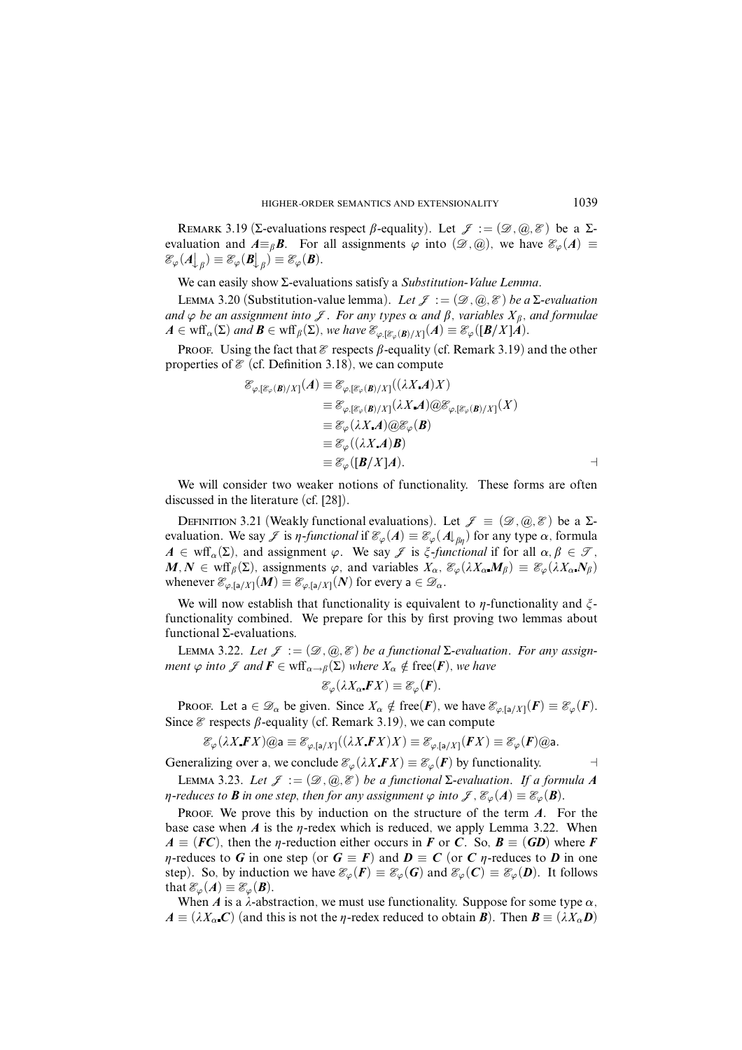Remark 3.19 (Σ-evaluations respect β-equality). Let $\mathcal{J} := (\mathcal{D}, @, \mathcal{E})$ be a Σ-evaluation and $\mathbf{A} \equiv_\beta \mathbf{B}$. For all assignments $\varphi$ into $(\mathcal{D}, @)$, we have $\mathcal{E}_\varphi(\mathbf{A}) \equiv \mathcal{E}_\varphi(\mathbf{A}\rfloor_\beta) \equiv \mathcal{E}_\varphi(\mathbf{B}\rfloor_\beta) \equiv \mathcal{E}_\varphi(\mathbf{B})$.

We can easily show Σ-evaluations satisfy a *Substitution-Value Lemma*.

Lemma 3.20 (Substitution-value lemma). *Let $\mathcal{J} := (\mathcal{D}, @, \mathcal{E})$ be a Σ-evaluation and $\varphi$ be an assignment into $\mathcal{J}$. For any types $\alpha$ and $\beta$, variables $X_\beta$, and formulae $\mathbf{A} \in \text{wff}_\alpha(\Sigma)$ and $\mathbf{B} \in \text{wff}_\beta(\Sigma)$, we have $\mathcal{E}_{\varphi,[\mathcal{E}_\varphi(\mathbf{B})/X]}(\mathbf{A}) \equiv \mathcal{E}_\varphi([\mathbf{B}/X]\mathbf{A})$.*

Proof. Using the fact that $\mathcal{E}$ respects β-equality (cf. Remark 3.19) and the other properties of $\mathcal{E}$ (cf. Definition 3.18), we can compute

$$\begin{aligned}
\mathcal{E}_{\varphi,[\mathcal{E}_\varphi(\mathbf{B})/X]}(\mathbf{A}) &\equiv \mathcal{E}_{\varphi,[\mathcal{E}_\varphi(\mathbf{B})/X]}((\lambda X.\mathbf{A})X) \\
&\equiv \mathcal{E}_{\varphi,[\mathcal{E}_\varphi(\mathbf{B})/X]}(\lambda X.\mathbf{A}) @ \mathcal{E}_{\varphi,[\mathcal{E}_\varphi(\mathbf{B})/X]}(X) \\
&\equiv \mathcal{E}_\varphi(\lambda X.\mathbf{A}) @ \mathcal{E}_\varphi(\mathbf{B}) \\
&\equiv \mathcal{E}_\varphi((\lambda X.\mathbf{A})\mathbf{B}) \\
&\equiv \mathcal{E}_\varphi([\mathbf{B}/X]\mathbf{A}). \qquad \dashv
\end{aligned}$$

We will consider two weaker notions of functionality. These forms are often discussed in the literature (cf. [28]).

Definition 3.21 (Weakly functional evaluations). Let $\mathcal{J} \equiv (\mathcal{D}, @, \mathcal{E})$ be a Σ-evaluation. We say $\mathcal{J}$ is *η-functional* if $\mathcal{E}_\varphi(\mathbf{A}) \equiv \mathcal{E}_\varphi(\mathbf{A}\rfloor_{\beta\eta})$ for any type $\alpha$, formula $\mathbf{A} \in \text{wff}_\alpha(\Sigma)$, and assignment $\varphi$. We say $\mathcal{J}$ is *ξ-functional* if for all $\alpha, \beta \in \mathcal{T}$, $\mathbf{M}, \mathbf{N} \in \text{wff}_\beta(\Sigma)$, assignments $\varphi$, and variables $X_\alpha$, $\mathcal{E}_\varphi(\lambda X_\alpha.\mathbf{M}_\beta) \equiv \mathcal{E}_\varphi(\lambda X_\alpha.\mathbf{N}_\beta)$ whenever $\mathcal{E}_{\varphi,[\mathsf{a}/X]}(\mathbf{M}) \equiv \mathcal{E}_{\varphi,[\mathsf{a}/X]}(\mathbf{N})$ for every $\mathsf{a} \in \mathcal{D}_\alpha$.

We will now establish that functionality is equivalent to η-functionality and ξ-functionality combined. We prepare for this by first proving two lemmas about functional Σ-evaluations.

Lemma 3.22. *Let $\mathcal{J} := (\mathcal{D}, @, \mathcal{E})$ be a functional Σ-evaluation. For any assignment $\varphi$ into $\mathcal{J}$ and $\mathbf{F} \in \text{wff}_{\alpha\to\beta}(\Sigma)$ where $X_\alpha \notin \text{free}(\mathbf{F})$, we have*

$$\mathcal{E}_\varphi(\lambda X_\alpha.\mathbf{F}X) \equiv \mathcal{E}_\varphi(\mathbf{F}).$$

Proof. Let $\mathsf{a} \in \mathcal{D}_\alpha$ be given. Since $X_\alpha \notin \text{free}(\mathbf{F})$, we have $\mathcal{E}_{\varphi,[\mathsf{a}/X]}(\mathbf{F}) \equiv \mathcal{E}_\varphi(\mathbf{F})$. Since $\mathcal{E}$ respects β-equality (cf. Remark 3.19), we can compute

$$\mathcal{E}_\varphi(\lambda X.\mathbf{F}X) @ \mathsf{a} \equiv \mathcal{E}_{\varphi,[\mathsf{a}/X]}((\lambda X.\mathbf{F}X)X) \equiv \mathcal{E}_{\varphi,[\mathsf{a}/X]}(\mathbf{F}X) \equiv \mathcal{E}_\varphi(\mathbf{F}) @ \mathsf{a}.$$

Generalizing over $\mathsf{a}$, we conclude $\mathcal{E}_\varphi(\lambda X.\mathbf{F}X) \equiv \mathcal{E}_\varphi(\mathbf{F})$ by functionality. $\dashv$

Lemma 3.23. *Let $\mathcal{J} := (\mathcal{D}, @, \mathcal{E})$ be a functional Σ-evaluation. If a formula $\mathbf{A}$ η-reduces to $\mathbf{B}$ in one step, then for any assignment $\varphi$ into $\mathcal{J}$, $\mathcal{E}_\varphi(\mathbf{A}) \equiv \mathcal{E}_\varphi(\mathbf{B})$.*

Proof. We prove this by induction on the structure of the term $\mathbf{A}$. For the base case when $\mathbf{A}$ is the η-redex which is reduced, we apply Lemma 3.22. When $\mathbf{A} \equiv (\mathbf{F}\mathbf{C})$, then the η-reduction either occurs in $\mathbf{F}$ or $\mathbf{C}$. So, $\mathbf{B} \equiv (\mathbf{G}\mathbf{D})$ where $\mathbf{F}$ η-reduces to $\mathbf{G}$ in one step (or $\mathbf{G} \equiv \mathbf{F}$) and $\mathbf{D} \equiv \mathbf{C}$ (or $\mathbf{C}$ η-reduces to $\mathbf{D}$ in one step). So, by induction we have $\mathcal{E}_\varphi(\mathbf{F}) \equiv \mathcal{E}_\varphi(\mathbf{G})$ and $\mathcal{E}_\varphi(\mathbf{C}) \equiv \mathcal{E}_\varphi(\mathbf{D})$. It follows that $\mathcal{E}_\varphi(\mathbf{A}) \equiv \mathcal{E}_\varphi(\mathbf{B})$.

When $\mathbf{A}$ is a λ-abstraction, we must use functionality. Suppose for some type $\alpha$, $\mathbf{A} \equiv (\lambda X_\alpha.\mathbf{C})$ (and this is not the η-redex reduced to obtain $\mathbf{B}$). Then $\mathbf{B} \equiv (\lambda X_\alpha \mathbf{D})$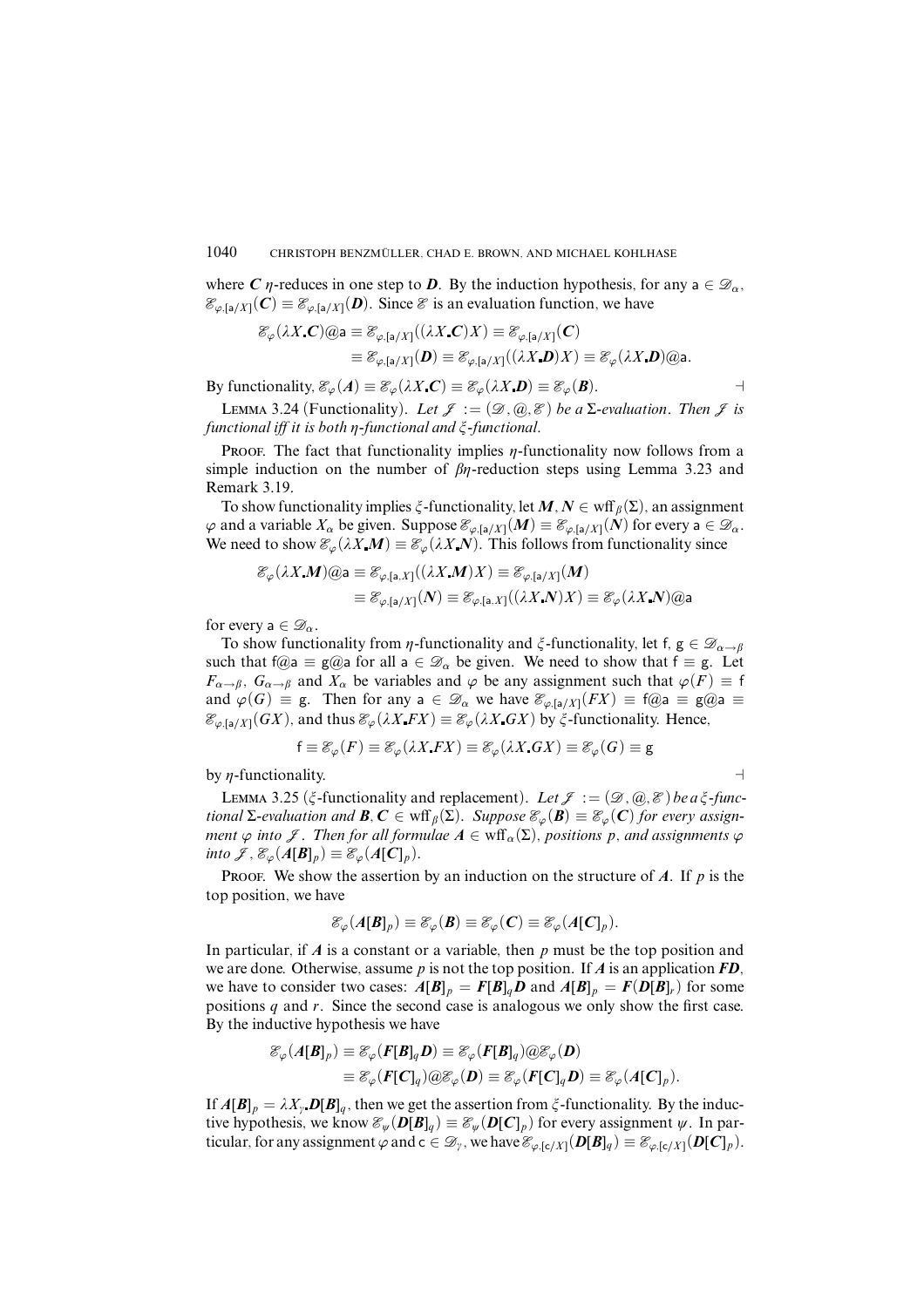where $\boldsymbol{C}$ $\eta$-reduces in one step to $\boldsymbol{D}$. By the induction hypothesis, for any $\mathsf{a} \in \mathscr{D}_\alpha$, $\mathscr{E}_{\varphi,[\mathsf{a}/X]}(\boldsymbol{C}) \equiv \mathscr{E}_{\varphi,[\mathsf{a}/X]}(\boldsymbol{D})$. Since $\mathscr{E}$ is an evaluation function, we have

$$\mathscr{E}_\varphi(\lambda X_\blacksquare \boldsymbol{C})@\mathsf{a} \equiv \mathscr{E}_{\varphi,[\mathsf{a}/X]}((\lambda X_\blacksquare \boldsymbol{C})X) \equiv \mathscr{E}_{\varphi,[\mathsf{a}/X]}(\boldsymbol{C})$$
$$\equiv \mathscr{E}_{\varphi,[\mathsf{a}/X]}(\boldsymbol{D}) \equiv \mathscr{E}_{\varphi,[\mathsf{a}/X]}((\lambda X_\blacksquare \boldsymbol{D})X) \equiv \mathscr{E}_\varphi(\lambda X_\blacksquare \boldsymbol{D})@\mathsf{a}.$$

By functionality, $\mathscr{E}_\varphi(\boldsymbol{A}) \equiv \mathscr{E}_\varphi(\lambda X_\blacksquare \boldsymbol{C}) \equiv \mathscr{E}_\varphi(\lambda X_\blacksquare \boldsymbol{D}) \equiv \mathscr{E}_\varphi(\boldsymbol{B})$. ⊣

LEMMA 3.24 (Functionality). *Let $\mathscr{J} := (\mathscr{D}, @, \mathscr{E})$ be a $\Sigma$-evaluation. Then $\mathscr{J}$ is functional iff it is both $\eta$-functional and $\xi$-functional.*

PROOF. The fact that functionality implies $\eta$-functionality now follows from a simple induction on the number of $\beta\eta$-reduction steps using Lemma 3.23 and Remark 3.19.

To show functionality implies $\xi$-functionality, let $\boldsymbol{M}, \boldsymbol{N} \in \mathrm{wff}_\beta(\Sigma)$, an assignment $\varphi$ and a variable $X_\alpha$ be given. Suppose $\mathscr{E}_{\varphi,[\mathsf{a}/X]}(\boldsymbol{M}) \equiv \mathscr{E}_{\varphi,[\mathsf{a}/X]}(\boldsymbol{N})$ for every $\mathsf{a} \in \mathscr{D}_\alpha$. We need to show $\mathscr{E}_\varphi(\lambda X_\blacksquare \boldsymbol{M}) \equiv \mathscr{E}_\varphi(\lambda X_\blacksquare \boldsymbol{N})$. This follows from functionality since

$$\mathscr{E}_\varphi(\lambda X_\blacksquare \boldsymbol{M})@\mathsf{a} \equiv \mathscr{E}_{\varphi,[\mathsf{a}.X]}((\lambda X_\blacksquare \boldsymbol{M})X) \equiv \mathscr{E}_{\varphi,[\mathsf{a}/X]}(\boldsymbol{M})$$
$$\equiv \mathscr{E}_{\varphi,[\mathsf{a}/X]}(\boldsymbol{N}) \equiv \mathscr{E}_{\varphi,[\mathsf{a}.X]}((\lambda X_\blacksquare \boldsymbol{N})X) \equiv \mathscr{E}_\varphi(\lambda X_\blacksquare \boldsymbol{N})@\mathsf{a}$$

for every $\mathsf{a} \in \mathscr{D}_\alpha$.

To show functionality from $\eta$-functionality and $\xi$-functionality, let $\mathsf{f}, \mathsf{g} \in \mathscr{D}_{\alpha\to\beta}$ such that $\mathsf{f}@\mathsf{a} \equiv \mathsf{g}@\mathsf{a}$ for all $\mathsf{a} \in \mathscr{D}_\alpha$ be given. We need to show that $\mathsf{f} \equiv \mathsf{g}$. Let $F_{\alpha\to\beta}$, $G_{\alpha\to\beta}$ and $X_\alpha$ be variables and $\varphi$ be any assignment such that $\varphi(F) \equiv \mathsf{f}$ and $\varphi(G) \equiv \mathsf{g}$. Then for any $\mathsf{a} \in \mathscr{D}_\alpha$ we have $\mathscr{E}_{\varphi,[\mathsf{a}/X]}(FX) \equiv \mathsf{f}@\mathsf{a} \equiv \mathsf{g}@\mathsf{a} \equiv \mathscr{E}_{\varphi,[\mathsf{a}/X]}(GX)$, and thus $\mathscr{E}_\varphi(\lambda X_\blacksquare FX) \equiv \mathscr{E}_\varphi(\lambda X_\blacksquare GX)$ by $\xi$-functionality. Hence,

$$\mathsf{f} \equiv \mathscr{E}_\varphi(F) \equiv \mathscr{E}_\varphi(\lambda X_\blacksquare FX) \equiv \mathscr{E}_\varphi(\lambda X_\blacksquare GX) \equiv \mathscr{E}_\varphi(G) \equiv \mathsf{g}$$

by $\eta$-functionality. ⊣

LEMMA 3.25 ($\xi$-functionality and replacement). *Let $\mathscr{J} := (\mathscr{D}, @, \mathscr{E})$ be a $\xi$-functional $\Sigma$-evaluation and $\boldsymbol{B}, \boldsymbol{C} \in \mathrm{wff}_\beta(\Sigma)$. Suppose $\mathscr{E}_\varphi(\boldsymbol{B}) \equiv \mathscr{E}_\varphi(\boldsymbol{C})$ for every assignment $\varphi$ into $\mathscr{J}$. Then for all formulae $\boldsymbol{A} \in \mathrm{wff}_\alpha(\Sigma)$, positions $p$, and assignments $\varphi$ into $\mathscr{J}$, $\mathscr{E}_\varphi(\boldsymbol{A}[\boldsymbol{B}]_p) \equiv \mathscr{E}_\varphi(\boldsymbol{A}[\boldsymbol{C}]_p)$.*

PROOF. We show the assertion by an induction on the structure of $\boldsymbol{A}$. If $p$ is the top position, we have

$$\mathscr{E}_\varphi(\boldsymbol{A}[\boldsymbol{B}]_p) \equiv \mathscr{E}_\varphi(\boldsymbol{B}) \equiv \mathscr{E}_\varphi(\boldsymbol{C}) \equiv \mathscr{E}_\varphi(\boldsymbol{A}[\boldsymbol{C}]_p).$$

In particular, if $\boldsymbol{A}$ is a constant or a variable, then $p$ must be the top position and we are done. Otherwise, assume $p$ is not the top position. If $\boldsymbol{A}$ is an application $\boldsymbol{FD}$, we have to consider two cases: $\boldsymbol{A}[\boldsymbol{B}]_p = \boldsymbol{F}[\boldsymbol{B}]_q\boldsymbol{D}$ and $\boldsymbol{A}[\boldsymbol{B}]_p = \boldsymbol{F}(\boldsymbol{D}[\boldsymbol{B}]_r)$ for some positions $q$ and $r$. Since the second case is analogous we only show the first case. By the inductive hypothesis we have

$$\mathscr{E}_\varphi(\boldsymbol{A}[\boldsymbol{B}]_p) \equiv \mathscr{E}_\varphi(\boldsymbol{F}[\boldsymbol{B}]_q\boldsymbol{D}) \equiv \mathscr{E}_\varphi(\boldsymbol{F}[\boldsymbol{B}]_q)@\mathscr{E}_\varphi(\boldsymbol{D})$$
$$\equiv \mathscr{E}_\varphi(\boldsymbol{F}[\boldsymbol{C}]_q)@\mathscr{E}_\varphi(\boldsymbol{D}) \equiv \mathscr{E}_\varphi(\boldsymbol{F}[\boldsymbol{C}]_q\boldsymbol{D}) \equiv \mathscr{E}_\varphi(\boldsymbol{A}[\boldsymbol{C}]_p).$$

If $\boldsymbol{A}[\boldsymbol{B}]_p = \lambda X_{\gamma\blacksquare} \boldsymbol{D}[\boldsymbol{B}]_q$, then we get the assertion from $\xi$-functionality. By the inductive hypothesis, we know $\mathscr{E}_\psi(\boldsymbol{D}[\boldsymbol{B}]_q) \equiv \mathscr{E}_\psi(\boldsymbol{D}[\boldsymbol{C}]_p)$ for every assignment $\psi$. In particular, for any assignment $\varphi$ and $\mathsf{c} \in \mathscr{D}_\gamma$, we have $\mathscr{E}_{\varphi,[\mathsf{c}/X]}(\boldsymbol{D}[\boldsymbol{B}]_q) \equiv \mathscr{E}_{\varphi,[\mathsf{c}/X]}(\boldsymbol{D}[\boldsymbol{C}]_p)$.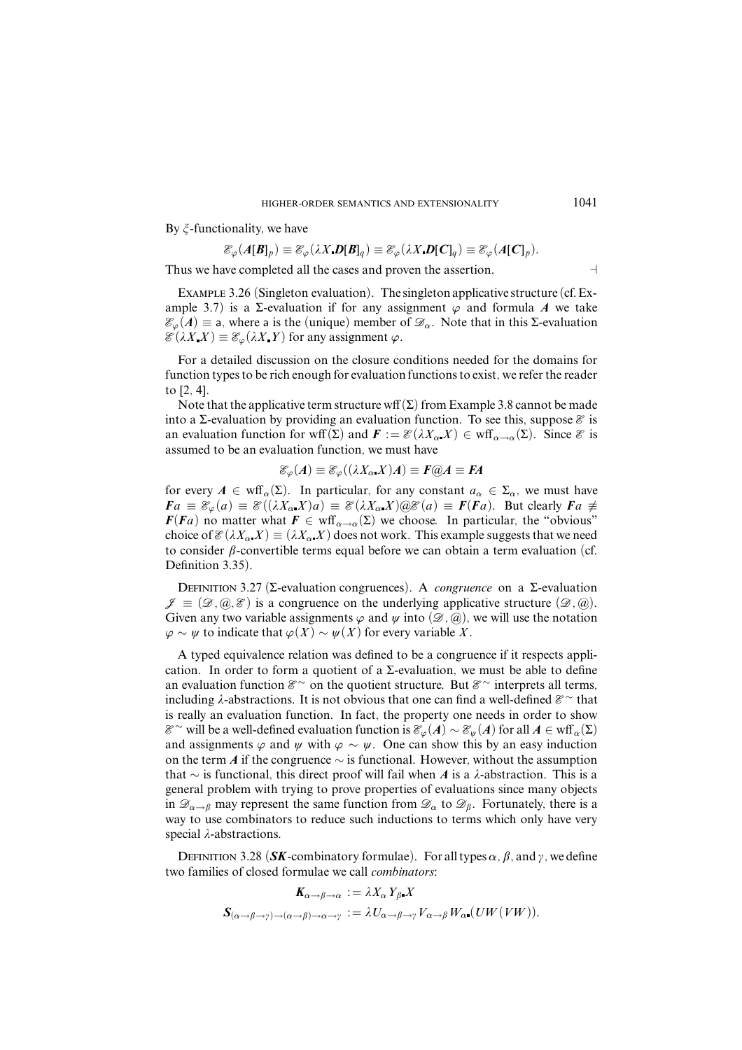By $\xi$-functionality, we have

$$\mathscr{E}_\varphi(\boldsymbol{A}[\boldsymbol{B}]_p) \equiv \mathscr{E}_\varphi(\lambda X_\bullet \boldsymbol{D}[\boldsymbol{B}]_q) \equiv \mathscr{E}_\varphi(\lambda X_\bullet \boldsymbol{D}[\boldsymbol{C}]_q) \equiv \mathscr{E}_\varphi(\boldsymbol{A}[\boldsymbol{C}]_p).$$

Thus we have completed all the cases and proven the assertion. $\dashv$

EXAMPLE 3.26 (Singleton evaluation). The singleton applicative structure (cf. Example 3.7) is a $\Sigma$-evaluation if for any assignment $\varphi$ and formula $\boldsymbol{A}$ we take $\mathscr{E}_\varphi(\boldsymbol{A}) \equiv \mathsf{a}$, where $\mathsf{a}$ is the (unique) member of $\mathscr{D}_\alpha$. Note that in this $\Sigma$-evaluation $\mathscr{E}(\lambda X_\bullet X) \equiv \mathscr{E}_\varphi(\lambda X_\bullet Y)$ for any assignment $\varphi$.

For a detailed discussion on the closure conditions needed for the domains for function types to be rich enough for evaluation functions to exist, we refer the reader to [2, 4].

Note that the applicative term structure $\mathrm{wff}(\Sigma)$ from Example 3.8 cannot be made into a $\Sigma$-evaluation by providing an evaluation function. To see this, suppose $\mathscr{E}$ is an evaluation function for $\mathrm{wff}(\Sigma)$ and $\boldsymbol{F} := \mathscr{E}(\lambda X_{\alpha\bullet} X) \in \mathrm{wff}_{\alpha\to\alpha}(\Sigma)$. Since $\mathscr{E}$ is assumed to be an evaluation function, we must have

$$\mathscr{E}_\varphi(\boldsymbol{A}) \equiv \mathscr{E}_\varphi((\lambda X_{\alpha\bullet} X)\boldsymbol{A}) \equiv \boldsymbol{F}@\boldsymbol{A} \equiv \boldsymbol{F}\boldsymbol{A}$$

for every $\boldsymbol{A} \in \mathrm{wff}_\alpha(\Sigma)$. In particular, for any constant $a_\alpha \in \Sigma_\alpha$, we must have $\boldsymbol{F}a \equiv \mathscr{E}_\varphi(a) \equiv \mathscr{E}((\lambda X_{\alpha\bullet} X)a) \equiv \mathscr{E}(\lambda X_{\alpha\bullet} X)@\mathscr{E}(a) \equiv \boldsymbol{F}(\boldsymbol{F}a)$. But clearly $\boldsymbol{F}a \not\equiv \boldsymbol{F}(\boldsymbol{F}a)$ no matter what $\boldsymbol{F} \in \mathrm{wff}_{\alpha\to\alpha}(\Sigma)$ we choose. In particular, the "obvious" choice of $\mathscr{E}(\lambda X_{\alpha\bullet} X) \equiv (\lambda X_{\alpha\bullet} X)$ does not work. This example suggests that we need to consider $\beta$-convertible terms equal before we can obtain a term evaluation (cf. Definition 3.35).

DEFINITION 3.27 ($\Sigma$-evaluation congruences). A *congruence* on a $\Sigma$-evaluation $\mathscr{J} \equiv (\mathscr{D}, @, \mathscr{E})$ is a congruence on the underlying applicative structure $(\mathscr{D}, @)$. Given any two variable assignments $\varphi$ and $\psi$ into $(\mathscr{D}, @)$, we will use the notation $\varphi \sim \psi$ to indicate that $\varphi(X) \sim \psi(X)$ for every variable $X$.

A typed equivalence relation was defined to be a congruence if it respects application. In order to form a quotient of a $\Sigma$-evaluation, we must be able to define an evaluation function $\mathscr{E}^\sim$ on the quotient structure. But $\mathscr{E}^\sim$ interprets all terms, including $\lambda$-abstractions. It is not obvious that one can find a well-defined $\mathscr{E}^\sim$ that is really an evaluation function. In fact, the property one needs in order to show $\mathscr{E}^\sim$ will be a well-defined evaluation function is $\mathscr{E}_\varphi(\boldsymbol{A}) \sim \mathscr{E}_\psi(\boldsymbol{A})$ for all $\boldsymbol{A} \in \mathrm{wff}_\alpha(\Sigma)$ and assignments $\varphi$ and $\psi$ with $\varphi \sim \psi$. One can show this by an easy induction on the term $\boldsymbol{A}$ if the congruence $\sim$ is functional. However, without the assumption that $\sim$ is functional, this direct proof will fail when $\boldsymbol{A}$ is a $\lambda$-abstraction. This is a general problem with trying to prove properties of evaluations since many objects in $\mathscr{D}_{\alpha\to\beta}$ may represent the same function from $\mathscr{D}_\alpha$ to $\mathscr{D}_\beta$. Fortunately, there is a way to use combinators to reduce such inductions to terms which only have very special $\lambda$-abstractions.

DEFINITION 3.28 (***SK***-combinatory formulae). For all types $\alpha$, $\beta$, and $\gamma$, we define two families of closed formulae we call *combinators*:

$$\boldsymbol{K}_{\alpha\to\beta\to\alpha} := \lambda X_\alpha Y_{\beta\bullet} X$$

$$\boldsymbol{S}_{(\alpha\to\beta\to\gamma)\to(\alpha\to\beta)\to\alpha\to\gamma} := \lambda U_{\alpha\to\beta\to\gamma} V_{\alpha\to\beta} W_{\alpha\bullet}(UW(VW)).$$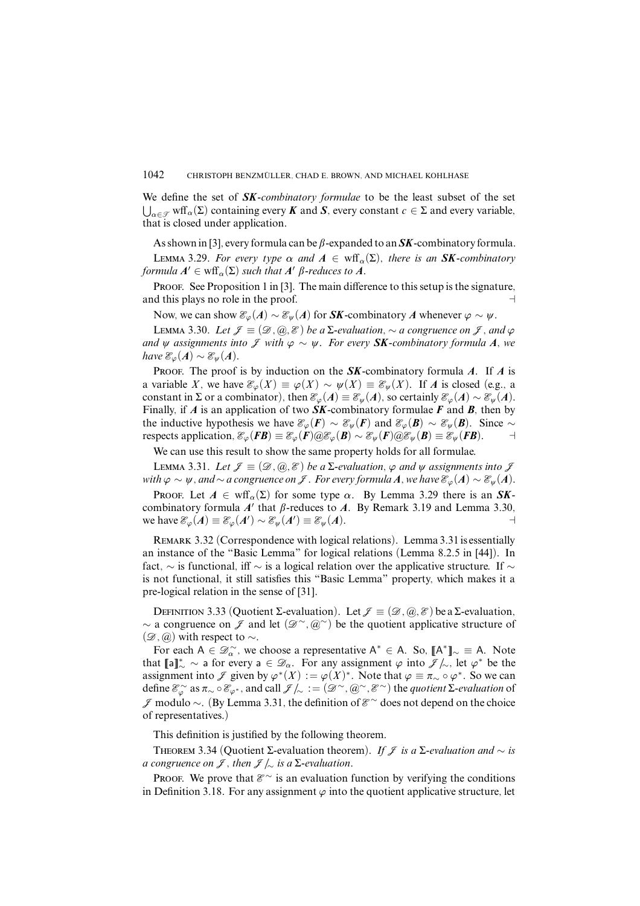We define the set of ***SK**-combinatory formulae* to be the least subset of the set $\bigcup_{\alpha \in \mathcal{T}} \mathrm{wff}_\alpha(\Sigma)$ containing every $\boldsymbol{K}$ and $\boldsymbol{S}$, every constant $c \in \Sigma$ and every variable, that is closed under application.

As shown in [3], every formula can be $\beta$-expanded to an $\boldsymbol{SK}$-combinatory formula.

Lemma 3.29. *For every type $\alpha$ and $\boldsymbol{A} \in \mathrm{wff}_\alpha(\Sigma)$, there is an $\boldsymbol{SK}$-combinatory formula $\boldsymbol{A}' \in \mathrm{wff}_\alpha(\Sigma)$ such that $\boldsymbol{A}'$ $\beta$-reduces to $\boldsymbol{A}$.*

Proof. See Proposition 1 in [3]. The main difference to this setup is the signature, and this plays no role in the proof. ⊣

Now, we can show $\mathcal{E}_\varphi(\boldsymbol{A}) \sim \mathcal{E}_\psi(\boldsymbol{A})$ for $\boldsymbol{SK}$-combinatory $\boldsymbol{A}$ whenever $\varphi \sim \psi$.

Lemma 3.30. *Let $\mathcal{J} \equiv (\mathcal{D}, @, \mathcal{E})$ be a $\Sigma$-evaluation, $\sim$ a congruence on $\mathcal{J}$, and $\varphi$ and $\psi$ assignments into $\mathcal{J}$ with $\varphi \sim \psi$. For every $\boldsymbol{SK}$-combinatory formula $\boldsymbol{A}$, we have $\mathcal{E}_\varphi(\boldsymbol{A}) \sim \mathcal{E}_\psi(\boldsymbol{A})$.*

Proof. The proof is by induction on the $\boldsymbol{SK}$-combinatory formula $\boldsymbol{A}$. If $\boldsymbol{A}$ is a variable $X$, we have $\mathcal{E}_\varphi(X) \equiv \varphi(X) \sim \psi(X) \equiv \mathcal{E}_\psi(X)$. If $\boldsymbol{A}$ is closed (e.g., a constant in $\Sigma$ or a combinator), then $\mathcal{E}_\varphi(\boldsymbol{A}) \equiv \mathcal{E}_\psi(\boldsymbol{A})$, so certainly $\mathcal{E}_\varphi(\boldsymbol{A}) \sim \mathcal{E}_\psi(\boldsymbol{A})$. Finally, if $\boldsymbol{A}$ is an application of two $\boldsymbol{SK}$-combinatory formulae $\boldsymbol{F}$ and $\boldsymbol{B}$, then by the inductive hypothesis we have $\mathcal{E}_\varphi(\boldsymbol{F}) \sim \mathcal{E}_\psi(\boldsymbol{F})$ and $\mathcal{E}_\varphi(\boldsymbol{B}) \sim \mathcal{E}_\psi(\boldsymbol{B})$. Since $\sim$ respects application, $\mathcal{E}_\varphi(\boldsymbol{F}\boldsymbol{B}) \equiv \mathcal{E}_\varphi(\boldsymbol{F}) @ \mathcal{E}_\varphi(\boldsymbol{B}) \sim \mathcal{E}_\psi(\boldsymbol{F}) @ \mathcal{E}_\psi(\boldsymbol{B}) \equiv \mathcal{E}_\psi(\boldsymbol{F}\boldsymbol{B})$. ⊣

We can use this result to show the same property holds for all formulae.

Lemma 3.31. *Let $\mathcal{J} \equiv (\mathcal{D}, @, \mathcal{E})$ be a $\Sigma$-evaluation, $\varphi$ and $\psi$ assignments into $\mathcal{J}$ with $\varphi \sim \psi$, and $\sim$ a congruence on $\mathcal{J}$. For every formula $\boldsymbol{A}$, we have $\mathcal{E}_\varphi(\boldsymbol{A}) \sim \mathcal{E}_\psi(\boldsymbol{A})$.*

Proof. Let $\boldsymbol{A} \in \mathrm{wff}_\alpha(\Sigma)$ for some type $\alpha$. By Lemma 3.29 there is an $\boldsymbol{SK}$-combinatory formula $\boldsymbol{A}'$ that $\beta$-reduces to $\boldsymbol{A}$. By Remark 3.19 and Lemma 3.30, we have $\mathcal{E}_\varphi(\boldsymbol{A}) \equiv \mathcal{E}_\varphi(\boldsymbol{A}') \sim \mathcal{E}_\psi(\boldsymbol{A}') \equiv \mathcal{E}_\psi(\boldsymbol{A})$. ⊣

Remark 3.32 (Correspondence with logical relations). Lemma 3.31 is essentially an instance of the "Basic Lemma" for logical relations (Lemma 8.2.5 in [44]). In fact, $\sim$ is functional, iff $\sim$ is a logical relation over the applicative structure. If $\sim$ is not functional, it still satisfies this "Basic Lemma" property, which makes it a pre-logical relation in the sense of [31].

Definition 3.33 (Quotient $\Sigma$-evaluation). Let $\mathcal{J} \equiv (\mathcal{D}, @, \mathcal{E})$ be a $\Sigma$-evaluation, $\sim$ a congruence on $\mathcal{J}$ and let $(\mathcal{D}^\sim, @^\sim)$ be the quotient applicative structure of $(\mathcal{D}, @)$ with respect to $\sim$.

For each $\mathsf{A} \in \mathcal{D}^\sim_\alpha$, we choose a representative $\mathsf{A}^* \in \mathsf{A}$. So, $[\![\mathsf{A}^*]\!]_\sim \equiv \mathsf{A}$. Note that $[\![\mathsf{a}]\!]^*_\sim \sim \mathsf{a}$ for every $\mathsf{a} \in \mathcal{D}_\alpha$. For any assignment $\varphi$ into $\mathcal{J}/_\sim$, let $\varphi^*$ be the assignment into $\mathcal{J}$ given by $\varphi^*(X) := \varphi(X)^*$. Note that $\varphi \equiv \pi_\sim \circ \varphi^*$. So we can define $\mathcal{E}^\sim_\varphi$ as $\pi_\sim \circ \mathcal{E}_{\varphi^*}$, and call $\mathcal{J}/_\sim := (\mathcal{D}^\sim, @^\sim, \mathcal{E}^\sim)$ the *quotient $\Sigma$-evaluation* of $\mathcal{J}$ modulo $\sim$. (By Lemma 3.31, the definition of $\mathcal{E}^\sim$ does not depend on the choice of representatives.)

This definition is justified by the following theorem.

Theorem 3.34 (Quotient $\Sigma$-evaluation theorem). *If $\mathcal{J}$ is a $\Sigma$-evaluation and $\sim$ is a congruence on $\mathcal{J}$, then $\mathcal{J}/_\sim$ is a $\Sigma$-evaluation.*

Proof. We prove that $\mathcal{E}^\sim$ is an evaluation function by verifying the conditions in Definition 3.18. For any assignment $\varphi$ into the quotient applicative structure, let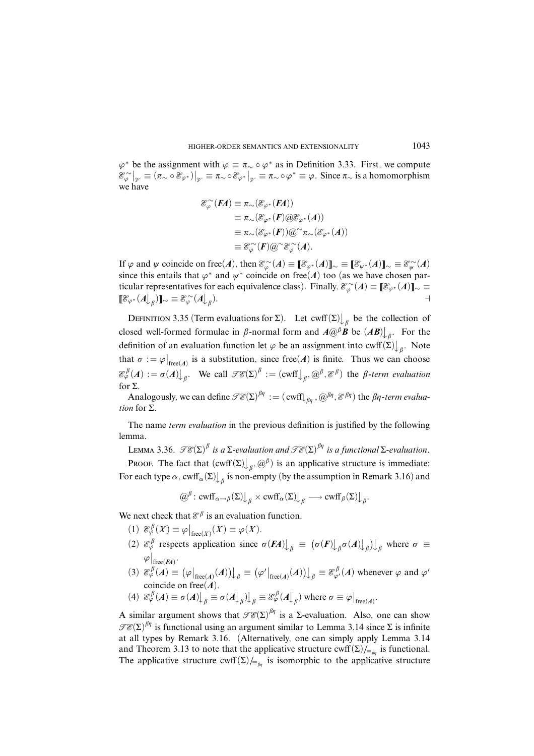$\varphi^*$ be the assignment with $\varphi \equiv \pi_\sim \circ \varphi^*$ as in Definition 3.33. First, we compute $\mathcal{E}^\sim_\varphi\big|_{\mathcal{V}} \equiv (\pi_\sim \circ \mathcal{E}_{\varphi^*})\big|_{\mathcal{V}} \equiv \pi_\sim \circ \mathcal{E}_{\varphi^*}\big|_{\mathcal{V}} \equiv \pi_\sim \circ \varphi^* \equiv \varphi$. Since $\pi_\sim$ is a homomorphism we have

$$
\begin{aligned}
\mathcal{E}^\sim_\varphi(\boldsymbol{FA}) &\equiv \pi_\sim(\mathcal{E}_{\varphi^*}(\boldsymbol{FA})) \\
&\equiv \pi_\sim(\mathcal{E}_{\varphi^*}(\boldsymbol{F})@\mathcal{E}_{\varphi^*}(\boldsymbol{A})) \\
&\equiv \pi_\sim(\mathcal{E}_{\varphi^*}(\boldsymbol{F}))@^\sim\pi_\sim(\mathcal{E}_{\varphi^*}(\boldsymbol{A})) \\
&\equiv \mathcal{E}^\sim_\varphi(\boldsymbol{F})@^\sim\mathcal{E}^\sim_\varphi(\boldsymbol{A}).
\end{aligned}
$$

If $\varphi$ and $\psi$ coincide on $\operatorname{free}(\boldsymbol{A})$, then $\mathcal{E}^\sim_\varphi(\boldsymbol{A}) \equiv [\![\mathcal{E}_{\varphi^*}(\boldsymbol{A})]\!]_\sim \equiv [\![\mathcal{E}_{\psi^*}(\boldsymbol{A})]\!]_\sim \equiv \mathcal{E}^\sim_\psi(\boldsymbol{A})$ since this entails that $\varphi^*$ and $\psi^*$ coincide on $\operatorname{free}(\boldsymbol{A})$ too (as we have chosen particular representatives for each equivalence class). Finally, $\mathcal{E}^\sim_\varphi(\boldsymbol{A}) \equiv [\![\mathcal{E}_{\varphi^*}(\boldsymbol{A})]\!]_\sim \equiv [\![\mathcal{E}_{\varphi^*}(\boldsymbol{A}\big\downarrow_\beta)]\!]_\sim \equiv \mathcal{E}^\sim_\varphi(\boldsymbol{A}\big\downarrow_\beta)$. ⊣

Definition 3.35 (Term evaluations for $\Sigma$). Let $\operatorname{cwff}(\Sigma)\big\downarrow_\beta$ be the collection of closed well-formed formulae in $\beta$-normal form and $\boldsymbol{A}@^\beta\boldsymbol{B}$ be $(\boldsymbol{AB})\big\downarrow_\beta$. For the definition of an evaluation function let $\varphi$ be an assignment into $\operatorname{cwff}(\Sigma)\big\downarrow_\beta$. Note that $\sigma := \varphi\big|_{\operatorname{free}(\boldsymbol{A})}$ is a substitution, since $\operatorname{free}(\boldsymbol{A})$ is finite. Thus we can choose $\mathcal{E}^\beta_\varphi(\boldsymbol{A}) := \sigma(\boldsymbol{A})\big\downarrow_\beta$. We call $\mathcal{TE}(\Sigma)^\beta := (\operatorname{cwff}\big\downarrow_\beta, @^\beta, \mathcal{E}^\beta)$ the *$\beta$-term evaluation* for $\Sigma$.

Analogously, we can define $\mathcal{TE}(\Sigma)^{\beta\eta} := (\operatorname{cwff}\big\downarrow_{\beta\eta}, @^{\beta\eta}, \mathcal{E}^{\beta\eta})$ the *$\beta\eta$-term evaluation* for $\Sigma$.

The name *term evaluation* in the previous definition is justified by the following lemma.

Lemma 3.36. *$\mathcal{TE}(\Sigma)^\beta$ is a $\Sigma$-evaluation and $\mathcal{TE}(\Sigma)^{\beta\eta}$ is a functional $\Sigma$-evaluation.*

Proof. The fact that $(\operatorname{cwff}(\Sigma)\big\downarrow_\beta, @^\beta)$ is an applicative structure is immediate: For each type $\alpha$, $\operatorname{cwff}_\alpha(\Sigma)\big\downarrow_\beta$ is non-empty (by the assumption in Remark 3.16) and

$$
@^\beta : \operatorname{cwff}_{\alpha\to\beta}(\Sigma)\big\downarrow_\beta \times \operatorname{cwff}_\alpha(\Sigma)\big\downarrow_\beta \longrightarrow \operatorname{cwff}_\beta(\Sigma)\big\downarrow_\beta.
$$

We next check that $\mathcal{E}^\beta$ is an evaluation function.

1. $\mathcal{E}^\beta_\varphi(X) \equiv \varphi\big|_{\operatorname{free}(X)}(X) \equiv \varphi(X)$.
2. $\mathcal{E}^\beta_\varphi$ respects application since $\sigma(\boldsymbol{FA})\big\downarrow_\beta \equiv \big(\sigma(\boldsymbol{F})\big\downarrow_\beta \sigma(\boldsymbol{A})\big\downarrow_\beta\big)\big\downarrow_\beta$ where $\sigma \equiv \varphi\big|_{\operatorname{free}(\boldsymbol{FA})}$.
3. $\mathcal{E}^\beta_\varphi(\boldsymbol{A}) \equiv \big(\varphi\big|_{\operatorname{free}(\boldsymbol{A})}(\boldsymbol{A})\big)\big\downarrow_\beta \equiv \big(\varphi'\big|_{\operatorname{free}(\boldsymbol{A})}(\boldsymbol{A})\big)\big\downarrow_\beta \equiv \mathcal{E}^\beta_{\varphi'}(\boldsymbol{A})$ whenever $\varphi$ and $\varphi'$ coincide on $\operatorname{free}(\boldsymbol{A})$.
4. $\mathcal{E}^\beta_\varphi(\boldsymbol{A}) \equiv \sigma(\boldsymbol{A})\big\downarrow_\beta \equiv \sigma(\boldsymbol{A}\big\downarrow_\beta)\big\downarrow_\beta \equiv \mathcal{E}^\beta_\varphi(\boldsymbol{A}\big\downarrow_\beta)$ where $\sigma \equiv \varphi\big|_{\operatorname{free}(\boldsymbol{A})}$.

A similar argument shows that $\mathcal{TE}(\Sigma)^{\beta\eta}$ is a $\Sigma$-evaluation. Also, one can show $\mathcal{TE}(\Sigma)^{\beta\eta}$ is functional using an argument similar to Lemma 3.14 since $\Sigma$ is infinite at all types by Remark 3.16. (Alternatively, one can simply apply Lemma 3.14 and Theorem 3.13 to note that the applicative structure $\operatorname{cwff}(\Sigma)/_{\equiv_{\beta\eta}}$ is functional. The applicative structure $\operatorname{cwff}(\Sigma)/_{\equiv_{\beta\eta}}$ is isomorphic to the applicative structure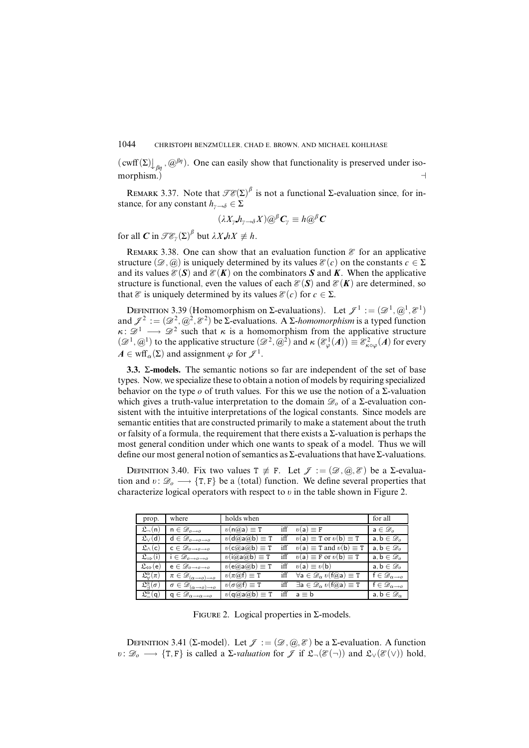$(\mathrm{cwff}(\Sigma){\downarrow}_{\beta\eta}, @^{\beta\eta})$. One can easily show that functionality is preserved under isomorphism.) $\dashv$

REMARK 3.37. Note that $\mathcal{TE}(\Sigma)^{\beta}$ is not a functional $\Sigma$-evaluation since, for instance, for any constant $h_{\gamma\to\delta} \in \Sigma$

$$(\lambda X_{\gamma\centerdot} h_{\gamma\to\delta} X) @^{\beta} \boldsymbol{C}_{\gamma} \equiv h @^{\beta} \boldsymbol{C}$$

for all $\boldsymbol{C}$ in $\mathcal{TE}_{\gamma}(\Sigma)^{\beta}$ but $\lambda X_{\centerdot} hX \not\equiv h$.

REMARK 3.38. One can show that an evaluation function $\mathcal{E}$ for an applicative structure $(\mathcal{D}, @)$ is uniquely determined by its values $\mathcal{E}(c)$ on the constants $c \in \Sigma$ and its values $\mathcal{E}(\boldsymbol{S})$ and $\mathcal{E}(\boldsymbol{K})$ on the combinators $\boldsymbol{S}$ and $\boldsymbol{K}$. When the applicative structure is functional, even the values of each $\mathcal{E}(\boldsymbol{S})$ and $\mathcal{E}(\boldsymbol{K})$ are determined, so that $\mathcal{E}$ is uniquely determined by its values $\mathcal{E}(c)$ for $c \in \Sigma$.

DEFINITION 3.39 (Homomorphism on $\Sigma$-evaluations). Let $\mathcal{J}^1 := (\mathcal{D}^1, @^1, \mathcal{E}^1)$ and $\mathcal{J}^2 := (\mathcal{D}^2, @^2, \mathcal{E}^2)$ be $\Sigma$-evaluations. A $\Sigma$-*homomorphism* is a typed function $\kappa\colon \mathcal{D}^1 \longrightarrow \mathcal{D}^2$ such that $\kappa$ is a homomorphism from the applicative structure $(\mathcal{D}^1, @^1)$ to the applicative structure $(\mathcal{D}^2, @^2)$ and $\kappa\left(\mathcal{E}^1_{\varphi}(\boldsymbol{A})\right) \equiv \mathcal{E}^2_{\kappa\circ\varphi}(\boldsymbol{A})$ for every $\boldsymbol{A} \in \mathrm{wff}_{\alpha}(\Sigma)$ and assignment $\varphi$ for $\mathcal{J}^1$.

**3.3. $\Sigma$-models.** The semantic notions so far are independent of the set of base types. Now, we specialize these to obtain a notion of models by requiring specialized behavior on the type $o$ of truth values. For this we use the notion of a $\Sigma$-valuation which gives a truth-value interpretation to the domain $\mathcal{D}_o$ of a $\Sigma$-evaluation consistent with the intuitive interpretations of the logical constants. Since models are semantic entities that are constructed primarily to make a statement about the truth or falsity of a formula, the requirement that there exists a $\Sigma$-valuation is perhaps the most general condition under which one wants to speak of a model. Thus we will define our most general notion of semantics as $\Sigma$-evaluations that have $\Sigma$-valuations.

DEFINITION 3.40. Fix two values $\mathtt{T} \not\equiv \mathtt{F}$. Let $\mathcal{J} := (\mathcal{D}, @, \mathcal{E})$ be a $\Sigma$-evaluation and $\upsilon\colon \mathcal{D}_o \longrightarrow \{\mathtt{T}, \mathtt{F}\}$ be a (total) function. We define several properties that characterize logical operators with respect to $\upsilon$ in the table shown in Figure 2.

| prop. | where | holds when | | | for all |
|---|---|---|---|---|---|
| $\mathfrak{L}_{\neg}(\mathsf{n})$ | $\mathsf{n} \in \mathcal{D}_{o\to o}$ | $\upsilon(\mathsf{n}@\mathsf{a}) \equiv \mathtt{T}$ | iff | $\upsilon(\mathsf{a}) \equiv \mathtt{F}$ | $\mathsf{a} \in \mathcal{D}_o$ |
| $\mathfrak{L}_{\vee}(\mathsf{d})$ | $\mathsf{d} \in \mathcal{D}_{o\to o\to o}$ | $\upsilon(\mathsf{d}@\mathsf{a}@\mathsf{b}) \equiv \mathtt{T}$ | iff | $\upsilon(\mathsf{a}) \equiv \mathtt{T}$ or $\upsilon(\mathsf{b}) \equiv \mathtt{T}$ | $\mathsf{a}, \mathsf{b} \in \mathcal{D}_o$ |
| $\mathfrak{L}_{\wedge}(\mathsf{c})$ | $\mathsf{c} \in \mathcal{D}_{o\to o\to o}$ | $\upsilon(\mathsf{c}@\mathsf{a}@\mathsf{b}) \equiv \mathtt{T}$ | iff | $\upsilon(\mathsf{a}) \equiv \mathtt{T}$ and $\upsilon(\mathsf{b}) \equiv \mathtt{T}$ | $\mathsf{a}, \mathsf{b} \in \mathcal{D}_o$ |
| $\mathfrak{L}_{\Rightarrow}(\mathsf{i})$ | $\mathsf{i} \in \mathcal{D}_{o\to o\to o}$ | $\upsilon(\mathsf{i}@\mathsf{a}@\mathsf{b}) \equiv \mathtt{T}$ | iff | $\upsilon(\mathsf{a}) \equiv \mathtt{F}$ or $\upsilon(\mathsf{b}) \equiv \mathtt{T}$ | $\mathsf{a}, \mathsf{b} \in \mathcal{D}_o$ |
| $\mathfrak{L}_{\Leftrightarrow}(\mathsf{e})$ | $\mathsf{e} \in \mathcal{D}_{o\to o\to o}$ | $\upsilon(\mathsf{e}@\mathsf{a}@\mathsf{b}) \equiv \mathtt{T}$ | iff | $\upsilon(\mathsf{a}) \equiv \upsilon(\mathsf{b})$ | $\mathsf{a}, \mathsf{b} \in \mathcal{D}_o$ |
| $\mathfrak{L}^{\alpha}_{\forall}(\pi)$ | $\pi \in \mathcal{D}_{(\alpha\to o)\to o}$ | $\upsilon(\pi@\mathsf{f}) \equiv \mathtt{T}$ | iff | $\forall \mathsf{a} \in \mathcal{D}_{\alpha}\ \upsilon(\mathsf{f}@\mathsf{a}) \equiv \mathtt{T}$ | $\mathsf{f} \in \mathcal{D}_{\alpha\to o}$ |
| $\mathfrak{L}^{\alpha}_{\exists}(\sigma)$ | $\sigma \in \mathcal{D}_{(\alpha\to o)\to o}$ | $\upsilon(\sigma@\mathsf{f}) \equiv \mathtt{T}$ | iff | $\exists \mathsf{a} \in \mathcal{D}_{\alpha}\ \upsilon(\mathsf{f}@\mathsf{a}) \equiv \mathtt{T}$ | $\mathsf{f} \in \mathcal{D}_{\alpha\to o}$ |
| $\mathfrak{L}^{\alpha}_{=}(\mathsf{q})$ | $\mathsf{q} \in \mathcal{D}_{\alpha\to\alpha\to o}$ | $\upsilon(\mathsf{q}@\mathsf{a}@\mathsf{b}) \equiv \mathtt{T}$ | iff | $\mathsf{a} \equiv \mathsf{b}$ | $\mathsf{a}, \mathsf{b} \in \mathcal{D}_{\alpha}$ |

FIGURE 2. Logical properties in $\Sigma$-models.

DEFINITION 3.41 ($\Sigma$-model). Let $\mathcal{J} := (\mathcal{D}, @, \mathcal{E})$ be a $\Sigma$-evaluation. A function $\upsilon\colon \mathcal{D}_o \longrightarrow \{\mathtt{T}, \mathtt{F}\}$ is called a $\Sigma$-*valuation* for $\mathcal{J}$ if $\mathfrak{L}_{\neg}(\mathcal{E}(\neg))$ and $\mathfrak{L}_{\vee}(\mathcal{E}(\vee))$ hold,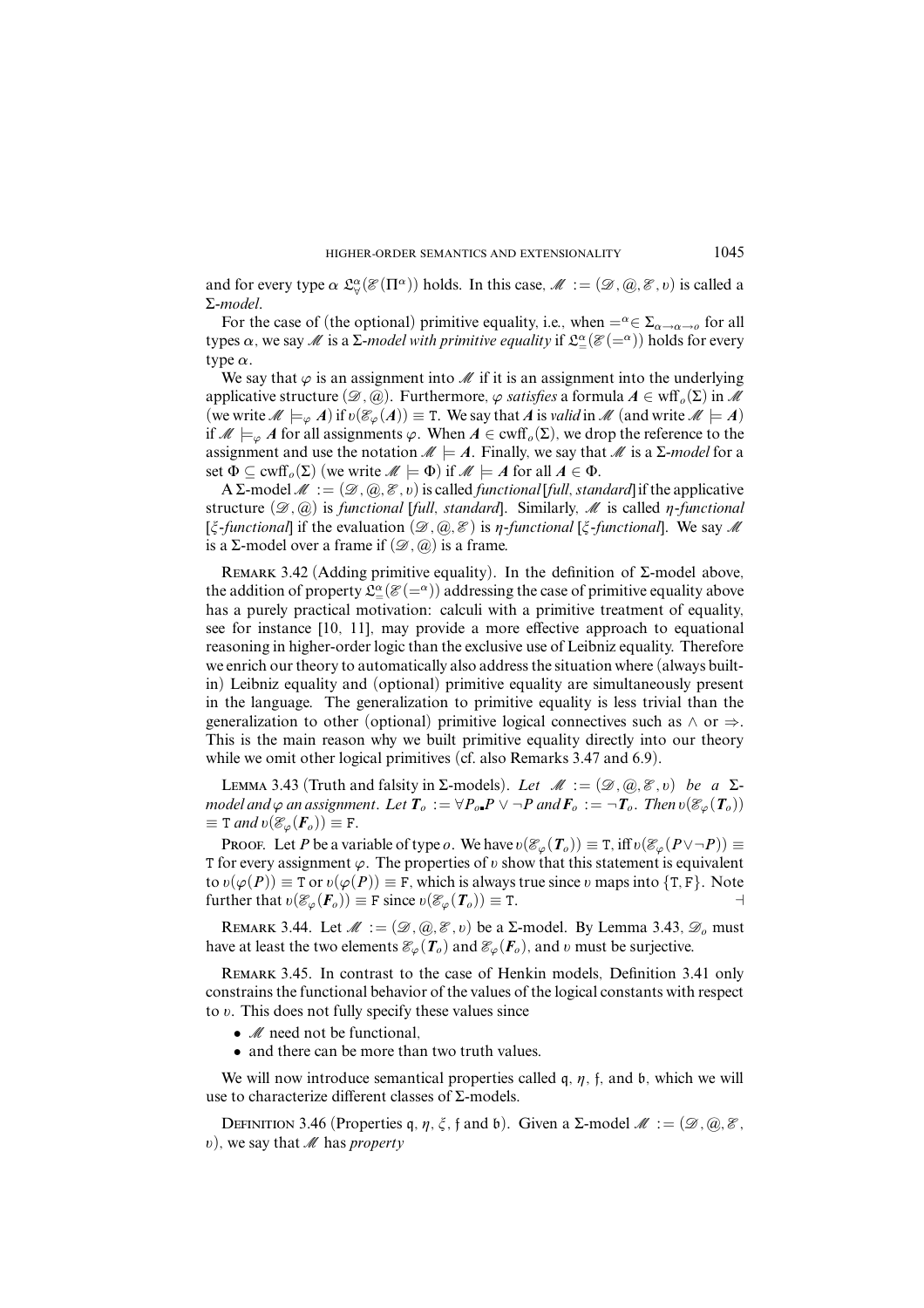and for every type $\alpha$ $\mathfrak{L}^\alpha_\forall(\mathcal{E}(\Pi^\alpha))$ holds. In this case, $\mathcal{M} := (\mathcal{D}, @, \mathcal{E}, \upsilon)$ is called a $\Sigma$-*model*.

For the case of (the optional) primitive equality, i.e., when $=^\alpha \in \Sigma_{\alpha\to\alpha\to o}$ for all types $\alpha$, we say $\mathcal{M}$ is a $\Sigma$-*model with primitive equality* if $\mathfrak{L}^\alpha_=(\mathcal{E}(=^\alpha))$ holds for every type $\alpha$.

We say that $\varphi$ is an assignment into $\mathcal{M}$ if it is an assignment into the underlying applicative structure $(\mathcal{D}, @)$. Furthermore, $\varphi$ *satisfies* a formula $\mathbf{A} \in \mathrm{wff}_o(\Sigma)$ in $\mathcal{M}$ (we write $\mathcal{M} \models_\varphi \mathbf{A}$) if $\upsilon(\mathcal{E}_\varphi(\mathbf{A})) \equiv \mathtt{T}$. We say that $\mathbf{A}$ is *valid* in $\mathcal{M}$ (and write $\mathcal{M} \models \mathbf{A}$) if $\mathcal{M} \models_\varphi \mathbf{A}$ for all assignments $\varphi$. When $\mathbf{A} \in \mathrm{cwff}_o(\Sigma)$, we drop the reference to the assignment and use the notation $\mathcal{M} \models \mathbf{A}$. Finally, we say that $\mathcal{M}$ is a $\Sigma$-*model* for a set $\Phi \subseteq \mathrm{cwff}_o(\Sigma)$ (we write $\mathcal{M} \models \Phi$) if $\mathcal{M} \models \mathbf{A}$ for all $\mathbf{A} \in \Phi$.

A $\Sigma$-model $\mathcal{M} := (\mathcal{D}, @, \mathcal{E}, \upsilon)$ is called *functional* [*full*, *standard*] if the applicative structure $(\mathcal{D}, @)$ is *functional* [*full*, *standard*]. Similarly, $\mathcal{M}$ is called $\eta$-*functional* [$\xi$-*functional*] if the evaluation $(\mathcal{D}, @, \mathcal{E})$ is $\eta$-*functional* [$\xi$-*functional*]. We say $\mathcal{M}$ is a $\Sigma$-model over a frame if $(\mathcal{D}, @)$ is a frame.

Remark 3.42 (Adding primitive equality). In the definition of $\Sigma$-model above, the addition of property $\mathfrak{L}^\alpha_=(\mathcal{E}(=^\alpha))$ addressing the case of primitive equality above has a purely practical motivation: calculi with a primitive treatment of equality, see for instance [10, 11], may provide a more effective approach to equational reasoning in higher-order logic than the exclusive use of Leibniz equality. Therefore we enrich our theory to automatically also address the situation where (always built-in) Leibniz equality and (optional) primitive equality are simultaneously present in the language. The generalization to primitive equality is less trivial than the generalization to other (optional) primitive logical connectives such as $\wedge$ or $\Rightarrow$. This is the main reason why we built primitive equality directly into our theory while we omit other logical primitives (cf. also Remarks 3.47 and 6.9).

Lemma 3.43 (Truth and falsity in $\Sigma$-models). *Let $\mathcal{M} := (\mathcal{D}, @, \mathcal{E}, \upsilon)$ be a $\Sigma$-model and $\varphi$ an assignment. Let $\mathbf{T}_o := \forall P_o \centerdot P \vee \neg P$ and $\mathbf{F}_o := \neg \mathbf{T}_o$. Then $\upsilon(\mathcal{E}_\varphi(\mathbf{T}_o)) \equiv \mathtt{T}$ and $\upsilon(\mathcal{E}_\varphi(\mathbf{F}_o)) \equiv \mathtt{F}$.*

Proof. Let $P$ be a variable of type $o$. We have $\upsilon(\mathcal{E}_\varphi(\mathbf{T}_o)) \equiv \mathtt{T}$, iff $\upsilon(\mathcal{E}_\varphi(P \vee \neg P)) \equiv \mathtt{T}$ for every assignment $\varphi$. The properties of $\upsilon$ show that this statement is equivalent to $\upsilon(\varphi(P)) \equiv \mathtt{T}$ or $\upsilon(\varphi(P)) \equiv \mathtt{F}$, which is always true since $\upsilon$ maps into $\{\mathtt{T}, \mathtt{F}\}$. Note further that $\upsilon(\mathcal{E}_\varphi(\mathbf{F}_o)) \equiv \mathtt{F}$ since $\upsilon(\mathcal{E}_\varphi(\mathbf{T}_o)) \equiv \mathtt{T}$. ⊣

Remark 3.44. Let $\mathcal{M} := (\mathcal{D}, @, \mathcal{E}, \upsilon)$ be a $\Sigma$-model. By Lemma 3.43, $\mathcal{D}_o$ must have at least the two elements $\mathcal{E}_\varphi(\mathbf{T}_o)$ and $\mathcal{E}_\varphi(\mathbf{F}_o)$, and $\upsilon$ must be surjective.

Remark 3.45. In contrast to the case of Henkin models, Definition 3.41 only constrains the functional behavior of the values of the logical constants with respect to $\upsilon$. This does not fully specify these values since

- $\mathcal{M}$ need not be functional,
- and there can be more than two truth values.

We will now introduce semantical properties called $\mathfrak{q}$, $\eta$, $\mathfrak{f}$, and $\mathfrak{b}$, which we will use to characterize different classes of $\Sigma$-models.

Definition 3.46 (Properties $\mathfrak{q}$, $\eta$, $\xi$, $\mathfrak{f}$ and $\mathfrak{b}$). Given a $\Sigma$-model $\mathcal{M} := (\mathcal{D}, @, \mathcal{E}, \upsilon)$, we say that $\mathcal{M}$ has *property*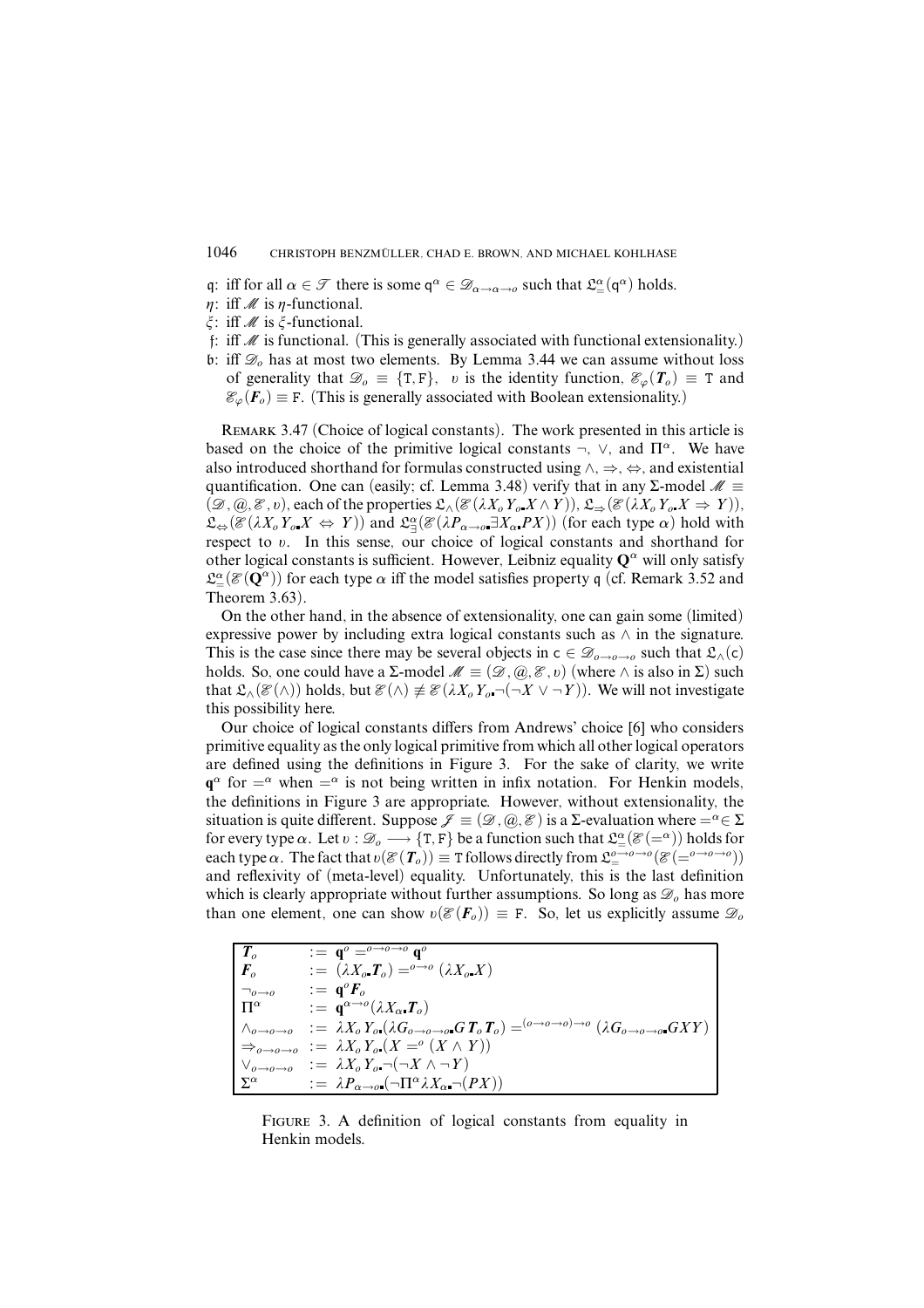- $\mathfrak{q}$: iff for all $\alpha \in \mathcal{T}$ there is some $\mathsf{q}^\alpha \in \mathcal{D}_{\alpha\to\alpha\to o}$ such that $\mathfrak{L}^\alpha_=(\mathsf{q}^\alpha)$ holds.
- $\eta$: iff $\mathcal{M}$ is $\eta$-functional.
- $\xi$: iff $\mathcal{M}$ is $\xi$-functional.
- $\mathfrak{f}$: iff $\mathcal{M}$ is functional. (This is generally associated with functional extensionality.)
- $\mathfrak{b}$: iff $\mathcal{D}_o$ has at most two elements. By Lemma 3.44 we can assume without loss of generality that $\mathcal{D}_o \equiv \{\mathtt{T}, \mathtt{F}\}$, $\upsilon$ is the identity function, $\mathcal{E}_\varphi(\boldsymbol{T}_o) \equiv \mathtt{T}$ and $\mathcal{E}_\varphi(\boldsymbol{F}_o) \equiv \mathtt{F}$. (This is generally associated with Boolean extensionality.)

Remark 3.47 (Choice of logical constants). The work presented in this article is based on the choice of the primitive logical constants $\neg$, $\vee$, and $\Pi^\alpha$. We have also introduced shorthand for formulas constructed using $\wedge, \Rightarrow, \Leftrightarrow$, and existential quantification. One can (easily; cf. Lemma 3.48) verify that in any $\Sigma$-model $\mathcal{M} \equiv (\mathcal{D}, @, \mathcal{E}, \upsilon)$, each of the properties $\mathfrak{L}_\wedge(\mathcal{E}(\lambda X_o Y_o \mathbin{.} X \wedge Y))$, $\mathfrak{L}_\Rightarrow(\mathcal{E}(\lambda X_o Y_o \mathbin{.} X \Rightarrow Y))$, $\mathfrak{L}_\Leftrightarrow(\mathcal{E}(\lambda X_o Y_o \mathbin{.} X \Leftrightarrow Y))$ and $\mathfrak{L}^\alpha_\exists(\mathcal{E}(\lambda P_{\alpha\to o} \mathbin{.} \exists X_\alpha \mathbin{.} PX))$ (for each type $\alpha$) hold with respect to $\upsilon$. In this sense, our choice of logical constants and shorthand for other logical constants is sufficient. However, Leibniz equality $\mathbf{Q}^\alpha$ will only satisfy $\mathfrak{L}^\alpha_=(\mathcal{E}(\mathbf{Q}^\alpha))$ for each type $\alpha$ iff the model satisfies property $\mathfrak{q}$ (cf. Remark 3.52 and Theorem 3.63).

On the other hand, in the absence of extensionality, one can gain some (limited) expressive power by including extra logical constants such as $\wedge$ in the signature. This is the case since there may be several objects in $\mathsf{c} \in \mathcal{D}_{o\to o\to o}$ such that $\mathfrak{L}_\wedge(\mathsf{c})$ holds. So, one could have a $\Sigma$-model $\mathcal{M} \equiv (\mathcal{D}, @, \mathcal{E}, \upsilon)$ (where $\wedge$ is also in $\Sigma$) such that $\mathfrak{L}_\wedge(\mathcal{E}(\wedge))$ holds, but $\mathcal{E}(\wedge) \not\equiv \mathcal{E}(\lambda X_o Y_o \mathbin{.} \neg(\neg X \vee \neg Y))$. We will not investigate this possibility here.

Our choice of logical constants differs from Andrews' choice [6] who considers primitive equality as the only logical primitive from which all other logical operators are defined using the definitions in Figure 3. For the sake of clarity, we write $\mathbf{q}^\alpha$ for $=^\alpha$ when $=^\alpha$ is not being written in infix notation. For Henkin models, the definitions in Figure 3 are appropriate. However, without extensionality, the situation is quite different. Suppose $\mathcal{J} \equiv (\mathcal{D}, @, \mathcal{E})$ is a $\Sigma$-evaluation where $=^\alpha \in \Sigma$ for every type $\alpha$. Let $\upsilon : \mathcal{D}_o \longrightarrow \{\mathtt{T}, \mathtt{F}\}$ be a function such that $\mathfrak{L}^\alpha_=(\mathcal{E}(=^\alpha))$ holds for each type $\alpha$. The fact that $\upsilon(\mathcal{E}(\boldsymbol{T}_o)) \equiv \mathtt{T}$ follows directly from $\mathfrak{L}^{o\to o\to o}_=(\mathcal{E}(=^{o\to o\to o}))$ and reflexivity of (meta-level) equality. Unfortunately, this is the last definition which is clearly appropriate without further assumptions. So long as $\mathcal{D}_o$ has more than one element, one can show $\upsilon(\mathcal{E}(\boldsymbol{F}_o)) \equiv \mathtt{F}$. So, let us explicitly assume $\mathcal{D}_o$

| | |
|---|---|
| $\boldsymbol{T}_o$ | $:= \mathbf{q}^o =^{o\to o\to o} \mathbf{q}^o$ |
| $\boldsymbol{F}_o$ | $:= (\lambda X_o \mathbin{.} \boldsymbol{T}_o) =^{o\to o} (\lambda X_o \mathbin{.} X)$ |
| $\neg_{o\to o}$ | $:= \mathbf{q}^o \boldsymbol{F}_o$ |
| $\Pi^\alpha$ | $:= \mathbf{q}^{\alpha\to o}(\lambda X_\alpha \mathbin{.} \boldsymbol{T}_o)$ |
| $\wedge_{o\to o\to o}$ | $:= \lambda X_o Y_o \mathbin{.} (\lambda G_{o\to o\to o} \mathbin{.} G \boldsymbol{T}_o \boldsymbol{T}_o) =^{(o\to o\to o)\to o} (\lambda G_{o\to o\to o} \mathbin{.} GXY)$ |
| $\Rightarrow_{o\to o\to o}$ | $:= \lambda X_o Y_o \mathbin{.} (X =^o (X \wedge Y))$ |
| $\vee_{o\to o\to o}$ | $:= \lambda X_o Y_o \mathbin{.} \neg(\neg X \wedge \neg Y)$ |
| $\Sigma^\alpha$ | $:= \lambda P_{\alpha\to o} \mathbin{.} (\neg \Pi^\alpha \lambda X_\alpha \mathbin{.} \neg(PX))$ |

Figure 3. A definition of logical constants from equality in Henkin models.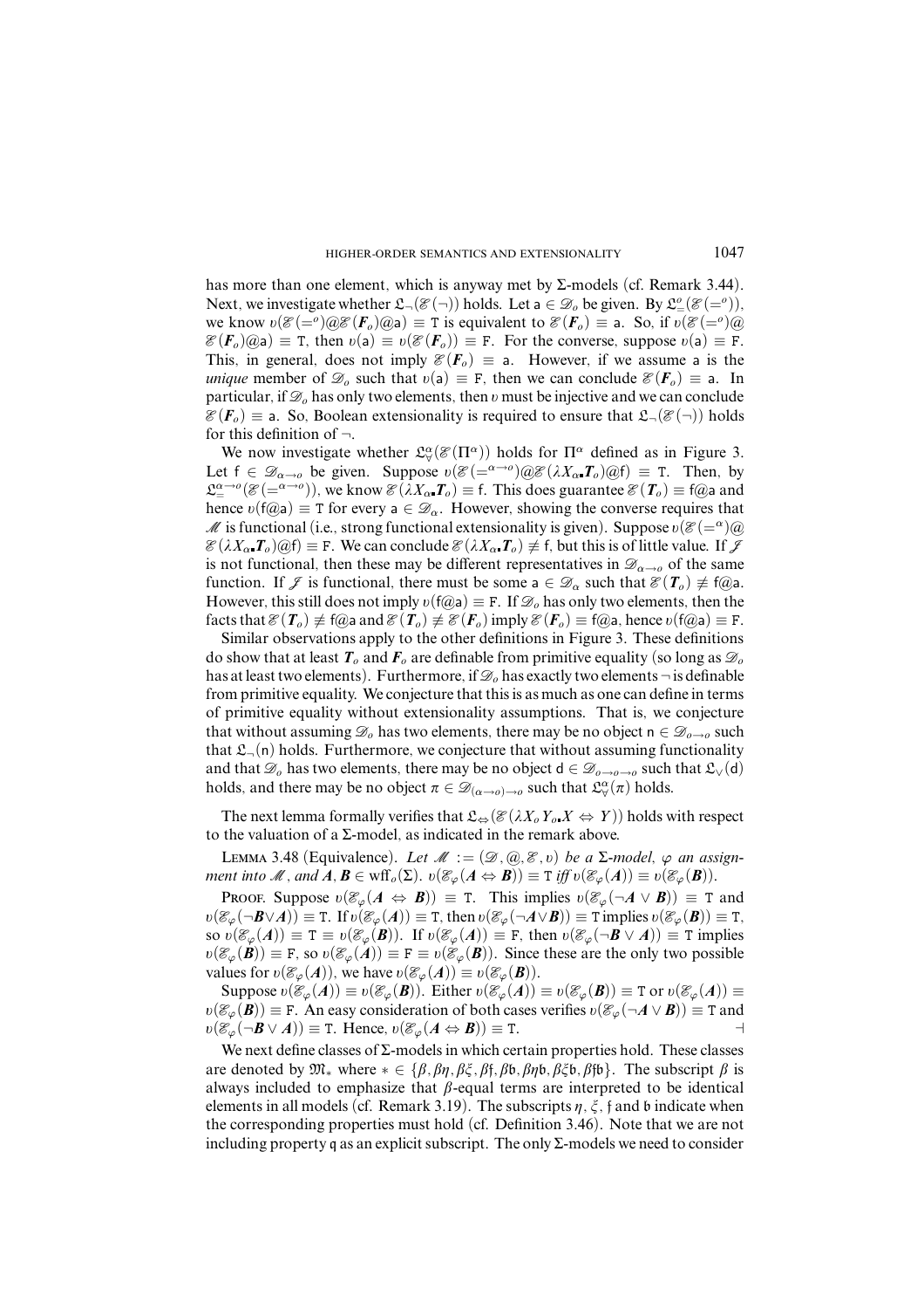has more than one element, which is anyway met by $\Sigma$-models (cf. Remark 3.44). Next, we investigate whether $\mathfrak{L}_\neg(\mathcal{E}(\neg))$ holds. Let $\mathsf{a} \in \mathcal{D}_o$ be given. By $\mathfrak{L}^o_=(\mathcal{E}(=^o))$, we know $\upsilon(\mathcal{E}(=^o)@\mathcal{E}(\boldsymbol{F}_o)@\mathsf{a}) \equiv \mathtt{T}$ is equivalent to $\mathcal{E}(\boldsymbol{F}_o) \equiv \mathsf{a}$. So, if $\upsilon(\mathcal{E}(=^o)@\mathcal{E}(\boldsymbol{F}_o)@\mathsf{a}) \equiv \mathtt{T}$, then $\upsilon(\mathsf{a}) \equiv \upsilon(\mathcal{E}(\boldsymbol{F}_o)) \equiv \mathtt{F}$. For the converse, suppose $\upsilon(\mathsf{a}) \equiv \mathtt{F}$. This, in general, does not imply $\mathcal{E}(\boldsymbol{F}_o) \equiv \mathsf{a}$. However, if we assume $\mathsf{a}$ is the *unique* member of $\mathcal{D}_o$ such that $\upsilon(\mathsf{a}) \equiv \mathtt{F}$, then we can conclude $\mathcal{E}(\boldsymbol{F}_o) \equiv \mathsf{a}$. In particular, if $\mathcal{D}_o$ has only two elements, then $\upsilon$ must be injective and we can conclude $\mathcal{E}(\boldsymbol{F}_o) \equiv \mathsf{a}$. So, Boolean extensionality is required to ensure that $\mathfrak{L}_\neg(\mathcal{E}(\neg))$ holds for this definition of $\neg$.

We now investigate whether $\mathfrak{L}^\alpha_\forall(\mathcal{E}(\Pi^\alpha))$ holds for $\Pi^\alpha$ defined as in Figure 3. Let $\mathsf{f} \in \mathcal{D}_{\alpha\to o}$ be given. Suppose $\upsilon(\mathcal{E}(=^{\alpha\to o})@\mathcal{E}(\lambda X_\alpha\text{.}\boldsymbol{T}_o)@\mathsf{f}) \equiv \mathtt{T}$. Then, by $\mathfrak{L}^{\alpha\to o}_=(\mathcal{E}(=^{\alpha\to o}))$, we know $\mathcal{E}(\lambda X_\alpha\text{.}\boldsymbol{T}_o) \equiv \mathsf{f}$. This does guarantee $\mathcal{E}(\boldsymbol{T}_o) \equiv \mathsf{f}@\mathsf{a}$ and hence $\upsilon(\mathsf{f}@\mathsf{a}) \equiv \mathtt{T}$ for every $\mathsf{a} \in \mathcal{D}_\alpha$. However, showing the converse requires that $\mathcal{M}$ is functional (i.e., strong functional extensionality is given). Suppose $\upsilon(\mathcal{E}(=^\alpha)@\mathcal{E}(\lambda X_\alpha\text{.}\boldsymbol{T}_o)@\mathsf{f}) \equiv \mathtt{F}$. We can conclude $\mathcal{E}(\lambda X_\alpha\text{.}\boldsymbol{T}_o) \not\equiv \mathsf{f}$, but this is of little value. If $\mathcal{J}$ is not functional, then these may be different representatives in $\mathcal{D}_{\alpha\to o}$ of the same function. If $\mathcal{J}$ is functional, there must be some $\mathsf{a} \in \mathcal{D}_\alpha$ such that $\mathcal{E}(\boldsymbol{T}_o) \not\equiv \mathsf{f}@\mathsf{a}$. However, this still does not imply $\upsilon(\mathsf{f}@\mathsf{a}) \equiv \mathtt{F}$. If $\mathcal{D}_o$ has only two elements, then the facts that $\mathcal{E}(\boldsymbol{T}_o) \not\equiv \mathsf{f}@\mathsf{a}$ and $\mathcal{E}(\boldsymbol{T}_o) \not\equiv \mathcal{E}(\boldsymbol{F}_o)$ imply $\mathcal{E}(\boldsymbol{F}_o) \equiv \mathsf{f}@\mathsf{a}$, hence $\upsilon(\mathsf{f}@\mathsf{a}) \equiv \mathtt{F}$.

Similar observations apply to the other definitions in Figure 3. These definitions do show that at least $\boldsymbol{T}_o$ and $\boldsymbol{F}_o$ are definable from primitive equality (so long as $\mathcal{D}_o$ has at least two elements). Furthermore, if $\mathcal{D}_o$ has exactly two elements $\neg$ is definable from primitive equality. We conjecture that this is as much as one can define in terms of primitive equality without extensionality assumptions. That is, we conjecture that without assuming $\mathcal{D}_o$ has two elements, there may be no object $\mathsf{n} \in \mathcal{D}_{o\to o}$ such that $\mathfrak{L}_\neg(\mathsf{n})$ holds. Furthermore, we conjecture that without assuming functionality and that $\mathcal{D}_o$ has two elements, there may be no object $\mathsf{d} \in \mathcal{D}_{o\to o\to o}$ such that $\mathfrak{L}_\vee(\mathsf{d})$ holds, and there may be no object $\pi \in \mathcal{D}_{(\alpha\to o)\to o}$ such that $\mathfrak{L}^\alpha_\forall(\pi)$ holds.

The next lemma formally verifies that $\mathfrak{L}_\Leftrightarrow(\mathcal{E}(\lambda X_o Y_o\text{.}X \Leftrightarrow Y))$ holds with respect to the valuation of a $\Sigma$-model, as indicated in the remark above.

Lemma 3.48 (Equivalence). *Let $\mathcal{M} := (\mathcal{D}, @, \mathcal{E}, \upsilon)$ be a $\Sigma$-model, $\varphi$ an assignment into $\mathcal{M}$, and $\boldsymbol{A}, \boldsymbol{B} \in \mathrm{wff}_o(\Sigma)$. $\upsilon(\mathcal{E}_\varphi(\boldsymbol{A} \Leftrightarrow \boldsymbol{B})) \equiv \mathtt{T}$ iff $\upsilon(\mathcal{E}_\varphi(\boldsymbol{A})) \equiv \upsilon(\mathcal{E}_\varphi(\boldsymbol{B}))$.*

Proof. Suppose $\upsilon(\mathcal{E}_\varphi(\boldsymbol{A} \Leftrightarrow \boldsymbol{B})) \equiv \mathtt{T}$. This implies $\upsilon(\mathcal{E}_\varphi(\neg\boldsymbol{A} \vee \boldsymbol{B})) \equiv \mathtt{T}$ and $\upsilon(\mathcal{E}_\varphi(\neg\boldsymbol{B}\vee\boldsymbol{A})) \equiv \mathtt{T}$. If $\upsilon(\mathcal{E}_\varphi(\boldsymbol{A})) \equiv \mathtt{T}$, then $\upsilon(\mathcal{E}_\varphi(\neg\boldsymbol{A}\vee\boldsymbol{B})) \equiv \mathtt{T}$ implies $\upsilon(\mathcal{E}_\varphi(\boldsymbol{B})) \equiv \mathtt{T}$, so $\upsilon(\mathcal{E}_\varphi(\boldsymbol{A})) \equiv \mathtt{T} \equiv \upsilon(\mathcal{E}_\varphi(\boldsymbol{B}))$. If $\upsilon(\mathcal{E}_\varphi(\boldsymbol{A})) \equiv \mathtt{F}$, then $\upsilon(\mathcal{E}_\varphi(\neg\boldsymbol{B} \vee \boldsymbol{A})) \equiv \mathtt{T}$ implies $\upsilon(\mathcal{E}_\varphi(\boldsymbol{B})) \equiv \mathtt{F}$, so $\upsilon(\mathcal{E}_\varphi(\boldsymbol{A})) \equiv \mathtt{F} \equiv \upsilon(\mathcal{E}_\varphi(\boldsymbol{B}))$. Since these are the only two possible values for $\upsilon(\mathcal{E}_\varphi(\boldsymbol{A}))$, we have $\upsilon(\mathcal{E}_\varphi(\boldsymbol{A})) \equiv \upsilon(\mathcal{E}_\varphi(\boldsymbol{B}))$.

Suppose $\upsilon(\mathcal{E}_\varphi(\boldsymbol{A})) \equiv \upsilon(\mathcal{E}_\varphi(\boldsymbol{B}))$. Either $\upsilon(\mathcal{E}_\varphi(\boldsymbol{A})) \equiv \upsilon(\mathcal{E}_\varphi(\boldsymbol{B})) \equiv \mathtt{T}$ or $\upsilon(\mathcal{E}_\varphi(\boldsymbol{A})) \equiv \upsilon(\mathcal{E}_\varphi(\boldsymbol{B})) \equiv \mathtt{F}$. An easy consideration of both cases verifies $\upsilon(\mathcal{E}_\varphi(\neg\boldsymbol{A} \vee \boldsymbol{B})) \equiv \mathtt{T}$ and $\upsilon(\mathcal{E}_\varphi(\neg\boldsymbol{B} \vee \boldsymbol{A})) \equiv \mathtt{T}$. Hence, $\upsilon(\mathcal{E}_\varphi(\boldsymbol{A} \Leftrightarrow \boldsymbol{B})) \equiv \mathtt{T}$. ⊣

We next define classes of $\Sigma$-models in which certain properties hold. These classes are denoted by $\mathfrak{M}_*$ where $* \in \{\beta, \beta\eta, \beta\xi, \beta\mathfrak{f}, \beta\mathfrak{b}, \beta\eta\mathfrak{b}, \beta\xi\mathfrak{b}, \beta\mathfrak{f}\mathfrak{b}\}$. The subscript $\beta$ is always included to emphasize that $\beta$-equal terms are interpreted to be identical elements in all models (cf. Remark 3.19). The subscripts $\eta$, $\xi$, $\mathfrak{f}$ and $\mathfrak{b}$ indicate when the corresponding properties must hold (cf. Definition 3.46). Note that we are not including property $\mathfrak{q}$ as an explicit subscript. The only $\Sigma$-models we need to consider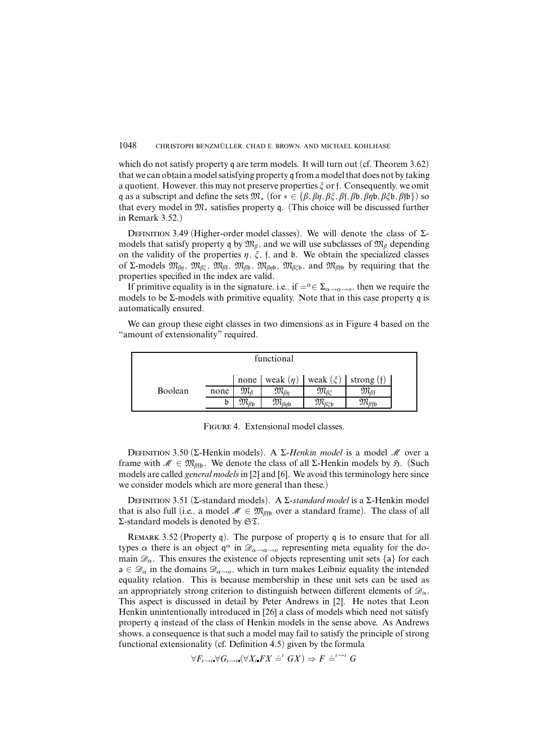which do not satisfy property $\mathfrak{q}$ are term models. It will turn out (cf. Theorem 3.62) that we can obtain a model satisfying property $\mathfrak{q}$ from a model that does not by taking a quotient. However, this may not preserve properties $\xi$ or $\mathfrak{f}$. Consequently, we omit $\mathfrak{q}$ as a subscript and define the sets $\mathfrak{M}_*$ (for $* \in \{\beta, \beta\eta, \beta\xi, \beta\mathfrak{f}, \beta\mathfrak{b}, \beta\eta\mathfrak{b}, \beta\xi\mathfrak{b}, \beta\mathfrak{f}\mathfrak{b}\}$) so that every model in $\mathfrak{M}_*$ satisfies property $\mathfrak{q}$. (This choice will be discussed further in Remark 3.52.)

Definition 3.49 (Higher-order model classes). We will denote the class of $\Sigma$-models that satisfy property $\mathfrak{q}$ by $\mathfrak{M}_\beta$, and we will use subclasses of $\mathfrak{M}_\beta$ depending on the validity of the properties $\eta$, $\xi$, $\mathfrak{f}$, and $\mathfrak{b}$. We obtain the specialized classes of $\Sigma$-models $\mathfrak{M}_{\beta\eta}$, $\mathfrak{M}_{\beta\xi}$, $\mathfrak{M}_{\beta\mathfrak{f}}$, $\mathfrak{M}_{\beta\mathfrak{b}}$, $\mathfrak{M}_{\beta\eta\mathfrak{b}}$, $\mathfrak{M}_{\beta\xi\mathfrak{b}}$, and $\mathfrak{M}_{\beta\mathfrak{f}\mathfrak{b}}$ by requiring that the properties specified in the index are valid.

If primitive equality is in the signature, i.e., if $=^\alpha \in \Sigma_{\alpha\to\alpha\to o}$, then we require the models to be $\Sigma$-models with primitive equality. Note that in this case property $\mathfrak{q}$ is automatically ensured.

We can group these eight classes in two dimensions as in Figure 4 based on the "amount of extensionality" required.

| | | functional | | | |
|---|---|---|---|---|---|
| | | none | weak ($\eta$) | weak ($\xi$) | strong ($\mathfrak{f}$) |
| Boolean | none | $\mathfrak{M}_\beta$ | $\mathfrak{M}_{\beta\eta}$ | $\mathfrak{M}_{\beta\xi}$ | $\mathfrak{M}_{\beta\mathfrak{f}}$ |
| | $\mathfrak{b}$ | $\mathfrak{M}_{\beta\mathfrak{b}}$ | $\mathfrak{M}_{\beta\eta\mathfrak{b}}$ | $\mathfrak{M}_{\beta\xi\mathfrak{b}}$ | $\mathfrak{M}_{\beta\mathfrak{f}\mathfrak{b}}$ |

Figure 4. Extensional model classes.

Definition 3.50 ($\Sigma$-Henkin models). A $\Sigma$-*Henkin model* is a model $\mathcal{M}$ over a frame with $\mathcal{M} \in \mathfrak{M}_{\beta\mathfrak{f}\mathfrak{b}}$. We denote the class of all $\Sigma$-Henkin models by $\mathfrak{H}$. (Such models are called *general models* in [2] and [6]. We avoid this terminology here since we consider models which are more general than these.)

Definition 3.51 ($\Sigma$-standard models). A $\Sigma$-*standard model* is a $\Sigma$-Henkin model that is also full (i.e., a model $\mathcal{M} \in \mathfrak{M}_{\beta\mathfrak{f}\mathfrak{b}}$ over a standard frame). The class of all $\Sigma$-standard models is denoted by $\mathfrak{ST}$.

Remark 3.52 (Property $\mathfrak{q}$). The purpose of property $\mathfrak{q}$ is to ensure that for all types $\alpha$ there is an object $\mathsf{q}^\alpha$ in $\mathcal{D}_{\alpha\to\alpha\to o}$ representing meta equality for the domain $\mathcal{D}_\alpha$. This ensures the existence of objects representing unit sets $\{\mathsf{a}\}$ for each $\mathsf{a} \in \mathcal{D}_\alpha$ in the domains $\mathcal{D}_{\alpha\to o}$, which in turn makes Leibniz equality the intended equality relation. This is because membership in these unit sets can be used as an appropriately strong criterion to distinguish between different elements of $\mathcal{D}_\alpha$. This aspect is discussed in detail by Peter Andrews in [2]. He notes that Leon Henkin unintentionally introduced in [26] a class of models which need not satisfy property $\mathfrak{q}$ instead of the class of Henkin models in the sense above. As Andrews shows, a consequence is that such a model may fail to satisfy the principle of strong functional extensionality (cf. Definition 4.5) given by the formula

$$\forall F_{\iota\to\iota} \forall G_{\iota\to\iota} (\forall X_\iota FX \doteq^\iota GX) \Rightarrow F \doteq^{\iota\to\iota} G$$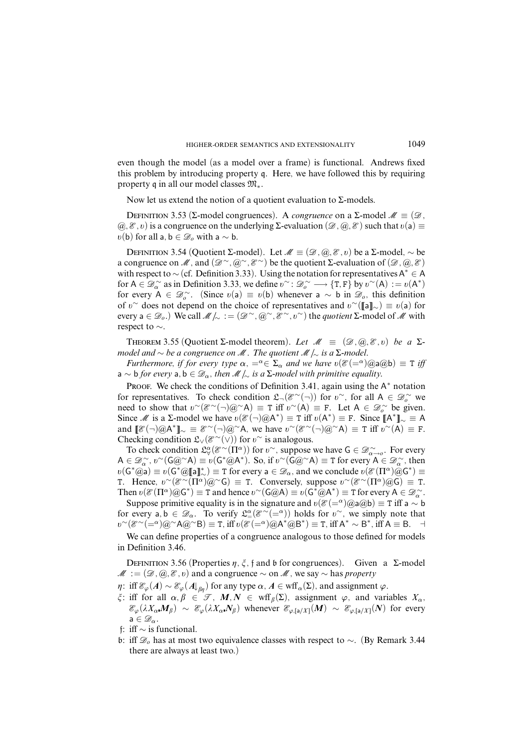even though the model (as a model over a frame) is functional. Andrews fixed this problem by introducing property $\mathfrak{q}$. Here, we have followed this by requiring property $\mathfrak{q}$ in all our model classes $\mathfrak{M}_*$.

Now let us extend the notion of a quotient evaluation to $\Sigma$-models.

Definition 3.53 ($\Sigma$-model congruences). A *congruence* on a $\Sigma$-model $\mathscr{M} \equiv (\mathscr{D}, @, \mathscr{E}, \upsilon)$ is a congruence on the underlying $\Sigma$-evaluation $(\mathscr{D}, @, \mathscr{E})$ such that $\upsilon(\mathsf{a}) \equiv \upsilon(\mathsf{b})$ for all $\mathsf{a}, \mathsf{b} \in \mathscr{D}_o$ with $\mathsf{a} \sim \mathsf{b}$.

Definition 3.54 (Quotient $\Sigma$-model). Let $\mathscr{M} \equiv (\mathscr{D}, @, \mathscr{E}, \upsilon)$ be a $\Sigma$-model, $\sim$ be a congruence on $\mathscr{M}$, and $(\mathscr{D}^\sim, @^\sim, \mathscr{E}^\sim)$ be the quotient $\Sigma$-evaluation of $(\mathscr{D}, @, \mathscr{E})$ with respect to $\sim$ (cf. Definition 3.33). Using the notation for representatives $\mathsf{A}^* \in \mathsf{A}$ for $\mathsf{A} \in \mathscr{D}^\sim_\alpha$ as in Definition 3.33, we define $\upsilon^\sim : \mathscr{D}^\sim_o \longrightarrow \{\mathtt{T}, \mathtt{F}\}$ by $\upsilon^\sim(\mathsf{A}) := \upsilon(\mathsf{A}^*)$ for every $\mathsf{A} \in \mathscr{D}^\sim_o$. (Since $\upsilon(\mathsf{a}) \equiv \upsilon(\mathsf{b})$ whenever $\mathsf{a} \sim \mathsf{b}$ in $\mathscr{D}_o$, this definition of $\upsilon^\sim$ does not depend on the choice of representatives and $\upsilon^\sim([\![\mathsf{a}]\!]_\sim) \equiv \upsilon(\mathsf{a})$ for every $\mathsf{a} \in \mathscr{D}_o$.) We call $\mathscr{M}/_\sim := (\mathscr{D}^\sim, @^\sim, \mathscr{E}^\sim, \upsilon^\sim)$ the *quotient* $\Sigma$-model of $\mathscr{M}$ with respect to $\sim$.

Theorem 3.55 (Quotient $\Sigma$-model theorem). *Let $\mathscr{M} \equiv (\mathscr{D}, @, \mathscr{E}, \upsilon)$ be a $\Sigma$-model and $\sim$ be a congruence on $\mathscr{M}$. The quotient $\mathscr{M}/_\sim$ is a $\Sigma$-model.*

*Furthermore, if for every type $\alpha$, $=^\alpha \in \Sigma_\alpha$ and we have $\upsilon(\mathscr{E}(=^\alpha)@\mathsf{a}@\mathsf{b}) \equiv \mathtt{T}$ iff $\mathsf{a} \sim \mathsf{b}$ for every $\mathsf{a}, \mathsf{b} \in \mathscr{D}_\alpha$, then $\mathscr{M}/_\sim$ is a $\Sigma$-model with primitive equality.*

Proof. We check the conditions of Definition 3.41, again using the $\mathsf{A}^*$ notation for representatives. To check condition $\mathfrak{L}_\neg(\mathscr{E}^\sim(\neg))$ for $\upsilon^\sim$, for all $\mathsf{A} \in \mathscr{D}^\sim_o$ we need to show that $\upsilon^\sim(\mathscr{E}^\sim(\neg)@^\sim\mathsf{A}) \equiv \mathtt{T}$ iff $\upsilon^\sim(\mathsf{A}) \equiv \mathtt{F}$. Let $\mathsf{A} \in \mathscr{D}^\sim_o$ be given. Since $\mathscr{M}$ is a $\Sigma$-model we have $\upsilon(\mathscr{E}(\neg)@\mathsf{A}^*) \equiv \mathtt{T}$ iff $\upsilon(\mathsf{A}^*) \equiv \mathtt{F}$. Since $[\![\mathsf{A}^*]\!]_\sim \equiv \mathsf{A}$ and $[\![\mathscr{E}(\neg)@\mathsf{A}^*]\!]_\sim \equiv \mathscr{E}^\sim(\neg)@^\sim\mathsf{A}$, we have $\upsilon^\sim(\mathscr{E}^\sim(\neg)@^\sim\mathsf{A}) \equiv \mathtt{T}$ iff $\upsilon^\sim(\mathsf{A}) \equiv \mathtt{F}$. Checking condition $\mathfrak{L}_\vee(\mathscr{E}^\sim(\vee))$ for $\upsilon^\sim$ is analogous.

To check condition $\mathfrak{L}^\alpha_\forall(\mathscr{E}^\sim(\Pi^\alpha))$ for $\upsilon^\sim$, suppose we have $\mathsf{G} \in \mathscr{D}^\sim_{\alpha\to o}$. For every $\mathsf{A} \in \mathscr{D}^\sim_\alpha$, $\upsilon^\sim(\mathsf{G}@^\sim\mathsf{A}) \equiv \upsilon(\mathsf{G}^*@\mathsf{A}^*)$. So, if $\upsilon^\sim(\mathsf{G}@^\sim\mathsf{A}) \equiv \mathtt{T}$ for every $\mathsf{A} \in \mathscr{D}^\sim_\alpha$, then $\upsilon(\mathsf{G}^*@\mathsf{a}) \equiv \upsilon(\mathsf{G}^*@[\![\mathsf{a}]\!]^*_\sim) \equiv \mathtt{T}$ for every $\mathsf{a} \in \mathscr{D}_\alpha$, and we conclude $\upsilon(\mathscr{E}(\Pi^\alpha)@\mathsf{G}^*) \equiv \mathtt{T}$. Hence, $\upsilon^\sim(\mathscr{E}^\sim(\Pi^\alpha)@^\sim\mathsf{G}) \equiv \mathtt{T}$. Conversely, suppose $\upsilon^\sim(\mathscr{E}^\sim(\Pi^\alpha)@\mathsf{G}) \equiv \mathtt{T}$. Then $\upsilon(\mathscr{E}(\Pi^\alpha)@\mathsf{G}^*) \equiv \mathtt{T}$ and hence $\upsilon^\sim(\mathsf{G}@\mathsf{A}) \equiv \upsilon(\mathsf{G}^*@\mathsf{A}^*) \equiv \mathtt{T}$ for every $\mathsf{A} \in \mathscr{D}^\sim_\alpha$.

Suppose primitive equality is in the signature and $\upsilon(\mathscr{E}(=^\alpha)@\mathsf{a}@\mathsf{b}) \equiv \mathtt{T}$ iff $\mathsf{a} \sim \mathsf{b}$ for every $\mathsf{a}, \mathsf{b} \in \mathscr{D}_\alpha$. To verify $\mathfrak{L}^\alpha_=(\mathscr{E}^\sim(=^\alpha))$ holds for $\upsilon^\sim$, we simply note that $\upsilon^\sim(\mathscr{E}^\sim(=^\alpha)@^\sim\mathsf{A}@^\sim\mathsf{B}) \equiv \mathtt{T}$, iff $\upsilon(\mathscr{E}(=^\alpha)@\mathsf{A}^*@\mathsf{B}^*) \equiv \mathtt{T}$, iff $\mathsf{A}^* \sim \mathsf{B}^*$, iff $\mathsf{A} \equiv \mathsf{B}$. $\dashv$

We can define properties of a congruence analogous to those defined for models in Definition 3.46.

Definition 3.56 (Properties $\eta$, $\xi$, $\mathfrak{f}$ and $\mathfrak{b}$ for congruences). Given a $\Sigma$-model $\mathscr{M} := (\mathscr{D}, @, \mathscr{E}, \upsilon)$ and a congruence $\sim$ on $\mathscr{M}$, we say $\sim$ has *property*

- $\eta$: iff $\mathscr{E}_\varphi(\boldsymbol{A}) \sim \mathscr{E}_\varphi(\boldsymbol{A}\!\downarrow_{\beta\eta})$ for any type $\alpha$, $\boldsymbol{A} \in \mathrm{wff}_\alpha(\Sigma)$, and assignment $\varphi$.
- $\xi$: iff for all $\alpha, \beta \in \mathscr{T}$, $\boldsymbol{M}, \boldsymbol{N} \in \mathrm{wff}_\beta(\Sigma)$, assignment $\varphi$, and variables $X_\alpha$, $\mathscr{E}_\varphi(\lambda X_\alpha.\boldsymbol{M}_\beta) \sim \mathscr{E}_\varphi(\lambda X_\alpha.\boldsymbol{N}_\beta)$ whenever $\mathscr{E}_{\varphi,[\mathsf{a}/X]}(\boldsymbol{M}) \sim \mathscr{E}_{\varphi,[\mathsf{a}/X]}(\boldsymbol{N})$ for every $\mathsf{a} \in \mathscr{D}_\alpha$.
- $\mathfrak{f}$: iff $\sim$ is functional.
- $\mathfrak{b}$: iff $\mathscr{D}_o$ has at most two equivalence classes with respect to $\sim$. (By Remark 3.44 there are always at least two.)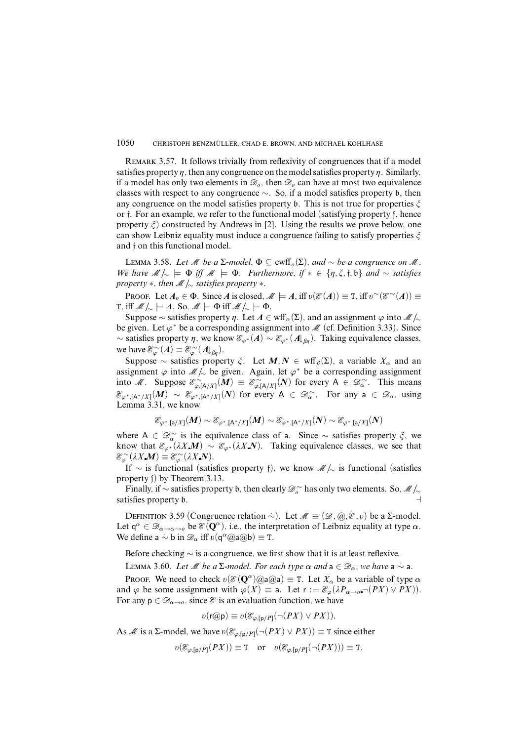Remark 3.57. It follows trivially from reflexivity of congruences that if a model satisfies property $\eta$, then any congruence on the model satisfies property $\eta$. Similarly, if a model has only two elements in $\mathscr{D}_o$, then $\mathscr{D}_o$ can have at most two equivalence classes with respect to any congruence $\sim$. So, if a model satisfies property $\mathfrak{b}$, then any congruence on the model satisfies property $\mathfrak{b}$. This is not true for properties $\xi$ or $\mathfrak{f}$. For an example, we refer to the functional model (satisfying property $\mathfrak{f}$, hence property $\xi$) constructed by Andrews in [2]. Using the results we prove below, one can show Leibniz equality must induce a congruence failing to satisfy properties $\xi$ and $\mathfrak{f}$ on this functional model.

Lemma 3.58. *Let $\mathscr{M}$ be a $\Sigma$-model, $\Phi \subseteq \mathrm{cwff}_o(\Sigma)$, and $\sim$ be a congruence on $\mathscr{M}$. We have $\mathscr{M}/_\sim \models \Phi$ iff $\mathscr{M} \models \Phi$. Furthermore, if $* \in \{\eta, \xi, \mathfrak{f}, \mathfrak{b}\}$ and $\sim$ satisfies property $*$, then $\mathscr{M}/_\sim$ satisfies property $*$.*

Proof. Let $\boldsymbol{A}_o \in \Phi$. Since $\boldsymbol{A}$ is closed, $\mathscr{M} \models \boldsymbol{A}$, iff $\upsilon(\mathscr{E}(\boldsymbol{A})) \equiv \mathtt{T}$, iff $\upsilon^\sim(\mathscr{E}^\sim(\boldsymbol{A})) \equiv \mathtt{T}$, iff $\mathscr{M}/_\sim \models \boldsymbol{A}$. So, $\mathscr{M} \models \Phi$ iff $\mathscr{M}/_\sim \models \Phi$.

Suppose $\sim$ satisfies property $\eta$. Let $\boldsymbol{A} \in \mathrm{wff}_\alpha(\Sigma)$, and an assignment $\varphi$ into $\mathscr{M}/_\sim$ be given. Let $\varphi^*$ be a corresponding assignment into $\mathscr{M}$ (cf. Definition 3.33). Since $\sim$ satisfies property $\eta$, we know $\mathscr{E}_{\varphi^*}(\boldsymbol{A}) \sim \mathscr{E}_{\varphi^*}(\boldsymbol{A}{\downarrow_{\beta\eta}})$. Taking equivalence classes, we have $\mathscr{E}^\sim_\varphi(\boldsymbol{A}) \equiv \mathscr{E}^\sim_\varphi(\boldsymbol{A}{\downarrow_{\beta\eta}})$.

Suppose $\sim$ satisfies property $\xi$. Let $\boldsymbol{M}, \boldsymbol{N} \in \mathrm{wff}_\beta(\Sigma)$, a variable $X_\alpha$ and an assignment $\varphi$ into $\mathscr{M}/_\sim$ be given. Again, let $\varphi^*$ be a corresponding assignment into $\mathscr{M}$. Suppose $\mathscr{E}^\sim_{\varphi,[\mathsf{A}/X]}(\boldsymbol{M}) \equiv \mathscr{E}^\sim_{\varphi,[\mathsf{A}/X]}(\boldsymbol{N})$ for every $\mathsf{A} \in \mathscr{D}^\sim_\alpha$. This means $\mathscr{E}_{\varphi^*,[\mathsf{A}^*/X]}(\boldsymbol{M}) \sim \mathscr{E}_{\varphi^*,[\mathsf{A}^*/X]}(\boldsymbol{N})$ for every $\mathsf{A} \in \mathscr{D}^\sim_\alpha$. For any $\mathsf{a} \in \mathscr{D}_\alpha$, using Lemma 3.31, we know

$$\mathscr{E}_{\varphi^*,[\mathsf{a}/X]}(\boldsymbol{M}) \sim \mathscr{E}_{\varphi^*,[\mathsf{A}^*/X]}(\boldsymbol{M}) \sim \mathscr{E}_{\varphi^*,[\mathsf{A}^*/X]}(\boldsymbol{N}) \sim \mathscr{E}_{\varphi^*,[\mathsf{a}/X]}(\boldsymbol{N})$$

where $\mathsf{A} \in \mathscr{D}^\sim_\alpha$ is the equivalence class of $\mathsf{a}$. Since $\sim$ satisfies property $\xi$, we know that $\mathscr{E}_{\varphi^*}(\lambda X_\bullet \boldsymbol{M}) \sim \mathscr{E}_{\varphi^*}(\lambda X_\bullet \boldsymbol{N})$. Taking equivalence classes, we see that $\mathscr{E}^\sim_\varphi(\lambda X_\bullet \boldsymbol{M}) \equiv \mathscr{E}^\sim_\varphi(\lambda X_\bullet \boldsymbol{N})$.

If $\sim$ is functional (satisfies property $\mathfrak{f}$), we know $\mathscr{M}/_\sim$ is functional (satisfies property $\mathfrak{f}$) by Theorem 3.13.

Finally, if $\sim$ satisfies property $\mathfrak{b}$, then clearly $\mathscr{D}^\sim_o$ has only two elements. So, $\mathscr{M}/_\sim$ satisfies property $\mathfrak{b}$. ⊣

Definition 3.59 (Congruence relation $\dot\sim$). Let $\mathscr{M} \equiv (\mathscr{D}, @, \mathscr{E}, \upsilon)$ be a $\Sigma$-model. Let $\mathsf{q}^\alpha \in \mathscr{D}_{\alpha\to\alpha\to o}$ be $\mathscr{E}(\mathbf{Q}^\alpha)$, i.e., the interpretation of Leibniz equality at type $\alpha$. We define $\mathsf{a} \dot\sim \mathsf{b}$ in $\mathscr{D}_\alpha$ iff $\upsilon(\mathsf{q}^\alpha @ \mathsf{a} @ \mathsf{b}) \equiv \mathtt{T}$.

Before checking $\dot\sim$ is a congruence, we first show that it is at least reflexive.

Lemma 3.60. *Let $\mathscr{M}$ be a $\Sigma$-model. For each type $\alpha$ and $\mathsf{a} \in \mathscr{D}_\alpha$, we have $\mathsf{a} \dot\sim \mathsf{a}$.*

Proof. We need to check $\upsilon(\mathscr{E}(\mathbf{Q}^\alpha) @ \mathsf{a} @ \mathsf{a}) \equiv \mathtt{T}$. Let $X_\alpha$ be a variable of type $\alpha$ and $\varphi$ be some assignment with $\varphi(X) \equiv \mathsf{a}$. Let $\mathsf{r} := \mathscr{E}_\varphi(\lambda P_{\alpha\to o \bullet} \neg(PX) \vee PX))$. For any $\mathsf{p} \in \mathscr{D}_{\alpha\to o}$, since $\mathscr{E}$ is an evaluation function, we have

$$\upsilon(\mathsf{r} @ \mathsf{p}) \equiv \upsilon(\mathscr{E}_{\varphi,[\mathsf{p}/P]}(\neg(PX) \vee PX)).$$

As $\mathscr{M}$ is a $\Sigma$-model, we have $\upsilon(\mathscr{E}_{\varphi,[\mathsf{p}/P]}(\neg(PX) \vee PX)) \equiv \mathtt{T}$ since either

$$\upsilon(\mathscr{E}_{\varphi,[\mathsf{p}/P]}(PX)) \equiv \mathtt{T} \quad \text{or} \quad \upsilon(\mathscr{E}_{\varphi,[\mathsf{p}/P]}(\neg(PX))) \equiv \mathtt{T}.$$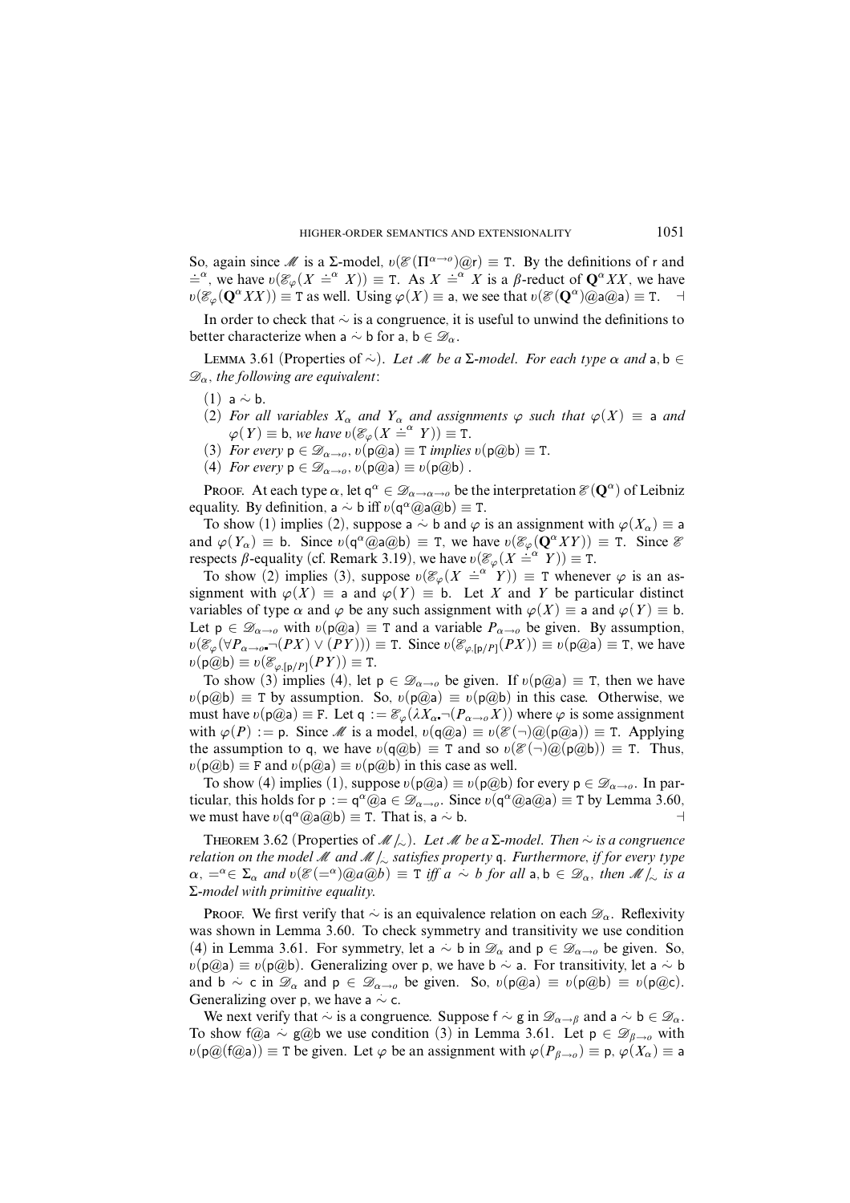So, again since $\mathcal{M}$ is a $\Sigma$-model, $\upsilon(\mathcal{E}(\Pi^{\alpha\to o})@\mathsf{r}) \equiv \mathtt{T}$. By the definitions of $\mathsf{r}$ and $\dot{=}^{\alpha}$, we have $\upsilon(\mathcal{E}_{\varphi}(X \dot{=}^{\alpha} X)) \equiv \mathtt{T}$. As $X \dot{=}^{\alpha} X$ is a $\beta$-reduct of $\mathbf{Q}^{\alpha}XX$, we have $\upsilon(\mathcal{E}_{\varphi}(\mathbf{Q}^{\alpha}XX)) \equiv \mathtt{T}$ as well. Using $\varphi(X) \equiv \mathsf{a}$, we see that $\upsilon(\mathcal{E}(\mathbf{Q}^{\alpha})@\mathsf{a}@\mathsf{a}) \equiv \mathtt{T}$. ⊣

In order to check that $\dot{\sim}$ is a congruence, it is useful to unwind the definitions to better characterize when $\mathsf{a} \dot{\sim} \mathsf{b}$ for $\mathsf{a}, \mathsf{b} \in \mathcal{D}_{\alpha}$.

Lemma 3.61 (Properties of $\dot{\sim}$). *Let $\mathcal{M}$ be a $\Sigma$-model. For each type $\alpha$ and $\mathsf{a}, \mathsf{b} \in \mathcal{D}_{\alpha}$, the following are equivalent*:

(1) $\mathsf{a} \dot{\sim} \mathsf{b}$.
(2) *For all variables $X_{\alpha}$ and $Y_{\alpha}$ and assignments $\varphi$ such that $\varphi(X) \equiv \mathsf{a}$ and $\varphi(Y) \equiv \mathsf{b}$, we have $\upsilon(\mathcal{E}_{\varphi}(X \dot{=}^{\alpha} Y)) \equiv \mathtt{T}$.*
(3) *For every $\mathsf{p} \in \mathcal{D}_{\alpha\to o}$, $\upsilon(\mathsf{p}@\mathsf{a}) \equiv \mathtt{T}$ implies $\upsilon(\mathsf{p}@\mathsf{b}) \equiv \mathtt{T}$.*
(4) *For every $\mathsf{p} \in \mathcal{D}_{\alpha\to o}$, $\upsilon(\mathsf{p}@\mathsf{a}) \equiv \upsilon(\mathsf{p}@\mathsf{b})$ .*

Proof. At each type $\alpha$, let $\mathsf{q}^{\alpha} \in \mathcal{D}_{\alpha\to\alpha\to o}$ be the interpretation $\mathcal{E}(\mathbf{Q}^{\alpha})$ of Leibniz equality. By definition, $\mathsf{a} \dot{\sim} \mathsf{b}$ iff $\upsilon(\mathsf{q}^{\alpha}@\mathsf{a}@\mathsf{b}) \equiv \mathtt{T}$.

To show (1) implies (2), suppose $\mathsf{a} \dot{\sim} \mathsf{b}$ and $\varphi$ is an assignment with $\varphi(X_{\alpha}) \equiv \mathsf{a}$ and $\varphi(Y_{\alpha}) \equiv \mathsf{b}$. Since $\upsilon(\mathsf{q}^{\alpha}@\mathsf{a}@\mathsf{b}) \equiv \mathtt{T}$, we have $\upsilon(\mathcal{E}_{\varphi}(\mathbf{Q}^{\alpha}XY)) \equiv \mathtt{T}$. Since $\mathcal{E}$ respects $\beta$-equality (cf. Remark 3.19), we have $\upsilon(\mathcal{E}_{\varphi}(X \dot{=}^{\alpha} Y)) \equiv \mathtt{T}$.

To show (2) implies (3), suppose $\upsilon(\mathcal{E}_{\varphi}(X \dot{=}^{\alpha} Y)) \equiv \mathtt{T}$ whenever $\varphi$ is an assignment with $\varphi(X) \equiv \mathsf{a}$ and $\varphi(Y) \equiv \mathsf{b}$. Let $X$ and $Y$ be particular distinct variables of type $\alpha$ and $\varphi$ be any such assignment with $\varphi(X) \equiv \mathsf{a}$ and $\varphi(Y) \equiv \mathsf{b}$. Let $\mathsf{p} \in \mathcal{D}_{\alpha\to o}$ with $\upsilon(\mathsf{p}@\mathsf{a}) \equiv \mathtt{T}$ and a variable $P_{\alpha\to o}$ be given. By assumption, $\upsilon(\mathcal{E}_{\varphi}(\forall P_{\alpha\to o}\text{.}\neg(PX) \vee (PY))) \equiv \mathtt{T}$. Since $\upsilon(\mathcal{E}_{\varphi,[\mathsf{p}/P]}(PX)) \equiv \upsilon(\mathsf{p}@\mathsf{a}) \equiv \mathtt{T}$, we have $\upsilon(\mathsf{p}@\mathsf{b}) \equiv \upsilon(\mathcal{E}_{\varphi,[\mathsf{p}/P]}(PY)) \equiv \mathtt{T}$.

To show (3) implies (4), let $\mathsf{p} \in \mathcal{D}_{\alpha\to o}$ be given. If $\upsilon(\mathsf{p}@\mathsf{a}) \equiv \mathtt{T}$, then we have $\upsilon(\mathsf{p}@\mathsf{b}) \equiv \mathtt{T}$ by assumption. So, $\upsilon(\mathsf{p}@\mathsf{a}) \equiv \upsilon(\mathsf{p}@\mathsf{b})$ in this case. Otherwise, we must have $\upsilon(\mathsf{p}@\mathsf{a}) \equiv \mathtt{F}$. Let $\mathsf{q} := \mathcal{E}_{\varphi}(\lambda X_{\alpha}\text{.}\neg(P_{\alpha\to o}X))$ where $\varphi$ is some assignment with $\varphi(P) := \mathsf{p}$. Since $\mathcal{M}$ is a model, $\upsilon(\mathsf{q}@\mathsf{a}) \equiv \upsilon(\mathcal{E}(\neg)@(\mathsf{p}@\mathsf{a})) \equiv \mathtt{T}$. Applying the assumption to $\mathsf{q}$, we have $\upsilon(\mathsf{q}@\mathsf{b}) \equiv \mathtt{T}$ and so $\upsilon(\mathcal{E}(\neg)@(\mathsf{p}@\mathsf{b})) \equiv \mathtt{T}$. Thus, $\upsilon(\mathsf{p}@\mathsf{b}) \equiv \mathtt{F}$ and $\upsilon(\mathsf{p}@\mathsf{a}) \equiv \upsilon(\mathsf{p}@\mathsf{b})$ in this case as well.

To show (4) implies (1), suppose $\upsilon(\mathsf{p}@\mathsf{a}) \equiv \upsilon(\mathsf{p}@\mathsf{b})$ for every $\mathsf{p} \in \mathcal{D}_{\alpha\to o}$. In particular, this holds for $\mathsf{p} := \mathsf{q}^{\alpha}@\mathsf{a} \in \mathcal{D}_{\alpha\to o}$. Since $\upsilon(\mathsf{q}^{\alpha}@\mathsf{a}@\mathsf{a}) \equiv \mathtt{T}$ by Lemma 3.60, we must have $\upsilon(\mathsf{q}^{\alpha}@\mathsf{a}@\mathsf{b}) \equiv \mathtt{T}$. That is, $\mathsf{a} \dot{\sim} \mathsf{b}$. ⊣

Theorem 3.62 (Properties of $\mathcal{M}/_{\dot{\sim}}$). *Let $\mathcal{M}$ be a $\Sigma$-model. Then $\dot{\sim}$ is a congruence relation on the model $\mathcal{M}$ and $\mathcal{M}/_{\dot{\sim}}$ satisfies property $\mathfrak{q}$. Furthermore, if for every type $\alpha$, $=^{\alpha} \in \Sigma_{\alpha}$ and $\upsilon(\mathcal{E}(=^{\alpha})@a@b) \equiv \mathtt{T}$ iff $a \dot{\sim} b$ for all $\mathsf{a}, \mathsf{b} \in \mathcal{D}_{\alpha}$, then $\mathcal{M}/_{\dot{\sim}}$ is a $\Sigma$-model with primitive equality.*

Proof. We first verify that $\dot{\sim}$ is an equivalence relation on each $\mathcal{D}_{\alpha}$. Reflexivity was shown in Lemma 3.60. To check symmetry and transitivity we use condition (4) in Lemma 3.61. For symmetry, let $\mathsf{a} \dot{\sim} \mathsf{b}$ in $\mathcal{D}_{\alpha}$ and $\mathsf{p} \in \mathcal{D}_{\alpha\to o}$ be given. So, $\upsilon(\mathsf{p}@\mathsf{a}) \equiv \upsilon(\mathsf{p}@\mathsf{b})$. Generalizing over $\mathsf{p}$, we have $\mathsf{b} \dot{\sim} \mathsf{a}$. For transitivity, let $\mathsf{a} \dot{\sim} \mathsf{b}$ and $\mathsf{b} \dot{\sim} \mathsf{c}$ in $\mathcal{D}_{\alpha}$ and $\mathsf{p} \in \mathcal{D}_{\alpha\to o}$ be given. So, $\upsilon(\mathsf{p}@\mathsf{a}) \equiv \upsilon(\mathsf{p}@\mathsf{b}) \equiv \upsilon(\mathsf{p}@\mathsf{c})$. Generalizing over $\mathsf{p}$, we have $\mathsf{a} \dot{\sim} \mathsf{c}$.

We next verify that $\dot{\sim}$ is a congruence. Suppose $\mathsf{f} \dot{\sim} \mathsf{g}$ in $\mathcal{D}_{\alpha\to\beta}$ and $\mathsf{a} \dot{\sim} \mathsf{b} \in \mathcal{D}_{\alpha}$. To show $\mathsf{f}@\mathsf{a} \dot{\sim} \mathsf{g}@\mathsf{b}$ we use condition (3) in Lemma 3.61. Let $\mathsf{p} \in \mathcal{D}_{\beta\to o}$ with $\upsilon(\mathsf{p}@(\mathsf{f}@\mathsf{a})) \equiv \mathtt{T}$ be given. Let $\varphi$ be an assignment with $\varphi(P_{\beta\to o}) \equiv \mathsf{p}$, $\varphi(X_{\alpha}) \equiv \mathsf{a}$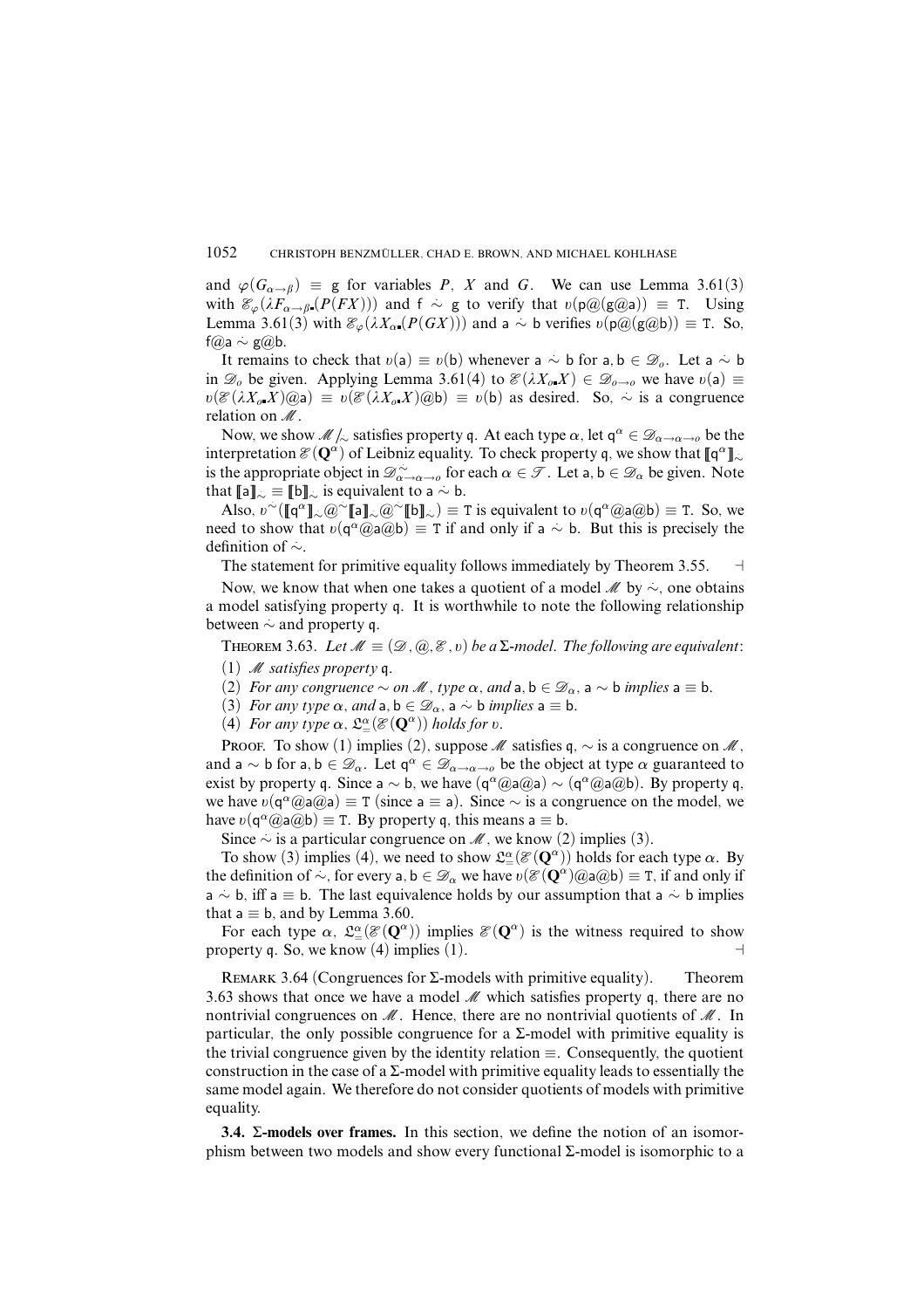and $\varphi(G_{\alpha\to\beta}) \equiv \mathsf{g}$ for variables $P$, $X$ and $G$. We can use Lemma 3.61(3) with $\mathscr{E}_\varphi(\lambda F_{\alpha\to\beta\bullet}(P(FX)))$ and $\mathsf{f} \mathrel{\dot\sim} \mathsf{g}$ to verify that $\upsilon(\mathsf{p}@(\mathsf{g}@\mathsf{a})) \equiv \mathtt{T}$. Using Lemma 3.61(3) with $\mathscr{E}_\varphi(\lambda X_{\alpha\bullet}(P(GX)))$ and $\mathsf{a} \mathrel{\dot\sim} \mathsf{b}$ verifies $\upsilon(\mathsf{p}@(\mathsf{g}@\mathsf{b})) \equiv \mathtt{T}$. So, $\mathsf{f}@\mathsf{a} \mathrel{\dot\sim} \mathsf{g}@\mathsf{b}$.

It remains to check that $\upsilon(\mathsf{a}) \equiv \upsilon(\mathsf{b})$ whenever $\mathsf{a} \mathrel{\dot\sim} \mathsf{b}$ for $\mathsf{a}, \mathsf{b} \in \mathscr{D}_o$. Let $\mathsf{a} \mathrel{\dot\sim} \mathsf{b}$ in $\mathscr{D}_o$ be given. Applying Lemma 3.61(4) to $\mathscr{E}(\lambda X_{o\bullet}X) \in \mathscr{D}_{o\to o}$ we have $\upsilon(\mathsf{a}) \equiv \upsilon(\mathscr{E}(\lambda X_{o\bullet}X)@\mathsf{a}) \equiv \upsilon(\mathscr{E}(\lambda X_{o\bullet}X)@\mathsf{b}) \equiv \upsilon(\mathsf{b})$ as desired. So, $\dot\sim$ is a congruence relation on $\mathscr{M}$.

Now, we show $\mathscr{M}/_{\dot\sim}$ satisfies property $\mathfrak{q}$. At each type $\alpha$, let $\mathsf{q}^\alpha \in \mathscr{D}_{\alpha\to\alpha\to o}$ be the interpretation $\mathscr{E}(\mathbf{Q}^\alpha)$ of Leibniz equality. To check property $\mathfrak{q}$, we show that $[\![\mathsf{q}^\alpha]\!]_{\dot\sim}$ is the appropriate object in $\mathscr{D}^{\dot\sim}_{\alpha\to\alpha\to o}$ for each $\alpha \in \mathscr{T}$. Let $\mathsf{a}, \mathsf{b} \in \mathscr{D}_\alpha$ be given. Note that $[\![\mathsf{a}]\!]_{\dot\sim} \equiv [\![\mathsf{b}]\!]_{\dot\sim}$ is equivalent to $\mathsf{a} \mathrel{\dot\sim} \mathsf{b}$.

Also, $\upsilon^{\dot\sim}([\![\mathsf{q}^\alpha]\!]_{\dot\sim}@^{\dot\sim}[\![\mathsf{a}]\!]_{\dot\sim}@^{\dot\sim}[\![\mathsf{b}]\!]_{\dot\sim}) \equiv \mathtt{T}$ is equivalent to $\upsilon(\mathsf{q}^\alpha@\mathsf{a}@\mathsf{b}) \equiv \mathtt{T}$. So, we need to show that $\upsilon(\mathsf{q}^\alpha@\mathsf{a}@\mathsf{b}) \equiv \mathtt{T}$ if and only if $\mathsf{a} \mathrel{\dot\sim} \mathsf{b}$. But this is precisely the definition of $\dot\sim$.

The statement for primitive equality follows immediately by Theorem 3.55. $\dashv$

Now, we know that when one takes a quotient of a model $\mathscr{M}$ by $\dot\sim$, one obtains a model satisfying property $\mathfrak{q}$. It is worthwhile to note the following relationship between $\dot\sim$ and property $\mathfrak{q}$.

Theorem 3.63. *Let $\mathscr{M} \equiv (\mathscr{D}, @, \mathscr{E}, \upsilon)$ be a $\Sigma$-model. The following are equivalent*:

(1) *$\mathscr{M}$ satisfies property $\mathfrak{q}$.*

(2) *For any congruence $\sim$ on $\mathscr{M}$, type $\alpha$, and $\mathsf{a}, \mathsf{b} \in \mathscr{D}_\alpha$, $\mathsf{a} \sim \mathsf{b}$ implies $\mathsf{a} \equiv \mathsf{b}$.*

(3) *For any type $\alpha$, and $\mathsf{a}, \mathsf{b} \in \mathscr{D}_\alpha$, $\mathsf{a} \mathrel{\dot\sim} \mathsf{b}$ implies $\mathsf{a} \equiv \mathsf{b}$.*

(4) *For any type $\alpha$, $\mathfrak{L}^\alpha_=(\mathscr{E}(\mathbf{Q}^\alpha))$ holds for $\upsilon$.*

Proof. To show (1) implies (2), suppose $\mathscr{M}$ satisfies $\mathfrak{q}$, $\sim$ is a congruence on $\mathscr{M}$, and $\mathsf{a} \sim \mathsf{b}$ for $\mathsf{a}, \mathsf{b} \in \mathscr{D}_\alpha$. Let $\mathsf{q}^\alpha \in \mathscr{D}_{\alpha\to\alpha\to o}$ be the object at type $\alpha$ guaranteed to exist by property $\mathfrak{q}$. Since $\mathsf{a} \sim \mathsf{b}$, we have $(\mathsf{q}^\alpha@\mathsf{a}@\mathsf{a}) \sim (\mathsf{q}^\alpha@\mathsf{a}@\mathsf{b})$. By property $\mathfrak{q}$, we have $\upsilon(\mathsf{q}^\alpha@\mathsf{a}@\mathsf{a}) \equiv \mathtt{T}$ (since $\mathsf{a} \equiv \mathsf{a}$). Since $\sim$ is a congruence on the model, we have $\upsilon(\mathsf{q}^\alpha@\mathsf{a}@\mathsf{b}) \equiv \mathtt{T}$. By property $\mathfrak{q}$, this means $\mathsf{a} \equiv \mathsf{b}$.

Since $\dot\sim$ is a particular congruence on $\mathscr{M}$, we know (2) implies (3).

To show (3) implies (4), we need to show $\mathfrak{L}^\alpha_=(\mathscr{E}(\mathbf{Q}^\alpha))$ holds for each type $\alpha$. By the definition of $\dot\sim$, for every $\mathsf{a}, \mathsf{b} \in \mathscr{D}_\alpha$ we have $\upsilon(\mathscr{E}(\mathbf{Q}^\alpha)@\mathsf{a}@\mathsf{b}) \equiv \mathtt{T}$, if and only if $\mathsf{a} \mathrel{\dot\sim} \mathsf{b}$, iff $\mathsf{a} \equiv \mathsf{b}$. The last equivalence holds by our assumption that $\mathsf{a} \mathrel{\dot\sim} \mathsf{b}$ implies that $\mathsf{a} \equiv \mathsf{b}$, and by Lemma 3.60.

For each type $\alpha$, $\mathfrak{L}^\alpha_=(\mathscr{E}(\mathbf{Q}^\alpha))$ implies $\mathscr{E}(\mathbf{Q}^\alpha)$ is the witness required to show property $\mathfrak{q}$. So, we know (4) implies (1). $\dashv$

Remark 3.64 (Congruences for $\Sigma$-models with primitive equality). Theorem 3.63 shows that once we have a model $\mathscr{M}$ which satisfies property $\mathfrak{q}$, there are no nontrivial congruences on $\mathscr{M}$. Hence, there are no nontrivial quotients of $\mathscr{M}$. In particular, the only possible congruence for a $\Sigma$-model with primitive equality is the trivial congruence given by the identity relation $\equiv$. Consequently, the quotient construction in the case of a $\Sigma$-model with primitive equality leads to essentially the same model again. We therefore do not consider quotients of models with primitive equality.

**3.4. $\Sigma$-models over frames.** In this section, we define the notion of an isomorphism between two models and show every functional $\Sigma$-model is isomorphic to a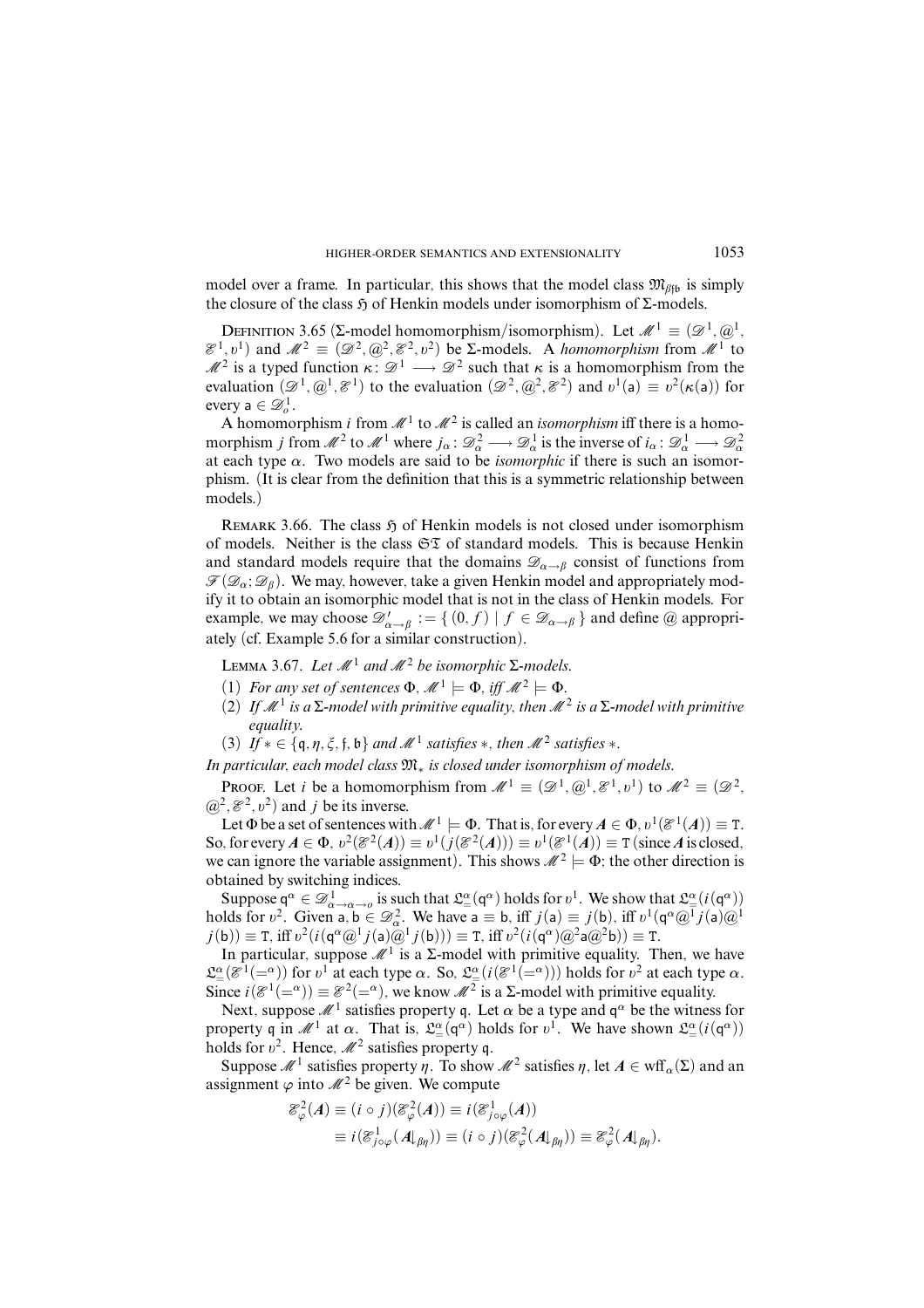model over a frame. In particular, this shows that the model class $\mathfrak{M}_{\beta\mathfrak{fb}}$ is simply the closure of the class $\mathfrak{H}$ of Henkin models under isomorphism of $\Sigma$-models.

Definition 3.65 ($\Sigma$-model homomorphism/isomorphism). Let $\mathcal{M}^1 \equiv (\mathcal{D}^1, @^1, \mathcal{E}^1, \upsilon^1)$ and $\mathcal{M}^2 \equiv (\mathcal{D}^2, @^2, \mathcal{E}^2, \upsilon^2)$ be $\Sigma$-models. A *homomorphism* from $\mathcal{M}^1$ to $\mathcal{M}^2$ is a typed function $\kappa \colon \mathcal{D}^1 \longrightarrow \mathcal{D}^2$ such that $\kappa$ is a homomorphism from the evaluation $(\mathcal{D}^1, @^1, \mathcal{E}^1)$ to the evaluation $(\mathcal{D}^2, @^2, \mathcal{E}^2)$ and $\upsilon^1(\mathsf{a}) \equiv \upsilon^2(\kappa(\mathsf{a}))$ for every $\mathsf{a} \in \mathcal{D}^1_o$.

A homomorphism $i$ from $\mathcal{M}^1$ to $\mathcal{M}^2$ is called an *isomorphism* iff there is a homomorphism $j$ from $\mathcal{M}^2$ to $\mathcal{M}^1$ where $j_\alpha \colon \mathcal{D}^2_\alpha \longrightarrow \mathcal{D}^1_\alpha$ is the inverse of $i_\alpha \colon \mathcal{D}^1_\alpha \longrightarrow \mathcal{D}^2_\alpha$ at each type $\alpha$. Two models are said to be *isomorphic* if there is such an isomorphism. (It is clear from the definition that this is a symmetric relationship between models.)

Remark 3.66. The class $\mathfrak{H}$ of Henkin models is not closed under isomorphism of models. Neither is the class $\mathfrak{ST}$ of standard models. This is because Henkin and standard models require that the domains $\mathcal{D}_{\alpha\to\beta}$ consist of functions from $\mathcal{F}(\mathcal{D}_\alpha; \mathcal{D}_\beta)$. We may, however, take a given Henkin model and appropriately modify it to obtain an isomorphic model that is not in the class of Henkin models. For example, we may choose $\mathcal{D}'_{\alpha\to\beta} := \{\, (0, f) \mid f \in \mathcal{D}_{\alpha\to\beta} \,\}$ and define $@$ appropriately (cf. Example 5.6 for a similar construction).

Lemma 3.67. *Let $\mathcal{M}^1$ and $\mathcal{M}^2$ be isomorphic $\Sigma$-models.*

1. *For any set of sentences $\Phi$, $\mathcal{M}^1 \models \Phi$, iff $\mathcal{M}^2 \models \Phi$.*
2. *If $\mathcal{M}^1$ is a $\Sigma$-model with primitive equality, then $\mathcal{M}^2$ is a $\Sigma$-model with primitive equality.*
3. *If $* \in \{\mathfrak{q}, \eta, \xi, \mathfrak{f}, \mathfrak{b}\}$ and $\mathcal{M}^1$ satisfies $*$, then $\mathcal{M}^2$ satisfies $*$.*

*In particular, each model class $\mathfrak{M}_*$ is closed under isomorphism of models.*

Proof. Let $i$ be a homomorphism from $\mathcal{M}^1 \equiv (\mathcal{D}^1, @^1, \mathcal{E}^1, \upsilon^1)$ to $\mathcal{M}^2 \equiv (\mathcal{D}^2, @^2, \mathcal{E}^2, \upsilon^2)$ and $j$ be its inverse.

Let $\Phi$ be a set of sentences with $\mathcal{M}^1 \models \Phi$. That is, for every $\boldsymbol{A} \in \Phi$, $\upsilon^1(\mathcal{E}^1(\boldsymbol{A})) \equiv \mathtt{T}$. So, for every $\boldsymbol{A} \in \Phi$, $\upsilon^2(\mathcal{E}^2(\boldsymbol{A})) \equiv \upsilon^1(j(\mathcal{E}^2(\boldsymbol{A}))) \equiv \upsilon^1(\mathcal{E}^1(\boldsymbol{A})) \equiv \mathtt{T}$ (since $\boldsymbol{A}$ is closed, we can ignore the variable assignment). This shows $\mathcal{M}^2 \models \Phi$; the other direction is obtained by switching indices.

Suppose $\mathsf{q}^\alpha \in \mathcal{D}^1_{\alpha\to\alpha\to o}$ is such that $\mathfrak{L}^\alpha_=(\mathsf{q}^\alpha)$ holds for $\upsilon^1$. We show that $\mathfrak{L}^\alpha_=(i(\mathsf{q}^\alpha))$ holds for $\upsilon^2$. Given $\mathsf{a}, \mathsf{b} \in \mathcal{D}^2_\alpha$. We have $\mathsf{a} \equiv \mathsf{b}$, iff $j(\mathsf{a}) \equiv j(\mathsf{b})$, iff $\upsilon^1(\mathsf{q}^\alpha @^1 j(\mathsf{a}) @^1 j(\mathsf{b})) \equiv \mathtt{T}$, iff $\upsilon^2(i(\mathsf{q}^\alpha @^1 j(\mathsf{a}) @^1 j(\mathsf{b}))) \equiv \mathtt{T}$, iff $\upsilon^2(i(\mathsf{q}^\alpha) @^2 \mathsf{a} @^2 \mathsf{b}) \equiv \mathtt{T}$.

In particular, suppose $\mathcal{M}^1$ is a $\Sigma$-model with primitive equality. Then, we have $\mathfrak{L}^\alpha_=(\mathcal{E}^1(=^\alpha))$ for $\upsilon^1$ at each type $\alpha$. So, $\mathfrak{L}^\alpha_=(i(\mathcal{E}^1(=^\alpha)))$ holds for $\upsilon^2$ at each type $\alpha$. Since $i(\mathcal{E}^1(=^\alpha)) \equiv \mathcal{E}^2(=^\alpha)$, we know $\mathcal{M}^2$ is a $\Sigma$-model with primitive equality.

Next, suppose $\mathcal{M}^1$ satisfies property $\mathfrak{q}$. Let $\alpha$ be a type and $\mathsf{q}^\alpha$ be the witness for property $\mathfrak{q}$ in $\mathcal{M}^1$ at $\alpha$. That is, $\mathfrak{L}^\alpha_=(\mathsf{q}^\alpha)$ holds for $\upsilon^1$. We have shown $\mathfrak{L}^\alpha_=(i(\mathsf{q}^\alpha))$ holds for $\upsilon^2$. Hence, $\mathcal{M}^2$ satisfies property $\mathfrak{q}$.

Suppose $\mathcal{M}^1$ satisfies property $\eta$. To show $\mathcal{M}^2$ satisfies $\eta$, let $\boldsymbol{A} \in \mathit{wff}_\alpha(\Sigma)$ and an assignment $\varphi$ into $\mathcal{M}^2$ be given. We compute

$$
\begin{aligned}
\mathcal{E}^2_\varphi(\boldsymbol{A}) &\equiv (i \circ j)(\mathcal{E}^2_\varphi(\boldsymbol{A})) \equiv i(\mathcal{E}^1_{j\circ\varphi}(\boldsymbol{A})) \\
&\equiv i(\mathcal{E}^1_{j\circ\varphi}(\boldsymbol{A}{\downarrow_{\beta\eta}})) \equiv (i \circ j)(\mathcal{E}^2_\varphi(\boldsymbol{A}{\downarrow_{\beta\eta}})) \equiv \mathcal{E}^2_\varphi(\boldsymbol{A}{\downarrow_{\beta\eta}}).
\end{aligned}
$$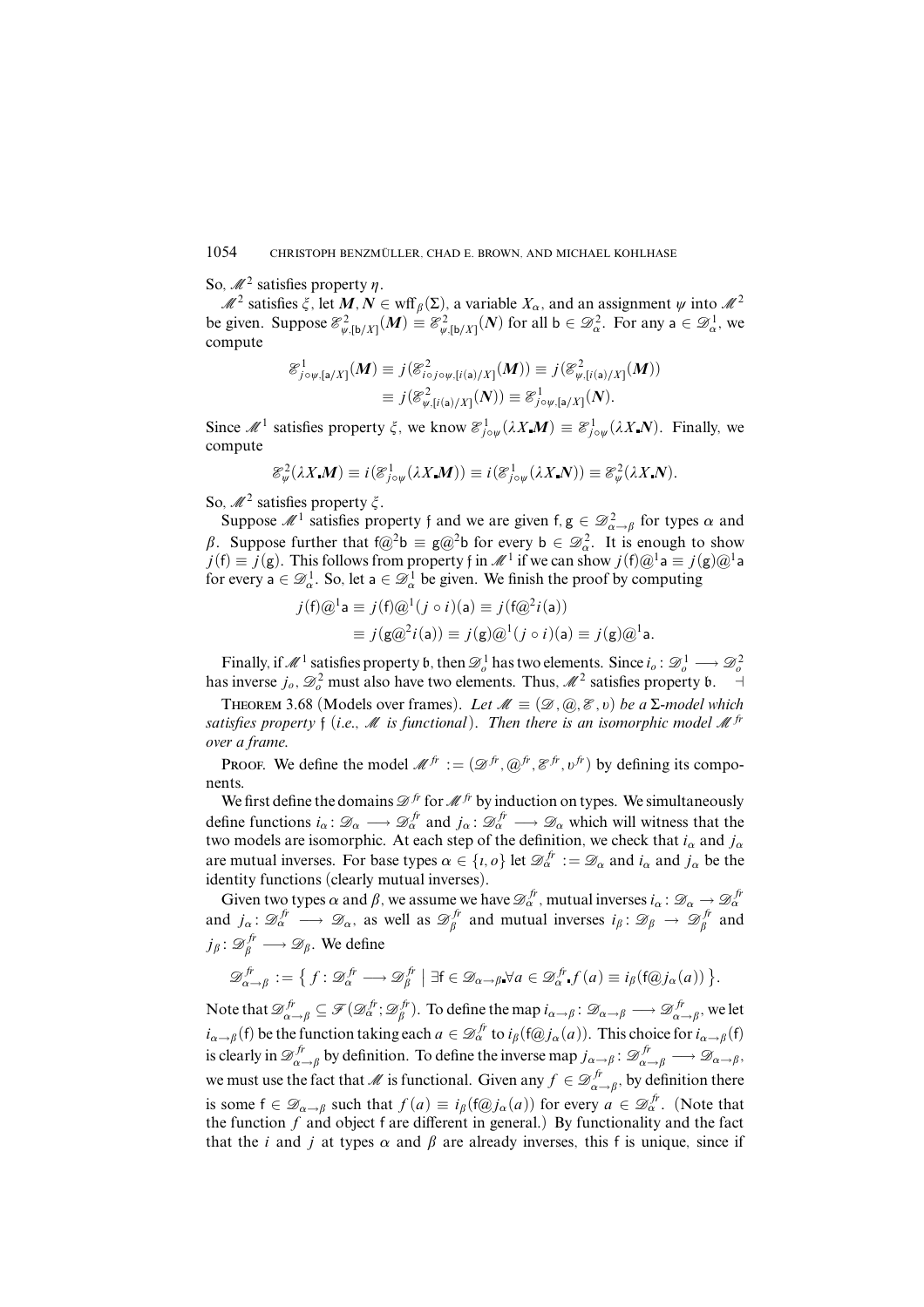So, $\mathcal{M}^2$ satisfies property $\eta$.

$\mathcal{M}^2$ satisfies $\xi$, let $\boldsymbol{M}, \boldsymbol{N} \in \mathrm{wff}_\beta(\Sigma)$, a variable $X_\alpha$, and an assignment $\psi$ into $\mathcal{M}^2$ be given. Suppose $\mathcal{E}^2_{\psi,[\mathsf{b}/X]}(\boldsymbol{M}) \equiv \mathcal{E}^2_{\psi,[\mathsf{b}/X]}(\boldsymbol{N})$ for all $\mathsf{b} \in \mathcal{D}^2_\alpha$. For any $\mathsf{a} \in \mathcal{D}^1_\alpha$, we compute

$$\mathcal{E}^1_{j\circ\psi,[\mathsf{a}/X]}(\boldsymbol{M}) \equiv j(\mathcal{E}^2_{i\circ j\circ\psi,[i(\mathsf{a})/X]}(\boldsymbol{M})) \equiv j(\mathcal{E}^2_{\psi,[i(\mathsf{a})/X]}(\boldsymbol{M}))$$
$$\equiv j(\mathcal{E}^2_{\psi,[i(\mathsf{a})/X]}(\boldsymbol{N})) \equiv \mathcal{E}^1_{j\circ\psi,[\mathsf{a}/X]}(\boldsymbol{N}).$$

Since $\mathcal{M}^1$ satisfies property $\xi$, we know $\mathcal{E}^1_{j\circ\psi}(\lambda X_\centerdot \boldsymbol{M}) \equiv \mathcal{E}^1_{j\circ\psi}(\lambda X_\centerdot \boldsymbol{N})$. Finally, we compute

$$\mathcal{E}^2_\psi(\lambda X_\centerdot \boldsymbol{M}) \equiv i(\mathcal{E}^1_{j\circ\psi}(\lambda X_\centerdot \boldsymbol{M})) \equiv i(\mathcal{E}^1_{j\circ\psi}(\lambda X_\centerdot \boldsymbol{N})) \equiv \mathcal{E}^2_\psi(\lambda X_\centerdot \boldsymbol{N}).$$

So, $\mathcal{M}^2$ satisfies property $\xi$.

Suppose $\mathcal{M}^1$ satisfies property $\mathfrak{f}$ and we are given $\mathsf{f}, \mathsf{g} \in \mathcal{D}^2_{\alpha\to\beta}$ for types $\alpha$ and $\beta$. Suppose further that $\mathsf{f}@^2\mathsf{b} \equiv \mathsf{g}@^2\mathsf{b}$ for every $\mathsf{b} \in \mathcal{D}^2_\alpha$. It is enough to show $j(\mathsf{f}) \equiv j(\mathsf{g})$. This follows from property $\mathfrak{f}$ in $\mathcal{M}^1$ if we can show $j(\mathsf{f})@^1\mathsf{a} \equiv j(\mathsf{g})@^1\mathsf{a}$ for every $\mathsf{a} \in \mathcal{D}^1_\alpha$. So, let $\mathsf{a} \in \mathcal{D}^1_\alpha$ be given. We finish the proof by computing

$$j(\mathsf{f})@^1\mathsf{a} \equiv j(\mathsf{f})@^1(j\circ i)(\mathsf{a}) \equiv j(\mathsf{f}@^2 i(\mathsf{a}))$$
$$\equiv j(\mathsf{g}@^2 i(\mathsf{a})) \equiv j(\mathsf{g})@^1(j\circ i)(\mathsf{a}) \equiv j(\mathsf{g})@^1\mathsf{a}.$$

Finally, if $\mathcal{M}^1$ satisfies property $\mathfrak{b}$, then $\mathcal{D}^1_o$ has two elements. Since $i_o \colon \mathcal{D}^1_o \longrightarrow \mathcal{D}^2_o$ has inverse $j_o$, $\mathcal{D}^2_o$ must also have two elements. Thus, $\mathcal{M}^2$ satisfies property $\mathfrak{b}$. $\dashv$

THEOREM 3.68 (Models over frames). *Let $\mathcal{M} \equiv (\mathcal{D}, @, \mathcal{E}, \upsilon)$ be a $\Sigma$-model which satisfies property $\mathfrak{f}$ (i.e., $\mathcal{M}$ is functional). Then there is an isomorphic model $\mathcal{M}^{fr}$ over a frame.*

PROOF. We define the model $\mathcal{M}^{fr} := (\mathcal{D}^{fr}, @^{fr}, \mathcal{E}^{fr}, \upsilon^{fr})$ by defining its components.

We first define the domains $\mathcal{D}^{fr}$ for $\mathcal{M}^{fr}$ by induction on types. We simultaneously define functions $i_\alpha \colon \mathcal{D}_\alpha \longrightarrow \mathcal{D}^{fr}_\alpha$ and $j_\alpha \colon \mathcal{D}^{fr}_\alpha \longrightarrow \mathcal{D}_\alpha$ which will witness that the two models are isomorphic. At each step of the definition, we check that $i_\alpha$ and $j_\alpha$ are mutual inverses. For base types $\alpha \in \{\iota, o\}$ let $\mathcal{D}^{fr}_\alpha := \mathcal{D}_\alpha$ and $i_\alpha$ and $j_\alpha$ be the identity functions (clearly mutual inverses).

Given two types $\alpha$ and $\beta$, we assume we have $\mathcal{D}^{fr}_\alpha$, mutual inverses $i_\alpha \colon \mathcal{D}_\alpha \to \mathcal{D}^{fr}_\alpha$ and $j_\alpha \colon \mathcal{D}^{fr}_\alpha \longrightarrow \mathcal{D}_\alpha$, as well as $\mathcal{D}^{fr}_\beta$ and mutual inverses $i_\beta \colon \mathcal{D}_\beta \to \mathcal{D}^{fr}_\beta$ and $j_\beta \colon \mathcal{D}^{fr}_\beta \longrightarrow \mathcal{D}_\beta$. We define

$$\mathcal{D}^{fr}_{\alpha\to\beta} := \left\{ f \colon \mathcal{D}^{fr}_\alpha \longrightarrow \mathcal{D}^{fr}_\beta \;\middle|\; \exists \mathsf{f} \in \mathcal{D}_{\alpha\to\beta\centerdot}\forall a \in \mathcal{D}^{fr}_{\alpha\centerdot} f(a) \equiv i_\beta(\mathsf{f}@j_\alpha(a)) \right\}.$$

Note that $\mathcal{D}^{fr}_{\alpha\to\beta} \subseteq \mathcal{F}(\mathcal{D}^{fr}_\alpha; \mathcal{D}^{fr}_\beta)$. To define the map $i_{\alpha\to\beta} \colon \mathcal{D}_{\alpha\to\beta} \longrightarrow \mathcal{D}^{fr}_{\alpha\to\beta}$, we let $i_{\alpha\to\beta}(\mathsf{f})$ be the function taking each $a \in \mathcal{D}^{fr}_\alpha$ to $i_\beta(\mathsf{f}@j_\alpha(a))$. This choice for $i_{\alpha\to\beta}(\mathsf{f})$ is clearly in $\mathcal{D}^{fr}_{\alpha\to\beta}$ by definition. To define the inverse map $j_{\alpha\to\beta} \colon \mathcal{D}^{fr}_{\alpha\to\beta} \longrightarrow \mathcal{D}_{\alpha\to\beta}$, we must use the fact that $\mathcal{M}$ is functional. Given any $f \in \mathcal{D}^{fr}_{\alpha\to\beta}$, by definition there is some $\mathsf{f} \in \mathcal{D}_{\alpha\to\beta}$ such that $f(a) \equiv i_\beta(\mathsf{f}@j_\alpha(a))$ for every $a \in \mathcal{D}^{fr}_\alpha$. (Note that the function $f$ and object $\mathsf{f}$ are different in general.) By functionality and the fact that the $i$ and $j$ at types $\alpha$ and $\beta$ are already inverses, this $\mathsf{f}$ is unique, since if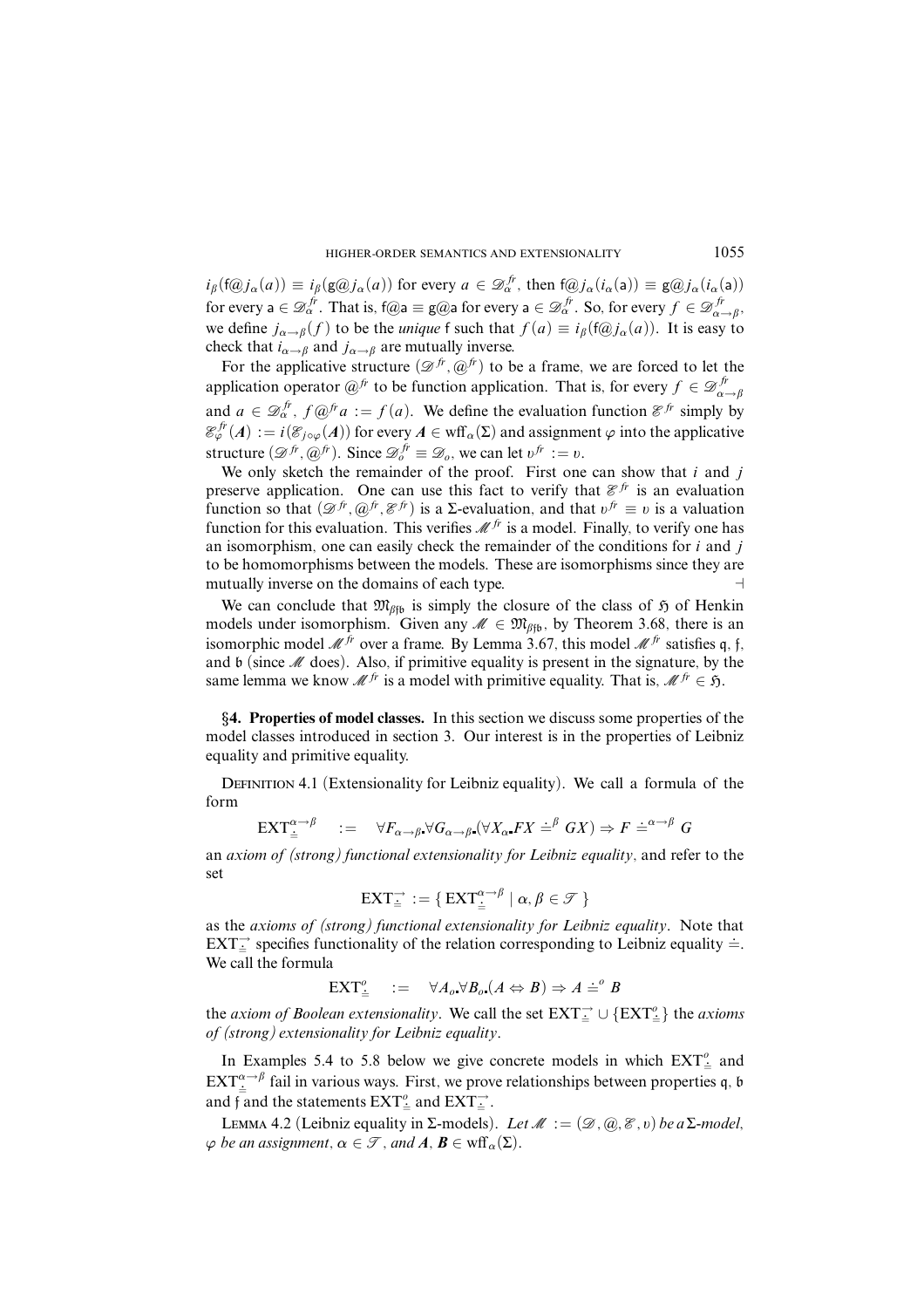$i_\beta(\mathsf{f}@j_\alpha(a)) \equiv i_\beta(\mathsf{g}@j_\alpha(a))$ for every $a \in \mathcal{D}^{fr}_\alpha$, then $\mathsf{f}@j_\alpha(i_\alpha(\mathsf{a})) \equiv \mathsf{g}@j_\alpha(i_\alpha(\mathsf{a}))$ for every $\mathsf{a} \in \mathcal{D}^{fr}_\alpha$. That is, $\mathsf{f}@\mathsf{a} \equiv \mathsf{g}@\mathsf{a}$ for every $\mathsf{a} \in \mathcal{D}^{fr}_\alpha$. So, for every $f \in \mathcal{D}^{fr}_{\alpha\to\beta}$, we define $j_{\alpha\to\beta}(f)$ to be the *unique* $\mathsf{f}$ such that $f(a) \equiv i_\beta(\mathsf{f}@j_\alpha(a))$. It is easy to check that $i_{\alpha\to\beta}$ and $j_{\alpha\to\beta}$ are mutually inverse.

For the applicative structure $(\mathcal{D}^{fr}, @^{fr})$ to be a frame, we are forced to let the application operator $@^{fr}$ to be function application. That is, for every $f \in \mathcal{D}^{fr}_{\alpha\to\beta}$ and $a \in \mathcal{D}^{fr}_\alpha$, $f @^{fr} a := f(a)$. We define the evaluation function $\mathcal{E}^{fr}$ simply by $\mathcal{E}^{fr}_\varphi(\boldsymbol{A}) := i(\mathcal{E}_{j\circ\varphi}(\boldsymbol{A}))$ for every $\boldsymbol{A} \in \mathrm{wff}_\alpha(\Sigma)$ and assignment $\varphi$ into the applicative structure $(\mathcal{D}^{fr}, @^{fr})$. Since $\mathcal{D}^{fr}_o \equiv \mathcal{D}_o$, we can let $\upsilon^{fr} := \upsilon$.

We only sketch the remainder of the proof. First one can show that $i$ and $j$ preserve application. One can use this fact to verify that $\mathcal{E}^{fr}$ is an evaluation function so that $(\mathcal{D}^{fr}, @^{fr}, \mathcal{E}^{fr})$ is a $\Sigma$-evaluation, and that $\upsilon^{fr} \equiv \upsilon$ is a valuation function for this evaluation. This verifies $\mathcal{M}^{fr}$ is a model. Finally, to verify one has an isomorphism, one can easily check the remainder of the conditions for $i$ and $j$ to be homomorphisms between the models. These are isomorphisms since they are mutually inverse on the domains of each type. ⊣

We can conclude that $\mathfrak{M}_{\beta\mathfrak{fb}}$ is simply the closure of the class of $\mathfrak{H}$ of Henkin models under isomorphism. Given any $\mathcal{M} \in \mathfrak{M}_{\beta\mathfrak{fb}}$, by Theorem 3.68, there is an isomorphic model $\mathcal{M}^{fr}$ over a frame. By Lemma 3.67, this model $\mathcal{M}^{fr}$ satisfies $\mathfrak{q}$, $\mathfrak{f}$, and $\mathfrak{b}$ (since $\mathcal{M}$ does). Also, if primitive equality is present in the signature, by the same lemma we know $\mathcal{M}^{fr}$ is a model with primitive equality. That is, $\mathcal{M}^{fr} \in \mathfrak{H}$.

## §4. Properties of model classes.

In this section we discuss some properties of the model classes introduced in section 3. Our interest is in the properties of Leibniz equality and primitive equality.

Definition 4.1 (Extensionality for Leibniz equality). We call a formula of the form

$$\mathrm{EXT}^{\alpha\to\beta}_{\doteq} \quad := \quad \forall F_{\alpha\to\beta}\mathbf{.}\forall G_{\alpha\to\beta}\mathbf{.}(\forall X_\alpha\mathbf{.}FX \doteq^\beta GX) \Rightarrow F \doteq^{\alpha\to\beta} G$$

an *axiom of (strong) functional extensionality for Leibniz equality*, and refer to the set

$$\mathrm{EXT}^{\to}_{\doteq} := \{\, \mathrm{EXT}^{\alpha\to\beta}_{\doteq} \mid \alpha, \beta \in \mathcal{T} \,\}$$

as the *axioms of (strong) functional extensionality for Leibniz equality*. Note that $\mathrm{EXT}^{\to}_{\doteq}$ specifies functionality of the relation corresponding to Leibniz equality $\doteq$. We call the formula

$$\mathrm{EXT}^{o}_{\doteq} \quad := \quad \forall A_o\mathbf{.}\forall B_o\mathbf{.}(A \Leftrightarrow B) \Rightarrow A \doteq^o B$$

the *axiom of Boolean extensionality*. We call the set $\mathrm{EXT}^{\to}_{\doteq} \cup \{\mathrm{EXT}^{o}_{\doteq}\}$ the *axioms of (strong) extensionality for Leibniz equality*.

In Examples 5.4 to 5.8 below we give concrete models in which $\mathrm{EXT}^{o}_{\doteq}$ and $\mathrm{EXT}^{\alpha\to\beta}_{\doteq}$ fail in various ways. First, we prove relationships between properties $\mathfrak{q}$, $\mathfrak{b}$ and $\mathfrak{f}$ and the statements $\mathrm{EXT}^{o}_{\doteq}$ and $\mathrm{EXT}^{\to}_{\doteq}$.

Lemma 4.2 (Leibniz equality in $\Sigma$-models). *Let $\mathcal{M} := (\mathcal{D}, @, \mathcal{E}, \upsilon)$ be a $\Sigma$-model, $\varphi$ be an assignment, $\alpha \in \mathcal{T}$, and $\boldsymbol{A}, \boldsymbol{B} \in \mathrm{wff}_\alpha(\Sigma)$.*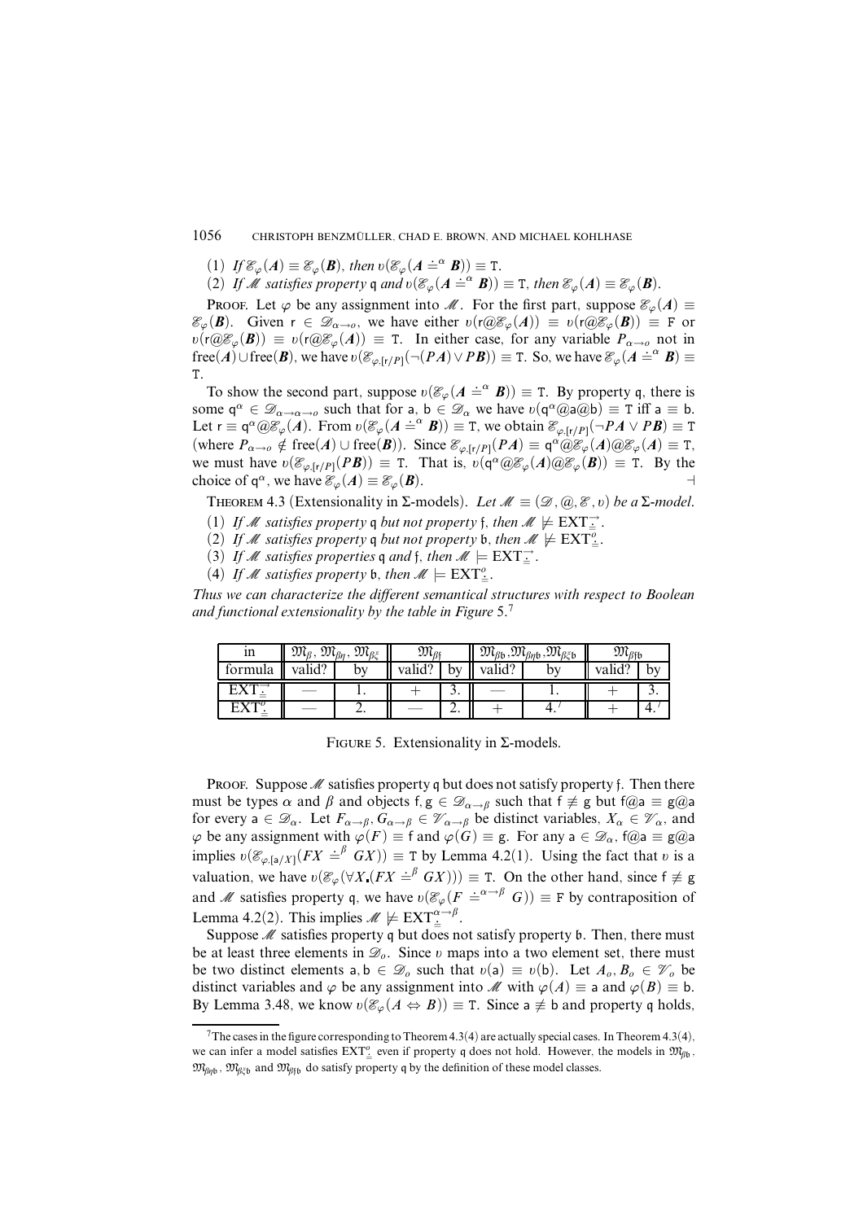(1) *If* $\mathcal{E}_\varphi(\boldsymbol{A}) \equiv \mathcal{E}_\varphi(\boldsymbol{B})$, *then* $\upsilon(\mathcal{E}_\varphi(\boldsymbol{A} \doteq^\alpha \boldsymbol{B})) \equiv \mathtt{T}$.

(2) *If* $\mathcal{M}$ *satisfies property* $\mathfrak{q}$ *and* $\upsilon(\mathcal{E}_\varphi(\boldsymbol{A} \doteq^\alpha \boldsymbol{B})) \equiv \mathtt{T}$, *then* $\mathcal{E}_\varphi(\boldsymbol{A}) \equiv \mathcal{E}_\varphi(\boldsymbol{B})$.

Proof. Let $\varphi$ be any assignment into $\mathcal{M}$. For the first part, suppose $\mathcal{E}_\varphi(\boldsymbol{A}) \equiv \mathcal{E}_\varphi(\boldsymbol{B})$. Given $\mathsf{r} \in \mathcal{D}_{\alpha\to o}$, we have either $\upsilon(\mathsf{r}@\mathcal{E}_\varphi(\boldsymbol{A})) \equiv \upsilon(\mathsf{r}@\mathcal{E}_\varphi(\boldsymbol{B})) \equiv \mathtt{F}$ or $\upsilon(\mathsf{r}@\mathcal{E}_\varphi(\boldsymbol{B})) \equiv \upsilon(\mathsf{r}@\mathcal{E}_\varphi(\boldsymbol{A})) \equiv \mathtt{T}$. In either case, for any variable $P_{\alpha\to o}$ not in $\mathrm{free}(\boldsymbol{A}) \cup \mathrm{free}(\boldsymbol{B})$, we have $\upsilon(\mathcal{E}_{\varphi,[\mathsf{r}/P]}(\neg(P\boldsymbol{A}) \vee P\boldsymbol{B})) \equiv \mathtt{T}$. So, we have $\mathcal{E}_\varphi(\boldsymbol{A} \doteq^\alpha \boldsymbol{B}) \equiv \mathtt{T}$.

To show the second part, suppose $\upsilon(\mathcal{E}_\varphi(\boldsymbol{A} \doteq^\alpha \boldsymbol{B})) \equiv \mathtt{T}$. By property $\mathfrak{q}$, there is some $\mathsf{q}^\alpha \in \mathcal{D}_{\alpha\to\alpha\to o}$ such that for $\mathsf{a}, \mathsf{b} \in \mathcal{D}_\alpha$ we have $\upsilon(\mathsf{q}^\alpha@\mathsf{a}@\mathsf{b}) \equiv \mathtt{T}$ iff $\mathsf{a} \equiv \mathsf{b}$. Let $\mathsf{r} \equiv \mathsf{q}^\alpha@\mathcal{E}_\varphi(\boldsymbol{A})$. From $\upsilon(\mathcal{E}_\varphi(\boldsymbol{A} \doteq^\alpha \boldsymbol{B})) \equiv \mathtt{T}$, we obtain $\mathcal{E}_{\varphi,[\mathsf{r}/P]}(\neg P\boldsymbol{A} \vee P\boldsymbol{B}) \equiv \mathtt{T}$ (where $P_{\alpha\to o} \notin \mathrm{free}(\boldsymbol{A}) \cup \mathrm{free}(\boldsymbol{B})$). Since $\mathcal{E}_{\varphi,[\mathsf{r}/P]}(P\boldsymbol{A}) \equiv \mathsf{q}^\alpha@\mathcal{E}_\varphi(\boldsymbol{A})@\mathcal{E}_\varphi(\boldsymbol{A}) \equiv \mathtt{T}$, we must have $\upsilon(\mathcal{E}_{\varphi,[\mathsf{r}/P]}(P\boldsymbol{B})) \equiv \mathtt{T}$. That is, $\upsilon(\mathsf{q}^\alpha@\mathcal{E}_\varphi(\boldsymbol{A})@\mathcal{E}_\varphi(\boldsymbol{B})) \equiv \mathtt{T}$. By the choice of $\mathsf{q}^\alpha$, we have $\mathcal{E}_\varphi(\boldsymbol{A}) \equiv \mathcal{E}_\varphi(\boldsymbol{B})$. ⊣

Theorem 4.3 (Extensionality in Σ-models). *Let* $\mathcal{M} \equiv (\mathcal{D}, @, \mathcal{E}, \upsilon)$ *be a* Σ*-model.*

(1) *If* $\mathcal{M}$ *satisfies property* $\mathfrak{q}$ *but not property* $\mathfrak{f}$, *then* $\mathcal{M} \not\models \mathrm{EXT}^{\to}_{\doteq}$.

(2) *If* $\mathcal{M}$ *satisfies property* $\mathfrak{q}$ *but not property* $\mathfrak{b}$, *then* $\mathcal{M} \not\models \mathrm{EXT}^{o}_{\doteq}$.

(3) *If* $\mathcal{M}$ *satisfies properties* $\mathfrak{q}$ *and* $\mathfrak{f}$, *then* $\mathcal{M} \models \mathrm{EXT}^{\to}_{\doteq}$.

(4) *If* $\mathcal{M}$ *satisfies property* $\mathfrak{b}$, *then* $\mathcal{M} \models \mathrm{EXT}^{o}_{\doteq}$.

*Thus we can characterize the different semantical structures with respect to Boolean and functional extensionality by the table in Figure* 5.[7]

| in | $\mathfrak{M}_\beta$, $\mathfrak{M}_{\beta\eta}$, $\mathfrak{M}_{\beta\xi}$ | | $\mathfrak{M}_{\beta\mathfrak{f}}$ | | $\mathfrak{M}_{\beta\mathfrak{b}}$, $\mathfrak{M}_{\beta\eta\mathfrak{b}}$, $\mathfrak{M}_{\beta\xi\mathfrak{b}}$ | | $\mathfrak{M}_{\beta\mathfrak{f}\mathfrak{b}}$ | |
|---|---|---|---|---|---|---|---|---|
| formula | valid? | by | valid? | by | valid? | by | valid? | by |
| $\mathrm{EXT}^{\to}_{\doteq}$ | — | 1. | + | 3. | — | 1. | + | 3. |
| $\mathrm{EXT}^{o}_{\doteq}$ | — | 2. | — | 2. | + | 4.[7] | + | 4.[7] |

Figure 5. Extensionality in Σ-models.

Proof. Suppose $\mathcal{M}$ satisfies property $\mathfrak{q}$ but does not satisfy property $\mathfrak{f}$. Then there must be types $\alpha$ and $\beta$ and objects $\mathsf{f}, \mathsf{g} \in \mathcal{D}_{\alpha\to\beta}$ such that $\mathsf{f} \not\equiv \mathsf{g}$ but $\mathsf{f}@\mathsf{a} \equiv \mathsf{g}@\mathsf{a}$ for every $\mathsf{a} \in \mathcal{D}_\alpha$. Let $F_{\alpha\to\beta}, G_{\alpha\to\beta} \in \mathcal{V}_{\alpha\to\beta}$ be distinct variables, $X_\alpha \in \mathcal{V}_\alpha$, and $\varphi$ be any assignment with $\varphi(F) \equiv \mathsf{f}$ and $\varphi(G) \equiv \mathsf{g}$. For any $\mathsf{a} \in \mathcal{D}_\alpha$, $\mathsf{f}@\mathsf{a} \equiv \mathsf{g}@\mathsf{a}$ implies $\upsilon(\mathcal{E}_{\varphi,[\mathsf{a}/X]}(FX \doteq^\beta GX)) \equiv \mathtt{T}$ by Lemma 4.2(1). Using the fact that $\upsilon$ is a valuation, we have $\upsilon(\mathcal{E}_\varphi(\forall X_\centerdot(FX \doteq^\beta GX))) \equiv \mathtt{T}$. On the other hand, since $\mathsf{f} \not\equiv \mathsf{g}$ and $\mathcal{M}$ satisfies property $\mathfrak{q}$, we have $\upsilon(\mathcal{E}_\varphi(F \doteq^{\alpha\to\beta} G)) \equiv \mathtt{F}$ by contraposition of Lemma 4.2(2). This implies $\mathcal{M} \not\models \mathrm{EXT}^{\alpha\to\beta}_{\doteq}$.

Suppose $\mathcal{M}$ satisfies property $\mathfrak{q}$ but does not satisfy property $\mathfrak{b}$. Then, there must be at least three elements in $\mathcal{D}_o$. Since $\upsilon$ maps into a two element set, there must be two distinct elements $\mathsf{a}, \mathsf{b} \in \mathcal{D}_o$ such that $\upsilon(\mathsf{a}) \equiv \upsilon(\mathsf{b})$. Let $A_o, B_o \in \mathcal{V}_o$ be distinct variables and $\varphi$ be any assignment into $\mathcal{M}$ with $\varphi(A) \equiv \mathsf{a}$ and $\varphi(B) \equiv \mathsf{b}$. By Lemma 3.48, we know $\upsilon(\mathcal{E}_\varphi(A \Leftrightarrow B)) \equiv \mathtt{T}$. Since $\mathsf{a} \not\equiv \mathsf{b}$ and property $\mathfrak{q}$ holds,

[7] The cases in the figure corresponding to Theorem 4.3(4) are actually special cases. In Theorem 4.3(4), we can infer a model satisfies $\mathrm{EXT}^{o}_{\doteq}$ even if property $\mathfrak{q}$ does not hold. However, the models in $\mathfrak{M}_{\beta\mathfrak{b}}$, $\mathfrak{M}_{\beta\eta\mathfrak{b}}$, $\mathfrak{M}_{\beta\xi\mathfrak{b}}$ and $\mathfrak{M}_{\beta\mathfrak{f}\mathfrak{b}}$ do satisfy property $\mathfrak{q}$ by the definition of these model classes.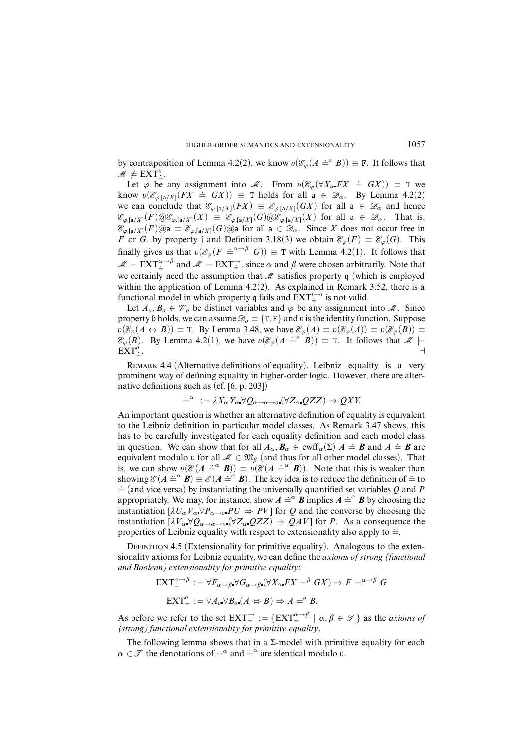by contraposition of Lemma 4.2(2), we know $\upsilon(\mathscr{E}_\varphi(A \doteq^o B)) \equiv \mathtt{F}$. It follows that $\mathscr{M} \not\models \mathrm{EXT}^o_{\doteq}$.

Let $\varphi$ be any assignment into $\mathscr{M}$. From $\upsilon(\mathscr{E}_\varphi(\forall X_\alpha\text{.}FX \doteq GX)) \equiv \mathtt{T}$ we know $\upsilon(\mathscr{E}_{\varphi,[\mathsf{a}/X]}(FX \doteq GX)) \equiv \mathtt{T}$ holds for all $\mathsf{a} \in \mathscr{D}_\alpha$. By Lemma 4.2(2) we can conclude that $\mathscr{E}_{\varphi,[\mathsf{a}/X]}(FX) \equiv \mathscr{E}_{\varphi,[\mathsf{a}/X]}(GX)$ for all $\mathsf{a} \in \mathscr{D}_\alpha$ and hence $\mathscr{E}_{\varphi,[\mathsf{a}/X]}(F)@\mathscr{E}_{\varphi,[\mathsf{a}/X]}(X) \equiv \mathscr{E}_{\varphi,[\mathsf{a}/X]}(G)@\mathscr{E}_{\varphi,[\mathsf{a}/X]}(X)$ for all $\mathsf{a} \in \mathscr{D}_\alpha$. That is, $\mathscr{E}_{\varphi,[\mathsf{a}/X]}(F)@\mathsf{a} \equiv \mathscr{E}_{\varphi,[\mathsf{a}/X]}(G)@\mathsf{a}$ for all $\mathsf{a} \in \mathscr{D}_\alpha$. Since $X$ does not occur free in $F$ or $G$, by property $\mathfrak{f}$ and Definition 3.18(3) we obtain $\mathscr{E}_\varphi(F) \equiv \mathscr{E}_\varphi(G)$. This finally gives us that $\upsilon(\mathscr{E}_\varphi(F \doteq^{\alpha\to\beta} G)) \equiv \mathtt{T}$ with Lemma 4.2(1). It follows that $\mathscr{M} \models \mathrm{EXT}^{\alpha\to\beta}_{\doteq}$ and $\mathscr{M} \models \mathrm{EXT}^{\to}_{\doteq}$, since $\alpha$ and $\beta$ were chosen arbitrarily. Note that we certainly need the assumption that $\mathscr{M}$ satisfies property $\mathfrak{q}$ (which is employed within the application of Lemma 4.2(2). As explained in Remark 3.52, there is a functional model in which property $\mathfrak{q}$ fails and $\mathrm{EXT}^{\iota\to\iota}_{\doteq}$ is not valid.

Let $A_o, B_o \in \mathscr{V}_o$ be distinct variables and $\varphi$ be any assignment into $\mathscr{M}$. Since property $\mathfrak{b}$ holds, we can assume $\mathscr{D}_o \equiv \{\mathtt{T}, \mathtt{F}\}$ and $\upsilon$ is the identity function. Suppose $\upsilon(\mathscr{E}_\varphi(A \Leftrightarrow B)) \equiv \mathtt{T}$. By Lemma 3.48, we have $\mathscr{E}_\varphi(A) \equiv \upsilon(\mathscr{E}_\varphi(A)) \equiv \upsilon(\mathscr{E}_\varphi(B)) \equiv \mathscr{E}_\varphi(B)$. By Lemma 4.2(1), we have $\upsilon(\mathscr{E}_\varphi(A \doteq^o B)) \equiv \mathtt{T}$. It follows that $\mathscr{M} \models \mathrm{EXT}^o_{\doteq}$. ⊣

Remark 4.4 (Alternative definitions of equality). Leibniz equality is a very prominent way of defining equality in higher-order logic. However, there are alternative definitions such as (cf. [6, p. 203])

$$\ddot{=}^\alpha := \lambda X_\alpha Y_\alpha\text{.}\forall Q_{\alpha\to\alpha\to o}\text{.}(\forall Z_\alpha\text{.}QZZ) \Rightarrow QXY.$$

An important question is whether an alternative definition of equality is equivalent to the Leibniz definition in particular model classes. As Remark 3.47 shows, this has to be carefully investigated for each equality definition and each model class in question. We can show that for all $\boldsymbol{A}_\alpha, \boldsymbol{B}_\alpha \in cwff_\alpha(\Sigma)$ $\boldsymbol{A} \ddot{=} \boldsymbol{B}$ and $\boldsymbol{A} \doteq \boldsymbol{B}$ are equivalent modulo $\upsilon$ for all $\mathscr{M} \in \mathfrak{M}_\beta$ (and thus for all other model classes). That is, we can show $\upsilon(\mathscr{E}(\boldsymbol{A} \ddot{=}^\alpha \boldsymbol{B})) \equiv \upsilon(\mathscr{E}(\boldsymbol{A} \doteq^\alpha \boldsymbol{B}))$. Note that this is weaker than showing $\mathscr{E}(\boldsymbol{A} \ddot{=}^\alpha \boldsymbol{B}) \equiv \mathscr{E}(\boldsymbol{A} \doteq^\alpha \boldsymbol{B})$. The key idea is to reduce the definition of $\ddot{=}$ to $\doteq$ (and vice versa) by instantiating the universally quantified set variables $Q$ and $P$ appropriately. We may, for instance, show $\boldsymbol{A} \ddot{=}^\alpha \boldsymbol{B}$ implies $\boldsymbol{A} \doteq^\alpha \boldsymbol{B}$ by choosing the instantiation $[\lambda U_\alpha V_\alpha\text{.}\forall P_{\alpha\to o}\text{.}PU \Rightarrow PV]$ for $Q$ and the converse by choosing the instantiation $[\lambda V_\alpha\text{.}\forall Q_{\alpha\to\alpha\to o}\text{.}(\forall Z_\alpha\text{.}QZZ) \Rightarrow Q\boldsymbol{A}V]$ for $P$. As a consequence the properties of Leibniz equality with respect to extensionality also apply to $\ddot{=}$.

Definition 4.5 (Extensionality for primitive equality). Analogous to the extensionality axioms for Leibniz equality, we can define the *axioms of strong (functional and Boolean) extensionality for primitive equality*:

$$\mathrm{EXT}^{\alpha\to\beta}_{=} := \forall F_{\alpha\to\beta}\text{.}\forall G_{\alpha\to\beta}\text{.}(\forall X_\alpha\text{.}FX =^\beta GX) \Rightarrow F =^{\alpha\to\beta} G$$

$$\mathrm{EXT}^o_{=} := \forall A_o\text{.}\forall B_o\text{.}(A \Leftrightarrow B) \Rightarrow A =^o B.$$

As before we refer to the set $\mathrm{EXT}^{\to}_{=} := \{\mathrm{EXT}^{\alpha\to\beta}_{=} \mid \alpha, \beta \in \mathscr{T}\}$ as the *axioms of (strong) functional extensionality for primitive equality*.

The following lemma shows that in a $\Sigma$-model with primitive equality for each $\alpha \in \mathscr{T}$ the denotations of $=^\alpha$ and $\doteq^\alpha$ are identical modulo $\upsilon$.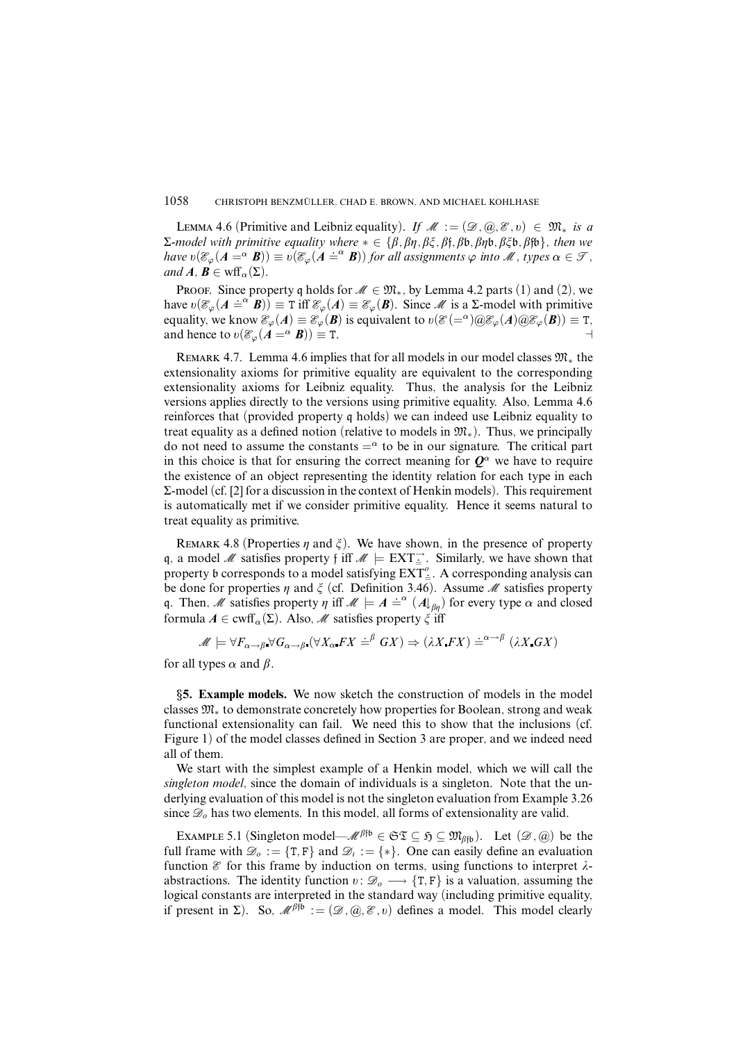**Lemma 4.6** (Primitive and Leibniz equality). *If $\mathcal{M} := (\mathcal{D}, @, \mathcal{E}, \upsilon) \in \mathfrak{M}_*$ is a $\Sigma$-model with primitive equality where $* \in \{\beta, \beta\eta, \beta\xi, \beta\mathfrak{f}, \beta\mathfrak{b}, \beta\eta\mathfrak{b}, \beta\xi\mathfrak{b}, \beta\mathfrak{f}\mathfrak{b}\}$, then we have $\upsilon(\mathcal{E}_\varphi(\mathbf{A} =^\alpha \mathbf{B})) \equiv \upsilon(\mathcal{E}_\varphi(\mathbf{A} \doteq^\alpha \mathbf{B}))$ for all assignments $\varphi$ into $\mathcal{M}$, types $\alpha \in \mathcal{T}$, and $\mathbf{A}, \mathbf{B} \in \mathrm{wff}_\alpha(\Sigma)$.*

Proof. Since property $\mathfrak{q}$ holds for $\mathcal{M} \in \mathfrak{M}_*$, by Lemma 4.2 parts (1) and (2), we have $\upsilon(\mathcal{E}_\varphi(\mathbf{A} \doteq^\alpha \mathbf{B})) \equiv \mathtt{T}$ iff $\mathcal{E}_\varphi(\mathbf{A}) \equiv \mathcal{E}_\varphi(\mathbf{B})$. Since $\mathcal{M}$ is a $\Sigma$-model with primitive equality, we know $\mathcal{E}_\varphi(\mathbf{A}) \equiv \mathcal{E}_\varphi(\mathbf{B})$ is equivalent to $\upsilon(\mathcal{E}(=^\alpha)@\mathcal{E}_\varphi(\mathbf{A})@\mathcal{E}_\varphi(\mathbf{B})) \equiv \mathtt{T}$, and hence to $\upsilon(\mathcal{E}_\varphi(\mathbf{A} =^\alpha \mathbf{B})) \equiv \mathtt{T}$. ⊣

**Remark 4.7.** Lemma 4.6 implies that for all models in our model classes $\mathfrak{M}_*$ the extensionality axioms for primitive equality are equivalent to the corresponding extensionality axioms for Leibniz equality. Thus, the analysis for the Leibniz versions applies directly to the versions using primitive equality. Also, Lemma 4.6 reinforces that (provided property $\mathfrak{q}$ holds) we can indeed use Leibniz equality to treat equality as a defined notion (relative to models in $\mathfrak{M}_*$). Thus, we principally do not need to assume the constants $=^\alpha$ to be in our signature. The critical part in this choice is that for ensuring the correct meaning for $\mathbf{Q}^\alpha$ we have to require the existence of an object representing the identity relation for each type in each $\Sigma$-model (cf. [2] for a discussion in the context of Henkin models). This requirement is automatically met if we consider primitive equality. Hence it seems natural to treat equality as primitive.

**Remark 4.8** (Properties $\eta$ and $\xi$). We have shown, in the presence of property $\mathfrak{q}$, a model $\mathcal{M}$ satisfies property $\mathfrak{f}$ iff $\mathcal{M} \models \mathrm{EXT}^{\rightarrow}_{\doteq}$. Similarly, we have shown that property $\mathfrak{b}$ corresponds to a model satisfying $\mathrm{EXT}^{o}_{\doteq}$. A corresponding analysis can be done for properties $\eta$ and $\xi$ (cf. Definition 3.46). Assume $\mathcal{M}$ satisfies property $\mathfrak{q}$. Then, $\mathcal{M}$ satisfies property $\eta$ iff $\mathcal{M} \models \mathbf{A} \doteq^\alpha (\mathbf{A}{\downarrow_{\beta\eta}})$ for every type $\alpha$ and closed formula $\mathbf{A} \in \mathrm{cwff}_\alpha(\Sigma)$. Also, $\mathcal{M}$ satisfies property $\xi$ iff

$$\mathcal{M} \models \forall F_{\alpha\to\beta}\forall G_{\alpha\to\beta}(\forall X_\alpha FX \doteq^\beta GX) \Rightarrow (\lambda X FX) \doteq^{\alpha\to\beta} (\lambda X GX)$$

for all types $\alpha$ and $\beta$.

## §5. Example models.

We now sketch the construction of models in the model classes $\mathfrak{M}_*$ to demonstrate concretely how properties for Boolean, strong and weak functional extensionality can fail. We need this to show that the inclusions (cf. Figure 1) of the model classes defined in Section 3 are proper, and we indeed need all of them.

We start with the simplest example of a Henkin model, which we will call the *singleton model*, since the domain of individuals is a singleton. Note that the underlying evaluation of this model is not the singleton evaluation from Example 3.26 since $\mathcal{D}_o$ has two elements. In this model, all forms of extensionality are valid.

**Example 5.1** (Singleton model—$\mathcal{M}^{\beta\mathfrak{f}\mathfrak{b}} \in \mathfrak{ST} \subseteq \mathfrak{H} \subseteq \mathfrak{M}_{\beta\mathfrak{f}\mathfrak{b}}$). Let $(\mathcal{D}, @)$ be the full frame with $\mathcal{D}_o := \{\mathtt{T}, \mathtt{F}\}$ and $\mathcal{D}_\iota := \{*\}$. One can easily define an evaluation function $\mathcal{E}$ for this frame by induction on terms, using functions to interpret $\lambda$-abstractions. The identity function $\upsilon\colon \mathcal{D}_o \longrightarrow \{\mathtt{T}, \mathtt{F}\}$ is a valuation, assuming the logical constants are interpreted in the standard way (including primitive equality, if present in $\Sigma$). So, $\mathcal{M}^{\beta\mathfrak{f}\mathfrak{b}} := (\mathcal{D}, @, \mathcal{E}, \upsilon)$ defines a model. This model clearly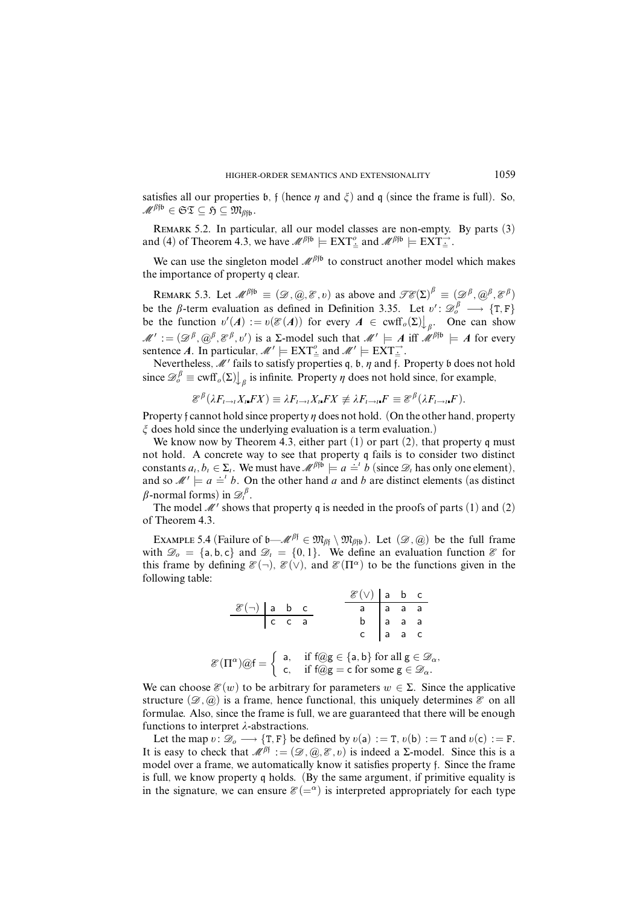satisfies all our properties $\mathfrak{b}$, $\mathfrak{f}$ (hence $\eta$ and $\xi$) and $\mathfrak{q}$ (since the frame is full). So, $\mathcal{M}^{\beta\mathfrak{f}\mathfrak{b}} \in \mathfrak{ST} \subseteq \mathfrak{H} \subseteq \mathfrak{M}_{\beta\mathfrak{f}\mathfrak{b}}$.

REMARK 5.2. In particular, all our model classes are non-empty. By parts (3) and (4) of Theorem 4.3, we have $\mathcal{M}^{\beta\mathfrak{f}\mathfrak{b}} \models \mathrm{EXT}^o_{\dot{=}}$ and $\mathcal{M}^{\beta\mathfrak{f}\mathfrak{b}} \models \mathrm{EXT}^{\rightarrow}_{\dot{=}}$.

We can use the singleton model $\mathcal{M}^{\beta\mathfrak{f}\mathfrak{b}}$ to construct another model which makes the importance of property $\mathfrak{q}$ clear.

REMARK 5.3. Let $\mathcal{M}^{\beta\mathfrak{f}\mathfrak{b}} \equiv (\mathcal{D}, @, \mathcal{E}, \upsilon)$ as above and $\mathcal{TE}(\Sigma)^\beta \equiv (\mathcal{D}^\beta, @^\beta, \mathcal{E}^\beta)$ be the $\beta$-term evaluation as defined in Definition 3.35. Let $\upsilon' \colon \mathcal{D}^\beta_o \longrightarrow \{\mathtt{T}, \mathtt{F}\}$ be the function $\upsilon'(\mathbf{A}) := \upsilon(\mathcal{E}(\mathbf{A}))$ for every $\mathbf{A} \in \mathrm{cwff}_o(\Sigma)\big\downarrow_\beta$. One can show $\mathcal{M}' := (\mathcal{D}^\beta, @^\beta, \mathcal{E}^\beta, \upsilon')$ is a $\Sigma$-model such that $\mathcal{M}' \models \mathbf{A}$ iff $\mathcal{M}^{\beta\mathfrak{f}\mathfrak{b}} \models \mathbf{A}$ for every sentence $\mathbf{A}$. In particular, $\mathcal{M}' \models \mathrm{EXT}^o_{\dot{=}}$ and $\mathcal{M}' \models \mathrm{EXT}^{\rightarrow}_{\dot{=}}$.

Nevertheless, $\mathcal{M}'$ fails to satisfy properties $\mathfrak{q}$, $\mathfrak{b}$, $\eta$ and $\mathfrak{f}$. Property $\mathfrak{b}$ does not hold since $\mathcal{D}^\beta_o \equiv \mathrm{cwff}_o(\Sigma)\big\downarrow_\beta$ is infinite. Property $\eta$ does not hold since, for example,

$$\mathcal{E}^\beta(\lambda F_{\iota\rightarrow\iota} X_\iota . FX) \equiv \lambda F_{\iota\rightarrow\iota} X_\iota . FX \not\equiv \lambda F_{\iota\rightarrow\iota} . F \equiv \mathcal{E}^\beta(\lambda F_{\iota\rightarrow\iota} . F).$$

Property $\mathfrak{f}$ cannot hold since property $\eta$ does not hold. (On the other hand, property $\xi$ does hold since the underlying evaluation is a term evaluation.)

We know now by Theorem 4.3, either part (1) or part (2), that property $\mathfrak{q}$ must not hold. A concrete way to see that property $\mathfrak{q}$ fails is to consider two distinct constants $a_\iota, b_\iota \in \Sigma_\iota$. We must have $\mathcal{M}^{\beta\mathfrak{f}\mathfrak{b}} \models a \doteq^\iota b$ (since $\mathcal{D}_\iota$ has only one element), and so $\mathcal{M}' \models a \doteq^\iota b$. On the other hand $a$ and $b$ are distinct elements (as distinct $\beta$-normal forms) in $\mathcal{D}^\beta_\iota$.

The model $\mathcal{M}'$ shows that property $\mathfrak{q}$ is needed in the proofs of parts (1) and (2) of Theorem 4.3.

EXAMPLE 5.4 (Failure of $\mathfrak{b}$—$\mathcal{M}^{\beta\mathfrak{f}} \in \mathfrak{M}_{\beta\mathfrak{f}} \setminus \mathfrak{M}_{\beta\mathfrak{f}\mathfrak{b}}$). Let $(\mathcal{D}, @)$ be the full frame with $\mathcal{D}_o = \{\mathsf{a}, \mathsf{b}, \mathsf{c}\}$ and $\mathcal{D}_\iota = \{0, 1\}$. We define an evaluation function $\mathcal{E}$ for this frame by defining $\mathcal{E}(\neg)$, $\mathcal{E}(\vee)$, and $\mathcal{E}(\Pi^\alpha)$ to be the functions given in the following table:

| $\mathcal{E}(\neg)$ | a | b | c |
|---|---|---|---|
| | c | c | a |

| $\mathcal{E}(\vee)$ | a | b | c |
|---|---|---|---|
| a | a | a | a |
| b | a | a | a |
| c | a | a | c |

$$\mathcal{E}(\Pi^\alpha)@\mathsf{f} = \begin{cases} \mathsf{a}, & \text{if } \mathsf{f}@\mathsf{g} \in \{\mathsf{a}, \mathsf{b}\} \text{ for all } \mathsf{g} \in \mathcal{D}_\alpha, \\ \mathsf{c}, & \text{if } \mathsf{f}@\mathsf{g} = \mathsf{c} \text{ for some } \mathsf{g} \in \mathcal{D}_\alpha. \end{cases}$$

We can choose $\mathcal{E}(w)$ to be arbitrary for parameters $w \in \Sigma$. Since the applicative structure $(\mathcal{D}, @)$ is a frame, hence functional, this uniquely determines $\mathcal{E}$ on all formulae. Also, since the frame is full, we are guaranteed that there will be enough functions to interpret $\lambda$-abstractions.

Let the map $\upsilon \colon \mathcal{D}_o \longrightarrow \{\mathtt{T}, \mathtt{F}\}$ be defined by $\upsilon(\mathsf{a}) := \mathtt{T}$, $\upsilon(\mathsf{b}) := \mathtt{T}$ and $\upsilon(\mathsf{c}) := \mathtt{F}$. It is easy to check that $\mathcal{M}^{\beta\mathfrak{f}} := (\mathcal{D}, @, \mathcal{E}, \upsilon)$ is indeed a $\Sigma$-model. Since this is a model over a frame, we automatically know it satisfies property $\mathfrak{f}$. Since the frame is full, we know property $\mathfrak{q}$ holds. (By the same argument, if primitive equality is in the signature, we can ensure $\mathcal{E}(=^\alpha)$ is interpreted appropriately for each type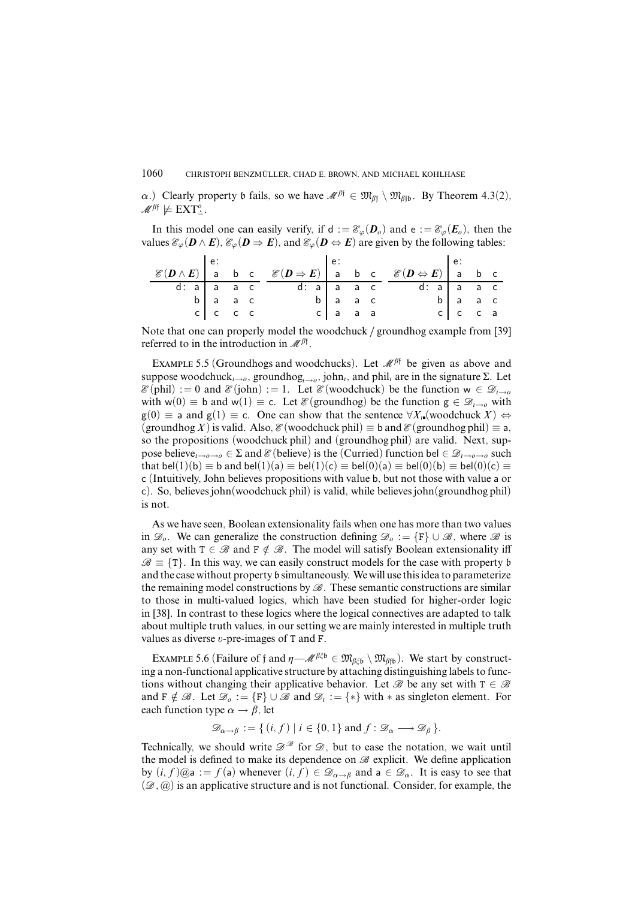$\alpha$.) Clearly property $\mathfrak{b}$ fails, so we have $\mathcal{M}^{\beta\mathfrak{f}} \in \mathfrak{M}_{\beta\mathfrak{f}} \setminus \mathfrak{M}_{\beta\mathfrak{f}\mathfrak{b}}$. By Theorem 4.3(2), $\mathcal{M}^{\beta\mathfrak{f}} \not\models \mathrm{EXT}^{o}_{\doteq}$.

In this model one can easily verify, if $\mathsf{d} := \mathcal{E}_\varphi(\boldsymbol{D}_o)$ and $\mathsf{e} := \mathcal{E}_\varphi(\boldsymbol{E}_o)$, then the values $\mathcal{E}_\varphi(\boldsymbol{D} \wedge \boldsymbol{E})$, $\mathcal{E}_\varphi(\boldsymbol{D} \Rightarrow \boldsymbol{E})$, and $\mathcal{E}_\varphi(\boldsymbol{D} \Leftrightarrow \boldsymbol{E})$ are given by the following tables:

| $\mathcal{E}(\boldsymbol{D} \wedge \boldsymbol{E})$ | e: a | b | c |
|---|---|---|---|
| d: a | a | a | c |
| b | a | a | c |
| c | c | c | c |

| $\mathcal{E}(\boldsymbol{D} \Rightarrow \boldsymbol{E})$ | e: a | b | c |
|---|---|---|---|
| d: a | a | a | c |
| b | a | a | c |
| c | a | a | a |

| $\mathcal{E}(\boldsymbol{D} \Leftrightarrow \boldsymbol{E})$ | e: a | b | c |
|---|---|---|---|
| d: a | a | a | c |
| b | a | a | c |
| c | c | c | a |

Note that one can properly model the woodchuck / groundhog example from [39] referred to in the introduction in $\mathcal{M}^{\beta\mathfrak{f}}$.

EXAMPLE 5.5 (Groundhogs and woodchucks). Let $\mathcal{M}^{\beta\mathfrak{f}}$ be given as above and suppose woodchuck$_{\iota\to o}$, groundhog$_{\iota\to o}$, john$_\iota$, and phil$_\iota$ are in the signature $\Sigma$. Let $\mathcal{E}(\text{phil}) := 0$ and $\mathcal{E}(\text{john}) := 1$. Let $\mathcal{E}(\text{woodchuck})$ be the function $\mathsf{w} \in \mathcal{D}_{\iota\to o}$ with $\mathsf{w}(0) \equiv \mathsf{b}$ and $\mathsf{w}(1) \equiv \mathsf{c}$. Let $\mathcal{E}(\text{groundhog})$ be the function $\mathsf{g} \in \mathcal{D}_{\iota\to o}$ with $\mathsf{g}(0) \equiv \mathsf{a}$ and $\mathsf{g}(1) \equiv \mathsf{c}$. One can show that the sentence $\forall X_\iota.(\text{woodchuck}\, X) \Leftrightarrow (\text{groundhog}\, X)$ is valid. Also, $\mathcal{E}(\text{woodchuck phil}) \equiv \mathsf{b}$ and $\mathcal{E}(\text{groundhog phil}) \equiv \mathsf{a}$, so the propositions (woodchuck phil) and (groundhog phil) are valid. Next, suppose believe$_{\iota\to o\to o} \in \Sigma$ and $\mathcal{E}(\text{believe})$ is the (Curried) function $\mathsf{bel} \in \mathcal{D}_{\iota\to o\to o}$ such that $\mathsf{bel}(1)(\mathsf{b}) \equiv \mathsf{b}$ and $\mathsf{bel}(1)(\mathsf{a}) \equiv \mathsf{bel}(1)(\mathsf{c}) \equiv \mathsf{bel}(0)(\mathsf{a}) \equiv \mathsf{bel}(0)(\mathsf{b}) \equiv \mathsf{bel}(0)(\mathsf{c}) \equiv \mathsf{c}$ (Intuitively, John believes propositions with value $\mathsf{b}$, but not those with value $\mathsf{a}$ or $\mathsf{c}$). So, believes john(woodchuck phil) is valid, while believes john(groundhog phil) is not.

As we have seen, Boolean extensionality fails when one has more than two values in $\mathcal{D}_o$. We can generalize the construction defining $\mathcal{D}_o := \{\mathtt{F}\} \cup \mathcal{B}$, where $\mathcal{B}$ is any set with $\mathtt{T} \in \mathcal{B}$ and $\mathtt{F} \notin \mathcal{B}$. The model will satisfy Boolean extensionality iff $\mathcal{B} \equiv \{\mathtt{T}\}$. In this way, we can easily construct models for the case with property $\mathfrak{b}$ and the case without property $\mathfrak{b}$ simultaneously. We will use this idea to parameterize the remaining model constructions by $\mathcal{B}$. These semantic constructions are similar to those in multi-valued logics, which have been studied for higher-order logic in [38]. In contrast to these logics where the logical connectives are adapted to talk about multiple truth values, in our setting we are mainly interested in multiple truth values as diverse $\upsilon$-pre-images of $\mathtt{T}$ and $\mathtt{F}$.

EXAMPLE 5.6 (Failure of $\mathfrak{f}$ and $\eta$—$\mathcal{M}^{\beta\xi\mathfrak{b}} \in \mathfrak{M}_{\beta\xi\mathfrak{b}} \setminus \mathfrak{M}_{\beta\mathfrak{f}\mathfrak{b}}$). We start by constructing a non-functional applicative structure by attaching distinguishing labels to functions without changing their applicative behavior. Let $\mathcal{B}$ be any set with $\mathtt{T} \in \mathcal{B}$ and $\mathtt{F} \notin \mathcal{B}$. Let $\mathcal{D}_o := \{\mathtt{F}\} \cup \mathcal{B}$ and $\mathcal{D}_\iota := \{*\}$ with $*$ as singleton element. For each function type $\alpha \to \beta$, let

$$\mathcal{D}_{\alpha\to\beta} := \{\, (i, f) \mid i \in \{0, 1\} \text{ and } f : \mathcal{D}_\alpha \longrightarrow \mathcal{D}_\beta \,\}.$$

Technically, we should write $\mathcal{D}^{\mathcal{B}}$ for $\mathcal{D}$, but to ease the notation, we wait until the model is defined to make its dependence on $\mathcal{B}$ explicit. We define application by $(i, f)@\mathsf{a} := f(\mathsf{a})$ whenever $(i, f) \in \mathcal{D}_{\alpha\to\beta}$ and $\mathsf{a} \in \mathcal{D}_\alpha$. It is easy to see that $(\mathcal{D}, @)$ is an applicative structure and is not functional. Consider, for example, the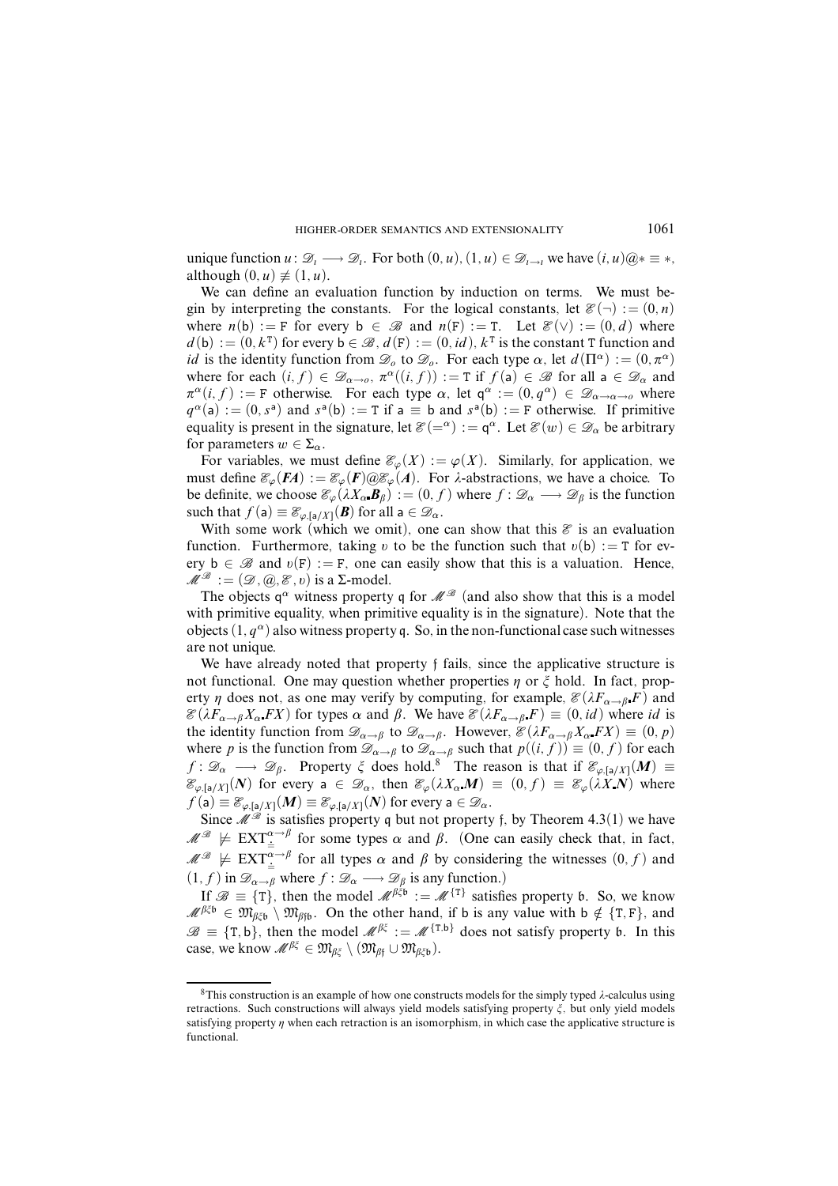unique function $u\colon \mathcal{D}_\iota \longrightarrow \mathcal{D}_\iota$. For both $(0, u), (1, u) \in \mathcal{D}_{\iota\rightarrow\iota}$ we have $(i, u)@* \equiv *$, although $(0, u) \not\equiv (1, u)$.

We can define an evaluation function by induction on terms. We must begin by interpreting the constants. For the logical constants, let $\mathcal{E}(\neg) := (0, n)$ where $n(\mathsf{b}) := \mathtt{F}$ for every $\mathsf{b} \in \mathcal{B}$ and $n(\mathtt{F}) := \mathtt{T}$. Let $\mathcal{E}(\vee) := (0, d)$ where $d(\mathsf{b}) := (0, k^{\mathtt{T}})$ for every $\mathsf{b} \in \mathcal{B}$, $d(\mathtt{F}) := (0, id)$, $k^{\mathtt{T}}$ is the constant $\mathtt{T}$ function and $id$ is the identity function from $\mathcal{D}_o$ to $\mathcal{D}_o$. For each type $\alpha$, let $d(\Pi^\alpha) := (0, \pi^\alpha)$ where for each $(i, f) \in \mathcal{D}_{\alpha\rightarrow o}$, $\pi^\alpha((i, f)) := \mathtt{T}$ if $f(\mathsf{a}) \in \mathcal{B}$ for all $\mathsf{a} \in \mathcal{D}_\alpha$ and $\pi^\alpha(i, f) := \mathtt{F}$ otherwise. For each type $\alpha$, let $\mathsf{q}^\alpha := (0, q^\alpha) \in \mathcal{D}_{\alpha\rightarrow\alpha\rightarrow o}$ where $q^\alpha(\mathsf{a}) := (0, s^{\mathsf{a}})$ and $s^{\mathsf{a}}(\mathsf{b}) := \mathtt{T}$ if $\mathsf{a} \equiv \mathsf{b}$ and $s^{\mathsf{a}}(\mathsf{b}) := \mathtt{F}$ otherwise. If primitive equality is present in the signature, let $\mathcal{E}(=^\alpha) := \mathsf{q}^\alpha$. Let $\mathcal{E}(w) \in \mathcal{D}_\alpha$ be arbitrary for parameters $w \in \Sigma_\alpha$.

For variables, we must define $\mathcal{E}_\varphi(X) := \varphi(X)$. Similarly, for application, we must define $\mathcal{E}_\varphi(\boldsymbol{FA}) := \mathcal{E}_\varphi(\boldsymbol{F})@\mathcal{E}_\varphi(\boldsymbol{A})$. For $\lambda$-abstractions, we have a choice. To be definite, we choose $\mathcal{E}_\varphi(\lambda X_\alpha\boldsymbol{.}\boldsymbol{B}_\beta) := (0, f)$ where $f : \mathcal{D}_\alpha \longrightarrow \mathcal{D}_\beta$ is the function such that $f(\mathsf{a}) \equiv \mathcal{E}_{\varphi,[\mathsf{a}/X]}(\boldsymbol{B})$ for all $\mathsf{a} \in \mathcal{D}_\alpha$.

With some work (which we omit), one can show that this $\mathcal{E}$ is an evaluation function. Furthermore, taking $\upsilon$ to be the function such that $\upsilon(\mathsf{b}) := \mathtt{T}$ for every $\mathsf{b} \in \mathcal{B}$ and $\upsilon(\mathtt{F}) := \mathtt{F}$, one can easily show that this is a valuation. Hence, $\mathcal{M}^{\mathcal{B}} := (\mathcal{D}, @, \mathcal{E}, \upsilon)$ is a $\Sigma$-model.

The objects $\mathsf{q}^\alpha$ witness property $\mathfrak{q}$ for $\mathcal{M}^{\mathcal{B}}$ (and also show that this is a model with primitive equality, when primitive equality is in the signature). Note that the objects $(1, q^\alpha)$ also witness property $\mathfrak{q}$. So, in the non-functional case such witnesses are not unique.

We have already noted that property $\mathfrak{f}$ fails, since the applicative structure is not functional. One may question whether properties $\eta$ or $\xi$ hold. In fact, property $\eta$ does not, as one may verify by computing, for example, $\mathcal{E}(\lambda F_{\alpha\rightarrow\beta}\boldsymbol{.}F)$ and $\mathcal{E}(\lambda F_{\alpha\rightarrow\beta}X_\alpha\boldsymbol{.}FX)$ for types $\alpha$ and $\beta$. We have $\mathcal{E}(\lambda F_{\alpha\rightarrow\beta}\boldsymbol{.}F) \equiv (0, id)$ where $id$ is the identity function from $\mathcal{D}_{\alpha\rightarrow\beta}$ to $\mathcal{D}_{\alpha\rightarrow\beta}$. However, $\mathcal{E}(\lambda F_{\alpha\rightarrow\beta}X_\alpha\boldsymbol{.}FX) \equiv (0, p)$ where $p$ is the function from $\mathcal{D}_{\alpha\rightarrow\beta}$ to $\mathcal{D}_{\alpha\rightarrow\beta}$ such that $p((i, f)) \equiv (0, f)$ for each $f : \mathcal{D}_\alpha \longrightarrow \mathcal{D}_\beta$. Property $\xi$ does hold.[8] The reason is that if $\mathcal{E}_{\varphi,[\mathsf{a}/X]}(\boldsymbol{M}) \equiv \mathcal{E}_{\varphi,[\mathsf{a}/X]}(\boldsymbol{N})$ for every $\mathsf{a} \in \mathcal{D}_\alpha$, then $\mathcal{E}_\varphi(\lambda X_\alpha\boldsymbol{.}\boldsymbol{M}) \equiv (0, f) \equiv \mathcal{E}_\varphi(\lambda X\boldsymbol{.}\boldsymbol{N})$ where $f(\mathsf{a}) \equiv \mathcal{E}_{\varphi,[\mathsf{a}/X]}(\boldsymbol{M}) \equiv \mathcal{E}_{\varphi,[\mathsf{a}/X]}(\boldsymbol{N})$ for every $\mathsf{a} \in \mathcal{D}_\alpha$.

Since $\mathcal{M}^{\mathcal{B}}$ is satisfies property $\mathfrak{q}$ but not property $\mathfrak{f}$, by Theorem 4.3(1) we have $\mathcal{M}^{\mathcal{B}} \not\models \mathrm{EXT}^{\alpha\rightarrow\beta}_{\doteq}$ for some types $\alpha$ and $\beta$. (One can easily check that, in fact, $\mathcal{M}^{\mathcal{B}} \not\models \mathrm{EXT}^{\alpha\rightarrow\beta}_{\doteq}$ for all types $\alpha$ and $\beta$ by considering the witnesses $(0, f)$ and $(1, f)$ in $\mathcal{D}_{\alpha\rightarrow\beta}$ where $f : \mathcal{D}_\alpha \longrightarrow \mathcal{D}_\beta$ is any function.)

If $\mathcal{B} \equiv \{\mathtt{T}\}$, then the model $\mathcal{M}^{\beta\xi\mathfrak{b}} := \mathcal{M}^{\{\mathtt{T}\}}$ satisfies property $\mathfrak{b}$. So, we know $\mathcal{M}^{\beta\xi\mathfrak{b}} \in \mathfrak{M}_{\beta\xi\mathfrak{b}} \setminus \mathfrak{M}_{\beta\mathfrak{f}\mathfrak{b}}$. On the other hand, if $\mathsf{b}$ is any value with $\mathsf{b} \notin \{\mathtt{T}, \mathtt{F}\}$, and $\mathcal{B} \equiv \{\mathtt{T}, \mathsf{b}\}$, then the model $\mathcal{M}^{\beta\xi} := \mathcal{M}^{\{\mathtt{T},\mathsf{b}\}}$ does not satisfy property $\mathfrak{b}$. In this case, we know $\mathcal{M}^{\beta\xi} \in \mathfrak{M}_{\beta\xi} \setminus (\mathfrak{M}_{\beta\mathfrak{f}} \cup \mathfrak{M}_{\beta\xi\mathfrak{b}})$.

---

[8] This construction is an example of how one constructs models for the simply typed $\lambda$-calculus using retractions. Such constructions will always yield models satisfying property $\xi$, but only yield models satisfying property $\eta$ when each retraction is an isomorphism, in which case the applicative structure is functional.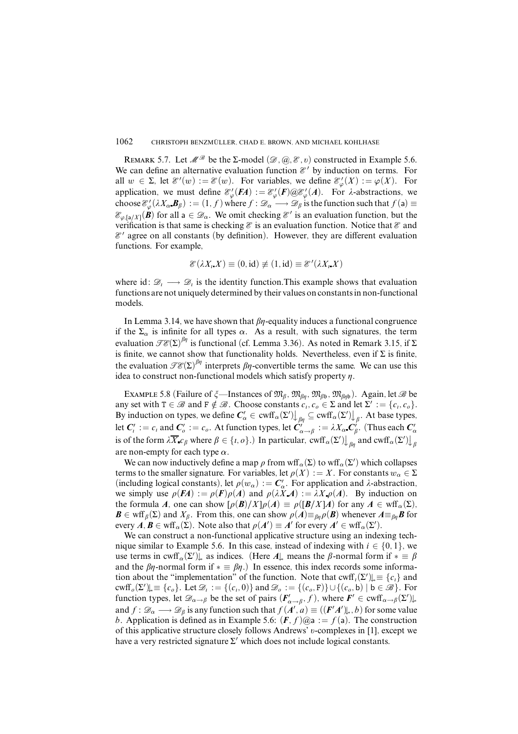**Remark 5.7.** Let $\mathcal{M}^{\mathcal{B}}$ be the $\Sigma$-model $(\mathcal{D}, @, \mathcal{E}, \upsilon)$ constructed in Example 5.6. We can define an alternative evaluation function $\mathcal{E}'$ by induction on terms. For all $w \in \Sigma$, let $\mathcal{E}'(w) := \mathcal{E}(w)$. For variables, we define $\mathcal{E}'_\varphi(X) := \varphi(X)$. For application, we must define $\mathcal{E}'_\varphi(\mathbf{F}\mathbf{A}) := \mathcal{E}'_\varphi(\mathbf{F})@\mathcal{E}'_\varphi(\mathbf{A})$. For $\lambda$-abstractions, we choose $\mathcal{E}'_\varphi(\lambda X_\alpha \mathbf{B}_\beta) := (1, f)$ where $f : \mathcal{D}_\alpha \longrightarrow \mathcal{D}_\beta$ is the function such that $f(\mathsf{a}) \equiv \mathcal{E}_{\varphi,[\mathsf{a}/X]}(\mathbf{B})$ for all $\mathsf{a} \in \mathcal{D}_\alpha$. We omit checking $\mathcal{E}'$ is an evaluation function, but the verification is that same is checking $\mathcal{E}$ is an evaluation function. Notice that $\mathcal{E}$ and $\mathcal{E}'$ agree on all constants (by definition). However, they are different evaluation functions. For example,

$$\mathcal{E}(\lambda X_\iota X) \equiv (0, \mathrm{id}) \not\equiv (1, \mathrm{id}) \equiv \mathcal{E}'(\lambda X_\iota X)$$

where $\mathrm{id}\colon \mathcal{D}_\iota \longrightarrow \mathcal{D}_\iota$ is the identity function.This example shows that evaluation functions are not uniquely determined by their values on constants in non-functional models.

In Lemma 3.14, we have shown that $\beta\eta$-equality induces a functional congruence if the $\Sigma_\alpha$ is infinite for all types $\alpha$. As a result, with such signatures, the term evaluation $\mathcal{TE}(\Sigma)^{\beta\eta}$ is functional (cf. Lemma 3.36). As noted in Remark 3.15, if $\Sigma$ is finite, we cannot show that functionality holds. Nevertheless, even if $\Sigma$ is finite, the evaluation $\mathcal{TE}(\Sigma)^{\beta\eta}$ interprets $\beta\eta$-convertible terms the same. We can use this idea to construct non-functional models which satisfy property $\eta$.

**Example 5.8** (Failure of $\xi$—Instances of $\mathfrak{M}_\beta, \mathfrak{M}_{\beta\eta}, \mathfrak{M}_{\beta\mathfrak{b}}, \mathfrak{M}_{\beta\eta\mathfrak{b}}$). Again, let $\mathcal{B}$ be any set with $\mathtt{T} \in \mathcal{B}$ and $\mathtt{F} \notin \mathcal{B}$. Choose constants $c_\iota, c_o \in \Sigma$ and let $\Sigma' := \{c_\iota, c_o\}$. By induction on types, we define $\mathbf{C}'_\alpha \in \mathrm{cwff}_\alpha(\Sigma')\big\downarrow_{\beta\eta} \subseteq \mathrm{cwff}_\alpha(\Sigma')\big\downarrow_\beta$. At base types, let $\mathbf{C}'_\iota := c_\iota$ and $\mathbf{C}'_o := c_o$. At function types, let $\mathbf{C}'_{\alpha\to\beta} := \lambda X_\alpha \mathbf{C}'_\beta$. (Thus each $\mathbf{C}'_\alpha$ is of the form $\lambda \overline{X} c_\beta$ where $\beta \in \{\iota, o\}$.) In particular, $\mathrm{cwff}_\alpha(\Sigma')\big\downarrow_{\beta\eta}$ and $\mathrm{cwff}_\alpha(\Sigma')\big\downarrow_\beta$ are non-empty for each type $\alpha$.

We can now inductively define a map $\rho$ from $\mathrm{wff}_\alpha(\Sigma)$ to $\mathrm{wff}_\alpha(\Sigma')$ which collapses terms to the smaller signature. For variables, let $\rho(X) := X$. For constants $w_\alpha \in \Sigma$ (including logical constants), let $\rho(w_\alpha) := \mathbf{C}'_\alpha$. For application and $\lambda$-abstraction, we simply use $\rho(\mathbf{F}\mathbf{A}) := \rho(\mathbf{F})\rho(\mathbf{A})$ and $\rho(\lambda X \mathbf{A}) := \lambda X \rho(\mathbf{A})$. By induction on the formula $\mathbf{A}$, one can show $[\rho(\mathbf{B})/X]\rho(\mathbf{A}) \equiv \rho([\mathbf{B}/X]\mathbf{A})$ for any $\mathbf{A} \in \mathrm{wff}_\alpha(\Sigma)$, $\mathbf{B} \in \mathrm{wff}_\beta(\Sigma)$ and $X_\beta$. From this, one can show $\rho(\mathbf{A}) \equiv_{\beta\eta} \rho(\mathbf{B})$ whenever $\mathbf{A} \equiv_{\beta\eta} \mathbf{B}$ for every $\mathbf{A}, \mathbf{B} \in \mathrm{wff}_\alpha(\Sigma)$. Note also that $\rho(\mathbf{A}') \equiv \mathbf{A}'$ for every $\mathbf{A}' \in \mathrm{wff}_\alpha(\Sigma')$.

We can construct a non-functional applicative structure using an indexing technique similar to Example 5.6. In this case, instead of indexing with $i \in \{0, 1\}$, we use terms in $\mathrm{cwff}_\alpha(\Sigma')\!\downarrow_*$ as indices. (Here $\mathbf{A}\!\downarrow_*$ means the $\beta$-normal form if $* \equiv \beta$ and the $\beta\eta$-normal form if $* \equiv \beta\eta$.) In essence, this index records some information about the "implementation" of the function. Note that $\mathrm{cwff}_\iota(\Sigma')\!\downarrow_* \equiv \{c_\iota\}$ and $\mathrm{cwff}_o(\Sigma')\!\downarrow_* \equiv \{c_o\}$. Let $\mathcal{D}_\iota := \{(c_\iota, 0)\}$ and $\mathcal{D}_o := \{(c_o, \mathtt{F})\} \cup \{(c_o, \mathsf{b}) \mid \mathsf{b} \in \mathcal{B}\}$. For function types, let $\mathcal{D}_{\alpha\to\beta}$ be the set of pairs $(\mathbf{F}'_{\alpha\to\beta}, f)$, where $\mathbf{F}' \in \mathrm{cwff}_{\alpha\to\beta}(\Sigma')\!\downarrow_*$ and $f : \mathcal{D}_\alpha \longrightarrow \mathcal{D}_\beta$ is any function such that $f(\mathbf{A}', a) \equiv ((\mathbf{F}'\mathbf{A}')\!\downarrow_*, b)$ for some value $b$. Application is defined as in Example 5.6: $(\mathbf{F}, f)@\mathsf{a} := f(\mathsf{a})$. The construction of this applicative structure closely follows Andrews' $\upsilon$-complexes in [1], except we have a very restricted signature $\Sigma'$ which does not include logical constants.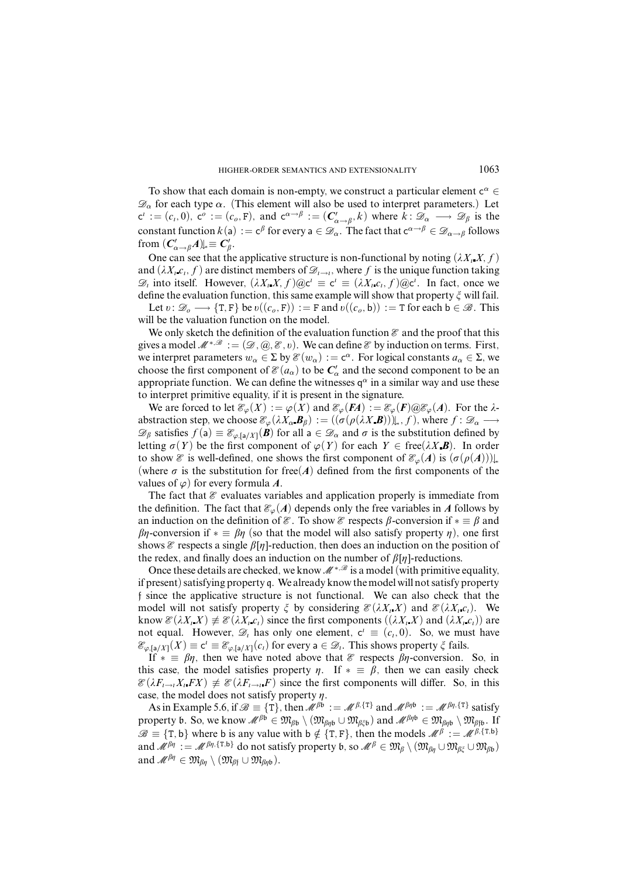To show that each domain is non-empty, we construct a particular element $\mathsf{c}^\alpha \in \mathscr{D}_\alpha$ for each type $\alpha$. (This element will also be used to interpret parameters.) Let $\mathsf{c}^\iota := (c_\iota, 0)$, $\mathsf{c}^o := (c_o, \mathtt{F})$, and $\mathsf{c}^{\alpha\to\beta} := (\boldsymbol{C}'_{\alpha\to\beta}, k)$ where $k\colon \mathscr{D}_\alpha \longrightarrow \mathscr{D}_\beta$ is the constant function $k(\mathsf{a}) := \mathsf{c}^\beta$ for every $\mathsf{a} \in \mathscr{D}_\alpha$. The fact that $\mathsf{c}^{\alpha\to\beta} \in \mathscr{D}_{\alpha\to\beta}$ follows from $(\boldsymbol{C}'_{\alpha\to\beta}\boldsymbol{A}){\downarrow_*} \equiv \boldsymbol{C}'_\beta$.

One can see that the applicative structure is non-functional by noting $(\lambda X_\iota . X, f)$ and $(\lambda X_\iota . c_\iota, f)$ are distinct members of $\mathscr{D}_{\iota\to\iota}$, where $f$ is the unique function taking $\mathscr{D}_\iota$ into itself. However, $(\lambda X_\iota . X, f)@\mathsf{c}^\iota \equiv \mathsf{c}^\iota \equiv (\lambda X_\iota . c_\iota, f)@\mathsf{c}^\iota$. In fact, once we define the evaluation function, this same example will show that property $\xi$ will fail.

Let $\upsilon\colon \mathscr{D}_o \longrightarrow \{\mathtt{T}, \mathtt{F}\}$ be $\upsilon((c_o, \mathtt{F})) := \mathtt{F}$ and $\upsilon((c_o, \mathsf{b})) := \mathtt{T}$ for each $\mathsf{b} \in \mathscr{B}$. This will be the valuation function on the model.

We only sketch the definition of the evaluation function $\mathscr{E}$ and the proof that this gives a model $\mathscr{M}^{*,\mathscr{B}} := (\mathscr{D}, @, \mathscr{E}, \upsilon)$. We can define $\mathscr{E}$ by induction on terms. First, we interpret parameters $w_\alpha \in \Sigma$ by $\mathscr{E}(w_\alpha) := \mathsf{c}^\alpha$. For logical constants $a_\alpha \in \Sigma$, we choose the first component of $\mathscr{E}(a_\alpha)$ to be $\boldsymbol{C}'_\alpha$ and the second component to be an appropriate function. We can define the witnesses $\mathsf{q}^\alpha$ in a similar way and use these to interpret primitive equality, if it is present in the signature.

We are forced to let $\mathscr{E}_\varphi(X) := \varphi(X)$ and $\mathscr{E}_\varphi(\boldsymbol{F}\boldsymbol{A}) := \mathscr{E}_\varphi(\boldsymbol{F})@\mathscr{E}_\varphi(\boldsymbol{A})$. For the $\lambda$-abstraction step, we choose $\mathscr{E}_\varphi(\lambda X_\alpha . \boldsymbol{B}_\beta) := ((\sigma(\rho(\lambda X . \boldsymbol{B}))){\downarrow_*}, f)$, where $f\colon \mathscr{D}_\alpha \longrightarrow \mathscr{D}_\beta$ satisfies $f(\mathsf{a}) \equiv \mathscr{E}_{\varphi,[\mathsf{a}/X]}(\boldsymbol{B})$ for all $\mathsf{a} \in \mathscr{D}_\alpha$ and $\sigma$ is the substitution defined by letting $\sigma(Y)$ be the first component of $\varphi(Y)$ for each $Y \in \mathrm{free}(\lambda X . \boldsymbol{B})$. In order to show $\mathscr{E}$ is well-defined, one shows the first component of $\mathscr{E}_\varphi(\boldsymbol{A})$ is $(\sigma(\rho(\boldsymbol{A}))){\downarrow_*}$ (where $\sigma$ is the substitution for $\mathrm{free}(\boldsymbol{A})$ defined from the first components of the values of $\varphi$) for every formula $\boldsymbol{A}$.

The fact that $\mathscr{E}$ evaluates variables and application properly is immediate from the definition. The fact that $\mathscr{E}_\varphi(\boldsymbol{A})$ depends only the free variables in $\boldsymbol{A}$ follows by an induction on the definition of $\mathscr{E}$. To show $\mathscr{E}$ respects $\beta$-conversion if $* \equiv \beta$ and $\beta\eta$-conversion if $* \equiv \beta\eta$ (so that the model will also satisfy property $\eta$), one first shows $\mathscr{E}$ respects a single $\beta[\eta]$-reduction, then does an induction on the position of the redex, and finally does an induction on the number of $\beta[\eta]$-reductions.

Once these details are checked, we know $\mathscr{M}^{*,\mathscr{B}}$ is a model (with primitive equality, if present) satisfying property $\mathfrak{q}$. We already know the model will not satisfy property $\mathfrak{f}$ since the applicative structure is not functional. We can also check that the model will not satisfy property $\xi$ by considering $\mathscr{E}(\lambda X_\iota . X)$ and $\mathscr{E}(\lambda X_\iota . c_\iota)$. We know $\mathscr{E}(\lambda X_\iota . X) \not\equiv \mathscr{E}(\lambda X_\iota . c_\iota)$ since the first components $((\lambda X_\iota . X)$ and $(\lambda X_\iota . c_\iota))$ are not equal. However, $\mathscr{D}_\iota$ has only one element, $\mathsf{c}^\iota \equiv (c_\iota, 0)$. So, we must have $\mathscr{E}_{\varphi,[\mathsf{a}/X]}(X) \equiv \mathsf{c}^\iota \equiv \mathscr{E}_{\varphi,[\mathsf{a}/X]}(c_\iota)$ for every $\mathsf{a} \in \mathscr{D}_\iota$. This shows property $\xi$ fails.

If $* \equiv \beta\eta$, then we have noted above that $\mathscr{E}$ respects $\beta\eta$-conversion. So, in this case, the model satisfies property $\eta$. If $* \equiv \beta$, then we can easily check $\mathscr{E}(\lambda F_{\iota\to\iota} X_\iota . FX) \not\equiv \mathscr{E}(\lambda F_{\iota\to\iota} . F)$ since the first components will differ. So, in this case, the model does not satisfy property $\eta$.

As in Example 5.6, if $\mathscr{B} \equiv \{\mathtt{T}\}$, then $\mathscr{M}^{\beta\mathfrak{b}} := \mathscr{M}^{\beta,\{\mathtt{T}\}}$ and $\mathscr{M}^{\beta\eta\mathfrak{b}} := \mathscr{M}^{\beta\eta,\{\mathtt{T}\}}$ satisfy property $\mathfrak{b}$. So, we know $\mathscr{M}^{\beta\mathfrak{b}} \in \mathfrak{M}_{\beta\mathfrak{b}} \setminus (\mathfrak{M}_{\beta\eta\mathfrak{b}} \cup \mathfrak{M}_{\beta\xi\mathfrak{b}})$ and $\mathscr{M}^{\beta\eta\mathfrak{b}} \in \mathfrak{M}_{\beta\eta\mathfrak{b}} \setminus \mathfrak{M}_{\beta\mathfrak{f}\mathfrak{b}}$. If $\mathscr{B} \equiv \{\mathtt{T}, \mathsf{b}\}$ where $\mathsf{b}$ is any value with $\mathsf{b} \notin \{\mathtt{T}, \mathtt{F}\}$, then the models $\mathscr{M}^\beta := \mathscr{M}^{\beta,\{\mathtt{T},\mathsf{b}\}}$ and $\mathscr{M}^{\beta\eta} := \mathscr{M}^{\beta\eta,\{\mathtt{T},\mathsf{b}\}}$ do not satisfy property $\mathfrak{b}$, so $\mathscr{M}^\beta \in \mathfrak{M}_\beta \setminus (\mathfrak{M}_{\beta\eta} \cup \mathfrak{M}_{\beta\xi} \cup \mathfrak{M}_{\beta\mathfrak{b}})$ and $\mathscr{M}^{\beta\eta} \in \mathfrak{M}_{\beta\eta} \setminus (\mathfrak{M}_{\beta\mathfrak{f}} \cup \mathfrak{M}_{\beta\eta\mathfrak{b}})$.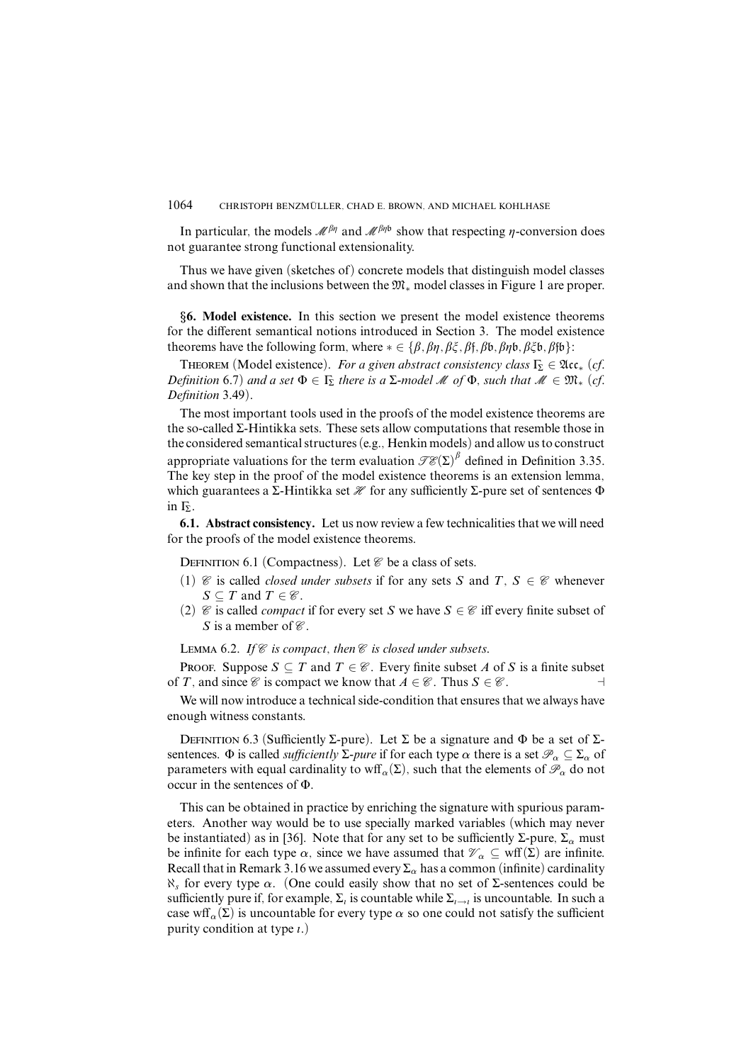In particular, the models $\mathcal{M}^{\beta\eta}$ and $\mathcal{M}^{\beta\eta\mathfrak{b}}$ show that respecting $\eta$-conversion does not guarantee strong functional extensionality.

Thus we have given (sketches of) concrete models that distinguish model classes and shown that the inclusions between the $\mathfrak{M}_*$ model classes in Figure 1 are proper.

## §6. Model existence.

In this section we present the model existence theorems for the different semantical notions introduced in Section 3. The model existence theorems have the following form, where $* \in \{\beta, \beta\eta, \beta\xi, \beta\mathfrak{f}, \beta\mathfrak{b}, \beta\eta\mathfrak{b}, \beta\xi\mathfrak{b}, \beta\mathfrak{f}\mathfrak{b}\}$:

Theorem (Model existence). *For a given abstract consistency class $\Gamma_\Sigma \in \mathfrak{Acc}_*$ (cf. Definition 6.7) and a set $\Phi \in \Gamma_\Sigma$ there is a $\Sigma$-model $\mathcal{M}$ of $\Phi$, such that $\mathcal{M} \in \mathfrak{M}_*$ (cf. Definition 3.49).*

The most important tools used in the proofs of the model existence theorems are the so-called $\Sigma$-Hintikka sets. These sets allow computations that resemble those in the considered semantical structures (e.g., Henkin models) and allow us to construct appropriate valuations for the term evaluation $\mathcal{TE}(\Sigma)^\beta$ defined in Definition 3.35. The key step in the proof of the model existence theorems is an extension lemma, which guarantees a $\Sigma$-Hintikka set $\mathcal{H}$ for any sufficiently $\Sigma$-pure set of sentences $\Phi$ in $\Gamma_\Sigma$.

### 6.1. Abstract consistency.

Let us now review a few technicalities that we will need for the proofs of the model existence theorems.

Definition 6.1 (Compactness). Let $\mathcal{C}$ be a class of sets.

(1) $\mathcal{C}$ is called *closed under subsets* if for any sets $S$ and $T$, $S \in \mathcal{C}$ whenever $S \subseteq T$ and $T \in \mathcal{C}$.
(2) $\mathcal{C}$ is called *compact* if for every set $S$ we have $S \in \mathcal{C}$ iff every finite subset of $S$ is a member of $\mathcal{C}$.

Lemma 6.2. *If $\mathcal{C}$ is compact, then $\mathcal{C}$ is closed under subsets.*

Proof. Suppose $S \subseteq T$ and $T \in \mathcal{C}$. Every finite subset $A$ of $S$ is a finite subset of $T$, and since $\mathcal{C}$ is compact we know that $A \in \mathcal{C}$. Thus $S \in \mathcal{C}$. $\dashv$

We will now introduce a technical side-condition that ensures that we always have enough witness constants.

Definition 6.3 (Sufficiently $\Sigma$-pure). Let $\Sigma$ be a signature and $\Phi$ be a set of $\Sigma$-sentences. $\Phi$ is called *sufficiently $\Sigma$-pure* if for each type $\alpha$ there is a set $\mathcal{P}_\alpha \subseteq \Sigma_\alpha$ of parameters with equal cardinality to $\text{wff}_\alpha(\Sigma)$, such that the elements of $\mathcal{P}_\alpha$ do not occur in the sentences of $\Phi$.

This can be obtained in practice by enriching the signature with spurious parameters. Another way would be to use specially marked variables (which may never be instantiated) as in [36]. Note that for any set to be sufficiently $\Sigma$-pure, $\Sigma_\alpha$ must be infinite for each type $\alpha$, since we have assumed that $\mathcal{V}_\alpha \subseteq \text{wff}(\Sigma)$ are infinite. Recall that in Remark 3.16 we assumed every $\Sigma_\alpha$ has a common (infinite) cardinality $\aleph_s$ for every type $\alpha$. (One could easily show that no set of $\Sigma$-sentences could be sufficiently pure if, for example, $\Sigma_\iota$ is countable while $\Sigma_{\iota\to\iota}$ is uncountable. In such a case $\text{wff}_\alpha(\Sigma)$ is uncountable for every type $\alpha$ so one could not satisfy the sufficient purity condition at type $\iota$.)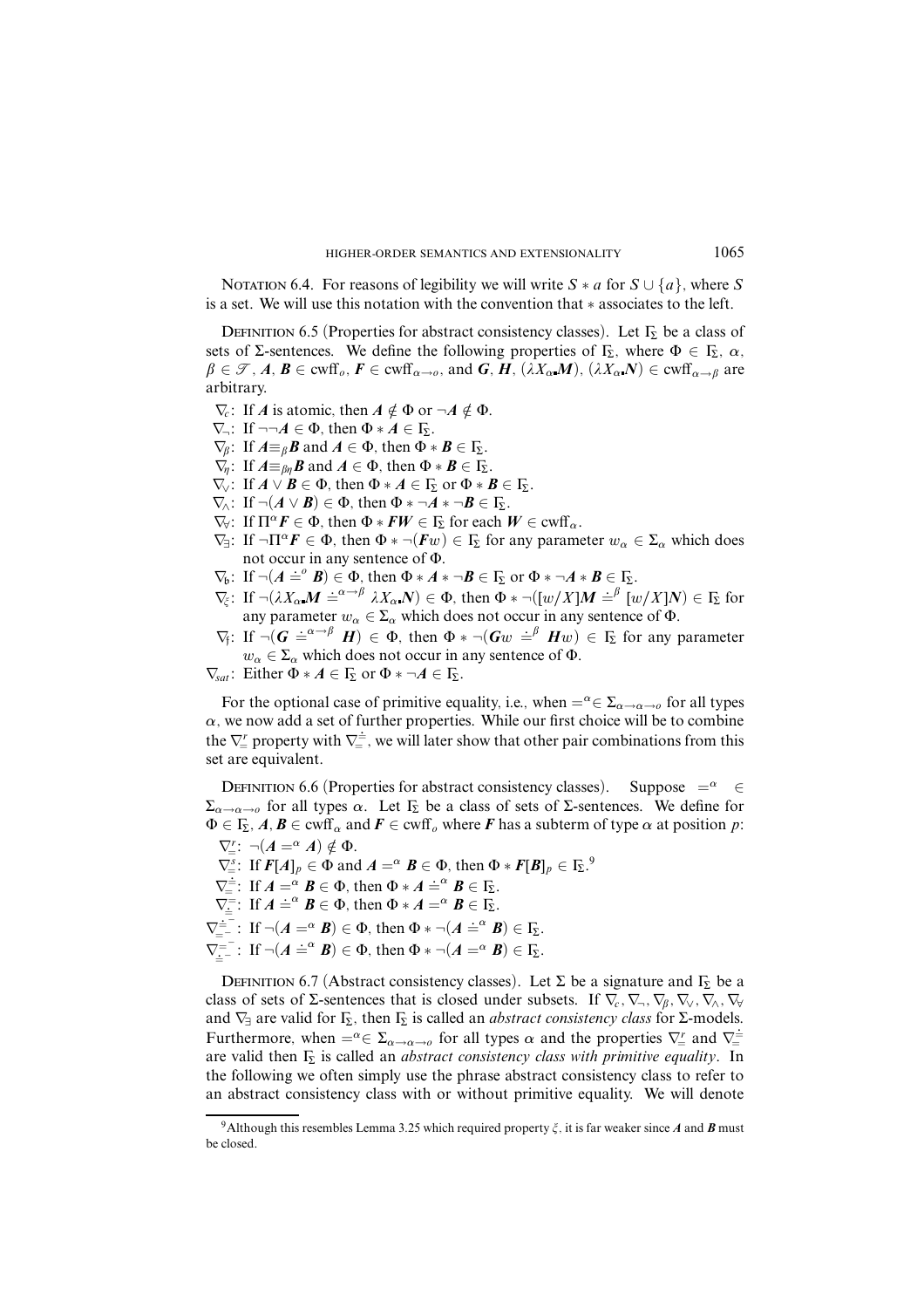Notation 6.4. For reasons of legibility we will write $S * a$ for $S \cup \{a\}$, where $S$ is a set. We will use this notation with the convention that $*$ associates to the left.

Definition 6.5 (Properties for abstract consistency classes). Let $\Gamma_\Sigma$ be a class of sets of $\Sigma$-sentences. We define the following properties of $\Gamma_\Sigma$, where $\Phi \in \Gamma_\Sigma$, $\alpha, \beta \in \mathcal{T}$, $\boldsymbol{A}, \boldsymbol{B} \in \mathrm{cwff}_o$, $\boldsymbol{F} \in \mathrm{cwff}_{\alpha\to o}$, and $\boldsymbol{G}, \boldsymbol{H}, (\lambda X_\alpha . \boldsymbol{M}), (\lambda X_\alpha . \boldsymbol{N}) \in \mathrm{cwff}_{\alpha\to\beta}$ are arbitrary.

- $\nabla_c$: If $\boldsymbol{A}$ is atomic, then $\boldsymbol{A} \notin \Phi$ or $\neg\boldsymbol{A} \notin \Phi$.
- $\nabla_\neg$: If $\neg\neg\boldsymbol{A} \in \Phi$, then $\Phi * \boldsymbol{A} \in \Gamma_\Sigma$.
- $\nabla_\beta$: If $\boldsymbol{A} \equiv_\beta \boldsymbol{B}$ and $\boldsymbol{A} \in \Phi$, then $\Phi * \boldsymbol{B} \in \Gamma_\Sigma$.
- $\nabla_\eta$: If $\boldsymbol{A} \equiv_{\beta\eta} \boldsymbol{B}$ and $\boldsymbol{A} \in \Phi$, then $\Phi * \boldsymbol{B} \in \Gamma_\Sigma$.
- $\nabla_\vee$: If $\boldsymbol{A} \vee \boldsymbol{B} \in \Phi$, then $\Phi * \boldsymbol{A} \in \Gamma_\Sigma$ or $\Phi * \boldsymbol{B} \in \Gamma_\Sigma$.
- $\nabla_\wedge$: If $\neg(\boldsymbol{A} \vee \boldsymbol{B}) \in \Phi$, then $\Phi * \neg\boldsymbol{A} * \neg\boldsymbol{B} \in \Gamma_\Sigma$.
- $\nabla_\forall$: If $\Pi^\alpha \boldsymbol{F} \in \Phi$, then $\Phi * \boldsymbol{F}\boldsymbol{W} \in \Gamma_\Sigma$ for each $\boldsymbol{W} \in \mathrm{cwff}_\alpha$.
- $\nabla_\exists$: If $\neg\Pi^\alpha \boldsymbol{F} \in \Phi$, then $\Phi * \neg(\boldsymbol{F}w) \in \Gamma_\Sigma$ for any parameter $w_\alpha \in \Sigma_\alpha$ which does not occur in any sentence of $\Phi$.
- $\nabla_\mathfrak{b}$: If $\neg(\boldsymbol{A} \doteq^o \boldsymbol{B}) \in \Phi$, then $\Phi * \boldsymbol{A} * \neg\boldsymbol{B} \in \Gamma_\Sigma$ or $\Phi * \neg\boldsymbol{A} * \boldsymbol{B} \in \Gamma_\Sigma$.
- $\nabla_\xi$: If $\neg(\lambda X_\alpha . \boldsymbol{M} \doteq^{\alpha\to\beta} \lambda X_\alpha . \boldsymbol{N}) \in \Phi$, then $\Phi * \neg([w/X]\boldsymbol{M} \doteq^\beta [w/X]\boldsymbol{N}) \in \Gamma_\Sigma$ for any parameter $w_\alpha \in \Sigma_\alpha$ which does not occur in any sentence of $\Phi$.
- $\nabla_\mathfrak{f}$: If $\neg(\boldsymbol{G} \doteq^{\alpha\to\beta} \boldsymbol{H}) \in \Phi$, then $\Phi * \neg(\boldsymbol{G}w \doteq^\beta \boldsymbol{H}w) \in \Gamma_\Sigma$ for any parameter $w_\alpha \in \Sigma_\alpha$ which does not occur in any sentence of $\Phi$.
- $\nabla_{sat}$: Either $\Phi * \boldsymbol{A} \in \Gamma_\Sigma$ or $\Phi * \neg\boldsymbol{A} \in \Gamma_\Sigma$.

For the optional case of primitive equality, i.e., when $=^\alpha \in \Sigma_{\alpha\to\alpha\to o}$ for all types $\alpha$, we now add a set of further properties. While our first choice will be to combine the $\nabla_=^r$ property with $\nabla_=^{\doteq}$, we will later show that other pair combinations from this set are equivalent.

Definition 6.6 (Properties for abstract consistency classes). Suppose $=^\alpha \in \Sigma_{\alpha\to\alpha\to o}$ for all types $\alpha$. Let $\Gamma_\Sigma$ be a class of sets of $\Sigma$-sentences. We define for $\Phi \in \Gamma_\Sigma$, $\boldsymbol{A}, \boldsymbol{B} \in \mathrm{cwff}_\alpha$ and $\boldsymbol{F} \in \mathrm{cwff}_o$ where $\boldsymbol{F}$ has a subterm of type $\alpha$ at position $p$:

- $\nabla_=^r$: $\neg(\boldsymbol{A} =^\alpha \boldsymbol{A}) \notin \Phi$.
- $\nabla_=^s$: If $\boldsymbol{F}[\boldsymbol{A}]_p \in \Phi$ and $\boldsymbol{A} =^\alpha \boldsymbol{B} \in \Phi$, then $\Phi * \boldsymbol{F}[\boldsymbol{B}]_p \in \Gamma_\Sigma$.[9]
- $\nabla_=^{\doteq}$: If $\boldsymbol{A} =^\alpha \boldsymbol{B} \in \Phi$, then $\Phi * \boldsymbol{A} \doteq^\alpha \boldsymbol{B} \in \Gamma_\Sigma$.
- $\nabla_{\doteq}^=$: If $\boldsymbol{A} \doteq^\alpha \boldsymbol{B} \in \Phi$, then $\Phi * \boldsymbol{A} =^\alpha \boldsymbol{B} \in \Gamma_\Sigma$.
- $\nabla_{=^-}^{\doteq^-}$: If $\neg(\boldsymbol{A} =^\alpha \boldsymbol{B}) \in \Phi$, then $\Phi * \neg(\boldsymbol{A} \doteq^\alpha \boldsymbol{B}) \in \Gamma_\Sigma$.
- $\nabla_{\doteq^-}^{=^-}$: If $\neg(\boldsymbol{A} \doteq^\alpha \boldsymbol{B}) \in \Phi$, then $\Phi * \neg(\boldsymbol{A} =^\alpha \boldsymbol{B}) \in \Gamma_\Sigma$.

Definition 6.7 (Abstract consistency classes). Let $\Sigma$ be a signature and $\Gamma_\Sigma$ be a class of sets of $\Sigma$-sentences that is closed under subsets. If $\nabla_c, \nabla_\neg, \nabla_\beta, \nabla_\vee, \nabla_\wedge, \nabla_\forall$ and $\nabla_\exists$ are valid for $\Gamma_\Sigma$, then $\Gamma_\Sigma$ is called an *abstract consistency class* for $\Sigma$-models. Furthermore, when $=^\alpha \in \Sigma_{\alpha\to\alpha\to o}$ for all types $\alpha$ and the properties $\nabla_=^r$ and $\nabla_=^{\doteq}$ are valid then $\Gamma_\Sigma$ is called an *abstract consistency class with primitive equality*. In the following we often simply use the phrase abstract consistency class to refer to an abstract consistency class with or without primitive equality. We will denote

[9] Although this resembles Lemma 3.25 which required property $\xi$, it is far weaker since $\boldsymbol{A}$ and $\boldsymbol{B}$ must be closed.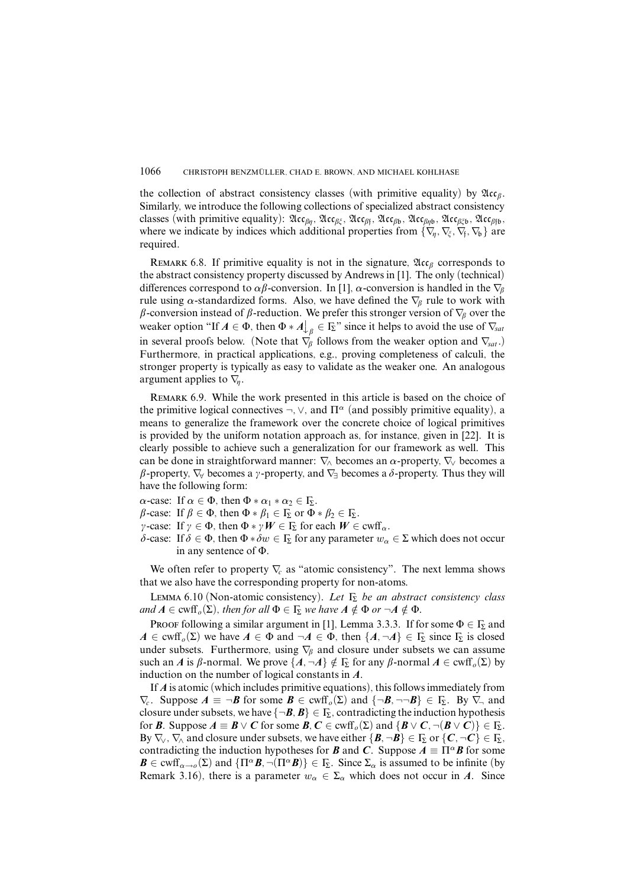the collection of abstract consistency classes (with primitive equality) by $\mathfrak{Acc}_\beta$. Similarly, we introduce the following collections of specialized abstract consistency classes (with primitive equality): $\mathfrak{Acc}_{\beta\eta}$, $\mathfrak{Acc}_{\beta\xi}$, $\mathfrak{Acc}_{\beta\mathfrak{f}}$, $\mathfrak{Acc}_{\beta\mathfrak{b}}$, $\mathfrak{Acc}_{\beta\eta\mathfrak{b}}$, $\mathfrak{Acc}_{\beta\xi\mathfrak{b}}$, $\mathfrak{Acc}_{\beta\mathfrak{f}\mathfrak{b}}$, where we indicate by indices which additional properties from $\{\nabla_\eta, \nabla_\xi, \nabla_\mathfrak{f}, \nabla_\mathfrak{b}\}$ are required.

REMARK 6.8. If primitive equality is not in the signature, $\mathfrak{Acc}_\beta$ corresponds to the abstract consistency property discussed by Andrews in [1]. The only (technical) differences correspond to $\alpha\beta$-conversion. In [1], $\alpha$-conversion is handled in the $\nabla_\beta$ rule using $\alpha$-standardized forms. Also, we have defined the $\nabla_\beta$ rule to work with $\beta$-conversion instead of $\beta$-reduction. We prefer this stronger version of $\nabla_\beta$ over the weaker option "If $\mathbf{A} \in \Phi$, then $\Phi * \mathbf{A}{\downarrow_\beta} \in \Gamma_\Sigma$" since it helps to avoid the use of $\nabla_{sat}$ in several proofs below. (Note that $\nabla_\beta$ follows from the weaker option and $\nabla_{sat}$.) Furthermore, in practical applications, e.g., proving completeness of calculi, the stronger property is typically as easy to validate as the weaker one. An analogous argument applies to $\nabla_\eta$.

REMARK 6.9. While the work presented in this article is based on the choice of the primitive logical connectives $\neg$, $\vee$, and $\Pi^\alpha$ (and possibly primitive equality), a means to generalize the framework over the concrete choice of logical primitives is provided by the uniform notation approach as, for instance, given in [22]. It is clearly possible to achieve such a generalization for our framework as well. This can be done in straightforward manner: $\nabla_\wedge$ becomes an $\alpha$-property, $\nabla_\vee$ becomes a $\beta$-property, $\nabla_\forall$ becomes a $\gamma$-property, and $\nabla_\exists$ becomes a $\delta$-property. Thus they will have the following form:

$\alpha$-case: If $\alpha \in \Phi$, then $\Phi * \alpha_1 * \alpha_2 \in \Gamma_\Sigma$.
$\beta$-case: If $\beta \in \Phi$, then $\Phi * \beta_1 \in \Gamma_\Sigma$ or $\Phi * \beta_2 \in \Gamma_\Sigma$.
$\gamma$-case: If $\gamma \in \Phi$, then $\Phi * \gamma \mathbf{W} \in \Gamma_\Sigma$ for each $\mathbf{W} \in \mathrm{cwff}_\alpha$.
$\delta$-case: If $\delta \in \Phi$, then $\Phi * \delta w \in \Gamma_\Sigma$ for any parameter $w_\alpha \in \Sigma$ which does not occur in any sentence of $\Phi$.

We often refer to property $\nabla_c$ as "atomic consistency". The next lemma shows that we also have the corresponding property for non-atoms.

LEMMA 6.10 (Non-atomic consistency). *Let $\Gamma_\Sigma$ be an abstract consistency class and $\mathbf{A} \in \mathrm{cwff}_o(\Sigma)$, then for all $\Phi \in \Gamma_\Sigma$ we have $\mathbf{A} \notin \Phi$ or $\neg\mathbf{A} \notin \Phi$.*

PROOF following a similar argument in [1], Lemma 3.3.3. If for some $\Phi \in \Gamma_\Sigma$ and $\mathbf{A} \in \mathrm{cwff}_o(\Sigma)$ we have $\mathbf{A} \in \Phi$ and $\neg\mathbf{A} \in \Phi$, then $\{\mathbf{A}, \neg\mathbf{A}\} \in \Gamma_\Sigma$ since $\Gamma_\Sigma$ is closed under subsets. Furthermore, using $\nabla_\beta$ and closure under subsets we can assume such an $\mathbf{A}$ is $\beta$-normal. We prove $\{\mathbf{A}, \neg\mathbf{A}\} \notin \Gamma_\Sigma$ for any $\beta$-normal $\mathbf{A} \in \mathrm{cwff}_o(\Sigma)$ by induction on the number of logical constants in $\mathbf{A}$.

If $\mathbf{A}$ is atomic (which includes primitive equations), this follows immediately from $\nabla_c$. Suppose $\mathbf{A} \equiv \neg\mathbf{B}$ for some $\mathbf{B} \in \mathrm{cwff}_o(\Sigma)$ and $\{\neg\mathbf{B}, \neg\neg\mathbf{B}\} \in \Gamma_\Sigma$. By $\nabla_\neg$ and closure under subsets, we have $\{\neg\mathbf{B}, \mathbf{B}\} \in \Gamma_\Sigma$, contradicting the induction hypothesis for $\mathbf{B}$. Suppose $\mathbf{A} \equiv \mathbf{B} \vee \mathbf{C}$ for some $\mathbf{B}, \mathbf{C} \in \mathrm{cwff}_o(\Sigma)$ and $\{\mathbf{B} \vee \mathbf{C}, \neg(\mathbf{B} \vee \mathbf{C})\} \in \Gamma_\Sigma$. By $\nabla_\vee$, $\nabla_\wedge$ and closure under subsets, we have either $\{\mathbf{B}, \neg\mathbf{B}\} \in \Gamma_\Sigma$ or $\{\mathbf{C}, \neg\mathbf{C}\} \in \Gamma_\Sigma$, contradicting the induction hypotheses for $\mathbf{B}$ and $\mathbf{C}$. Suppose $\mathbf{A} \equiv \Pi^\alpha\mathbf{B}$ for some $\mathbf{B} \in \mathrm{cwff}_{\alpha\to o}(\Sigma)$ and $\{\Pi^\alpha\mathbf{B}, \neg(\Pi^\alpha\mathbf{B})\} \in \Gamma_\Sigma$. Since $\Sigma_\alpha$ is assumed to be infinite (by Remark 3.16), there is a parameter $w_\alpha \in \Sigma_\alpha$ which does not occur in $\mathbf{A}$. Since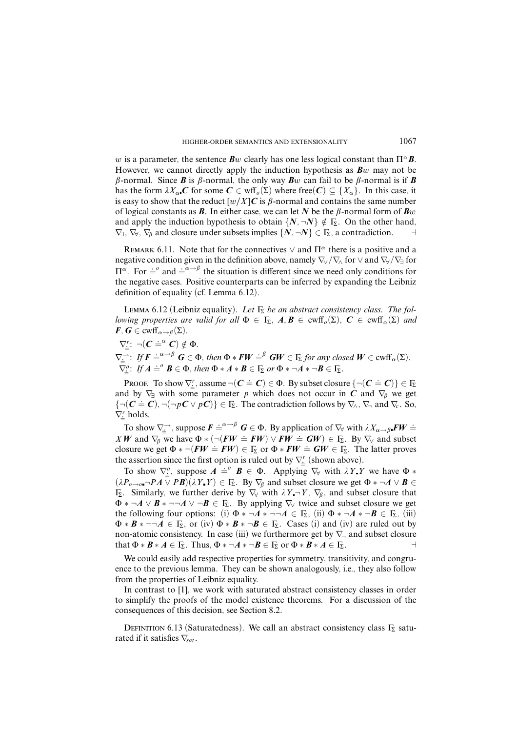$w$ is a parameter, the sentence $\boldsymbol{B}w$ clearly has one less logical constant than $\Pi^\alpha \boldsymbol{B}$. However, we cannot directly apply the induction hypothesis as $\boldsymbol{B}w$ may not be $\beta$-normal. Since $\boldsymbol{B}$ is $\beta$-normal, the only way $\boldsymbol{B}w$ can fail to be $\beta$-normal is if $\boldsymbol{B}$ has the form $\lambda X_\alpha \boldsymbol{.} \boldsymbol{C}$ for some $\boldsymbol{C} \in \mathrm{wff}_o(\Sigma)$ where $\mathrm{free}(\boldsymbol{C}) \subseteq \{X_\alpha\}$. In this case, it is easy to show that the reduct $[w/X]\boldsymbol{C}$ is $\beta$-normal and contains the same number of logical constants as $\boldsymbol{B}$. In either case, we can let $\boldsymbol{N}$ be the $\beta$-normal form of $\boldsymbol{B}w$ and apply the induction hypothesis to obtain $\{\boldsymbol{N}, \neg\boldsymbol{N}\} \notin \Gamma_\Sigma$. On the other hand, $\nabla_\exists$, $\nabla_\forall$, $\nabla_\beta$ and closure under subsets implies $\{\boldsymbol{N}, \neg\boldsymbol{N}\} \in \Gamma_\Sigma$, a contradiction. ⊣

REMARK 6.11. Note that for the connectives $\vee$ and $\Pi^\alpha$ there is a positive and a negative condition given in the definition above, namely $\nabla_\vee/\nabla_\wedge$ for $\vee$ and $\nabla_\forall/\nabla_\exists$ for $\Pi^\alpha$. For $\doteq^o$ and $\doteq^{\alpha\to\beta}$ the situation is different since we need only conditions for the negative cases. Positive counterparts can be inferred by expanding the Leibniz definition of equality (cf. Lemma 6.12).

LEMMA 6.12 (Leibniz equality). *Let $\Gamma_\Sigma$ be an abstract consistency class. The following properties are valid for all $\Phi \in \Gamma_\Sigma$, $\boldsymbol{A}, \boldsymbol{B} \in \mathrm{cwff}_o(\Sigma)$, $\boldsymbol{C} \in \mathrm{cwff}_\alpha(\Sigma)$ and $\boldsymbol{F}, \boldsymbol{G} \in \mathrm{cwff}_{\alpha\to\beta}(\Sigma)$.*

$\nabla^r_{\doteq}$: $\neg(\boldsymbol{C} \doteq^\alpha \boldsymbol{C}) \notin \Phi$.

$\nabla^{\to}_{\doteq}$: *If $\boldsymbol{F} \doteq^{\alpha\to\beta} \boldsymbol{G} \in \Phi$, then $\Phi * \boldsymbol{F}\boldsymbol{W} \doteq^\beta \boldsymbol{G}\boldsymbol{W} \in \Gamma_\Sigma$ for any closed $\boldsymbol{W} \in \mathrm{cwff}_\alpha(\Sigma)$.*

$\nabla^o_{\doteq}$: *If $\boldsymbol{A} \doteq^o \boldsymbol{B} \in \Phi$, then $\Phi * \boldsymbol{A} * \boldsymbol{B} \in \Gamma_\Sigma$ or $\Phi * \neg\boldsymbol{A} * \neg\boldsymbol{B} \in \Gamma_\Sigma$.*

PROOF. To show $\nabla^r_{\doteq}$, assume $\neg(\boldsymbol{C} \doteq \boldsymbol{C}) \in \Phi$. By subset closure $\{\neg(\boldsymbol{C} \doteq \boldsymbol{C})\} \in \Gamma_\Sigma$ and by $\nabla_\exists$ with some parameter $p$ which does not occur in $\boldsymbol{C}$ and $\nabla_\beta$ we get $\{\neg(\boldsymbol{C} \doteq \boldsymbol{C}), \neg(\neg p\boldsymbol{C} \vee p\boldsymbol{C})\} \in \Gamma_\Sigma$. The contradiction follows by $\nabla_\wedge$, $\nabla_\neg$ and $\nabla_c$. So, $\nabla^r_{\doteq}$ holds.

To show $\nabla^{\to}_{\doteq}$, suppose $\boldsymbol{F} \doteq^{\alpha\to\beta} \boldsymbol{G} \in \Phi$. By application of $\nabla_\forall$ with $\lambda X_{\alpha\to\beta} \boldsymbol{.} \boldsymbol{F}\boldsymbol{W} \doteq X\boldsymbol{W}$ and $\nabla_\beta$ we have $\Phi * (\neg(\boldsymbol{F}\boldsymbol{W} \doteq \boldsymbol{F}\boldsymbol{W}) \vee \boldsymbol{F}\boldsymbol{W} \doteq \boldsymbol{G}\boldsymbol{W}) \in \Gamma_\Sigma$. By $\nabla_\vee$ and subset closure we get $\Phi * \neg(\boldsymbol{F}\boldsymbol{W} \doteq \boldsymbol{F}\boldsymbol{W}) \in \Gamma_\Sigma$ or $\Phi * \boldsymbol{F}\boldsymbol{W} \doteq \boldsymbol{G}\boldsymbol{W} \in \Gamma_\Sigma$. The latter proves the assertion since the first option is ruled out by $\nabla^r_{\doteq}$ (shown above).

To show $\nabla^o_{\doteq}$, suppose $\boldsymbol{A} \doteq^o \boldsymbol{B} \in \Phi$. Applying $\nabla_\forall$ with $\lambda Y \boldsymbol{.} Y$ we have $\Phi * (\lambda P_{o\to o} \boldsymbol{.} \neg P\boldsymbol{A} \vee P\boldsymbol{B})(\lambda Y \boldsymbol{.} Y) \in \Gamma_\Sigma$. By $\nabla_\beta$ and subset closure we get $\Phi * \neg\boldsymbol{A} \vee \boldsymbol{B} \in \Gamma_\Sigma$. Similarly, we further derive by $\nabla_\forall$ with $\lambda Y \boldsymbol{.} \neg Y$, $\nabla_\beta$, and subset closure that $\Phi * \neg\boldsymbol{A} \vee \boldsymbol{B} * \neg\neg\boldsymbol{A} \vee \neg\boldsymbol{B} \in \Gamma_\Sigma$. By applying $\nabla_\vee$ twice and subset closure we get the following four options: (i) $\Phi * \neg\boldsymbol{A} * \neg\neg\boldsymbol{A} \in \Gamma_\Sigma$, (ii) $\Phi * \neg\boldsymbol{A} * \neg\boldsymbol{B} \in \Gamma_\Sigma$, (iii) $\Phi * \boldsymbol{B} * \neg\neg\boldsymbol{A} \in \Gamma_\Sigma$, or (iv) $\Phi * \boldsymbol{B} * \neg\boldsymbol{B} \in \Gamma_\Sigma$. Cases (i) and (iv) are ruled out by non-atomic consistency. In case (iii) we furthermore get by $\nabla_\neg$ and subset closure that $\Phi * \boldsymbol{B} * \boldsymbol{A} \in \Gamma_\Sigma$. Thus, $\Phi * \neg\boldsymbol{A} * \neg\boldsymbol{B} \in \Gamma_\Sigma$ or $\Phi * \boldsymbol{B} * \boldsymbol{A} \in \Gamma_\Sigma$. ⊣

We could easily add respective properties for symmetry, transitivity, and congruence to the previous lemma. They can be shown analogously, i.e., they also follow from the properties of Leibniz equality.

In contrast to [1], we work with saturated abstract consistency classes in order to simplify the proofs of the model existence theorems. For a discussion of the consequences of this decision, see Section 8.2.

DEFINITION 6.13 (Saturatedness). We call an abstract consistency class $\Gamma_\Sigma$ saturated if it satisfies $\nabla_{sat}$.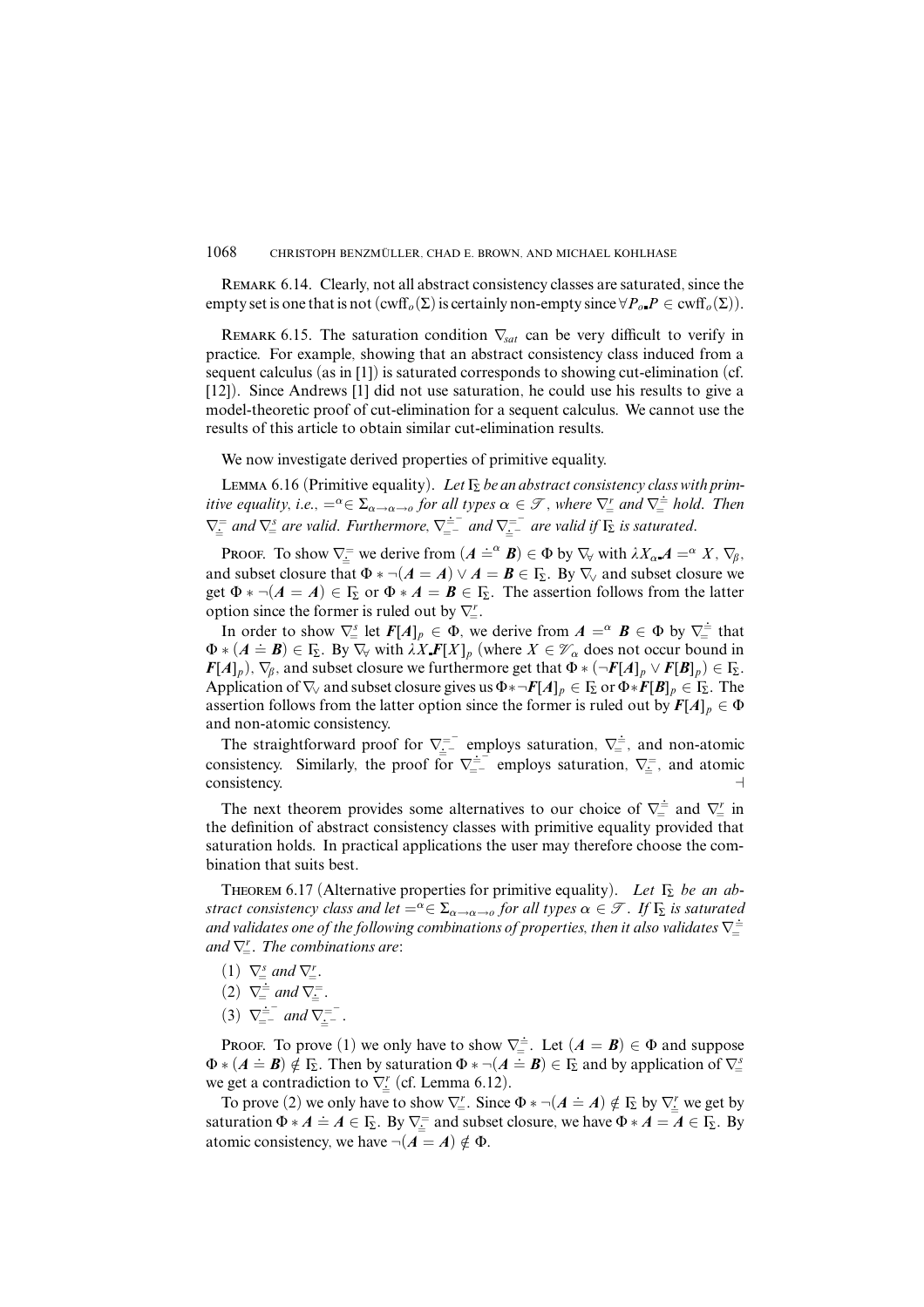REMARK 6.14. Clearly, not all abstract consistency classes are saturated, since the empty set is one that is not ($\text{cwff}_o(\Sigma)$ is certainly non-empty since $\forall P_o \centerdot P \in \text{cwff}_o(\Sigma)$).

REMARK 6.15. The saturation condition $\nabla_{sat}$ can be very difficult to verify in practice. For example, showing that an abstract consistency class induced from a sequent calculus (as in [1]) is saturated corresponds to showing cut-elimination (cf. [12]). Since Andrews [1] did not use saturation, he could use his results to give a model-theoretic proof of cut-elimination for a sequent calculus. We cannot use the results of this article to obtain similar cut-elimination results.

We now investigate derived properties of primitive equality.

LEMMA 6.16 (Primitive equality). *Let $\Gamma_\Sigma$ be an abstract consistency class with primitive equality, i.e., $=^\alpha \in \Sigma_{\alpha\to\alpha\to o}$ for all types $\alpha \in \mathscr{T}$, where $\nabla_{=}^{r}$ and $\nabla_{=}^{\dot{=}}$ hold. Then $\nabla_{\dot{=}}^{=}$ and $\nabla_{=}^{s}$ are valid. Furthermore, $\nabla_{=^-}^{\dot{=}^-}$ and $\nabla_{\dot{=}^-}^{=^-}$ are valid if $\Gamma_\Sigma$ is saturated.*

PROOF. To show $\nabla_{\dot{=}}^{=}$ we derive from $(\mathbf{A} \doteq^\alpha \mathbf{B}) \in \Phi$ by $\nabla_\forall$ with $\lambda X_\alpha \centerdot \mathbf{A} =^\alpha X$, $\nabla_\beta$, and subset closure that $\Phi * \neg(\mathbf{A} = \mathbf{A}) \vee \mathbf{A} = \mathbf{B} \in \Gamma_\Sigma$. By $\nabla_\vee$ and subset closure we get $\Phi * \neg(\mathbf{A} = \mathbf{A}) \in \Gamma_\Sigma$ or $\Phi * \mathbf{A} = \mathbf{B} \in \Gamma_\Sigma$. The assertion follows from the latter option since the former is ruled out by $\nabla_{=}^{r}$.

In order to show $\nabla_{=}^{s}$ let $\mathbf{F}[\mathbf{A}]_p \in \Phi$, we derive from $\mathbf{A} =^\alpha \mathbf{B} \in \Phi$ by $\nabla_{=}^{\dot{=}}$ that $\Phi * (\mathbf{A} \doteq \mathbf{B}) \in \Gamma_\Sigma$. By $\nabla_\forall$ with $\lambda X \centerdot \mathbf{F}[X]_p$ (where $X \in \mathscr{V}_\alpha$ does not occur bound in $\mathbf{F}[\mathbf{A}]_p$), $\nabla_\beta$, and subset closure we furthermore get that $\Phi * (\neg \mathbf{F}[\mathbf{A}]_p \vee \mathbf{F}[\mathbf{B}]_p) \in \Gamma_\Sigma$. Application of $\nabla_\vee$ and subset closure gives us $\Phi * \neg \mathbf{F}[\mathbf{A}]_p \in \Gamma_\Sigma$ or $\Phi * \mathbf{F}[\mathbf{B}]_p \in \Gamma_\Sigma$. The assertion follows from the latter option since the former is ruled out by $\mathbf{F}[\mathbf{A}]_p \in \Phi$ and non-atomic consistency.

The straightforward proof for $\nabla_{\dot{=}^-}^{=^-}$ employs saturation, $\nabla_{=}^{\dot{=}}$, and non-atomic consistency. Similarly, the proof for $\nabla_{=^-}^{\dot{=}^-}$ employs saturation, $\nabla_{\dot{=}}^{=}$, and atomic consistency. ⊣

The next theorem provides some alternatives to our choice of $\nabla_{=}^{\dot{=}}$ and $\nabla_{=}^{r}$ in the definition of abstract consistency classes with primitive equality provided that saturation holds. In practical applications the user may therefore choose the combination that suits best.

THEOREM 6.17 (Alternative properties for primitive equality). *Let $\Gamma_\Sigma$ be an abstract consistency class and let $=^\alpha \in \Sigma_{\alpha\to\alpha\to o}$ for all types $\alpha \in \mathscr{T}$. If $\Gamma_\Sigma$ is saturated and validates one of the following combinations of properties, then it also validates $\nabla_{=}^{\dot{=}}$ and $\nabla_{=}^{r}$. The combinations are*:

(1) $\nabla_{=}^{s}$ *and* $\nabla_{=}^{r}$.
(2) $\nabla_{=}^{\dot{=}}$ *and* $\nabla_{\dot{=}}^{=}$.
(3) $\nabla_{=^-}^{\dot{=}^-}$ *and* $\nabla_{\dot{=}^-}^{=^-}$.

PROOF. To prove (1) we only have to show $\nabla_{=}^{\dot{=}}$. Let $(\mathbf{A} = \mathbf{B}) \in \Phi$ and suppose $\Phi * (\mathbf{A} \doteq \mathbf{B}) \notin \Gamma_\Sigma$. Then by saturation $\Phi * \neg(\mathbf{A} \doteq \mathbf{B}) \in \Gamma_\Sigma$ and by application of $\nabla_{=}^{s}$ we get a contradiction to $\nabla_{\dot{=}}^{r}$ (cf. Lemma 6.12).

To prove (2) we only have to show $\nabla_{=}^{r}$. Since $\Phi * \neg(\mathbf{A} \doteq \mathbf{A}) \notin \Gamma_\Sigma$ by $\nabla_{\dot{=}}^{r}$ we get by saturation $\Phi * \mathbf{A} \doteq \mathbf{A} \in \Gamma_\Sigma$. By $\nabla_{\dot{=}}^{=}$ and subset closure, we have $\Phi * \mathbf{A} = \mathbf{A} \in \Gamma_\Sigma$. By atomic consistency, we have $\neg(\mathbf{A} = \mathbf{A}) \notin \Phi$.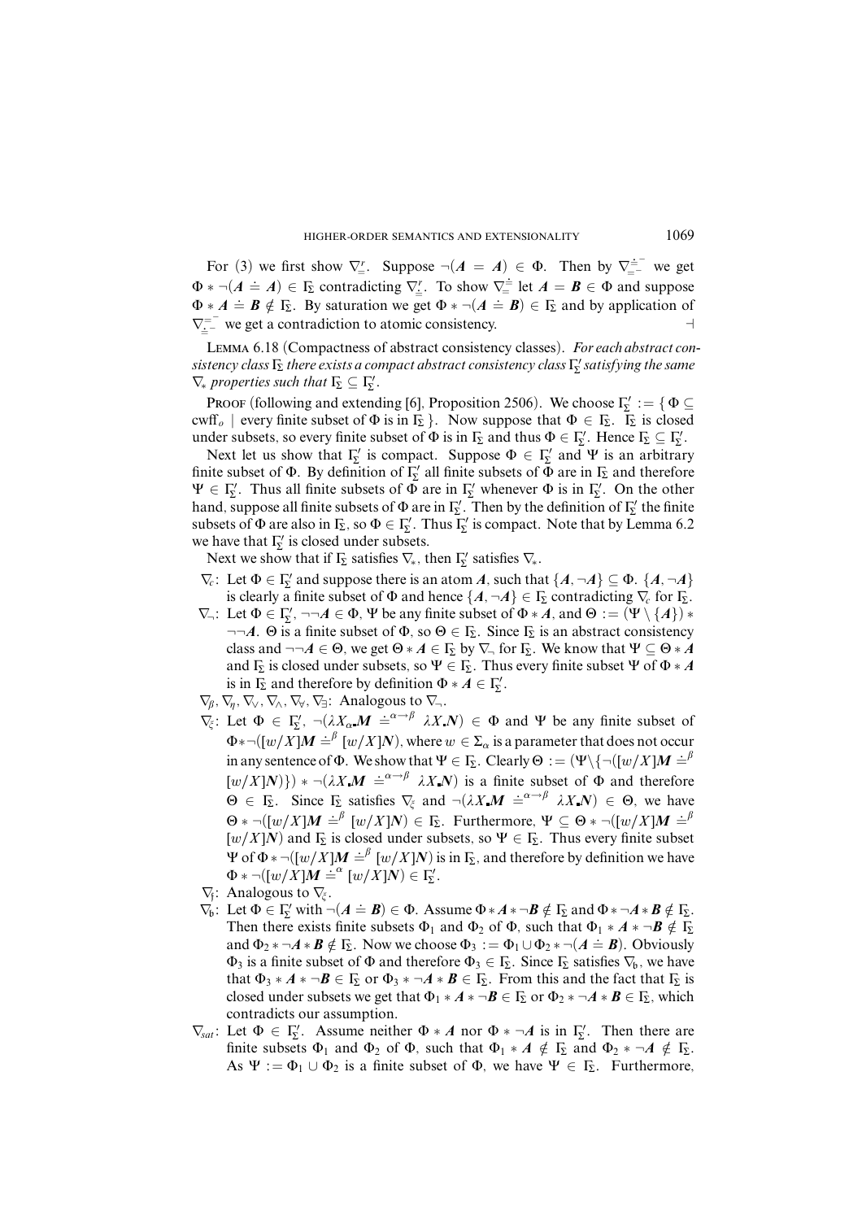For (3) we first show $\nabla^r_{\dot{=}}$. Suppose $\neg(A = A) \in \Phi$. Then by $\nabla^{\dot{=}^-}_{=}$ we get $\Phi * \neg(A \doteq A) \in \Gamma_\Sigma$ contradicting $\nabla^r_{\dot{=}}$. To show $\nabla^{\dot{=}}_{=}$ let $A = B \in \Phi$ and suppose $\Phi * A \doteq B \notin \Gamma_\Sigma$. By saturation we get $\Phi * \neg(A \doteq B) \in \Gamma_\Sigma$ and by application of $\nabla^{=^-}_{\dot{=}^-}$ we get a contradiction to atomic consistency. ⊣

LEMMA 6.18 (Compactness of abstract consistency classes). *For each abstract consistency class $\Gamma_\Sigma$ there exists a compact abstract consistency class $\Gamma'_\Sigma$ satisfying the same $\nabla_*$ properties such that $\Gamma_\Sigma \subseteq \Gamma'_\Sigma$.*

PROOF (following and extending [6], Proposition 2506). We choose $\Gamma'_\Sigma := \{\Phi \subseteq \mathrm{cwff}_o \mid$ every finite subset of $\Phi$ is in $\Gamma_\Sigma\}$. Now suppose that $\Phi \in \Gamma_\Sigma$. $\Gamma_\Sigma$ is closed under subsets, so every finite subset of $\Phi$ is in $\Gamma_\Sigma$ and thus $\Phi \in \Gamma'_\Sigma$. Hence $\Gamma_\Sigma \subseteq \Gamma'_\Sigma$.

Next let us show that $\Gamma'_\Sigma$ is compact. Suppose $\Phi \in \Gamma'_\Sigma$ and $\Psi$ is an arbitrary finite subset of $\Phi$. By definition of $\Gamma'_\Sigma$ all finite subsets of $\Phi$ are in $\Gamma_\Sigma$ and therefore $\Psi \in \Gamma'_\Sigma$. Thus all finite subsets of $\Phi$ are in $\Gamma'_\Sigma$ whenever $\Phi$ is in $\Gamma'_\Sigma$. On the other hand, suppose all finite subsets of $\Phi$ are in $\Gamma'_\Sigma$. Then by the definition of $\Gamma'_\Sigma$ the finite subsets of $\Phi$ are also in $\Gamma_\Sigma$, so $\Phi \in \Gamma'_\Sigma$. Thus $\Gamma'_\Sigma$ is compact. Note that by Lemma 6.2 we have that $\Gamma'_\Sigma$ is closed under subsets.

Next we show that if $\Gamma_\Sigma$ satisfies $\nabla_*$, then $\Gamma'_\Sigma$ satisfies $\nabla_*$.

- $\nabla_c$: Let $\Phi \in \Gamma'_\Sigma$ and suppose there is an atom $A$, such that $\{A, \neg A\} \subseteq \Phi$. $\{A, \neg A\}$ is clearly a finite subset of $\Phi$ and hence $\{A, \neg A\} \in \Gamma_\Sigma$ contradicting $\nabla_c$ for $\Gamma_\Sigma$.
- $\nabla_\neg$: Let $\Phi \in \Gamma'_\Sigma$, $\neg\neg A \in \Phi$, $\Psi$ be any finite subset of $\Phi * A$, and $\Theta := (\Psi \setminus \{A\}) * \neg\neg A$. $\Theta$ is a finite subset of $\Phi$, so $\Theta \in \Gamma_\Sigma$. Since $\Gamma_\Sigma$ is an abstract consistency class and $\neg\neg A \in \Theta$, we get $\Theta * A \in \Gamma_\Sigma$ by $\nabla_\neg$ for $\Gamma_\Sigma$. We know that $\Psi \subseteq \Theta * A$ and $\Gamma_\Sigma$ is closed under subsets, so $\Psi \in \Gamma_\Sigma$. Thus every finite subset $\Psi$ of $\Phi * A$ is in $\Gamma_\Sigma$ and therefore by definition $\Phi * A \in \Gamma'_\Sigma$.
- $\nabla_\beta, \nabla_\eta, \nabla_\vee, \nabla_\wedge, \nabla_\forall, \nabla_\exists$: Analogous to $\nabla_\neg$.
- $\nabla_\xi$: Let $\Phi \in \Gamma'_\Sigma$, $\neg(\lambda X_\alpha . M \doteq^{\alpha\to\beta} \lambda X . N) \in \Phi$ and $\Psi$ be any finite subset of $\Phi * \neg([w/X]M \doteq^\beta [w/X]N)$, where $w \in \Sigma_\alpha$ is a parameter that does not occur in any sentence of $\Phi$. We show that $\Psi \in \Gamma_\Sigma$. Clearly $\Theta := (\Psi \setminus \{\neg([w/X]M \doteq^\beta [w/X]N)\}) * \neg(\lambda X . M \doteq^{\alpha\to\beta} \lambda X . N)$ is a finite subset of $\Phi$ and therefore $\Theta \in \Gamma_\Sigma$. Since $\Gamma_\Sigma$ satisfies $\nabla_\xi$ and $\neg(\lambda X . M \doteq^{\alpha\to\beta} \lambda X . N) \in \Theta$, we have $\Theta * \neg([w/X]M \doteq^\beta [w/X]N) \in \Gamma_\Sigma$. Furthermore, $\Psi \subseteq \Theta * \neg([w/X]M \doteq^\beta [w/X]N)$ and $\Gamma_\Sigma$ is closed under subsets, so $\Psi \in \Gamma_\Sigma$. Thus every finite subset $\Psi$ of $\Phi * \neg([w/X]M \doteq^\beta [w/X]N)$ is in $\Gamma_\Sigma$, and therefore by definition we have $\Phi * \neg([w/X]M \doteq^\alpha [w/X]N) \in \Gamma'_\Sigma$.
- $\nabla_\mathfrak{f}$: Analogous to $\nabla_\xi$.
- $\nabla_\mathfrak{b}$: Let $\Phi \in \Gamma'_\Sigma$ with $\neg(A \doteq B) \in \Phi$. Assume $\Phi * A * \neg B \notin \Gamma_\Sigma$ and $\Phi * \neg A * B \notin \Gamma_\Sigma$. Then there exists finite subsets $\Phi_1$ and $\Phi_2$ of $\Phi$, such that $\Phi_1 * A * \neg B \notin \Gamma_\Sigma$ and $\Phi_2 * \neg A * B \notin \Gamma_\Sigma$. Now we choose $\Phi_3 := \Phi_1 \cup \Phi_2 * \neg(A \doteq B)$. Obviously $\Phi_3$ is a finite subset of $\Phi$ and therefore $\Phi_3 \in \Gamma_\Sigma$. Since $\Gamma_\Sigma$ satisfies $\nabla_\mathfrak{b}$, we have that $\Phi_3 * A * \neg B \in \Gamma_\Sigma$ or $\Phi_3 * \neg A * B \in \Gamma_\Sigma$. From this and the fact that $\Gamma_\Sigma$ is closed under subsets we get that $\Phi_1 * A * \neg B \in \Gamma_\Sigma$ or $\Phi_2 * \neg A * B \in \Gamma_\Sigma$, which contradicts our assumption.
- $\nabla_{sat}$: Let $\Phi \in \Gamma'_\Sigma$. Assume neither $\Phi * A$ nor $\Phi * \neg A$ is in $\Gamma'_\Sigma$. Then there are finite subsets $\Phi_1$ and $\Phi_2$ of $\Phi$, such that $\Phi_1 * A \notin \Gamma_\Sigma$ and $\Phi_2 * \neg A \notin \Gamma_\Sigma$. As $\Psi := \Phi_1 \cup \Phi_2$ is a finite subset of $\Phi$, we have $\Psi \in \Gamma_\Sigma$. Furthermore,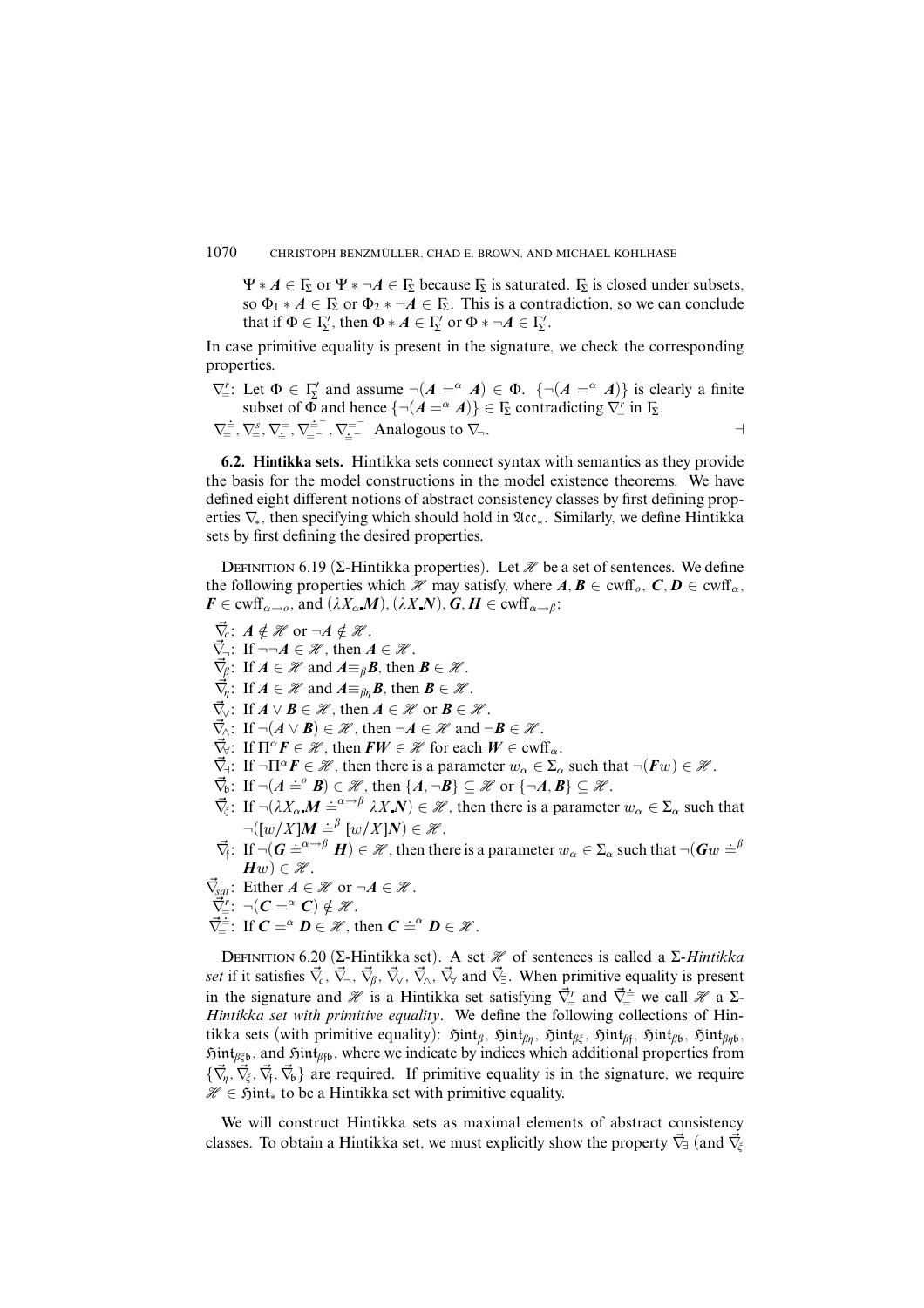$\Psi * \boldsymbol{A} \in \Gamma_\Sigma$ or $\Psi * \neg\boldsymbol{A} \in \Gamma_\Sigma$ because $\Gamma_\Sigma$ is saturated. $\Gamma_\Sigma$ is closed under subsets, so $\Phi_1 * \boldsymbol{A} \in \Gamma_\Sigma$ or $\Phi_2 * \neg\boldsymbol{A} \in \Gamma_\Sigma$. This is a contradiction, so we can conclude that if $\Phi \in \Gamma'_\Sigma$, then $\Phi * \boldsymbol{A} \in \Gamma'_\Sigma$ or $\Phi * \neg\boldsymbol{A} \in \Gamma'_\Sigma$.

In case primitive equality is present in the signature, we check the corresponding properties.

$\nabla_=^r$: Let $\Phi \in \Gamma'_\Sigma$ and assume $\neg(\boldsymbol{A} =^\alpha \boldsymbol{A}) \in \Phi$. $\{\neg(\boldsymbol{A} =^\alpha \boldsymbol{A})\}$ is clearly a finite subset of $\Phi$ and hence $\{\neg(\boldsymbol{A} =^\alpha \boldsymbol{A})\} \in \Gamma_\Sigma$ contradicting $\nabla_=^r$ in $\Gamma_\Sigma$.

$\nabla_=^{\dot=}, \nabla_=^s, \nabla_{\dot=}^=, \nabla_{=^-}^{\dot=^-}, \nabla_{\dot=^-}^{=^-}$ Analogous to $\nabla_\neg$. ⊣

**6.2. Hintikka sets.** Hintikka sets connect syntax with semantics as they provide the basis for the model constructions in the model existence theorems. We have defined eight different notions of abstract consistency classes by first defining properties $\nabla_*$, then specifying which should hold in $\mathfrak{Acc}_*$. Similarly, we define Hintikka sets by first defining the desired properties.

Definition 6.19 ($\Sigma$-Hintikka properties). Let $\mathscr{H}$ be a set of sentences. We define the following properties which $\mathscr{H}$ may satisfy, where $\boldsymbol{A}, \boldsymbol{B} \in \mathrm{cwff}_o$, $\boldsymbol{C}, \boldsymbol{D} \in \mathrm{cwff}_\alpha$, $\boldsymbol{F} \in \mathrm{cwff}_{\alpha\to o}$, and $(\lambda X_\alpha.\boldsymbol{M}), (\lambda X.\boldsymbol{N}), \boldsymbol{G}, \boldsymbol{H} \in \mathrm{cwff}_{\alpha\to\beta}$:

- $\vec{\nabla}_c$: $\boldsymbol{A} \notin \mathscr{H}$ or $\neg\boldsymbol{A} \notin \mathscr{H}$.
- $\vec{\nabla}_\neg$: If $\neg\neg\boldsymbol{A} \in \mathscr{H}$, then $\boldsymbol{A} \in \mathscr{H}$.
- $\vec{\nabla}_\beta$: If $\boldsymbol{A} \in \mathscr{H}$ and $\boldsymbol{A} \equiv_\beta \boldsymbol{B}$, then $\boldsymbol{B} \in \mathscr{H}$.
- $\vec{\nabla}_\eta$: If $\boldsymbol{A} \in \mathscr{H}$ and $\boldsymbol{A} \equiv_{\beta\eta} \boldsymbol{B}$, then $\boldsymbol{B} \in \mathscr{H}$.
- $\vec{\nabla}_\vee$: If $\boldsymbol{A} \vee \boldsymbol{B} \in \mathscr{H}$, then $\boldsymbol{A} \in \mathscr{H}$ or $\boldsymbol{B} \in \mathscr{H}$.
- $\vec{\nabla}_\wedge$: If $\neg(\boldsymbol{A} \vee \boldsymbol{B}) \in \mathscr{H}$, then $\neg\boldsymbol{A} \in \mathscr{H}$ and $\neg\boldsymbol{B} \in \mathscr{H}$.
- $\vec{\nabla}_\forall$: If $\Pi^\alpha \boldsymbol{F} \in \mathscr{H}$, then $\boldsymbol{F}\boldsymbol{W} \in \mathscr{H}$ for each $\boldsymbol{W} \in \mathrm{cwff}_\alpha$.
- $\vec{\nabla}_\exists$: If $\neg\Pi^\alpha \boldsymbol{F} \in \mathscr{H}$, then there is a parameter $w_\alpha \in \Sigma_\alpha$ such that $\neg(\boldsymbol{F}w) \in \mathscr{H}$.
- $\vec{\nabla}_\mathfrak{b}$: If $\neg(\boldsymbol{A} \doteq^o \boldsymbol{B}) \in \mathscr{H}$, then $\{\boldsymbol{A}, \neg\boldsymbol{B}\} \subseteq \mathscr{H}$ or $\{\neg\boldsymbol{A}, \boldsymbol{B}\} \subseteq \mathscr{H}$.
- $\vec{\nabla}_\xi$: If $\neg(\lambda X_\alpha.\boldsymbol{M} \doteq^{\alpha\to\beta} \lambda X.\boldsymbol{N}) \in \mathscr{H}$, then there is a parameter $w_\alpha \in \Sigma_\alpha$ such that $\neg([w/X]\boldsymbol{M} \doteq^\beta [w/X]\boldsymbol{N}) \in \mathscr{H}$.
- $\vec{\nabla}_\mathfrak{f}$: If $\neg(\boldsymbol{G} \doteq^{\alpha\to\beta} \boldsymbol{H}) \in \mathscr{H}$, then there is a parameter $w_\alpha \in \Sigma_\alpha$ such that $\neg(\boldsymbol{G}w \doteq^\beta \boldsymbol{H}w) \in \mathscr{H}$.
- $\vec{\nabla}_{sat}$: Either $\boldsymbol{A} \in \mathscr{H}$ or $\neg\boldsymbol{A} \in \mathscr{H}$.
- $\vec{\nabla}_=^r$: $\neg(\boldsymbol{C} =^\alpha \boldsymbol{C}) \notin \mathscr{H}$.
- $\vec{\nabla}_=^{\dot=}$: If $\boldsymbol{C} =^\alpha \boldsymbol{D} \in \mathscr{H}$, then $\boldsymbol{C} \doteq^\alpha \boldsymbol{D} \in \mathscr{H}$.

Definition 6.20 ($\Sigma$-Hintikka set). A set $\mathscr{H}$ of sentences is called a $\Sigma$-*Hintikka set* if it satisfies $\vec{\nabla}_c$, $\vec{\nabla}_\neg$, $\vec{\nabla}_\beta$, $\vec{\nabla}_\vee$, $\vec{\nabla}_\wedge$, $\vec{\nabla}_\forall$ and $\vec{\nabla}_\exists$. When primitive equality is present in the signature and $\mathscr{H}$ is a Hintikka set satisfying $\vec{\nabla}_=^r$ and $\vec{\nabla}_=^{\dot=}$ we call $\mathscr{H}$ a $\Sigma$-*Hintikka set with primitive equality*. We define the following collections of Hintikka sets (with primitive equality): $\mathfrak{Hint}_\beta$, $\mathfrak{Hint}_{\beta\eta}$, $\mathfrak{Hint}_{\beta\xi}$, $\mathfrak{Hint}_{\beta\mathfrak{f}}$, $\mathfrak{Hint}_{\beta\mathfrak{b}}$, $\mathfrak{Hint}_{\beta\eta\mathfrak{b}}$, $\mathfrak{Hint}_{\beta\xi\mathfrak{b}}$, and $\mathfrak{Hint}_{\beta\mathfrak{f}\mathfrak{b}}$, where we indicate by indices which additional properties from $\{\vec{\nabla}_\eta, \vec{\nabla}_\xi, \vec{\nabla}_\mathfrak{f}, \vec{\nabla}_\mathfrak{b}\}$ are required. If primitive equality is in the signature, we require $\mathscr{H} \in \mathfrak{Hint}_*$ to be a Hintikka set with primitive equality.

We will construct Hintikka sets as maximal elements of abstract consistency classes. To obtain a Hintikka set, we must explicitly show the property $\vec{\nabla}_\exists$ (and $\vec{\nabla}_\xi$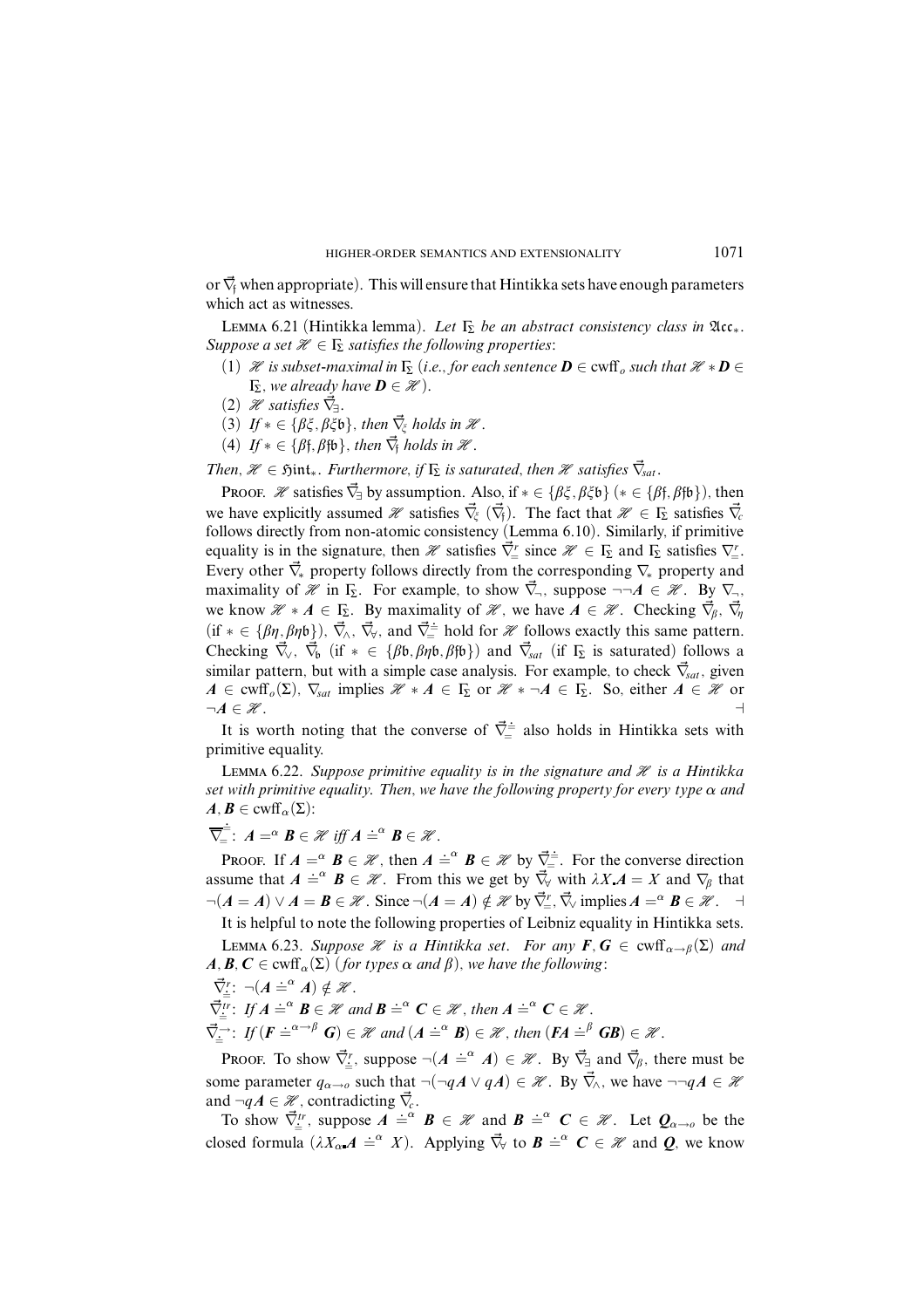or $\vec{\nabla}_{\mathfrak{f}}$ when appropriate). This will ensure that Hintikka sets have enough parameters which act as witnesses.

LEMMA 6.21 (Hintikka lemma). *Let $\Gamma_\Sigma$ be an abstract consistency class in $\mathfrak{Acc}_*$. Suppose a set $\mathcal{H} \in \Gamma_\Sigma$ satisfies the following properties*:

1. *$\mathcal{H}$ is subset-maximal in $\Gamma_\Sigma$ (i.e., for each sentence $\mathbf{D} \in \mathrm{cwff}_o$ such that $\mathcal{H} * \mathbf{D} \in \Gamma_\Sigma$, we already have $\mathbf{D} \in \mathcal{H}$).*
2. *$\mathcal{H}$ satisfies $\vec{\nabla}_\exists$.*
3. *If $* \in \{\beta\xi, \beta\xi\mathfrak{b}\}$, then $\vec{\nabla}_\xi$ holds in $\mathcal{H}$.*
4. *If $* \in \{\beta\mathfrak{f}, \beta\mathfrak{f}\mathfrak{b}\}$, then $\vec{\nabla}_{\mathfrak{f}}$ holds in $\mathcal{H}$.*

*Then, $\mathcal{H} \in \mathfrak{Hint}_*$. Furthermore, if $\Gamma_\Sigma$ is saturated, then $\mathcal{H}$ satisfies $\vec{\nabla}_{sat}$.*

PROOF. $\mathcal{H}$ satisfies $\vec{\nabla}_\exists$ by assumption. Also, if $* \in \{\beta\xi, \beta\xi\mathfrak{b}\}$ ($* \in \{\beta\mathfrak{f}, \beta\mathfrak{f}\mathfrak{b}\}$), then we have explicitly assumed $\mathcal{H}$ satisfies $\vec{\nabla}_\xi$ ($\vec{\nabla}_{\mathfrak{f}}$). The fact that $\mathcal{H} \in \Gamma_\Sigma$ satisfies $\vec{\nabla}_c$ follows directly from non-atomic consistency (Lemma 6.10). Similarly, if primitive equality is in the signature, then $\mathcal{H}$ satisfies $\vec{\nabla}^r_=$ since $\mathcal{H} \in \Gamma_\Sigma$ and $\Gamma_\Sigma$ satisfies $\nabla^r_=$. Every other $\vec{\nabla}_*$ property follows directly from the corresponding $\nabla_*$ property and maximality of $\mathcal{H}$ in $\Gamma_\Sigma$. For example, to show $\vec{\nabla}_\neg$, suppose $\neg\neg\mathbf{A} \in \mathcal{H}$. By $\nabla_\neg$, we know $\mathcal{H} * \mathbf{A} \in \Gamma_\Sigma$. By maximality of $\mathcal{H}$, we have $\mathbf{A} \in \mathcal{H}$. Checking $\vec{\nabla}_\beta$, $\vec{\nabla}_\eta$ (if $* \in \{\beta\eta, \beta\eta\mathfrak{b}\}$), $\vec{\nabla}_\wedge$, $\vec{\nabla}_\forall$, and $\vec{\nabla}^{\dot{=}}_=$ hold for $\mathcal{H}$ follows exactly this same pattern. Checking $\vec{\nabla}_\vee$, $\vec{\nabla}_{\mathfrak{b}}$ (if $* \in \{\beta\mathfrak{b}, \beta\eta\mathfrak{b}, \beta\mathfrak{f}\mathfrak{b}\}$) and $\vec{\nabla}_{sat}$ (if $\Gamma_\Sigma$ is saturated) follows a similar pattern, but with a simple case analysis. For example, to check $\vec{\nabla}_{sat}$, given $\mathbf{A} \in \mathrm{cwff}_o(\Sigma)$, $\nabla_{sat}$ implies $\mathcal{H} * \mathbf{A} \in \Gamma_\Sigma$ or $\mathcal{H} * \neg\mathbf{A} \in \Gamma_\Sigma$. So, either $\mathbf{A} \in \mathcal{H}$ or $\neg\mathbf{A} \in \mathcal{H}$. ⊣

It is worth noting that the converse of $\vec{\nabla}^{\dot{=}}_=$ also holds in Hintikka sets with primitive equality.

LEMMA 6.22. *Suppose primitive equality is in the signature and $\mathcal{H}$ is a Hintikka set with primitive equality. Then, we have the following property for every type $\alpha$ and $\mathbf{A}, \mathbf{B} \in \mathrm{cwff}_\alpha(\Sigma)$:*

$\overleftrightarrow{\nabla}^{\dot{=}}_=$: $\mathbf{A} =^\alpha \mathbf{B} \in \mathcal{H}$ *iff* $\mathbf{A} \doteq^\alpha \mathbf{B} \in \mathcal{H}$.

PROOF. If $\mathbf{A} =^\alpha \mathbf{B} \in \mathcal{H}$, then $\mathbf{A} \doteq^\alpha \mathbf{B} \in \mathcal{H}$ by $\vec{\nabla}^{\dot{=}}_=$. For the converse direction assume that $\mathbf{A} \doteq^\alpha \mathbf{B} \in \mathcal{H}$. From this we get by $\vec{\nabla}_\forall$ with $\lambda X.\mathbf{A} = X$ and $\nabla_\beta$ that $\neg(\mathbf{A} = \mathbf{A}) \vee \mathbf{A} = \mathbf{B} \in \mathcal{H}$. Since $\neg(\mathbf{A} = \mathbf{A}) \notin \mathcal{H}$ by $\vec{\nabla}^r_=$, $\vec{\nabla}_\vee$ implies $\mathbf{A} =^\alpha \mathbf{B} \in \mathcal{H}$. ⊣

It is helpful to note the following properties of Leibniz equality in Hintikka sets.

LEMMA 6.23. *Suppose $\mathcal{H}$ is a Hintikka set. For any $\mathbf{F}, \mathbf{G} \in \mathrm{cwff}_{\alpha\to\beta}(\Sigma)$ and $\mathbf{A}, \mathbf{B}, \mathbf{C} \in \mathrm{cwff}_\alpha(\Sigma)$ (for types $\alpha$ and $\beta$), we have the following*:

$\vec{\nabla}^r_{\dot{=}}$: $\neg(\mathbf{A} \doteq^\alpha \mathbf{A}) \notin \mathcal{H}$.

$\vec{\nabla}^{tr}_{\dot{=}}$: *If $\mathbf{A} \doteq^\alpha \mathbf{B} \in \mathcal{H}$ and $\mathbf{B} \doteq^\alpha \mathbf{C} \in \mathcal{H}$, then $\mathbf{A} \doteq^\alpha \mathbf{C} \in \mathcal{H}$.*

$\vec{\nabla}^{\to}_{\dot{=}}$: *If $(\mathbf{F} \doteq^{\alpha\to\beta} \mathbf{G}) \in \mathcal{H}$ and $(\mathbf{A} \doteq^\alpha \mathbf{B}) \in \mathcal{H}$, then $(\mathbf{F}\mathbf{A} \doteq^\beta \mathbf{G}\mathbf{B}) \in \mathcal{H}$.*

PROOF. To show $\vec{\nabla}^r_{\dot{=}}$, suppose $\neg(\mathbf{A} \doteq^\alpha \mathbf{A}) \in \mathcal{H}$. By $\vec{\nabla}_\exists$ and $\vec{\nabla}_\beta$, there must be some parameter $q_{\alpha\to o}$ such that $\neg(\neg q\mathbf{A} \vee q\mathbf{A}) \in \mathcal{H}$. By $\vec{\nabla}_\wedge$, we have $\neg\neg q\mathbf{A} \in \mathcal{H}$ and $\neg q\mathbf{A} \in \mathcal{H}$, contradicting $\vec{\nabla}_c$.

To show $\vec{\nabla}^{tr}_{\dot{=}}$, suppose $\mathbf{A} \doteq^\alpha \mathbf{B} \in \mathcal{H}$ and $\mathbf{B} \doteq^\alpha \mathbf{C} \in \mathcal{H}$. Let $\mathbf{Q}_{\alpha\to o}$ be the closed formula $(\lambda X_\alpha.\mathbf{A} \doteq^\alpha X)$. Applying $\vec{\nabla}_\forall$ to $\mathbf{B} \doteq^\alpha \mathbf{C} \in \mathcal{H}$ and $\mathbf{Q}$, we know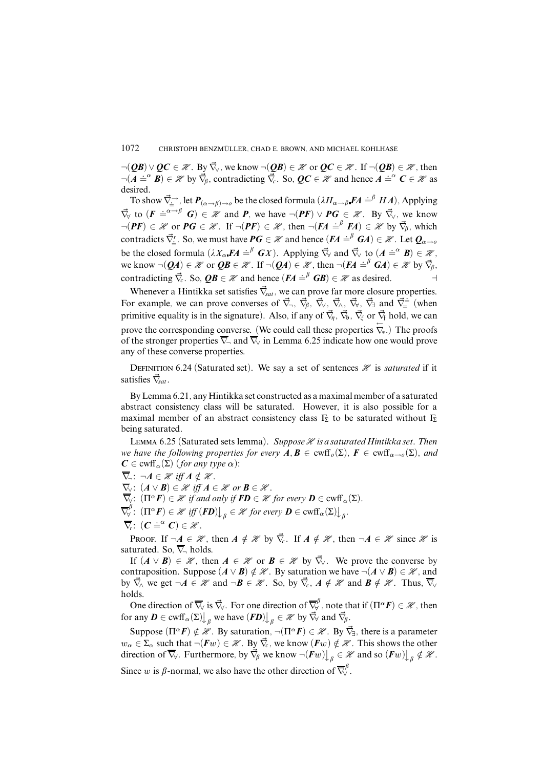$\neg(\boldsymbol{QB}) \vee \boldsymbol{QC} \in \mathscr{H}$. By $\vec{\nabla}_\vee$, we know $\neg(\boldsymbol{QB}) \in \mathscr{H}$ or $\boldsymbol{QC} \in \mathscr{H}$. If $\neg(\boldsymbol{QB}) \in \mathscr{H}$, then $\neg(\boldsymbol{A} \doteq^\alpha \boldsymbol{B}) \in \mathscr{H}$ by $\vec{\nabla}_\beta$, contradicting $\vec{\nabla}_c$. So, $\boldsymbol{QC} \in \mathscr{H}$ and hence $\boldsymbol{A} \doteq^\alpha \boldsymbol{C} \in \mathscr{H}$ as desired.

To show $\vec{\nabla}_{\doteq}^{\rightarrow}$, let $\boldsymbol{P}_{(\alpha\rightarrow\beta)\rightarrow o}$ be the closed formula $(\lambda H_{\alpha\rightarrow\beta} \boldsymbol{.} \boldsymbol{FA} \doteq^\beta H\boldsymbol{A})$, Applying $\vec{\nabla}_\forall$ to $(\boldsymbol{F} \doteq^{\alpha\rightarrow\beta} \boldsymbol{G}) \in \mathscr{H}$ and $\boldsymbol{P}$, we have $\neg(\boldsymbol{PF}) \vee \boldsymbol{PG} \in \mathscr{H}$. By $\vec{\nabla}_\vee$, we know $\neg(\boldsymbol{PF}) \in \mathscr{H}$ or $\boldsymbol{PG} \in \mathscr{H}$. If $\neg(\boldsymbol{PF}) \in \mathscr{H}$, then $\neg(\boldsymbol{FA} \doteq^\beta \boldsymbol{FA}) \in \mathscr{H}$ by $\vec{\nabla}_\beta$, which contradicts $\vec{\nabla}_{\doteq}^r$. So, we must have $\boldsymbol{PG} \in \mathscr{H}$ and hence $(\boldsymbol{FA} \doteq^\beta \boldsymbol{GA}) \in \mathscr{H}$. Let $\boldsymbol{Q}_{\alpha\rightarrow o}$ be the closed formula $(\lambda X_\alpha \boldsymbol{.} \boldsymbol{FA} \doteq^\beta \boldsymbol{G}X)$. Applying $\vec{\nabla}_\forall$ and $\vec{\nabla}_\vee$ to $(\boldsymbol{A} \doteq^\alpha \boldsymbol{B}) \in \mathscr{H}$, we know $\neg(\boldsymbol{QA}) \in \mathscr{H}$ or $\boldsymbol{QB} \in \mathscr{H}$. If $\neg(\boldsymbol{QA}) \in \mathscr{H}$, then $\neg(\boldsymbol{FA} \doteq^\beta \boldsymbol{GA}) \in \mathscr{H}$ by $\vec{\nabla}_\beta$, contradicting $\vec{\nabla}_c$. So, $\boldsymbol{QB} \in \mathscr{H}$ and hence $(\boldsymbol{FA} \doteq^\beta \boldsymbol{GB}) \in \mathscr{H}$ as desired. ⊣

Whenever a Hintikka set satisfies $\vec{\nabla}_{sat}$, we can prove far more closure properties. For example, we can prove converses of $\vec{\nabla}_\neg$, $\vec{\nabla}_\beta$, $\vec{\nabla}_\vee$, $\vec{\nabla}_\wedge$, $\vec{\nabla}_\forall$, $\vec{\nabla}_\exists$ and $\vec{\nabla}_{=}^{\doteq}$ (when primitive equality is in the signature). Also, if any of $\vec{\nabla}_\eta$, $\vec{\nabla}_\mathfrak{b}$, $\vec{\nabla}_\xi$ or $\vec{\nabla}_\mathfrak{f}$ hold, we can prove the corresponding converse. (We could call these properties $\overleftarrow{\nabla}_*$.) The proofs of the stronger properties $\overline{\nabla}_\neg$ and $\overline{\nabla}_\vee$ in Lemma 6.25 indicate how one would prove any of these converse properties.

Definition 6.24 (Saturated set). We say a set of sentences $\mathscr{H}$ is *saturated* if it satisfies $\vec{\nabla}_{sat}$.

By Lemma 6.21, any Hintikka set constructed as a maximal member of a saturated abstract consistency class will be saturated. However, it is also possible for a maximal member of an abstract consistency class $\Gamma_\Sigma$ to be saturated without $\Gamma_\Sigma$ being saturated.

Lemma 6.25 (Saturated sets lemma). *Suppose $\mathscr{H}$ is a saturated Hintikka set. Then we have the following properties for every $\boldsymbol{A}, \boldsymbol{B} \in \mathrm{cwff}_o(\Sigma)$, $\boldsymbol{F} \in \mathrm{cwff}_{\alpha\rightarrow o}(\Sigma)$, and $\boldsymbol{C} \in \mathrm{cwff}_\alpha(\Sigma)$ (for any type $\alpha$):*

$\overline{\nabla}_\neg$: $\neg\boldsymbol{A} \in \mathscr{H}$ *iff* $\boldsymbol{A} \notin \mathscr{H}$.
$\overline{\nabla}_\vee$: $(\boldsymbol{A} \vee \boldsymbol{B}) \in \mathscr{H}$ *iff* $\boldsymbol{A} \in \mathscr{H}$ *or* $\boldsymbol{B} \in \mathscr{H}$.
$\overline{\nabla}_\forall$: $(\Pi^\alpha \boldsymbol{F}) \in \mathscr{H}$ *if and only if* $\boldsymbol{FD} \in \mathscr{H}$ *for every* $\boldsymbol{D} \in \mathrm{cwff}_\alpha(\Sigma)$.
$\overline{\nabla}_\forall^\beta$: $(\Pi^\alpha \boldsymbol{F}) \in \mathscr{H}$ *iff* $(\boldsymbol{FD})\big\downarrow_\beta \in \mathscr{H}$ *for every* $\boldsymbol{D} \in \mathrm{cwff}_\alpha(\Sigma)\big\downarrow_\beta$.
$\overline{\nabla}_r$: $(\boldsymbol{C} \doteq^\alpha \boldsymbol{C}) \in \mathscr{H}$.

Proof. If $\neg\boldsymbol{A} \in \mathscr{H}$, then $\boldsymbol{A} \notin \mathscr{H}$ by $\vec{\nabla}_c$. If $\boldsymbol{A} \notin \mathscr{H}$, then $\neg\boldsymbol{A} \in \mathscr{H}$ since $\mathscr{H}$ is saturated. So, $\overline{\nabla}_\neg$ holds.

If $(\boldsymbol{A} \vee \boldsymbol{B}) \in \mathscr{H}$, then $\boldsymbol{A} \in \mathscr{H}$ or $\boldsymbol{B} \in \mathscr{H}$ by $\vec{\nabla}_\vee$. We prove the converse by contraposition. Suppose $(\boldsymbol{A} \vee \boldsymbol{B}) \notin \mathscr{H}$. By saturation we have $\neg(\boldsymbol{A} \vee \boldsymbol{B}) \in \mathscr{H}$, and by $\vec{\nabla}_\wedge$ we get $\neg\boldsymbol{A} \in \mathscr{H}$ and $\neg\boldsymbol{B} \in \mathscr{H}$. So, by $\vec{\nabla}_c$, $\boldsymbol{A} \notin \mathscr{H}$ and $\boldsymbol{B} \notin \mathscr{H}$. Thus, $\overline{\nabla}_\vee$ holds.

One direction of $\overline{\nabla}_\forall$ is $\vec{\nabla}_\forall$. For one direction of $\overline{\nabla}_\forall^\beta$, note that if $(\Pi^\alpha \boldsymbol{F}) \in \mathscr{H}$, then for any $\boldsymbol{D} \in \mathrm{cwff}_\alpha(\Sigma)\big\downarrow_\beta$ we have $(\boldsymbol{FD})\big\downarrow_\beta \in \mathscr{H}$ by $\vec{\nabla}_\forall$ and $\vec{\nabla}_\beta$.

Suppose $(\Pi^\alpha \boldsymbol{F}) \notin \mathscr{H}$. By saturation, $\neg(\Pi^\alpha \boldsymbol{F}) \in \mathscr{H}$. By $\vec{\nabla}_\exists$, there is a parameter $w_\alpha \in \Sigma_\alpha$ such that $\neg(\boldsymbol{F}w) \in \mathscr{H}$. By $\vec{\nabla}_c$, we know $(\boldsymbol{F}w) \notin \mathscr{H}$. This shows the other direction of $\overline{\nabla}_\forall$. Furthermore, by $\vec{\nabla}_\beta$ we know $\neg(\boldsymbol{F}w)\big\downarrow_\beta \in \mathscr{H}$ and so $(\boldsymbol{F}w)\big\downarrow_\beta \notin \mathscr{H}$. Since $w$ is $\beta$-normal, we also have the other direction of $\overline{\nabla}_\forall^\beta$.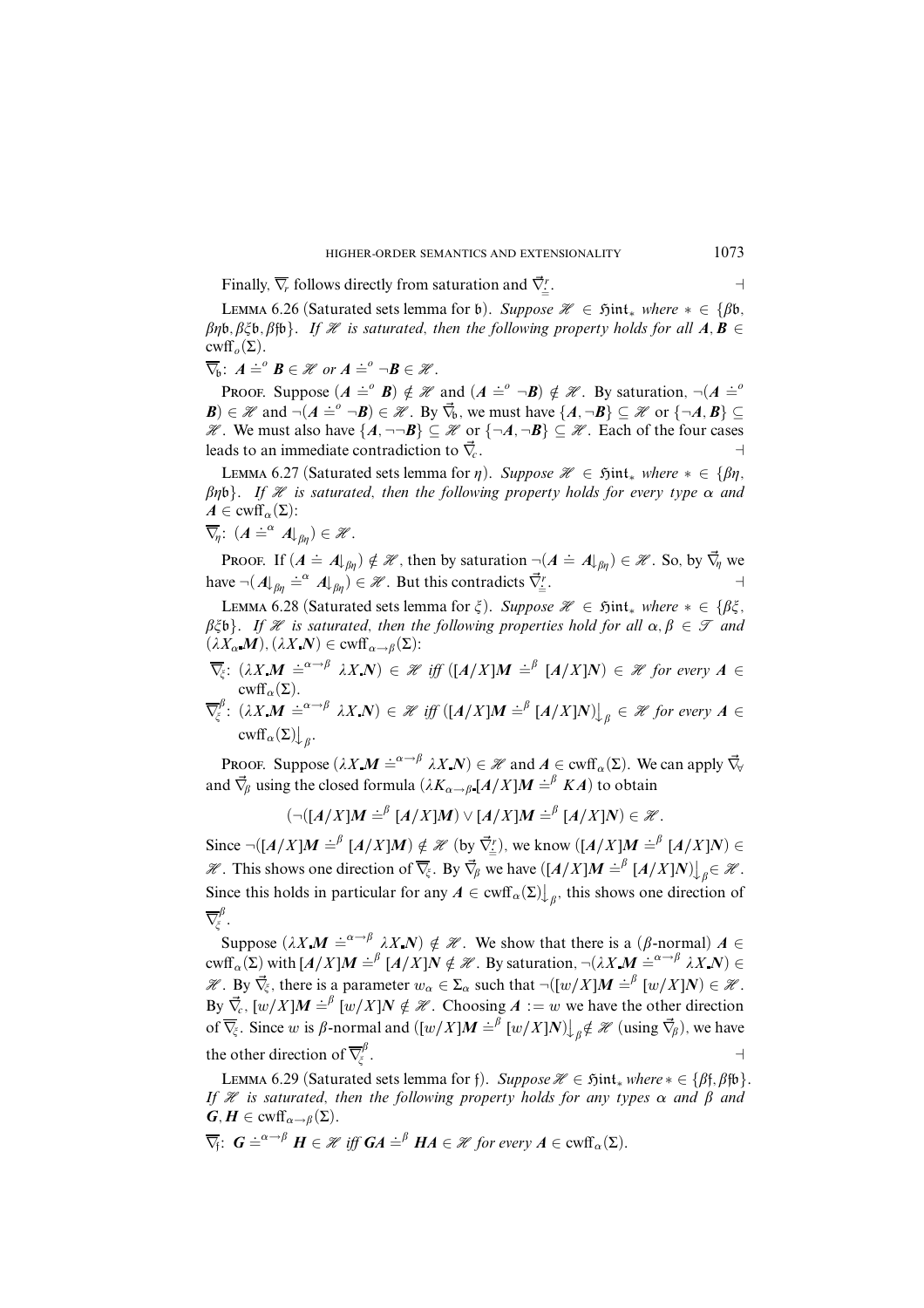Finally, $\overline{\nabla}_r$ follows directly from saturation and $\vec{\nabla}^r_{\doteq}$. $\dashv$

LEMMA 6.26 (Saturated sets lemma for $\mathfrak{b}$). *Suppose $\mathscr{H} \in \mathfrak{Hint}_*$ where $* \in \{\beta\mathfrak{b}, \beta\eta\mathfrak{b}, \beta\xi\mathfrak{b}, \beta\mathfrak{f}\mathfrak{b}\}$. If $\mathscr{H}$ is saturated, then the following property holds for all $\mathbf{A}, \mathbf{B} \in \mathrm{cwff}_o(\Sigma)$.*

$\overline{\nabla}_{\mathfrak{b}}$: $\mathbf{A} \doteq^o \mathbf{B} \in \mathscr{H}$ *or* $\mathbf{A} \doteq^o \neg\mathbf{B} \in \mathscr{H}$.

PROOF. Suppose $(\mathbf{A} \doteq^o \mathbf{B}) \notin \mathscr{H}$ and $(\mathbf{A} \doteq^o \neg\mathbf{B}) \notin \mathscr{H}$. By saturation, $\neg(\mathbf{A} \doteq^o \mathbf{B}) \in \mathscr{H}$ and $\neg(\mathbf{A} \doteq^o \neg\mathbf{B}) \in \mathscr{H}$. By $\vec{\nabla}_{\mathfrak{b}}$, we must have $\{\mathbf{A}, \neg\mathbf{B}\} \subseteq \mathscr{H}$ or $\{\neg\mathbf{A}, \mathbf{B}\} \subseteq \mathscr{H}$. We must also have $\{\mathbf{A}, \neg\neg\mathbf{B}\} \subseteq \mathscr{H}$ or $\{\neg\mathbf{A}, \neg\mathbf{B}\} \subseteq \mathscr{H}$. Each of the four cases leads to an immediate contradiction to $\vec{\nabla}_c$. $\dashv$

LEMMA 6.27 (Saturated sets lemma for $\eta$). *Suppose $\mathscr{H} \in \mathfrak{Hint}_*$ where $* \in \{\beta\eta, \beta\eta\mathfrak{b}\}$. If $\mathscr{H}$ is saturated, then the following property holds for every type $\alpha$ and $\mathbf{A} \in \mathrm{cwff}_\alpha(\Sigma)$:*

$\overline{\nabla}_\eta$: $(\mathbf{A} \doteq^\alpha \mathbf{A}{\downarrow_{\beta\eta}}) \in \mathscr{H}$.

PROOF. If $(\mathbf{A} \doteq \mathbf{A}{\downarrow_{\beta\eta}}) \notin \mathscr{H}$, then by saturation $\neg(\mathbf{A} \doteq \mathbf{A}{\downarrow_{\beta\eta}}) \in \mathscr{H}$. So, by $\vec{\nabla}_\eta$ we have $\neg(\mathbf{A}{\downarrow_{\beta\eta}} \doteq^\alpha \mathbf{A}{\downarrow_{\beta\eta}}) \in \mathscr{H}$. But this contradicts $\vec{\nabla}^r_{\doteq}$. $\dashv$

LEMMA 6.28 (Saturated sets lemma for $\xi$). *Suppose $\mathscr{H} \in \mathfrak{Hint}_*$ where $* \in \{\beta\xi, \beta\xi\mathfrak{b}\}$. If $\mathscr{H}$ is saturated, then the following properties hold for all $\alpha, \beta \in \mathscr{T}$ and $(\lambda X_\alpha\mathbf{M}), (\lambda X\mathbf{N}) \in \mathrm{cwff}_{\alpha\to\beta}(\Sigma)$:*

$\overline{\nabla}_\xi$: $(\lambda X\mathbf{M} \doteq^{\alpha\to\beta} \lambda X\mathbf{N}) \in \mathscr{H}$ *iff* $([\mathbf{A}/X]\mathbf{M} \doteq^\beta [\mathbf{A}/X]\mathbf{N}) \in \mathscr{H}$ *for every* $\mathbf{A} \in \mathrm{cwff}_\alpha(\Sigma)$.

$\overline{\nabla}^\beta_\xi$: $(\lambda X\mathbf{M} \doteq^{\alpha\to\beta} \lambda X\mathbf{N}) \in \mathscr{H}$ *iff* $([\mathbf{A}/X]\mathbf{M} \doteq^\beta [\mathbf{A}/X]\mathbf{N}){\downarrow_\beta} \in \mathscr{H}$ *for every* $\mathbf{A} \in \mathrm{cwff}_\alpha(\Sigma){\downarrow_\beta}$.

PROOF. Suppose $(\lambda X\mathbf{M} \doteq^{\alpha\to\beta} \lambda X\mathbf{N}) \in \mathscr{H}$ and $\mathbf{A} \in \mathrm{cwff}_\alpha(\Sigma)$. We can apply $\vec{\nabla}_\forall$ and $\vec{\nabla}_\beta$ using the closed formula $(\lambda K_{\alpha\to\beta}[\mathbf{A}/X]\mathbf{M} \doteq^\beta K\mathbf{A})$ to obtain

$$(\neg([\mathbf{A}/X]\mathbf{M} \doteq^\beta [\mathbf{A}/X]\mathbf{M}) \vee [\mathbf{A}/X]\mathbf{M} \doteq^\beta [\mathbf{A}/X]\mathbf{N}) \in \mathscr{H}.$$

Since $\neg([\mathbf{A}/X]\mathbf{M} \doteq^\beta [\mathbf{A}/X]\mathbf{M}) \notin \mathscr{H}$ (by $\vec{\nabla}^r_{\doteq}$), we know $([\mathbf{A}/X]\mathbf{M} \doteq^\beta [\mathbf{A}/X]\mathbf{N}) \in \mathscr{H}$. This shows one direction of $\overline{\nabla}_\xi$. By $\vec{\nabla}_\beta$ we have $([\mathbf{A}/X]\mathbf{M} \doteq^\beta [\mathbf{A}/X]\mathbf{N}){\downarrow_\beta} \in \mathscr{H}$. Since this holds in particular for any $\mathbf{A} \in \mathrm{cwff}_\alpha(\Sigma){\downarrow_\beta}$, this shows one direction of $\overline{\nabla}^\beta_\xi$.

Suppose $(\lambda X\mathbf{M} \doteq^{\alpha\to\beta} \lambda X\mathbf{N}) \notin \mathscr{H}$. We show that there is a ($\beta$-normal) $\mathbf{A} \in \mathrm{cwff}_\alpha(\Sigma)$ with $[\mathbf{A}/X]\mathbf{M} \doteq^\beta [\mathbf{A}/X]\mathbf{N} \notin \mathscr{H}$. By saturation, $\neg(\lambda X\mathbf{M} \doteq^{\alpha\to\beta} \lambda X\mathbf{N}) \in \mathscr{H}$. By $\vec{\nabla}_\xi$, there is a parameter $w_\alpha \in \Sigma_\alpha$ such that $\neg([w/X]\mathbf{M} \doteq^\beta [w/X]\mathbf{N}) \in \mathscr{H}$. By $\vec{\nabla}_c$, $[w/X]\mathbf{M} \doteq^\beta [w/X]\mathbf{N} \notin \mathscr{H}$. Choosing $\mathbf{A} := w$ we have the other direction of $\overline{\nabla}_\xi$. Since $w$ is $\beta$-normal and $([w/X]\mathbf{M} \doteq^\beta [w/X]\mathbf{N}){\downarrow_\beta} \notin \mathscr{H}$ (using $\vec{\nabla}_\beta$), we have the other direction of $\overline{\nabla}^\beta_\xi$. $\dashv$

LEMMA 6.29 (Saturated sets lemma for $\mathfrak{f}$). *Suppose $\mathscr{H} \in \mathfrak{Hint}_*$ where $* \in \{\beta\mathfrak{f}, \beta\mathfrak{f}\mathfrak{b}\}$. If $\mathscr{H}$ is saturated, then the following property holds for any types $\alpha$ and $\beta$ and $\mathbf{G}, \mathbf{H} \in \mathrm{cwff}_{\alpha\to\beta}(\Sigma)$.*

$\overline{\nabla}_{\mathfrak{f}}$: $\mathbf{G} \doteq^{\alpha\to\beta} \mathbf{H} \in \mathscr{H}$ *iff* $\mathbf{G}\mathbf{A} \doteq^\beta \mathbf{H}\mathbf{A} \in \mathscr{H}$ *for every* $\mathbf{A} \in \mathrm{cwff}_\alpha(\Sigma)$.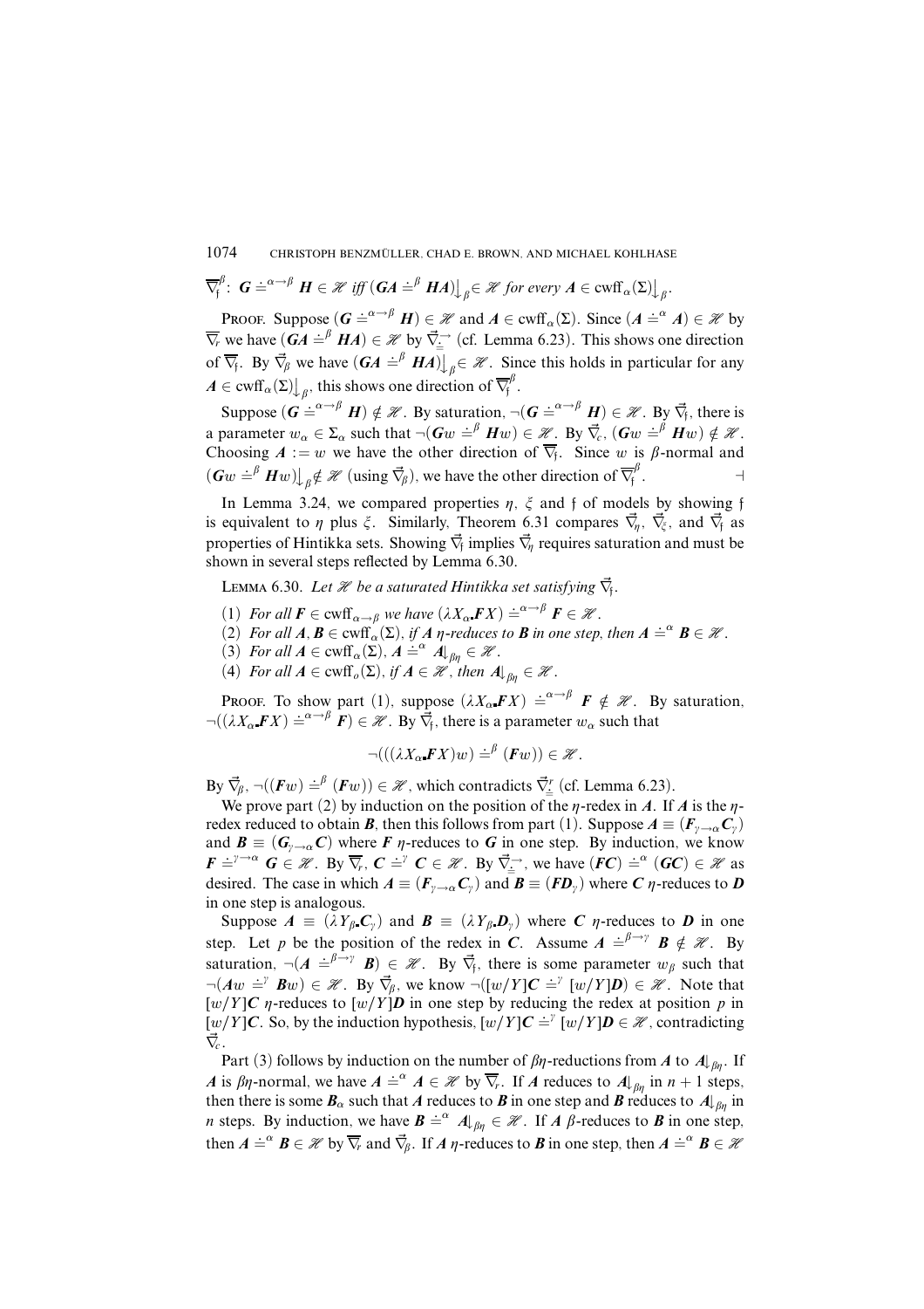$\overline{\nabla}_{\mathfrak{f}}^{\beta}$: $\boldsymbol{G} \doteq^{\alpha\to\beta} \boldsymbol{H} \in \mathscr{H}$ *iff* $(\boldsymbol{GA} \doteq^{\beta} \boldsymbol{HA})\big\downarrow_{\beta} \in \mathscr{H}$ *for every* $\boldsymbol{A} \in \mathrm{cwff}_{\alpha}(\Sigma)\big\downarrow_{\beta}$.

PROOF. Suppose $(\boldsymbol{G} \doteq^{\alpha\to\beta} \boldsymbol{H}) \in \mathscr{H}$ and $\boldsymbol{A} \in \mathrm{cwff}_{\alpha}(\Sigma)$. Since $(\boldsymbol{A} \doteq^{\alpha} \boldsymbol{A}) \in \mathscr{H}$ by $\overline{\nabla}_{r}$ we have $(\boldsymbol{GA} \doteq^{\beta} \boldsymbol{HA}) \in \mathscr{H}$ by $\vec{\nabla}_{\doteq}^{\to}$ (cf. Lemma 6.23). This shows one direction of $\overline{\nabla}_{\mathfrak{f}}$. By $\vec{\nabla}_{\beta}$ we have $(\boldsymbol{GA} \doteq^{\beta} \boldsymbol{HA})\big\downarrow_{\beta} \in \mathscr{H}$. Since this holds in particular for any $\boldsymbol{A} \in \mathrm{cwff}_{\alpha}(\Sigma)\big\downarrow_{\beta}$, this shows one direction of $\overline{\nabla}_{\mathfrak{f}}^{\beta}$.

Suppose $(\boldsymbol{G} \doteq^{\alpha\to\beta} \boldsymbol{H}) \notin \mathscr{H}$. By saturation, $\neg(\boldsymbol{G} \doteq^{\alpha\to\beta} \boldsymbol{H}) \in \mathscr{H}$. By $\vec{\nabla}_{\mathfrak{f}}$, there is a parameter $w_{\alpha} \in \Sigma_{\alpha}$ such that $\neg(\boldsymbol{G}w \doteq^{\beta} \boldsymbol{H}w) \in \mathscr{H}$. By $\vec{\nabla}_{c}$, $(\boldsymbol{G}w \doteq^{\beta} \boldsymbol{H}w) \notin \mathscr{H}$. Choosing $\boldsymbol{A} := w$ we have the other direction of $\overline{\nabla}_{\mathfrak{f}}$. Since $w$ is $\beta$-normal and $(\boldsymbol{G}w \doteq^{\beta} \boldsymbol{H}w)\big\downarrow_{\beta} \notin \mathscr{H}$ (using $\vec{\nabla}_{\beta}$), we have the other direction of $\overline{\nabla}_{\mathfrak{f}}^{\beta}$. ⊣

In Lemma 3.24, we compared properties $\eta$, $\xi$ and $\mathfrak{f}$ of models by showing $\mathfrak{f}$ is equivalent to $\eta$ plus $\xi$. Similarly, Theorem 6.31 compares $\vec{\nabla}_{\eta}$, $\vec{\nabla}_{\xi}$, and $\vec{\nabla}_{\mathfrak{f}}$ as properties of Hintikka sets. Showing $\vec{\nabla}_{\mathfrak{f}}$ implies $\vec{\nabla}_{\eta}$ requires saturation and must be shown in several steps reflected by Lemma 6.30.

LEMMA 6.30. *Let $\mathscr{H}$ be a saturated Hintikka set satisfying $\vec{\nabla}_{\mathfrak{f}}$.*

(1) *For all $\boldsymbol{F} \in \mathrm{cwff}_{\alpha\to\beta}$ we have $(\lambda X_{\alpha}\boldsymbol{.F}X) \doteq^{\alpha\to\beta} \boldsymbol{F} \in \mathscr{H}$.*
(2) *For all $\boldsymbol{A}, \boldsymbol{B} \in \mathrm{cwff}_{\alpha}(\Sigma)$, if $\boldsymbol{A}$ $\eta$-reduces to $\boldsymbol{B}$ in one step, then $\boldsymbol{A} \doteq^{\alpha} \boldsymbol{B} \in \mathscr{H}$.*
(3) *For all $\boldsymbol{A} \in \mathrm{cwff}_{\alpha}(\Sigma)$, $\boldsymbol{A} \doteq^{\alpha} \boldsymbol{A}\big\downarrow_{\beta\eta} \in \mathscr{H}$.*
(4) *For all $\boldsymbol{A} \in \mathrm{cwff}_{o}(\Sigma)$, if $\boldsymbol{A} \in \mathscr{H}$, then $\boldsymbol{A}\big\downarrow_{\beta\eta} \in \mathscr{H}$.*

PROOF. To show part (1), suppose $(\lambda X_{\alpha}\boldsymbol{.F}X) \doteq^{\alpha\to\beta} \boldsymbol{F} \notin \mathscr{H}$. By saturation, $\neg((\lambda X_{\alpha}\boldsymbol{.F}X) \doteq^{\alpha\to\beta} \boldsymbol{F}) \in \mathscr{H}$. By $\vec{\nabla}_{\mathfrak{f}}$, there is a parameter $w_{\alpha}$ such that

$$\neg(((\lambda X_{\alpha}\boldsymbol{.F}X)w) \doteq^{\beta} (\boldsymbol{F}w)) \in \mathscr{H}.$$

By $\vec{\nabla}_{\beta}$, $\neg((\boldsymbol{F}w) \doteq^{\beta} (\boldsymbol{F}w)) \in \mathscr{H}$, which contradicts $\vec{\nabla}_{\doteq}^{r}$ (cf. Lemma 6.23).

We prove part (2) by induction on the position of the $\eta$-redex in $\boldsymbol{A}$. If $\boldsymbol{A}$ is the $\eta$-redex reduced to obtain $\boldsymbol{B}$, then this follows from part (1). Suppose $\boldsymbol{A} \equiv (\boldsymbol{F}_{\gamma\to\alpha}\boldsymbol{C}_{\gamma})$ and $\boldsymbol{B} \equiv (\boldsymbol{G}_{\gamma\to\alpha}\boldsymbol{C})$ where $\boldsymbol{F}$ $\eta$-reduces to $\boldsymbol{G}$ in one step. By induction, we know $\boldsymbol{F} \doteq^{\gamma\to\alpha} \boldsymbol{G} \in \mathscr{H}$. By $\overline{\nabla}_{r}$, $\boldsymbol{C} \doteq^{\gamma} \boldsymbol{C} \in \mathscr{H}$. By $\vec{\nabla}_{\doteq}^{\to}$, we have $(\boldsymbol{FC}) \doteq^{\alpha} (\boldsymbol{GC}) \in \mathscr{H}$ as desired. The case in which $\boldsymbol{A} \equiv (\boldsymbol{F}_{\gamma\to\alpha}\boldsymbol{C}_{\gamma})$ and $\boldsymbol{B} \equiv (\boldsymbol{FD}_{\gamma})$ where $\boldsymbol{C}$ $\eta$-reduces to $\boldsymbol{D}$ in one step is analogous.

Suppose $\boldsymbol{A} \equiv (\lambda Y_{\beta}\boldsymbol{.C}_{\gamma})$ and $\boldsymbol{B} \equiv (\lambda Y_{\beta}\boldsymbol{.D}_{\gamma})$ where $\boldsymbol{C}$ $\eta$-reduces to $\boldsymbol{D}$ in one step. Let $p$ be the position of the redex in $\boldsymbol{C}$. Assume $\boldsymbol{A} \doteq^{\beta\to\gamma} \boldsymbol{B} \notin \mathscr{H}$. By saturation, $\neg(\boldsymbol{A} \doteq^{\beta\to\gamma} \boldsymbol{B}) \in \mathscr{H}$. By $\vec{\nabla}_{\mathfrak{f}}$, there is some parameter $w_{\beta}$ such that $\neg(\boldsymbol{A}w \doteq^{\gamma} \boldsymbol{B}w) \in \mathscr{H}$. By $\vec{\nabla}_{\beta}$, we know $\neg([w/Y]\boldsymbol{C} \doteq^{\gamma} [w/Y]\boldsymbol{D}) \in \mathscr{H}$. Note that $[w/Y]\boldsymbol{C}$ $\eta$-reduces to $[w/Y]\boldsymbol{D}$ in one step by reducing the redex at position $p$ in $[w/Y]\boldsymbol{C}$. So, by the induction hypothesis, $[w/Y]\boldsymbol{C} \doteq^{\gamma} [w/Y]\boldsymbol{D} \in \mathscr{H}$, contradicting $\vec{\nabla}_{c}$.

Part (3) follows by induction on the number of $\beta\eta$-reductions from $\boldsymbol{A}$ to $\boldsymbol{A}\big\downarrow_{\beta\eta}$. If $\boldsymbol{A}$ is $\beta\eta$-normal, we have $\boldsymbol{A} \doteq^{\alpha} \boldsymbol{A} \in \mathscr{H}$ by $\overline{\nabla}_{r}$. If $\boldsymbol{A}$ reduces to $\boldsymbol{A}\big\downarrow_{\beta\eta}$ in $n+1$ steps, then there is some $\boldsymbol{B}_{\alpha}$ such that $\boldsymbol{A}$ reduces to $\boldsymbol{B}$ in one step and $\boldsymbol{B}$ reduces to $\boldsymbol{A}\big\downarrow_{\beta\eta}$ in $n$ steps. By induction, we have $\boldsymbol{B} \doteq^{\alpha} \boldsymbol{A}\big\downarrow_{\beta\eta} \in \mathscr{H}$. If $\boldsymbol{A}$ $\beta$-reduces to $\boldsymbol{B}$ in one step, then $\boldsymbol{A} \doteq^{\alpha} \boldsymbol{B} \in \mathscr{H}$ by $\overline{\nabla}_{r}$ and $\vec{\nabla}_{\beta}$. If $\boldsymbol{A}$ $\eta$-reduces to $\boldsymbol{B}$ in one step, then $\boldsymbol{A} \doteq^{\alpha} \boldsymbol{B} \in \mathscr{H}$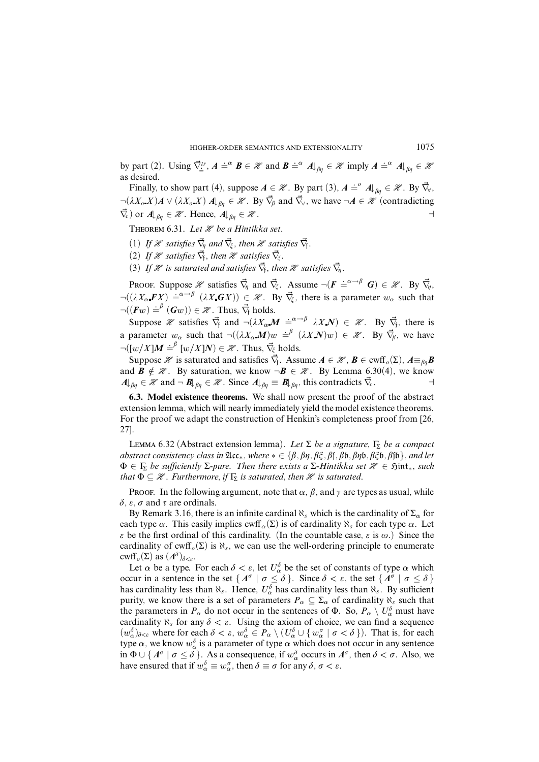by part (2). Using $\vec{\nabla}^{tr}_{\dot{=}}$, $\mathbf{A} \doteq^\alpha \mathbf{B} \in \mathcal{H}$ and $\mathbf{B} \doteq^\alpha \mathbf{A}{\downarrow_{\beta\eta}} \in \mathcal{H}$ imply $\mathbf{A} \doteq^\alpha \mathbf{A}{\downarrow_{\beta\eta}} \in \mathcal{H}$ as desired.

Finally, to show part (4), suppose $\mathbf{A} \in \mathcal{H}$. By part (3), $\mathbf{A} \doteq^o \mathbf{A}{\downarrow_{\beta\eta}} \in \mathcal{H}$. By $\vec{\nabla}_\forall$, $\neg(\lambda X_o\text{.}X)\mathbf{A} \vee (\lambda X_o\text{.}X)\,\mathbf{A}{\downarrow_{\beta\eta}} \in \mathcal{H}$. By $\vec{\nabla}_\beta$ and $\vec{\nabla}_\vee$, we have $\neg\mathbf{A} \in \mathcal{H}$ (contradicting $\vec{\nabla}_c$) or $\mathbf{A}{\downarrow_{\beta\eta}} \in \mathcal{H}$. Hence, $\mathbf{A}{\downarrow_{\beta\eta}} \in \mathcal{H}$. ⊣

THEOREM 6.31. *Let $\mathcal{H}$ be a Hintikka set.*

(1) *If $\mathcal{H}$ satisfies $\vec{\nabla}_\eta$ and $\vec{\nabla}_\xi$, then $\mathcal{H}$ satisfies $\vec{\nabla}_\mathfrak{f}$.*
(2) *If $\mathcal{H}$ satisfies $\vec{\nabla}_\mathfrak{f}$, then $\mathcal{H}$ satisfies $\vec{\nabla}_\xi$.*
(3) *If $\mathcal{H}$ is saturated and satisfies $\vec{\nabla}_\mathfrak{f}$, then $\mathcal{H}$ satisfies $\vec{\nabla}_\eta$.*

PROOF. Suppose $\mathcal{H}$ satisfies $\vec{\nabla}_\eta$ and $\vec{\nabla}_\xi$. Assume $\neg(\mathbf{F} \doteq^{\alpha\to\beta} \mathbf{G}) \in \mathcal{H}$. By $\vec{\nabla}_\eta$, $\neg((\lambda X_\alpha\text{.}\mathbf{F}X) \doteq^{\alpha\to\beta} (\lambda X\text{.}\mathbf{G}X)) \in \mathcal{H}$. By $\vec{\nabla}_\xi$, there is a parameter $w_\alpha$ such that $\neg((\mathbf{F}w) \doteq^\beta (\mathbf{G}w)) \in \mathcal{H}$. Thus, $\vec{\nabla}_\mathfrak{f}$ holds.

Suppose $\mathcal{H}$ satisfies $\vec{\nabla}_\mathfrak{f}$ and $\neg(\lambda X_\alpha\text{.}\mathbf{M} \doteq^{\alpha\to\beta} \lambda X\text{.}\mathbf{N}) \in \mathcal{H}$. By $\vec{\nabla}_\mathfrak{f}$, there is a parameter $w_\alpha$ such that $\neg((\lambda X_\alpha\text{.}\mathbf{M})w \doteq^\beta (\lambda X\text{.}\mathbf{N})w) \in \mathcal{H}$. By $\vec{\nabla}_\beta$, we have $\neg([w/X]\mathbf{M} \doteq^\beta [w/X]\mathbf{N}) \in \mathcal{H}$. Thus, $\vec{\nabla}_\xi$ holds.

Suppose $\mathcal{H}$ is saturated and satisfies $\vec{\nabla}_\mathfrak{f}$. Assume $\mathbf{A} \in \mathcal{H}$, $\mathbf{B} \in \mathrm{cwff}_o(\Sigma)$, $\mathbf{A} \equiv_{\beta\eta} \mathbf{B}$ and $\mathbf{B} \notin \mathcal{H}$. By saturation, we know $\neg\mathbf{B} \in \mathcal{H}$. By Lemma 6.30(4), we know $\mathbf{A}{\downarrow_{\beta\eta}} \in \mathcal{H}$ and $\neg\,\mathbf{B}{\downarrow_{\beta\eta}} \in \mathcal{H}$. Since $\mathbf{A}{\downarrow_{\beta\eta}} \equiv \mathbf{B}{\downarrow_{\beta\eta}}$, this contradicts $\vec{\nabla}_c$. ⊣

**6.3. Model existence theorems.** We shall now present the proof of the abstract extension lemma, which will nearly immediately yield the model existence theorems. For the proof we adapt the construction of Henkin's completeness proof from [26, 27].

LEMMA 6.32 (Abstract extension lemma). *Let $\Sigma$ be a signature, $\Gamma_\Sigma$ be a compact abstract consistency class in $\mathfrak{Acc}_*$, where $* \in \{\beta, \beta\eta, \beta\xi, \beta\mathfrak{f}, \beta\mathfrak{b}, \beta\eta\mathfrak{b}, \beta\xi\mathfrak{b}, \beta\mathfrak{f}\mathfrak{b}\}$, and let $\Phi \in \Gamma_\Sigma$ be sufficiently $\Sigma$-pure. Then there exists a $\Sigma$-Hintikka set $\mathcal{H} \in \mathfrak{Hint}_*$, such that $\Phi \subseteq \mathcal{H}$. Furthermore, if $\Gamma_\Sigma$ is saturated, then $\mathcal{H}$ is saturated.*

PROOF. In the following argument, note that $\alpha$, $\beta$, and $\gamma$ are types as usual, while $\delta$, $\varepsilon$, $\sigma$ and $\tau$ are ordinals.

By Remark 3.16, there is an infinite cardinal $\aleph_s$ which is the cardinality of $\Sigma_\alpha$ for each type $\alpha$. This easily implies $\mathrm{cwff}_\alpha(\Sigma)$ is of cardinality $\aleph_s$ for each type $\alpha$. Let $\varepsilon$ be the first ordinal of this cardinality. (In the countable case, $\varepsilon$ is $\omega$.) Since the cardinality of $\mathrm{cwff}_o(\Sigma)$ is $\aleph_s$, we can use the well-ordering principle to enumerate $\mathrm{cwff}_o(\Sigma)$ as $(\mathbf{A}^\delta)_{\delta<\varepsilon}$.

Let $\alpha$ be a type. For each $\delta < \varepsilon$, let $U_\alpha^\delta$ be the set of constants of type $\alpha$ which occur in a sentence in the set $\{\, \mathbf{A}^\sigma \mid \sigma \le \delta \,\}$. Since $\delta < \varepsilon$, the set $\{\, \mathbf{A}^\sigma \mid \sigma \le \delta \,\}$ has cardinality less than $\aleph_s$. Hence, $U_\alpha^\delta$ has cardinality less than $\aleph_s$. By sufficient purity, we know there is a set of parameters $P_\alpha \subseteq \Sigma_\alpha$ of cardinality $\aleph_s$ such that the parameters in $P_\alpha$ do not occur in the sentences of $\Phi$. So, $P_\alpha \setminus U_\alpha^\delta$ must have cardinality $\aleph_s$ for any $\delta < \varepsilon$. Using the axiom of choice, we can find a sequence $(w_\alpha^\delta)_{\delta<\varepsilon}$ where for each $\delta < \varepsilon$, $w_\alpha^\delta \in P_\alpha \setminus (U_\alpha^\delta \cup \{\, w_\alpha^\sigma \mid \sigma < \delta \,\})$. That is, for each type $\alpha$, we know $w_\alpha^\delta$ is a parameter of type $\alpha$ which does not occur in any sentence in $\Phi \cup \{\, \mathbf{A}^\sigma \mid \sigma \le \delta \,\}$. As a consequence, if $w_\alpha^\delta$ occurs in $\mathbf{A}^\sigma$, then $\delta < \sigma$. Also, we have ensured that if $w_\alpha^\delta \equiv w_\alpha^\sigma$, then $\delta \equiv \sigma$ for any $\delta, \sigma < \varepsilon$.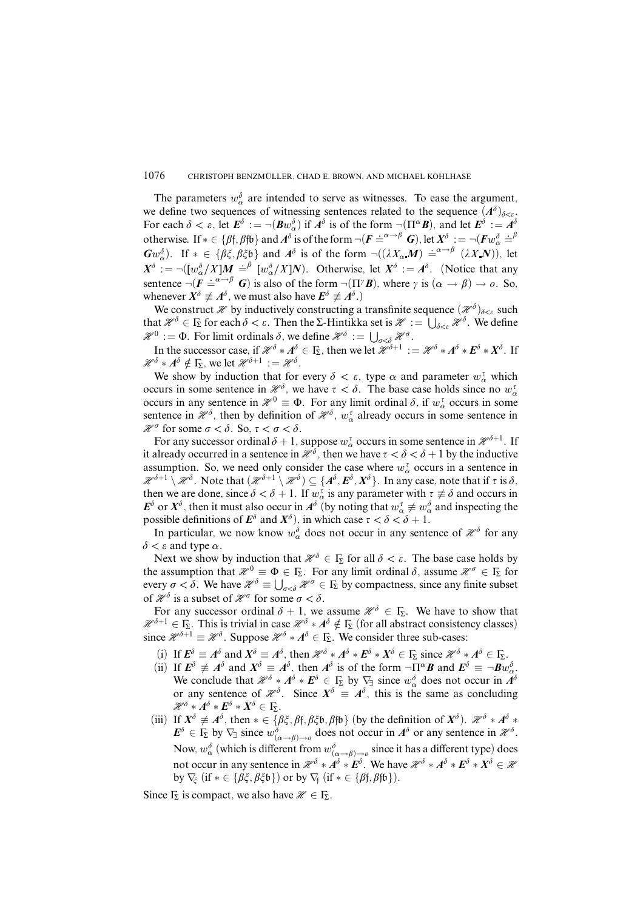The parameters $w_\alpha^\delta$ are intended to serve as witnesses. To ease the argument, we define two sequences of witnessing sentences related to the sequence $(\mathbf{A}^\delta)_{\delta<\varepsilon}$. For each $\delta < \varepsilon$, let $\mathbf{E}^\delta := \neg(\mathbf{B} w_\alpha^\delta)$ if $\mathbf{A}^\delta$ is of the form $\neg(\Pi^\alpha \mathbf{B})$, and let $\mathbf{E}^\delta := \mathbf{A}^\delta$ otherwise. If $* \in \{\beta\mathfrak{f}, \beta\mathfrak{f}\mathfrak{b}\}$ and $\mathbf{A}^\delta$ is of the form $\neg(\mathbf{F} \doteq^{\alpha\to\beta} \mathbf{G})$, let $\mathbf{X}^\delta := \neg(\mathbf{F} w_\alpha^\delta \doteq^\beta \mathbf{G} w_\alpha^\delta)$. If $* \in \{\beta\xi, \beta\xi\mathfrak{b}\}$ and $\mathbf{A}^\delta$ is of the form $\neg((\lambda X_\alpha.\mathbf{M}) \doteq^{\alpha\to\beta} (\lambda X.\mathbf{N}))$, let $\mathbf{X}^\delta := \neg([w_\alpha^\delta/X]\mathbf{M} \doteq^\beta [w_\alpha^\delta/X]\mathbf{N})$. Otherwise, let $\mathbf{X}^\delta := \mathbf{A}^\delta$. (Notice that any sentence $\neg(\mathbf{F} \doteq^{\alpha\to\beta} \mathbf{G})$ is also of the form $\neg(\Pi^\gamma \mathbf{B})$, where $\gamma$ is $(\alpha \to \beta) \to o$. So, whenever $\mathbf{X}^\delta \not\equiv \mathbf{A}^\delta$, we must also have $\mathbf{E}^\delta \not\equiv \mathbf{A}^\delta$.)

We construct $\mathscr{H}$ by inductively constructing a transfinite sequence $(\mathscr{H}^\delta)_{\delta<\varepsilon}$ such that $\mathscr{H}^\delta \in \Gamma_\Sigma$ for each $\delta < \varepsilon$. Then the $\Sigma$-Hintikka set is $\mathscr{H} := \bigcup_{\delta<\varepsilon} \mathscr{H}^\delta$. We define $\mathscr{H}^0 := \Phi$. For limit ordinals $\delta$, we define $\mathscr{H}^\delta := \bigcup_{\sigma<\delta} \mathscr{H}^\sigma$.

In the successor case, if $\mathscr{H}^\delta * \mathbf{A}^\delta \in \Gamma_\Sigma$, then we let $\mathscr{H}^{\delta+1} := \mathscr{H}^\delta * \mathbf{A}^\delta * \mathbf{E}^\delta * \mathbf{X}^\delta$. If $\mathscr{H}^\delta * \mathbf{A}^\delta \notin \Gamma_\Sigma$, we let $\mathscr{H}^{\delta+1} := \mathscr{H}^\delta$.

We show by induction that for every $\delta < \varepsilon$, type $\alpha$ and parameter $w_\alpha^\tau$ which occurs in some sentence in $\mathscr{H}^\delta$, we have $\tau < \delta$. The base case holds since no $w_\alpha^\tau$ occurs in any sentence in $\mathscr{H}^0 \equiv \Phi$. For any limit ordinal $\delta$, if $w_\alpha^\tau$ occurs in some sentence in $\mathscr{H}^\delta$, then by definition of $\mathscr{H}^\delta$, $w_\alpha^\tau$ already occurs in some sentence in $\mathscr{H}^\sigma$ for some $\sigma < \delta$. So, $\tau < \sigma < \delta$.

For any successor ordinal $\delta + 1$, suppose $w_\alpha^\tau$ occurs in some sentence in $\mathscr{H}^{\delta+1}$. If it already occurred in a sentence in $\mathscr{H}^\delta$, then we have $\tau < \delta < \delta + 1$ by the inductive assumption. So, we need only consider the case where $w_\alpha^\tau$ occurs in a sentence in $\mathscr{H}^{\delta+1} \setminus \mathscr{H}^\delta$. Note that $(\mathscr{H}^{\delta+1} \setminus \mathscr{H}^\delta) \subseteq \{\mathbf{A}^\delta, \mathbf{E}^\delta, \mathbf{X}^\delta\}$. In any case, note that if $\tau$ is $\delta$, then we are done, since $\delta < \delta + 1$. If $w_\alpha^\tau$ is any parameter with $\tau \not\equiv \delta$ and occurs in $\mathbf{E}^\delta$ or $\mathbf{X}^\delta$, then it must also occur in $\mathbf{A}^\delta$ (by noting that $w_\alpha^\tau \not\equiv w_\alpha^\delta$ and inspecting the possible definitions of $\mathbf{E}^\delta$ and $\mathbf{X}^\delta$), in which case $\tau < \delta < \delta + 1$.

In particular, we now know $w_\alpha^\delta$ does not occur in any sentence of $\mathscr{H}^\delta$ for any $\delta < \varepsilon$ and type $\alpha$.

Next we show by induction that $\mathscr{H}^\delta \in \Gamma_\Sigma$ for all $\delta < \varepsilon$. The base case holds by the assumption that $\mathscr{H}^0 \equiv \Phi \in \Gamma_\Sigma$. For any limit ordinal $\delta$, assume $\mathscr{H}^\sigma \in \Gamma_\Sigma$ for every $\sigma < \delta$. We have $\mathscr{H}^\delta \equiv \bigcup_{\sigma<\delta} \mathscr{H}^\sigma \in \Gamma_\Sigma$ by compactness, since any finite subset of $\mathscr{H}^\delta$ is a subset of $\mathscr{H}^\sigma$ for some $\sigma < \delta$.

For any successor ordinal $\delta + 1$, we assume $\mathscr{H}^\delta \in \Gamma_\Sigma$. We have to show that $\mathscr{H}^{\delta+1} \in \Gamma_\Sigma$. This is trivial in case $\mathscr{H}^\delta * \mathbf{A}^\delta \notin \Gamma_\Sigma$ (for all abstract consistency classes) since $\mathscr{H}^{\delta+1} \equiv \mathscr{H}^\delta$. Suppose $\mathscr{H}^\delta * \mathbf{A}^\delta \in \Gamma_\Sigma$. We consider three sub-cases:

(i) If $\mathbf{E}^\delta \equiv \mathbf{A}^\delta$ and $\mathbf{X}^\delta \equiv \mathbf{A}^\delta$, then $\mathscr{H}^\delta * \mathbf{A}^\delta * \mathbf{E}^\delta * \mathbf{X}^\delta \in \Gamma_\Sigma$ since $\mathscr{H}^\delta * \mathbf{A}^\delta \in \Gamma_\Sigma$.

(ii) If $\mathbf{E}^\delta \not\equiv \mathbf{A}^\delta$ and $\mathbf{X}^\delta \equiv \mathbf{A}^\delta$, then $\mathbf{A}^\delta$ is of the form $\neg\Pi^\alpha \mathbf{B}$ and $\mathbf{E}^\delta \equiv \neg\mathbf{B} w_\alpha^\delta$. We conclude that $\mathscr{H}^\delta * \mathbf{A}^\delta * \mathbf{E}^\delta \in \Gamma_\Sigma$ by $\nabla_\exists$ since $w_\alpha^\delta$ does not occur in $\mathbf{A}^\delta$ or any sentence of $\mathscr{H}^\delta$. Since $\mathbf{X}^\delta \equiv \mathbf{A}^\delta$, this is the same as concluding $\mathscr{H}^\delta * \mathbf{A}^\delta * \mathbf{E}^\delta * \mathbf{X}^\delta \in \Gamma_\Sigma$.

(iii) If $\mathbf{X}^\delta \not\equiv \mathbf{A}^\delta$, then $* \in \{\beta\xi, \beta\mathfrak{f}, \beta\xi\mathfrak{b}, \beta\mathfrak{f}\mathfrak{b}\}$ (by the definition of $\mathbf{X}^\delta$). $\mathscr{H}^\delta * \mathbf{A}^\delta * \mathbf{E}^\delta \in \Gamma_\Sigma$ by $\nabla_\exists$ since $w_{(\alpha\to\beta)\to o}^\delta$ does not occur in $\mathbf{A}^\delta$ or any sentence in $\mathscr{H}^\delta$. Now, $w_\alpha^\delta$ (which is different from $w_{(\alpha\to\beta)\to o}^\delta$ since it has a different type) does not occur in any sentence in $\mathscr{H}^\delta * \mathbf{A}^\delta * \mathbf{E}^\delta$. We have $\mathscr{H}^\delta * \mathbf{A}^\delta * \mathbf{E}^\delta * \mathbf{X}^\delta \in \mathscr{H}$ by $\nabla_\xi$ (if $* \in \{\beta\xi, \beta\xi\mathfrak{b}\}$) or by $\nabla_\mathfrak{f}$ (if $* \in \{\beta\mathfrak{f}, \beta\mathfrak{f}\mathfrak{b}\}$).

Since $\Gamma_\Sigma$ is compact, we also have $\mathscr{H} \in \Gamma_\Sigma$.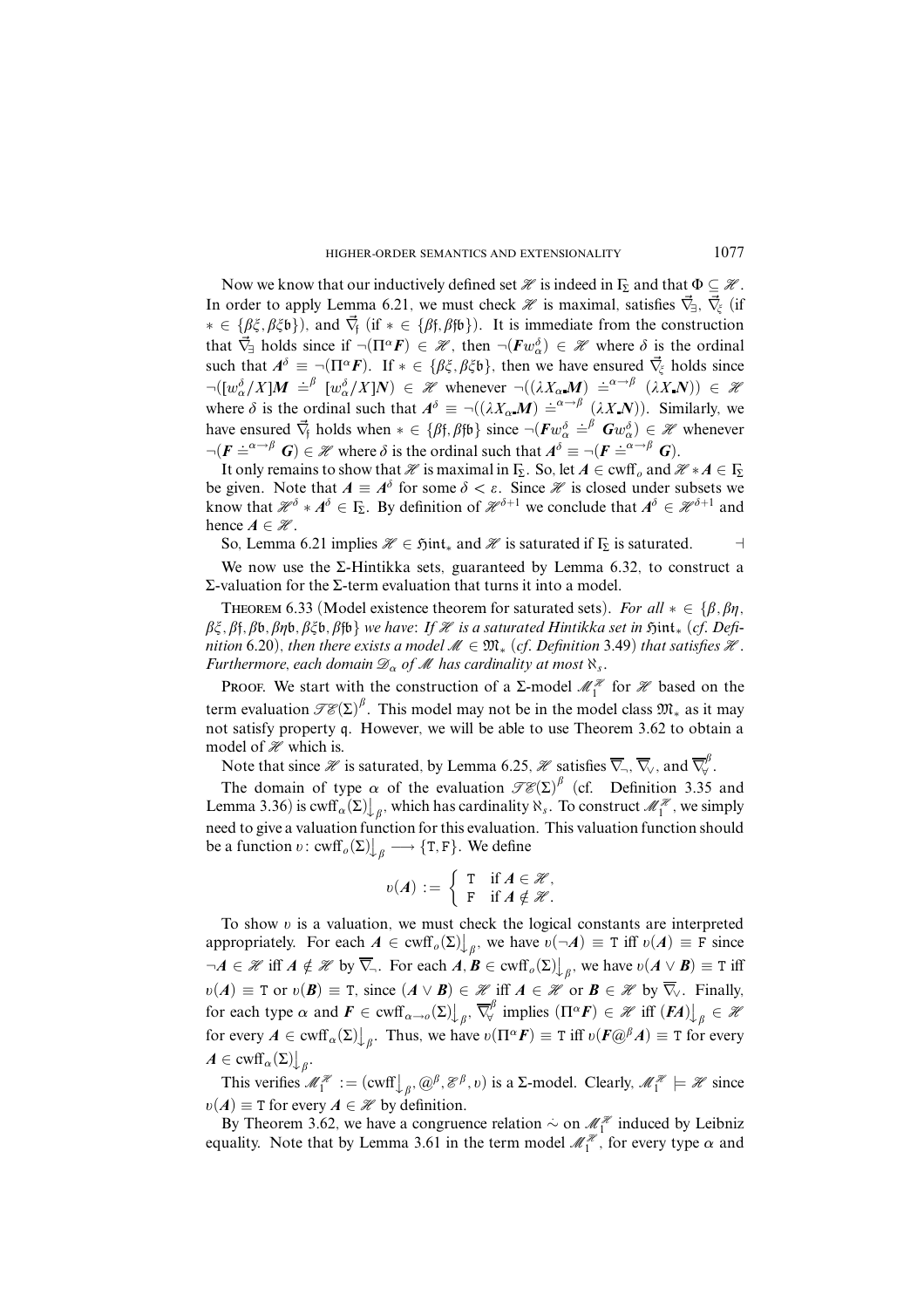Now we know that our inductively defined set $\mathscr{H}$ is indeed in $\Gamma_\Sigma$ and that $\Phi \subseteq \mathscr{H}$. In order to apply Lemma 6.21, we must check $\mathscr{H}$ is maximal, satisfies $\vec{\nabla}_\exists$, $\vec{\nabla}_\xi$ (if $* \in \{\beta\xi, \beta\xi\mathfrak{b}\}$), and $\vec{\nabla}_\mathfrak{f}$ (if $* \in \{\beta\mathfrak{f}, \beta\mathfrak{f}\mathfrak{b}\}$). It is immediate from the construction that $\vec{\nabla}_\exists$ holds since if $\neg(\Pi^\alpha \boldsymbol{F}) \in \mathscr{H}$, then $\neg(\boldsymbol{F} w_\alpha^\delta) \in \mathscr{H}$ where $\delta$ is the ordinal such that $\boldsymbol{A}^\delta \equiv \neg(\Pi^\alpha \boldsymbol{F})$. If $* \in \{\beta\xi, \beta\xi\mathfrak{b}\}$, then we have ensured $\vec{\nabla}_\xi$ holds since $\neg([w_\alpha^\delta/X]\boldsymbol{M} \doteq^\beta [w_\alpha^\delta/X]\boldsymbol{N}) \in \mathscr{H}$ whenever $\neg((\lambda X_\alpha . \boldsymbol{M}) \doteq^{\alpha\to\beta} (\lambda X . \boldsymbol{N})) \in \mathscr{H}$ where $\delta$ is the ordinal such that $\boldsymbol{A}^\delta \equiv \neg((\lambda X_\alpha . \boldsymbol{M}) \doteq^{\alpha\to\beta} (\lambda X . \boldsymbol{N}))$. Similarly, we have ensured $\vec{\nabla}_\mathfrak{f}$ holds when $* \in \{\beta\mathfrak{f}, \beta\mathfrak{f}\mathfrak{b}\}$ since $\neg(\boldsymbol{F} w_\alpha^\delta \doteq^\beta \boldsymbol{G} w_\alpha^\delta) \in \mathscr{H}$ whenever $\neg(\boldsymbol{F} \doteq^{\alpha\to\beta} \boldsymbol{G}) \in \mathscr{H}$ where $\delta$ is the ordinal such that $\boldsymbol{A}^\delta \equiv \neg(\boldsymbol{F} \doteq^{\alpha\to\beta} \boldsymbol{G})$.

It only remains to show that $\mathscr{H}$ is maximal in $\Gamma_\Sigma$. So, let $\boldsymbol{A} \in \mathrm{cwff}_o$ and $\mathscr{H} * \boldsymbol{A} \in \Gamma_\Sigma$ be given. Note that $\boldsymbol{A} \equiv \boldsymbol{A}^\delta$ for some $\delta < \varepsilon$. Since $\mathscr{H}$ is closed under subsets we know that $\mathscr{H}^\delta * \boldsymbol{A}^\delta \in \Gamma_\Sigma$. By definition of $\mathscr{H}^{\delta+1}$ we conclude that $\boldsymbol{A}^\delta \in \mathscr{H}^{\delta+1}$ and hence $\boldsymbol{A} \in \mathscr{H}$.

So, Lemma 6.21 implies $\mathscr{H} \in \mathfrak{Hint}_*$ and $\mathscr{H}$ is saturated if $\Gamma_\Sigma$ is saturated. $\dashv$

We now use the $\Sigma$-Hintikka sets, guaranteed by Lemma 6.32, to construct a $\Sigma$-valuation for the $\Sigma$-term evaluation that turns it into a model.

THEOREM 6.33 (Model existence theorem for saturated sets). *For all $* \in \{\beta, \beta\eta, \beta\xi, \beta\mathfrak{f}, \beta\mathfrak{b}, \beta\eta\mathfrak{b}, \beta\xi\mathfrak{b}, \beta\mathfrak{f}\mathfrak{b}\}$ we have: If $\mathscr{H}$ is a saturated Hintikka set in $\mathfrak{Hint}_*$ (cf. Definition 6.20), then there exists a model $\mathscr{M} \in \mathfrak{M}_*$ (cf. Definition 3.49) that satisfies $\mathscr{H}$. Furthermore, each domain $\mathscr{D}_\alpha$ of $\mathscr{M}$ has cardinality at most $\aleph_s$.*

PROOF. We start with the construction of a $\Sigma$-model $\mathscr{M}_1^{\mathscr{H}}$ for $\mathscr{H}$ based on the term evaluation $\mathscr{TE}(\Sigma)^\beta$. This model may not be in the model class $\mathfrak{M}_*$ as it may not satisfy property $\mathfrak{q}$. However, we will be able to use Theorem 3.62 to obtain a model of $\mathscr{H}$ which is.

Note that since $\mathscr{H}$ is saturated, by Lemma 6.25, $\mathscr{H}$ satisfies $\overline{\nabla}_\neg$, $\overline{\nabla}_\vee$, and $\overline{\nabla}_\forall^\beta$.

The domain of type $\alpha$ of the evaluation $\mathscr{TE}(\Sigma)^\beta$ (cf. Definition 3.35 and Lemma 3.36) is $\mathrm{cwff}_\alpha(\Sigma)\big\downarrow_\beta$, which has cardinality $\aleph_s$. To construct $\mathscr{M}_1^{\mathscr{H}}$, we simply need to give a valuation function for this evaluation. This valuation function should be a function $\upsilon \colon \mathrm{cwff}_o(\Sigma)\big\downarrow_\beta \longrightarrow \{\mathtt{T}, \mathtt{F}\}$. We define

$$\upsilon(\boldsymbol{A}) := \begin{cases} \mathtt{T} & \text{if } \boldsymbol{A} \in \mathscr{H}, \\ \mathtt{F} & \text{if } \boldsymbol{A} \notin \mathscr{H}. \end{cases}$$

To show $\upsilon$ is a valuation, we must check the logical constants are interpreted appropriately. For each $\boldsymbol{A} \in \mathrm{cwff}_o(\Sigma)\big\downarrow_\beta$, we have $\upsilon(\neg\boldsymbol{A}) \equiv \mathtt{T}$ iff $\upsilon(\boldsymbol{A}) \equiv \mathtt{F}$ since $\neg\boldsymbol{A} \in \mathscr{H}$ iff $\boldsymbol{A} \notin \mathscr{H}$ by $\overline{\nabla}_\neg$. For each $\boldsymbol{A}, \boldsymbol{B} \in \mathrm{cwff}_o(\Sigma)\big\downarrow_\beta$, we have $\upsilon(\boldsymbol{A} \vee \boldsymbol{B}) \equiv \mathtt{T}$ iff $\upsilon(\boldsymbol{A}) \equiv \mathtt{T}$ or $\upsilon(\boldsymbol{B}) \equiv \mathtt{T}$, since $(\boldsymbol{A} \vee \boldsymbol{B}) \in \mathscr{H}$ iff $\boldsymbol{A} \in \mathscr{H}$ or $\boldsymbol{B} \in \mathscr{H}$ by $\overline{\nabla}_\vee$. Finally, for each type $\alpha$ and $\boldsymbol{F} \in \mathrm{cwff}_{\alpha\to o}(\Sigma)\big\downarrow_\beta$, $\overline{\nabla}_\forall^\beta$ implies $(\Pi^\alpha \boldsymbol{F}) \in \mathscr{H}$ iff $(\boldsymbol{F}\boldsymbol{A})\big\downarrow_\beta \in \mathscr{H}$ for every $\boldsymbol{A} \in \mathrm{cwff}_\alpha(\Sigma)\big\downarrow_\beta$. Thus, we have $\upsilon(\Pi^\alpha \boldsymbol{F}) \equiv \mathtt{T}$ iff $\upsilon(\boldsymbol{F} @^\beta \boldsymbol{A}) \equiv \mathtt{T}$ for every $\boldsymbol{A} \in \mathrm{cwff}_\alpha(\Sigma)\big\downarrow_\beta$.

This verifies $\mathscr{M}_1^{\mathscr{H}} := (\mathrm{cwff}\big\downarrow_\beta, @^\beta, \mathscr{E}^\beta, \upsilon)$ is a $\Sigma$-model. Clearly, $\mathscr{M}_1^{\mathscr{H}} \models \mathscr{H}$ since $\upsilon(\boldsymbol{A}) \equiv \mathtt{T}$ for every $\boldsymbol{A} \in \mathscr{H}$ by definition.

By Theorem 3.62, we have a congruence relation $\dot{\sim}$ on $\mathscr{M}_1^{\mathscr{H}}$ induced by Leibniz equality. Note that by Lemma 3.61 in the term model $\mathscr{M}_1^{\mathscr{H}}$, for every type $\alpha$ and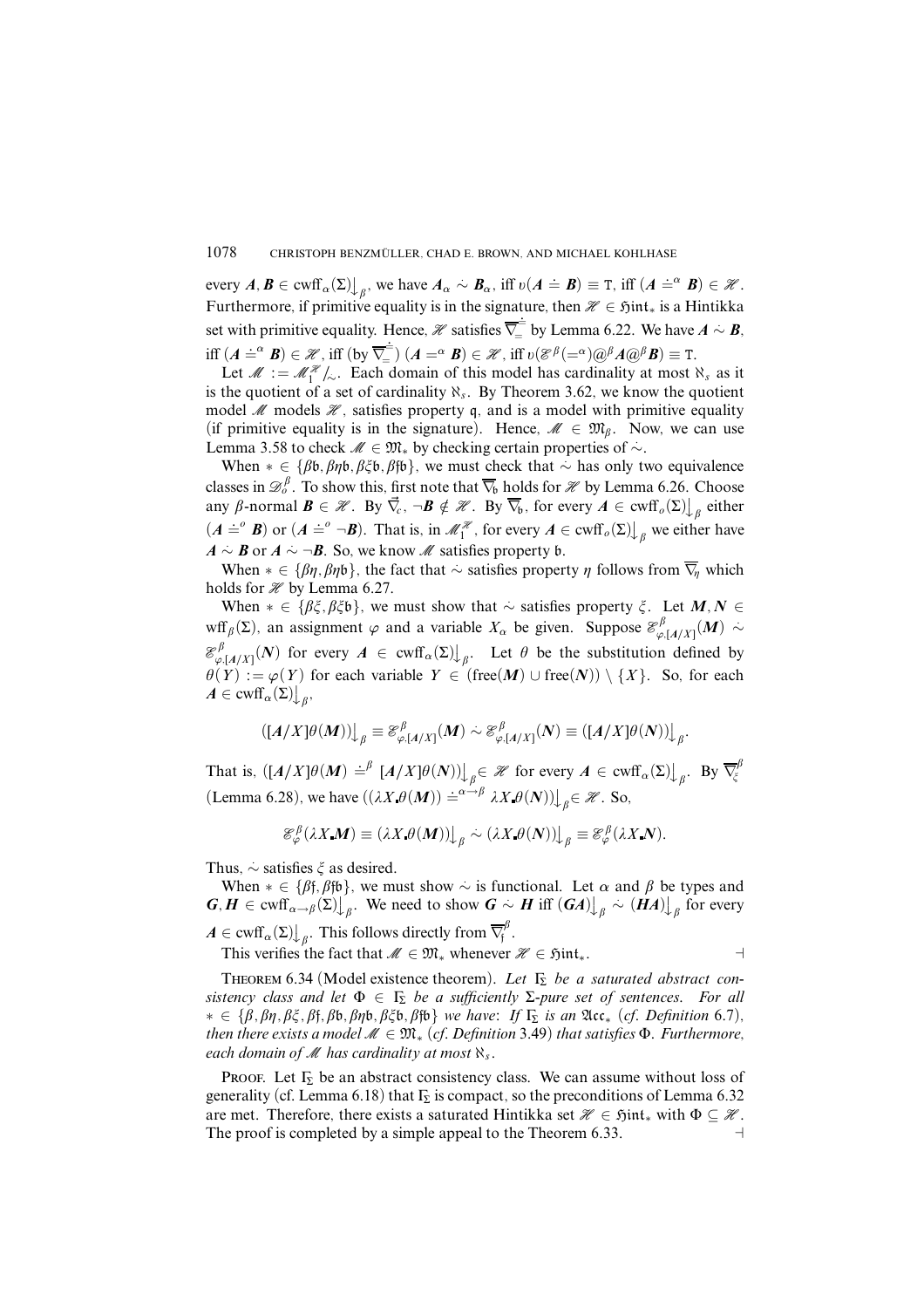every $\boldsymbol{A}, \boldsymbol{B} \in \text{cwff}_\alpha(\Sigma)\big\downarrow_\beta$, we have $\boldsymbol{A}_\alpha \dot{\sim} \boldsymbol{B}_\alpha$, iff $\upsilon(\boldsymbol{A} \doteq \boldsymbol{B}) \equiv \mathtt{T}$, iff $(\boldsymbol{A} \doteq^\alpha \boldsymbol{B}) \in \mathscr{H}$. Furthermore, if primitive equality is in the signature, then $\mathscr{H} \in \mathfrak{Hint}_*$ is a Hintikka set with primitive equality. Hence, $\mathscr{H}$ satisfies $\overline{\nabla}_=^{\dot{=}}$ by Lemma 6.22. We have $\boldsymbol{A} \dot{\sim} \boldsymbol{B}$, iff $(\boldsymbol{A} \doteq^\alpha \boldsymbol{B}) \in \mathscr{H}$, iff (by $\overline{\nabla}_=^{\dot{=}}$) $(\boldsymbol{A} =^\alpha \boldsymbol{B}) \in \mathscr{H}$, iff $\upsilon(\mathscr{E}^\beta(=^\alpha)@^\beta \boldsymbol{A}@^\beta \boldsymbol{B}) \equiv \mathtt{T}$.

Let $\mathscr{M} := \mathscr{M}_1^{\mathscr{H}}/_{\dot{\sim}}$. Each domain of this model has cardinality at most $\aleph_s$ as it is the quotient of a set of cardinality $\aleph_s$. By Theorem 3.62, we know the quotient model $\mathscr{M}$ models $\mathscr{H}$, satisfies property $\mathfrak{q}$, and is a model with primitive equality (if primitive equality is in the signature). Hence, $\mathscr{M} \in \mathfrak{M}_\beta$. Now, we can use Lemma 3.58 to check $\mathscr{M} \in \mathfrak{M}_*$ by checking certain properties of $\dot{\sim}$.

When $* \in \{\beta\mathfrak{b}, \beta\eta\mathfrak{b}, \beta\xi\mathfrak{b}, \beta\mathfrak{f}\mathfrak{b}\}$, we must check that $\dot{\sim}$ has only two equivalence classes in $\mathscr{D}_o^\beta$. To show this, first note that $\overline{\nabla}_\mathfrak{b}$ holds for $\mathscr{H}$ by Lemma 6.26. Choose any $\beta$-normal $\boldsymbol{B} \in \mathscr{H}$. By $\vec{\nabla}_c$, $\neg \boldsymbol{B} \notin \mathscr{H}$. By $\overline{\nabla}_\mathfrak{b}$, for every $\boldsymbol{A} \in \text{cwff}_o(\Sigma)\big\downarrow_\beta$ either $(\boldsymbol{A} \doteq^o \boldsymbol{B})$ or $(\boldsymbol{A} \doteq^o \neg\boldsymbol{B})$. That is, in $\mathscr{M}_1^{\mathscr{H}}$, for every $\boldsymbol{A} \in \text{cwff}_o(\Sigma)\big\downarrow_\beta$ we either have $\boldsymbol{A} \dot{\sim} \boldsymbol{B}$ or $\boldsymbol{A} \dot{\sim} \neg\boldsymbol{B}$. So, we know $\mathscr{M}$ satisfies property $\mathfrak{b}$.

When $* \in \{\beta\eta, \beta\eta\mathfrak{b}\}$, the fact that $\dot{\sim}$ satisfies property $\eta$ follows from $\overline{\nabla}_\eta$ which holds for $\mathscr{H}$ by Lemma 6.27.

When $* \in \{\beta\xi, \beta\xi\mathfrak{b}\}$, we must show that $\dot{\sim}$ satisfies property $\xi$. Let $\boldsymbol{M}, \boldsymbol{N} \in \text{wff}_\beta(\Sigma)$, an assignment $\varphi$ and a variable $X_\alpha$ be given. Suppose $\mathscr{E}^\beta_{\varphi,[\boldsymbol{A}/X]}(\boldsymbol{M}) \dot{\sim} \mathscr{E}^\beta_{\varphi,[\boldsymbol{A}/X]}(\boldsymbol{N})$ for every $\boldsymbol{A} \in \text{cwff}_\alpha(\Sigma)\big\downarrow_\beta$. Let $\theta$ be the substitution defined by $\theta(Y) := \varphi(Y)$ for each variable $Y \in (\text{free}(\boldsymbol{M}) \cup \text{free}(\boldsymbol{N})) \setminus \{X\}$. So, for each $\boldsymbol{A} \in \text{cwff}_\alpha(\Sigma)\big\downarrow_\beta$,

$$([\boldsymbol{A}/X]\theta(\boldsymbol{M}))\big\downarrow_\beta \equiv \mathscr{E}^\beta_{\varphi,[\boldsymbol{A}/X]}(\boldsymbol{M}) \dot{\sim} \mathscr{E}^\beta_{\varphi,[\boldsymbol{A}/X]}(\boldsymbol{N}) \equiv ([\boldsymbol{A}/X]\theta(\boldsymbol{N}))\big\downarrow_\beta.$$

That is, $([\boldsymbol{A}/X]\theta(\boldsymbol{M}) \doteq^\beta [\boldsymbol{A}/X]\theta(\boldsymbol{N}))\big\downarrow_\beta \in \mathscr{H}$ for every $\boldsymbol{A} \in \text{cwff}_\alpha(\Sigma)\big\downarrow_\beta$. By $\overline{\nabla}_\xi^\beta$ (Lemma 6.28), we have $((\lambda X.\theta(\boldsymbol{M})) \doteq^{\alpha\to\beta} \lambda X.\theta(\boldsymbol{N}))\big\downarrow_\beta \in \mathscr{H}$. So,

$$\mathscr{E}^\beta_\varphi(\lambda X.\boldsymbol{M}) \equiv (\lambda X.\theta(\boldsymbol{M}))\big\downarrow_\beta \dot{\sim} (\lambda X.\theta(\boldsymbol{N}))\big\downarrow_\beta \equiv \mathscr{E}^\beta_\varphi(\lambda X.\boldsymbol{N}).$$

Thus, $\dot{\sim}$ satisfies $\xi$ as desired.

When $* \in \{\beta\mathfrak{f}, \beta\mathfrak{f}\mathfrak{b}\}$, we must show $\dot{\sim}$ is functional. Let $\alpha$ and $\beta$ be types and $\boldsymbol{G}, \boldsymbol{H} \in \text{cwff}_{\alpha\to\beta}(\Sigma)\big\downarrow_\beta$. We need to show $\boldsymbol{G} \dot{\sim} \boldsymbol{H}$ iff $(\boldsymbol{G}\boldsymbol{A})\big\downarrow_\beta \dot{\sim} (\boldsymbol{H}\boldsymbol{A})\big\downarrow_\beta$ for every $\boldsymbol{A} \in \text{cwff}_\alpha(\Sigma)\big\downarrow_\beta$. This follows directly from $\overline{\nabla}_\mathfrak{f}^\beta$.

This verifies the fact that $\mathscr{M} \in \mathfrak{M}_*$ whenever $\mathscr{H} \in \mathfrak{Hint}_*$. ⊣

**Theorem 6.34** (Model existence theorem). *Let $\Gamma_\Sigma$ be a saturated abstract consistency class and let $\Phi \in \Gamma_\Sigma$ be a sufficiently $\Sigma$-pure set of sentences. For all $* \in \{\beta, \beta\eta, \beta\xi, \beta\mathfrak{f}, \beta\mathfrak{b}, \beta\eta\mathfrak{b}, \beta\xi\mathfrak{b}, \beta\mathfrak{f}\mathfrak{b}\}$ we have: If $\Gamma_\Sigma$ is an $\mathfrak{Acc}_*$ (cf. Definition 6.7), then there exists a model $\mathscr{M} \in \mathfrak{M}_*$ (cf. Definition 3.49) that satisfies $\Phi$. Furthermore, each domain of $\mathscr{M}$ has cardinality at most $\aleph_s$.*

Proof. Let $\Gamma_\Sigma$ be an abstract consistency class. We can assume without loss of generality (cf. Lemma 6.18) that $\Gamma_\Sigma$ is compact, so the preconditions of Lemma 6.32 are met. Therefore, there exists a saturated Hintikka set $\mathscr{H} \in \mathfrak{Hint}_*$ with $\Phi \subseteq \mathscr{H}$. The proof is completed by a simple appeal to the Theorem 6.33. ⊣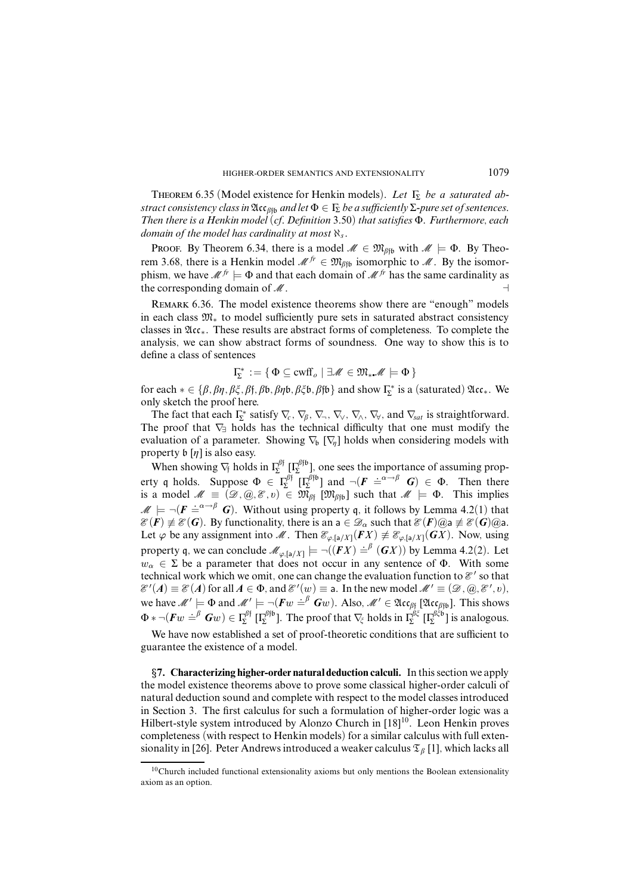**Theorem 6.35** (Model existence for Henkin models). *Let $\Gamma_\Sigma$ be a saturated abstract consistency class in $\mathfrak{Acc}_{\beta\mathfrak{fb}}$ and let $\Phi \in \Gamma_\Sigma$ be a sufficiently $\Sigma$-pure set of sentences. Then there is a Henkin model (cf. Definition 3.50) that satisfies $\Phi$. Furthermore, each domain of the model has cardinality at most $\aleph_s$.*

Proof. By Theorem 6.34, there is a model $\mathcal{M} \in \mathfrak{M}_{\beta\mathfrak{fb}}$ with $\mathcal{M} \models \Phi$. By Theorem 3.68, there is a Henkin model $\mathcal{M}^{fr} \in \mathfrak{M}_{\beta\mathfrak{fb}}$ isomorphic to $\mathcal{M}$. By the isomorphism, we have $\mathcal{M}^{fr} \models \Phi$ and that each domain of $\mathcal{M}^{fr}$ has the same cardinality as the corresponding domain of $\mathcal{M}$. ⊣

Remark 6.36. The model existence theorems show there are "enough" models in each class $\mathfrak{M}_*$ to model sufficiently pure sets in saturated abstract consistency classes in $\mathfrak{Acc}_*$. These results are abstract forms of completeness. To complete the analysis, we can show abstract forms of soundness. One way to show this is to define a class of sentences

$$\Gamma_\Sigma^* := \{\, \Phi \subseteq \mathrm{cwff}_o \mid \exists \mathcal{M} \in \mathfrak{M}_*. \mathcal{M} \models \Phi \,\}$$

for each $* \in \{\beta, \beta\eta, \beta\xi, \beta\mathfrak{f}, \beta\mathfrak{b}, \beta\eta\mathfrak{b}, \beta\xi\mathfrak{b}, \beta\mathfrak{fb}\}$ and show $\Gamma_\Sigma^*$ is a (saturated) $\mathfrak{Acc}_*$. We only sketch the proof here.

The fact that each $\Gamma_\Sigma^*$ satisfy $\nabla_c$, $\nabla_\beta$, $\nabla_\neg$, $\nabla_\vee$, $\nabla_\wedge$, $\nabla_\forall$, and $\nabla_{sat}$ is straightforward. The proof that $\nabla_\exists$ holds has the technical difficulty that one must modify the evaluation of a parameter. Showing $\nabla_\mathfrak{b}$ [$\nabla_\eta$] holds when considering models with property $\mathfrak{b}$ [$\eta$] is also easy.

When showing $\nabla_\mathfrak{f}$ holds in $\Gamma_\Sigma^{\beta\mathfrak{f}}$ [$\Gamma_\Sigma^{\beta\mathfrak{fb}}$], one sees the importance of assuming property $\mathfrak{q}$ holds. Suppose $\Phi \in \Gamma_\Sigma^{\beta\mathfrak{f}}$ [$\Gamma_\Sigma^{\beta\mathfrak{fb}}$] and $\neg(\boldsymbol{F} \doteq^{\alpha\to\beta} \boldsymbol{G}) \in \Phi$. Then there is a model $\mathcal{M} \equiv (\mathcal{D}, @, \mathcal{E}, \upsilon) \in \mathfrak{M}_{\beta\mathfrak{f}}$ [$\mathfrak{M}_{\beta\mathfrak{fb}}$] such that $\mathcal{M} \models \Phi$. This implies $\mathcal{M} \models \neg(\boldsymbol{F} \doteq^{\alpha\to\beta} \boldsymbol{G})$. Without using property $\mathfrak{q}$, it follows by Lemma 4.2(1) that $\mathcal{E}(\boldsymbol{F}) \not\equiv \mathcal{E}(\boldsymbol{G})$. By functionality, there is an $\mathsf{a} \in \mathcal{D}_\alpha$ such that $\mathcal{E}(\boldsymbol{F})@\mathsf{a} \not\equiv \mathcal{E}(\boldsymbol{G})@\mathsf{a}$. Let $\varphi$ be any assignment into $\mathcal{M}$. Then $\mathcal{E}_{\varphi,[\mathsf{a}/X]}(\boldsymbol{F}X) \not\equiv \mathcal{E}_{\varphi,[\mathsf{a}/X]}(\boldsymbol{G}X)$. Now, using property $\mathfrak{q}$, we can conclude $\mathcal{M}_{\varphi,[\mathsf{a}/X]} \models \neg((\boldsymbol{F}X) \doteq^\beta (\boldsymbol{G}X))$ by Lemma 4.2(2). Let $w_\alpha \in \Sigma$ be a parameter that does not occur in any sentence of $\Phi$. With some technical work which we omit, one can change the evaluation function to $\mathcal{E}'$ so that $\mathcal{E}'(\boldsymbol{A}) \equiv \mathcal{E}(\boldsymbol{A})$ for all $\boldsymbol{A} \in \Phi$, and $\mathcal{E}'(w) \equiv \mathsf{a}$. In the new model $\mathcal{M}' \equiv (\mathcal{D}, @, \mathcal{E}', \upsilon)$, we have $\mathcal{M}' \models \Phi$ and $\mathcal{M}' \models \neg(\boldsymbol{F}w \doteq^\beta \boldsymbol{G}w)$. Also, $\mathcal{M}' \in \mathfrak{Acc}_{\beta\mathfrak{f}}$ [$\mathfrak{Acc}_{\beta\mathfrak{fb}}$]. This shows $\Phi * \neg(\boldsymbol{F}w \doteq^\beta \boldsymbol{G}w) \in \Gamma_\Sigma^{\beta\mathfrak{f}}$ [$\Gamma_\Sigma^{\beta\mathfrak{fb}}$]. The proof that $\nabla_\xi$ holds in $\Gamma_\Sigma^{\beta\xi}$ [$\Gamma_\Sigma^{\beta\xi\mathfrak{b}}$] is analogous.

We have now established a set of proof-theoretic conditions that are sufficient to guarantee the existence of a model.

## §7. Characterizing higher-order natural deduction calculi.

In this section we apply the model existence theorems above to prove some classical higher-order calculi of natural deduction sound and complete with respect to the model classes introduced in Section 3. The first calculus for such a formulation of higher-order logic was a Hilbert-style system introduced by Alonzo Church in [18][10]. Leon Henkin proves completeness (with respect to Henkin models) for a similar calculus with full extensionality in [26]. Peter Andrews introduced a weaker calculus $\mathfrak{T}_\beta$ [1], which lacks all

[10] Church included functional extensionality axioms but only mentions the Boolean extensionality axiom as an option.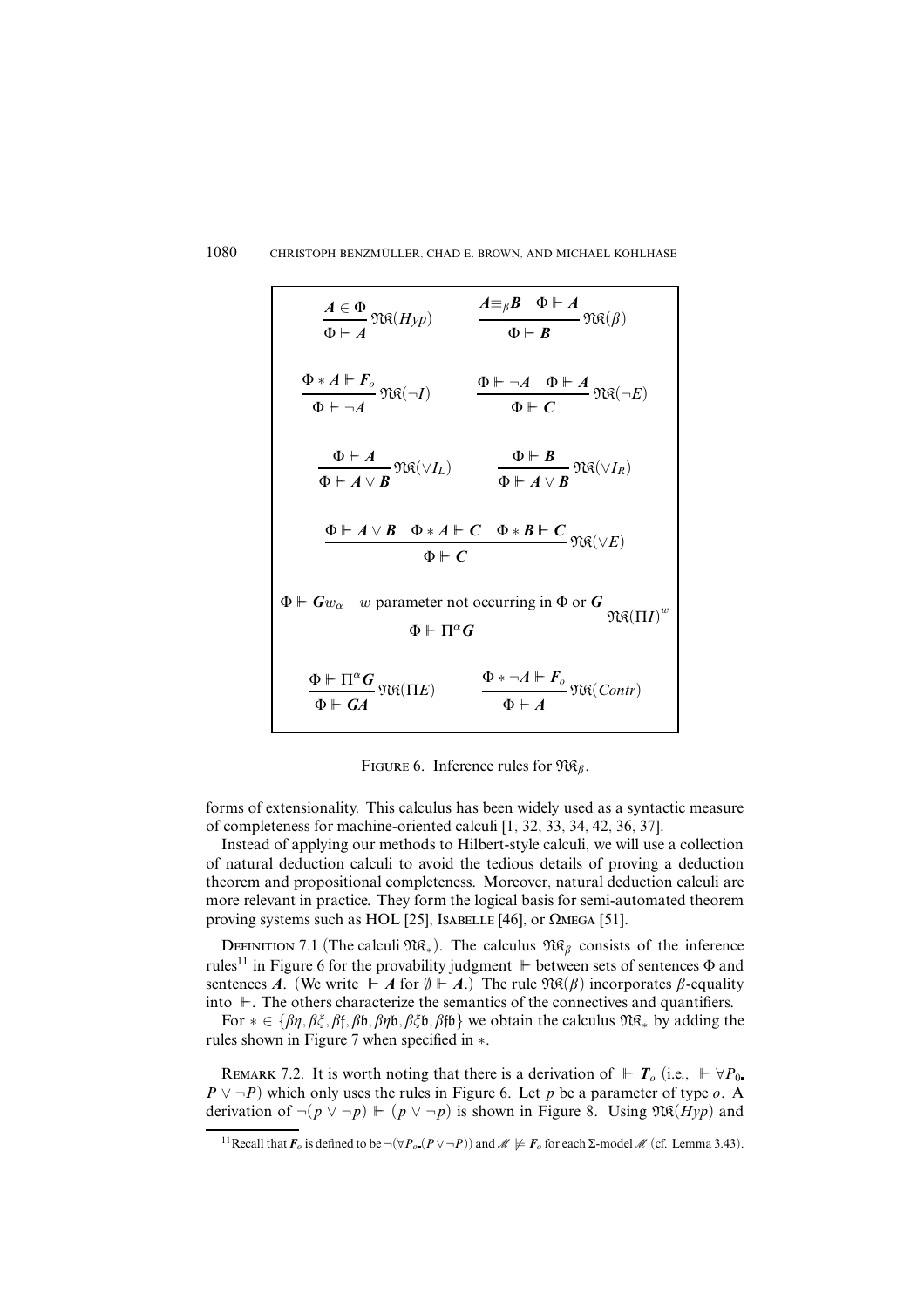$$\frac{\boldsymbol{A} \in \Phi}{\Phi \Vdash \boldsymbol{A}} \mathfrak{NK}(Hyp) \qquad \frac{\boldsymbol{A} \equiv_\beta \boldsymbol{B} \quad \Phi \Vdash \boldsymbol{A}}{\Phi \Vdash \boldsymbol{B}} \mathfrak{NK}(\beta)$$

$$\frac{\Phi * \boldsymbol{A} \Vdash \boldsymbol{F}_o}{\Phi \Vdash \neg \boldsymbol{A}} \mathfrak{NK}(\neg I) \qquad \frac{\Phi \Vdash \neg \boldsymbol{A} \quad \Phi \Vdash \boldsymbol{A}}{\Phi \Vdash \boldsymbol{C}} \mathfrak{NK}(\neg E)$$

$$\frac{\Phi \Vdash \boldsymbol{A}}{\Phi \Vdash \boldsymbol{A} \vee \boldsymbol{B}} \mathfrak{NK}(\vee I_L) \qquad \frac{\Phi \Vdash \boldsymbol{B}}{\Phi \Vdash \boldsymbol{A} \vee \boldsymbol{B}} \mathfrak{NK}(\vee I_R)$$

$$\frac{\Phi \Vdash \boldsymbol{A} \vee \boldsymbol{B} \quad \Phi * \boldsymbol{A} \Vdash \boldsymbol{C} \quad \Phi * \boldsymbol{B} \Vdash \boldsymbol{C}}{\Phi \Vdash \boldsymbol{C}} \mathfrak{NK}(\vee E)$$

$$\frac{\Phi \Vdash \boldsymbol{G} w_\alpha \quad w \text{ parameter not occurring in } \Phi \text{ or } \boldsymbol{G}}{\Phi \Vdash \Pi^\alpha \boldsymbol{G}} \mathfrak{NK}(\Pi I)^w$$

$$\frac{\Phi \Vdash \Pi^\alpha \boldsymbol{G}}{\Phi \Vdash \boldsymbol{G}\boldsymbol{A}} \mathfrak{NK}(\Pi E) \qquad \frac{\Phi * \neg \boldsymbol{A} \Vdash \boldsymbol{F}_o}{\Phi \Vdash \boldsymbol{A}} \mathfrak{NK}(Contr)$$

FIGURE 6. Inference rules for $\mathfrak{NK}_\beta$.

forms of extensionality. This calculus has been widely used as a syntactic measure of completeness for machine-oriented calculi [1, 32, 33, 34, 42, 36, 37].

Instead of applying our methods to Hilbert-style calculi, we will use a collection of natural deduction calculi to avoid the tedious details of proving a deduction theorem and propositional completeness. Moreover, natural deduction calculi are more relevant in practice. They form the logical basis for semi-automated theorem proving systems such as HOL [25], ISABELLE [46], or ΩMEGA [51].

DEFINITION 7.1 (The calculi $\mathfrak{NK}_*$). The calculus $\mathfrak{NK}_\beta$ consists of the inference rules[11] in Figure 6 for the provability judgment $\Vdash$ between sets of sentences $\Phi$ and sentences $\boldsymbol{A}$. (We write $\Vdash \boldsymbol{A}$ for $\emptyset \Vdash \boldsymbol{A}$.) The rule $\mathfrak{NK}(\beta)$ incorporates $\beta$-equality into $\Vdash$. The others characterize the semantics of the connectives and quantifiers.

For $* \in \{\beta\eta, \beta\xi, \beta\mathfrak{f}, \beta\mathfrak{b}, \beta\eta\mathfrak{b}, \beta\xi\mathfrak{b}, \beta\mathfrak{f}\mathfrak{b}\}$ we obtain the calculus $\mathfrak{NK}_*$ by adding the rules shown in Figure 7 when specified in $*$.

REMARK 7.2. It is worth noting that there is a derivation of $\Vdash \boldsymbol{T}_o$ (i.e., $\Vdash \forall P_o \centerdot P \vee \neg P$) which only uses the rules in Figure 6. Let $p$ be a parameter of type $o$. A derivation of $\neg(p \vee \neg p) \Vdash (p \vee \neg p)$ is shown in Figure 8. Using $\mathfrak{NK}(Hyp)$ and

[11] Recall that $\boldsymbol{F}_o$ is defined to be $\neg(\forall P_o \centerdot (P \vee \neg P))$ and $\mathscr{M} \not\models \boldsymbol{F}_o$ for each $\Sigma$-model $\mathscr{M}$ (cf. Lemma 3.43).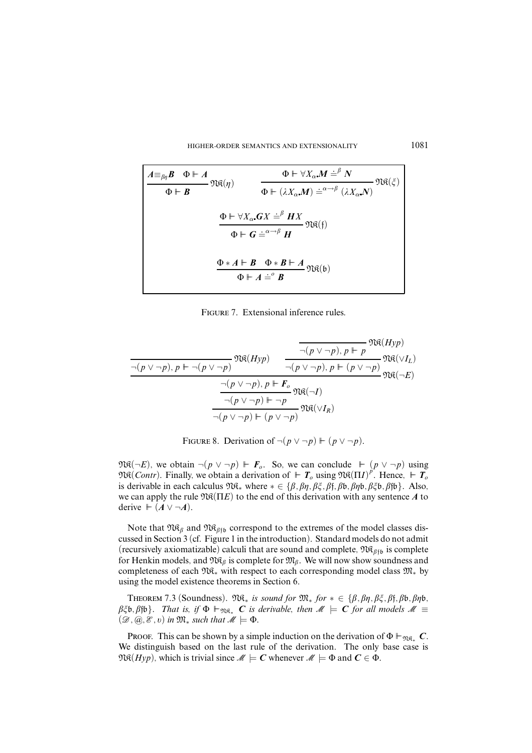$$\frac{A \equiv_{\beta\eta} B \quad \Phi \Vdash A}{\Phi \Vdash B}\,\mathfrak{NK}(\eta) \qquad \frac{\Phi \Vdash \forall X_\alpha . M \doteq^{\beta} N}{\Phi \Vdash (\lambda X_\alpha . M) \doteq^{\alpha\to\beta} (\lambda X_\alpha . N)}\,\mathfrak{NK}(\xi)$$

$$\frac{\Phi \Vdash \forall X_\alpha . G X \doteq^{\beta} H X}{\Phi \Vdash G \doteq^{\alpha\to\beta} H}\,\mathfrak{NK}(\mathfrak{f})$$

$$\frac{\Phi * A \Vdash B \quad \Phi * B \Vdash A}{\Phi \Vdash A \doteq^{o} B}\,\mathfrak{NK}(\mathfrak{b})$$

Figure 7. Extensional inference rules.

$$\dfrac{\dfrac{}{\neg(p\vee\neg p), p \Vdash \neg(p\vee\neg p)}\,\mathfrak{NK}(Hyp) \qquad \dfrac{\dfrac{}{\neg(p\vee\neg p), p \Vdash p}\,\mathfrak{NK}(Hyp)}{\neg(p\vee\neg p), p \Vdash (p\vee\neg p)}\,\mathfrak{NK}(\vee I_L)}{\dfrac{\dfrac{\neg(p\vee\neg p), p \Vdash F_o}{\neg(p\vee\neg p) \Vdash \neg p}\,\mathfrak{NK}(\neg I)}{\neg(p\vee\neg p) \Vdash (p\vee\neg p)}\,\mathfrak{NK}(\vee I_R)}\,\mathfrak{NK}(\neg E)$$

Figure 8. Derivation of $\neg(p\vee\neg p) \Vdash (p\vee\neg p)$.

$\mathfrak{NK}(\neg E)$, we obtain $\neg(p\vee\neg p) \Vdash F_o$. So, we can conclude $\Vdash (p\vee\neg p)$ using $\mathfrak{NK}(Contr)$. Finally, we obtain a derivation of $\Vdash T_o$ using $\mathfrak{NK}(\Pi I)^p$. Hence, $\Vdash T_o$ is derivable in each calculus $\mathfrak{NK}_*$ where $* \in \{\beta, \beta\eta, \beta\xi, \beta\mathfrak{f}, \beta\mathfrak{b}, \beta\eta\mathfrak{b}, \beta\xi\mathfrak{b}, \beta\mathfrak{f}\mathfrak{b}\}$. Also, we can apply the rule $\mathfrak{NK}(\Pi E)$ to the end of this derivation with any sentence $A$ to derive $\Vdash (A \vee \neg A)$.

Note that $\mathfrak{NK}_\beta$ and $\mathfrak{NK}_{\beta\mathfrak{f}\mathfrak{b}}$ correspond to the extremes of the model classes discussed in Section 3 (cf. Figure 1 in the introduction). Standard models do not admit (recursively axiomatizable) calculi that are sound and complete, $\mathfrak{NK}_{\beta\mathfrak{f}\mathfrak{b}}$ is complete for Henkin models, and $\mathfrak{NK}_\beta$ is complete for $\mathfrak{M}_\beta$. We will now show soundness and completeness of each $\mathfrak{NK}_*$ with respect to each corresponding model class $\mathfrak{M}_*$ by using the model existence theorems in Section 6.

Theorem 7.3 (Soundness). *$\mathfrak{NK}_*$ is sound for $\mathfrak{M}_*$ for $* \in \{\beta, \beta\eta, \beta\xi, \beta\mathfrak{f}, \beta\mathfrak{b}, \beta\eta\mathfrak{b}, \beta\xi\mathfrak{b}, \beta\mathfrak{f}\mathfrak{b}\}$. That is, if $\Phi \Vdash_{\mathfrak{NK}_*} C$ is derivable, then $\mathscr{M} \models C$ for all models $\mathscr{M} \equiv (\mathscr{D}, @, \mathscr{E}, \upsilon)$ in $\mathfrak{M}_*$ such that $\mathscr{M} \models \Phi$.*

Proof. This can be shown by a simple induction on the derivation of $\Phi \Vdash_{\mathfrak{NK}_*} C$. We distinguish based on the last rule of the derivation. The only base case is $\mathfrak{NK}(Hyp)$, which is trivial since $\mathscr{M} \models C$ whenever $\mathscr{M} \models \Phi$ and $C \in \Phi$.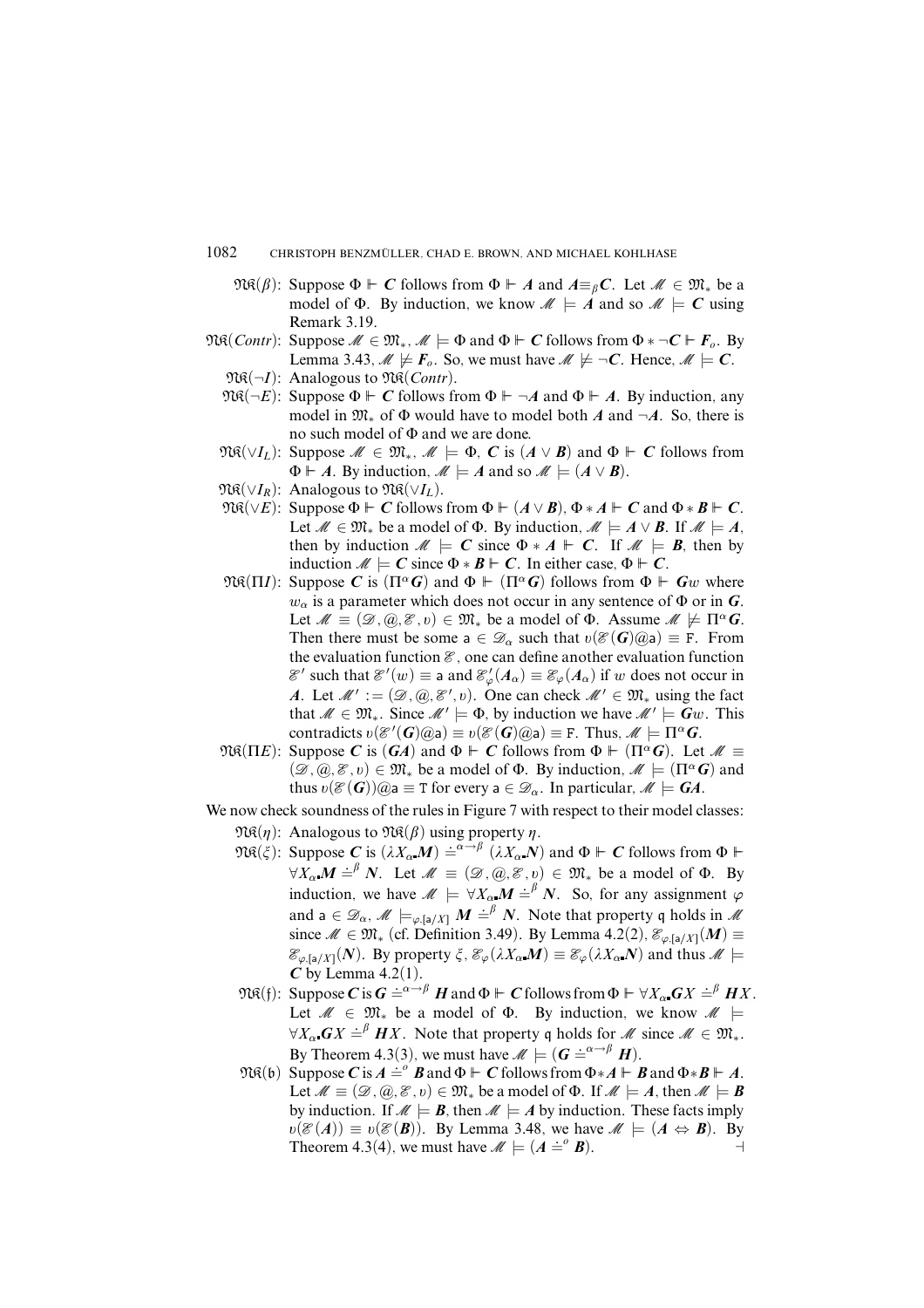$\mathfrak{NR}(\beta)$: Suppose $\Phi \Vdash \boldsymbol{C}$ follows from $\Phi \Vdash \boldsymbol{A}$ and $\boldsymbol{A} \equiv_\beta \boldsymbol{C}$. Let $\mathscr{M} \in \mathfrak{M}_*$ be a model of $\Phi$. By induction, we know $\mathscr{M} \models \boldsymbol{A}$ and so $\mathscr{M} \models \boldsymbol{C}$ using Remark 3.19.

$\mathfrak{NR}(Contr)$: Suppose $\mathscr{M} \in \mathfrak{M}_*$, $\mathscr{M} \models \Phi$ and $\Phi \Vdash \boldsymbol{C}$ follows from $\Phi * \neg \boldsymbol{C} \Vdash \boldsymbol{F}_o$. By Lemma 3.43, $\mathscr{M} \not\models \boldsymbol{F}_o$. So, we must have $\mathscr{M} \not\models \neg \boldsymbol{C}$. Hence, $\mathscr{M} \models \boldsymbol{C}$.

$\mathfrak{NR}(\neg I)$: Analogous to $\mathfrak{NR}(Contr)$.

$\mathfrak{NR}(\neg E)$: Suppose $\Phi \Vdash \boldsymbol{C}$ follows from $\Phi \Vdash \neg \boldsymbol{A}$ and $\Phi \Vdash \boldsymbol{A}$. By induction, any model in $\mathfrak{M}_*$ of $\Phi$ would have to model both $\boldsymbol{A}$ and $\neg \boldsymbol{A}$. So, there is no such model of $\Phi$ and we are done.

$\mathfrak{NR}(\vee I_L)$: Suppose $\mathscr{M} \in \mathfrak{M}_*$, $\mathscr{M} \models \Phi$, $\boldsymbol{C}$ is $(\boldsymbol{A} \vee \boldsymbol{B})$ and $\Phi \Vdash \boldsymbol{C}$ follows from $\Phi \Vdash \boldsymbol{A}$. By induction, $\mathscr{M} \models \boldsymbol{A}$ and so $\mathscr{M} \models (\boldsymbol{A} \vee \boldsymbol{B})$.

$\mathfrak{NR}(\vee I_R)$: Analogous to $\mathfrak{NR}(\vee I_L)$.

$\mathfrak{NR}(\vee E)$: Suppose $\Phi \Vdash \boldsymbol{C}$ follows from $\Phi \Vdash (\boldsymbol{A} \vee \boldsymbol{B})$, $\Phi * \boldsymbol{A} \Vdash \boldsymbol{C}$ and $\Phi * \boldsymbol{B} \Vdash \boldsymbol{C}$. Let $\mathscr{M} \in \mathfrak{M}_*$ be a model of $\Phi$. By induction, $\mathscr{M} \models \boldsymbol{A} \vee \boldsymbol{B}$. If $\mathscr{M} \models \boldsymbol{A}$, then by induction $\mathscr{M} \models \boldsymbol{C}$ since $\Phi * \boldsymbol{A} \Vdash \boldsymbol{C}$. If $\mathscr{M} \models \boldsymbol{B}$, then by induction $\mathscr{M} \models \boldsymbol{C}$ since $\Phi * \boldsymbol{B} \Vdash \boldsymbol{C}$. In either case, $\Phi \Vdash \boldsymbol{C}$.

$\mathfrak{NR}(\Pi I)$: Suppose $\boldsymbol{C}$ is $(\Pi^\alpha \boldsymbol{G})$ and $\Phi \Vdash (\Pi^\alpha \boldsymbol{G})$ follows from $\Phi \Vdash \boldsymbol{G}w$ where $w_\alpha$ is a parameter which does not occur in any sentence of $\Phi$ or in $\boldsymbol{G}$. Let $\mathscr{M} \equiv (\mathscr{D}, @, \mathscr{E}, \upsilon) \in \mathfrak{M}_*$ be a model of $\Phi$. Assume $\mathscr{M} \not\models \Pi^\alpha \boldsymbol{G}$. Then there must be some $\mathsf{a} \in \mathscr{D}_\alpha$ such that $\upsilon(\mathscr{E}(\boldsymbol{G})@\mathsf{a}) \equiv \mathtt{F}$. From the evaluation function $\mathscr{E}$, one can define another evaluation function $\mathscr{E}'$ such that $\mathscr{E}'(w) \equiv \mathsf{a}$ and $\mathscr{E}'_\varphi(\boldsymbol{A}_\alpha) \equiv \mathscr{E}_\varphi(\boldsymbol{A}_\alpha)$ if $w$ does not occur in $\boldsymbol{A}$. Let $\mathscr{M}' := (\mathscr{D}, @, \mathscr{E}', \upsilon)$. One can check $\mathscr{M}' \in \mathfrak{M}_*$ using the fact that $\mathscr{M} \in \mathfrak{M}_*$. Since $\mathscr{M}' \models \Phi$, by induction we have $\mathscr{M}' \models \boldsymbol{G}w$. This contradicts $\upsilon(\mathscr{E}'(\boldsymbol{G})@\mathsf{a}) \equiv \upsilon(\mathscr{E}(\boldsymbol{G})@\mathsf{a}) \equiv \mathtt{F}$. Thus, $\mathscr{M} \models \Pi^\alpha \boldsymbol{G}$.

$\mathfrak{NR}(\Pi E)$: Suppose $\boldsymbol{C}$ is $(\boldsymbol{G}\boldsymbol{A})$ and $\Phi \Vdash \boldsymbol{C}$ follows from $\Phi \Vdash (\Pi^\alpha \boldsymbol{G})$. Let $\mathscr{M} \equiv (\mathscr{D}, @, \mathscr{E}, \upsilon) \in \mathfrak{M}_*$ be a model of $\Phi$. By induction, $\mathscr{M} \models (\Pi^\alpha \boldsymbol{G})$ and thus $\upsilon(\mathscr{E}(\boldsymbol{G}))@\mathsf{a} \equiv \mathtt{T}$ for every $\mathsf{a} \in \mathscr{D}_\alpha$. In particular, $\mathscr{M} \models \boldsymbol{G}\boldsymbol{A}$.

We now check soundness of the rules in Figure 7 with respect to their model classes:

$\mathfrak{NR}(\eta)$: Analogous to $\mathfrak{NR}(\beta)$ using property $\eta$.

$\mathfrak{NR}(\xi)$: Suppose $\boldsymbol{C}$ is $(\lambda X_\alpha \boldsymbol{M}) \doteq^{\alpha \to \beta} (\lambda X_\alpha \boldsymbol{N})$ and $\Phi \Vdash \boldsymbol{C}$ follows from $\Phi \Vdash \forall X_\alpha \boldsymbol{M} \doteq^\beta \boldsymbol{N}$. Let $\mathscr{M} \equiv (\mathscr{D}, @, \mathscr{E}, \upsilon) \in \mathfrak{M}_*$ be a model of $\Phi$. By induction, we have $\mathscr{M} \models \forall X_\alpha \boldsymbol{M} \doteq^\beta \boldsymbol{N}$. So, for any assignment $\varphi$ and $\mathsf{a} \in \mathscr{D}_\alpha$, $\mathscr{M} \models_{\varphi, [\mathsf{a}/X]} \boldsymbol{M} \doteq^\beta \boldsymbol{N}$. Note that property $\mathfrak{q}$ holds in $\mathscr{M}$ since $\mathscr{M} \in \mathfrak{M}_*$ (cf. Definition 3.49). By Lemma 4.2(2), $\mathscr{E}_{\varphi, [\mathsf{a}/X]}(\boldsymbol{M}) \equiv \mathscr{E}_{\varphi, [\mathsf{a}/X]}(\boldsymbol{N})$. By property $\xi$, $\mathscr{E}_\varphi(\lambda X_\alpha \boldsymbol{M}) \equiv \mathscr{E}_\varphi(\lambda X_\alpha \boldsymbol{N})$ and thus $\mathscr{M} \models \boldsymbol{C}$ by Lemma 4.2(1).

$\mathfrak{NR}(\mathfrak{f})$: Suppose $\boldsymbol{C}$ is $\boldsymbol{G} \doteq^{\alpha \to \beta} \boldsymbol{H}$ and $\Phi \Vdash \boldsymbol{C}$ follows from $\Phi \Vdash \forall X_\alpha \boldsymbol{G}X \doteq^\beta \boldsymbol{H}X$. Let $\mathscr{M} \in \mathfrak{M}_*$ be a model of $\Phi$. By induction, we know $\mathscr{M} \models \forall X_\alpha \boldsymbol{G}X \doteq^\beta \boldsymbol{H}X$. Note that property $\mathfrak{q}$ holds for $\mathscr{M}$ since $\mathscr{M} \in \mathfrak{M}_*$. By Theorem 4.3(3), we must have $\mathscr{M} \models (\boldsymbol{G} \doteq^{\alpha \to \beta} \boldsymbol{H})$.

$\mathfrak{NR}(\mathfrak{b})$ Suppose $\boldsymbol{C}$ is $\boldsymbol{A} \doteq^o \boldsymbol{B}$ and $\Phi \Vdash \boldsymbol{C}$ follows from $\Phi * \boldsymbol{A} \Vdash \boldsymbol{B}$ and $\Phi * \boldsymbol{B} \Vdash \boldsymbol{A}$. Let $\mathscr{M} \equiv (\mathscr{D}, @, \mathscr{E}, \upsilon) \in \mathfrak{M}_*$ be a model of $\Phi$. If $\mathscr{M} \models \boldsymbol{A}$, then $\mathscr{M} \models \boldsymbol{B}$ by induction. If $\mathscr{M} \models \boldsymbol{B}$, then $\mathscr{M} \models \boldsymbol{A}$ by induction. These facts imply $\upsilon(\mathscr{E}(\boldsymbol{A})) \equiv \upsilon(\mathscr{E}(\boldsymbol{B}))$. By Lemma 3.48, we have $\mathscr{M} \models (\boldsymbol{A} \Leftrightarrow \boldsymbol{B})$. By Theorem 4.3(4), we must have $\mathscr{M} \models (\boldsymbol{A} \doteq^o \boldsymbol{B})$. $\dashv$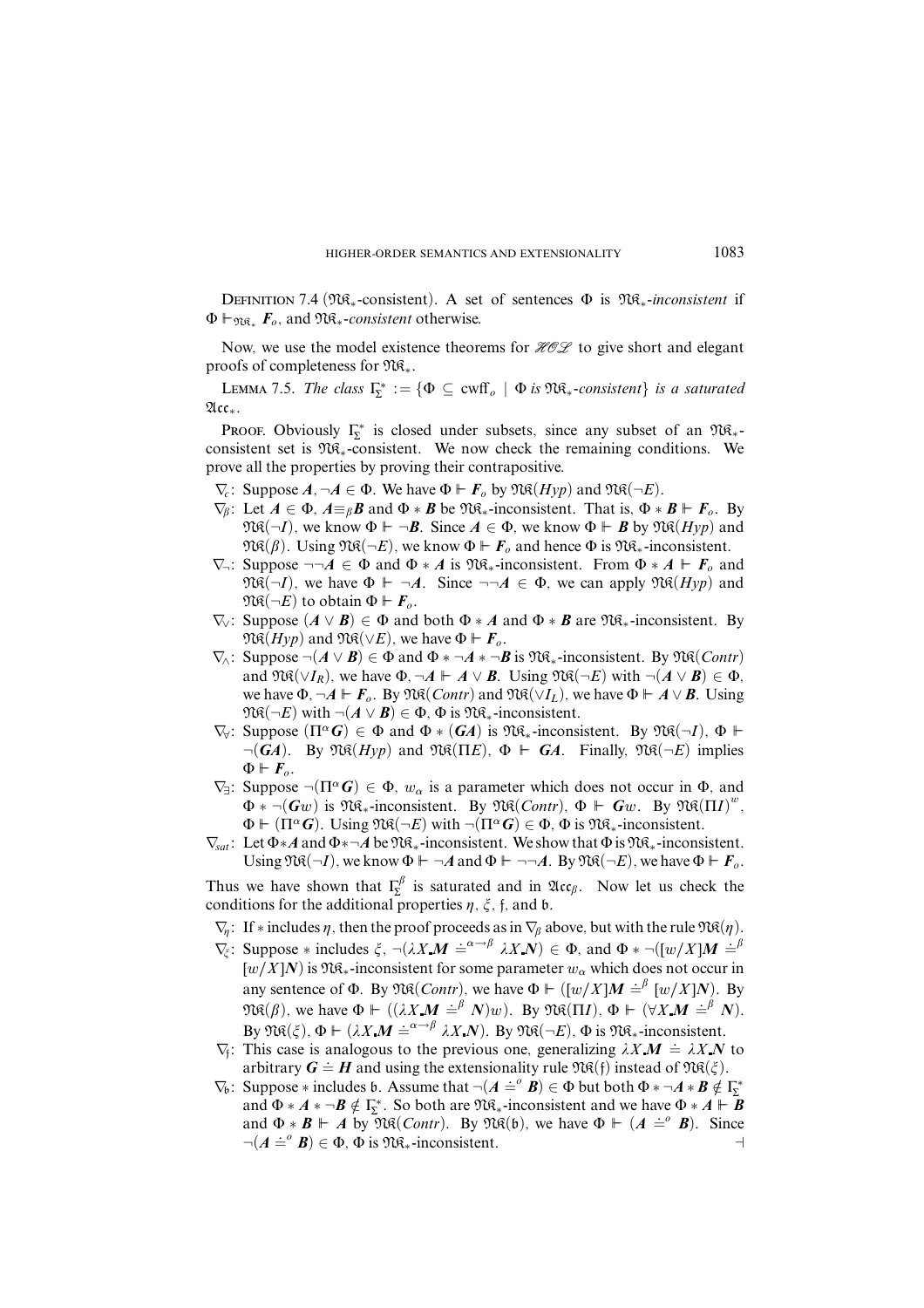Definition 7.4 ($\mathfrak{NK}_*$-consistent). A set of sentences $\Phi$ is $\mathfrak{NK}_*$-*inconsistent* if $\Phi \Vdash_{\mathfrak{NK}_*} \boldsymbol{F}_o$, and $\mathfrak{NK}_*$-*consistent* otherwise.

Now, we use the model existence theorems for $\mathcal{HOL}$ to give short and elegant proofs of completeness for $\mathfrak{NK}_*$.

Lemma 7.5. *The class* $\Gamma_\Sigma^* := \{\Phi \subseteq \mathrm{cwff}_o \mid \Phi \text{ is } \mathfrak{NK}_*\text{-consistent}\}$ *is a saturated* $\mathfrak{Acc}_*$.

Proof. Obviously $\Gamma_\Sigma^*$ is closed under subsets, since any subset of an $\mathfrak{NK}_*$-consistent set is $\mathfrak{NK}_*$-consistent. We now check the remaining conditions. We prove all the properties by proving their contrapositive.

- $\nabla_c$: Suppose $\boldsymbol{A}, \neg\boldsymbol{A} \in \Phi$. We have $\Phi \Vdash \boldsymbol{F}_o$ by $\mathfrak{NK}(Hyp)$ and $\mathfrak{NK}(\neg E)$.
- $\nabla_\beta$: Let $\boldsymbol{A} \in \Phi$, $\boldsymbol{A} \equiv_\beta \boldsymbol{B}$ and $\Phi * \boldsymbol{B}$ be $\mathfrak{NK}_*$-inconsistent. That is, $\Phi * \boldsymbol{B} \Vdash \boldsymbol{F}_o$. By $\mathfrak{NK}(\neg I)$, we know $\Phi \Vdash \neg\boldsymbol{B}$. Since $\boldsymbol{A} \in \Phi$, we know $\Phi \Vdash \boldsymbol{B}$ by $\mathfrak{NK}(Hyp)$ and $\mathfrak{NK}(\beta)$. Using $\mathfrak{NK}(\neg E)$, we know $\Phi \Vdash \boldsymbol{F}_o$ and hence $\Phi$ is $\mathfrak{NK}_*$-inconsistent.
- $\nabla_\neg$: Suppose $\neg\neg\boldsymbol{A} \in \Phi$ and $\Phi * \boldsymbol{A}$ is $\mathfrak{NK}_*$-inconsistent. From $\Phi * \boldsymbol{A} \Vdash \boldsymbol{F}_o$ and $\mathfrak{NK}(\neg I)$, we have $\Phi \Vdash \neg\boldsymbol{A}$. Since $\neg\neg\boldsymbol{A} \in \Phi$, we can apply $\mathfrak{NK}(Hyp)$ and $\mathfrak{NK}(\neg E)$ to obtain $\Phi \Vdash \boldsymbol{F}_o$.
- $\nabla_\vee$: Suppose $(\boldsymbol{A} \vee \boldsymbol{B}) \in \Phi$ and both $\Phi * \boldsymbol{A}$ and $\Phi * \boldsymbol{B}$ are $\mathfrak{NK}_*$-inconsistent. By $\mathfrak{NK}(Hyp)$ and $\mathfrak{NK}(\vee E)$, we have $\Phi \Vdash \boldsymbol{F}_o$.
- $\nabla_\wedge$: Suppose $\neg(\boldsymbol{A} \vee \boldsymbol{B}) \in \Phi$ and $\Phi * \neg\boldsymbol{A} * \neg\boldsymbol{B}$ is $\mathfrak{NK}_*$-inconsistent. By $\mathfrak{NK}(Contr)$ and $\mathfrak{NK}(\vee I_R)$, we have $\Phi, \neg\boldsymbol{A} \Vdash \boldsymbol{A} \vee \boldsymbol{B}$. Using $\mathfrak{NK}(\neg E)$ with $\neg(\boldsymbol{A} \vee \boldsymbol{B}) \in \Phi$, we have $\Phi, \neg\boldsymbol{A} \Vdash \boldsymbol{F}_o$. By $\mathfrak{NK}(Contr)$ and $\mathfrak{NK}(\vee I_L)$, we have $\Phi \Vdash \boldsymbol{A} \vee \boldsymbol{B}$. Using $\mathfrak{NK}(\neg E)$ with $\neg(\boldsymbol{A} \vee \boldsymbol{B}) \in \Phi$, $\Phi$ is $\mathfrak{NK}_*$-inconsistent.
- $\nabla_\forall$: Suppose $(\Pi^\alpha \boldsymbol{G}) \in \Phi$ and $\Phi * (\boldsymbol{G}\boldsymbol{A})$ is $\mathfrak{NK}_*$-inconsistent. By $\mathfrak{NK}(\neg I)$, $\Phi \Vdash \neg(\boldsymbol{G}\boldsymbol{A})$. By $\mathfrak{NK}(Hyp)$ and $\mathfrak{NK}(\Pi E)$, $\Phi \Vdash \boldsymbol{G}\boldsymbol{A}$. Finally, $\mathfrak{NK}(\neg E)$ implies $\Phi \Vdash \boldsymbol{F}_o$.
- $\nabla_\exists$: Suppose $\neg(\Pi^\alpha \boldsymbol{G}) \in \Phi$, $w_\alpha$ is a parameter which does not occur in $\Phi$, and $\Phi * \neg(\boldsymbol{G}w)$ is $\mathfrak{NK}_*$-inconsistent. By $\mathfrak{NK}(Contr)$, $\Phi \Vdash \boldsymbol{G}w$. By $\mathfrak{NK}(\Pi I)^w$, $\Phi \Vdash (\Pi^\alpha \boldsymbol{G})$. Using $\mathfrak{NK}(\neg E)$ with $\neg(\Pi^\alpha \boldsymbol{G}) \in \Phi$, $\Phi$ is $\mathfrak{NK}_*$-inconsistent.
- $\nabla_{sat}$: Let $\Phi * \boldsymbol{A}$ and $\Phi * \neg\boldsymbol{A}$ be $\mathfrak{NK}_*$-inconsistent. We show that $\Phi$ is $\mathfrak{NK}_*$-inconsistent. Using $\mathfrak{NK}(\neg I)$, we know $\Phi \Vdash \neg\boldsymbol{A}$ and $\Phi \Vdash \neg\neg\boldsymbol{A}$. By $\mathfrak{NK}(\neg E)$, we have $\Phi \Vdash \boldsymbol{F}_o$.

Thus we have shown that $\Gamma_\Sigma^\beta$ is saturated and in $\mathfrak{Acc}_\beta$. Now let us check the conditions for the additional properties $\eta$, $\xi$, $\mathfrak{f}$, and $\mathfrak{b}$.

- $\nabla_\eta$: If $*$ includes $\eta$, then the proof proceeds as in $\nabla_\beta$ above, but with the rule $\mathfrak{NK}(\eta)$.
- $\nabla_\xi$: Suppose $*$ includes $\xi$, $\neg(\lambda X \boldsymbol{.} \boldsymbol{M} \doteq^{\alpha\to\beta} \lambda X \boldsymbol{.} \boldsymbol{N}) \in \Phi$, and $\Phi * \neg([w/X]\boldsymbol{M} \doteq^\beta [w/X]\boldsymbol{N})$ is $\mathfrak{NK}_*$-inconsistent for some parameter $w_\alpha$ which does not occur in any sentence of $\Phi$. By $\mathfrak{NK}(Contr)$, we have $\Phi \Vdash ([w/X]\boldsymbol{M} \doteq^\beta [w/X]\boldsymbol{N})$. By $\mathfrak{NK}(\beta)$, we have $\Phi \Vdash ((\lambda X \boldsymbol{.} \boldsymbol{M} \doteq^\beta \boldsymbol{N})w)$. By $\mathfrak{NK}(\Pi I)$, $\Phi \Vdash (\forall X \boldsymbol{.} \boldsymbol{M} \doteq^\beta \boldsymbol{N})$. By $\mathfrak{NK}(\xi)$, $\Phi \Vdash (\lambda X \boldsymbol{.} \boldsymbol{M} \doteq^{\alpha\to\beta} \lambda X \boldsymbol{.} \boldsymbol{N})$. By $\mathfrak{NK}(\neg E)$, $\Phi$ is $\mathfrak{NK}_*$-inconsistent.
- $\nabla_\mathfrak{f}$: This case is analogous to the previous one, generalizing $\lambda X \boldsymbol{.} \boldsymbol{M} \doteq \lambda X \boldsymbol{.} \boldsymbol{N}$ to arbitrary $\boldsymbol{G} \doteq \boldsymbol{H}$ and using the extensionality rule $\mathfrak{NK}(\mathfrak{f})$ instead of $\mathfrak{NK}(\xi)$.
- $\nabla_\mathfrak{b}$: Suppose $*$ includes $\mathfrak{b}$. Assume that $\neg(\boldsymbol{A} \doteq^o \boldsymbol{B}) \in \Phi$ but both $\Phi * \neg\boldsymbol{A} * \boldsymbol{B} \notin \Gamma_\Sigma^*$ and $\Phi * \boldsymbol{A} * \neg\boldsymbol{B} \notin \Gamma_\Sigma^*$. So both are $\mathfrak{NK}_*$-inconsistent and we have $\Phi * \boldsymbol{A} \Vdash \boldsymbol{B}$ and $\Phi * \boldsymbol{B} \Vdash \boldsymbol{A}$ by $\mathfrak{NK}(Contr)$. By $\mathfrak{NK}(\mathfrak{b})$, we have $\Phi \Vdash (\boldsymbol{A} \doteq^o \boldsymbol{B})$. Since $\neg(\boldsymbol{A} \doteq^o \boldsymbol{B}) \in \Phi$, $\Phi$ is $\mathfrak{NK}_*$-inconsistent. ⊣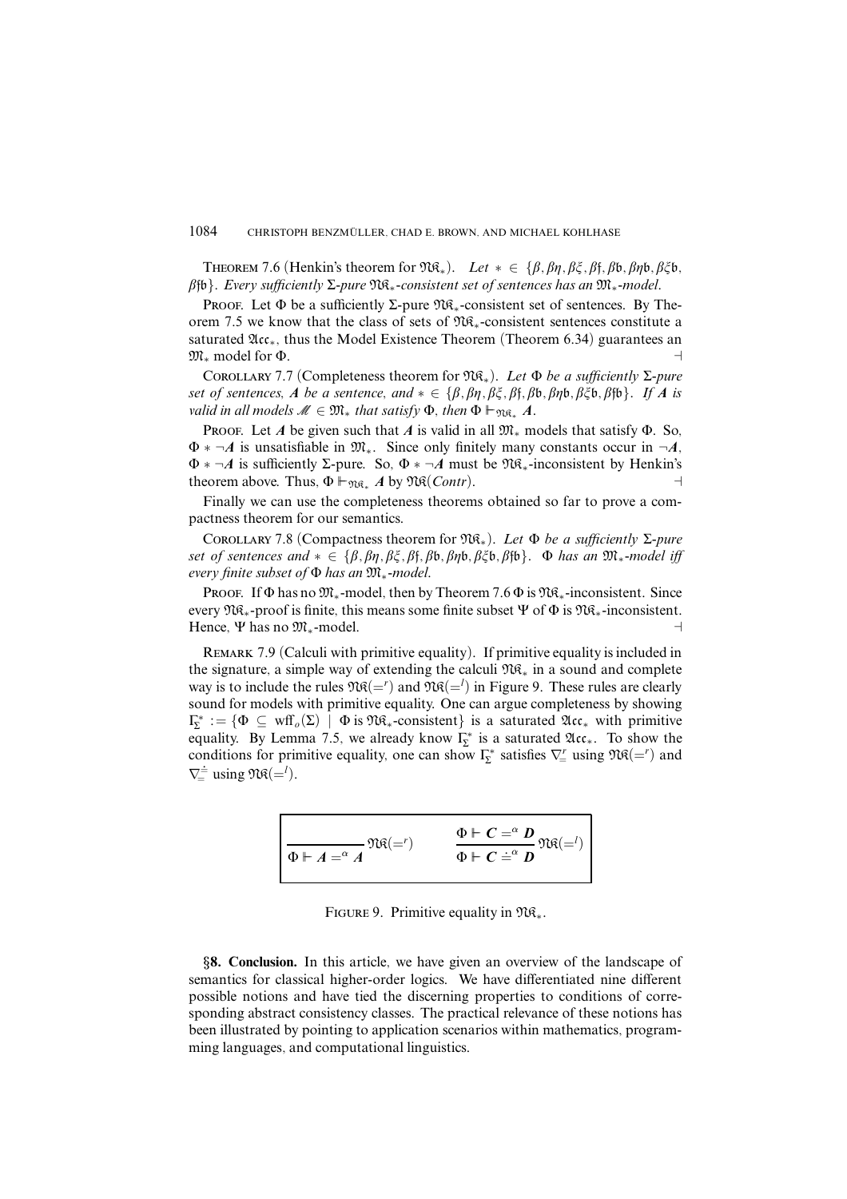THEOREM 7.6 (Henkin's theorem for $\mathfrak{NK}_*$). *Let* $* \in \{\beta, \beta\eta, \beta\xi, \beta\mathfrak{f}, \beta\mathfrak{b}, \beta\eta\mathfrak{b}, \beta\xi\mathfrak{b}, \beta\mathfrak{f}\mathfrak{b}\}$. *Every sufficiently* $\Sigma$*-pure* $\mathfrak{NK}_*$*-consistent set of sentences has an* $\mathfrak{M}_*$*-model.*

PROOF. Let $\Phi$ be a sufficiently $\Sigma$-pure $\mathfrak{NK}_*$-consistent set of sentences. By Theorem 7.5 we know that the class of sets of $\mathfrak{NK}_*$-consistent sentences constitute a saturated $\mathfrak{Acc}_*$, thus the Model Existence Theorem (Theorem 6.34) guarantees an $\mathfrak{M}_*$ model for $\Phi$. ⊣

COROLLARY 7.7 (Completeness theorem for $\mathfrak{NK}_*$). *Let* $\Phi$ *be a sufficiently* $\Sigma$*-pure set of sentences,* $\mathbf{A}$ *be a sentence, and* $* \in \{\beta, \beta\eta, \beta\xi, \beta\mathfrak{f}, \beta\mathfrak{b}, \beta\eta\mathfrak{b}, \beta\xi\mathfrak{b}, \beta\mathfrak{f}\mathfrak{b}\}$. *If* $\mathbf{A}$ *is valid in all models* $\mathcal{M} \in \mathfrak{M}_*$ *that satisfy* $\Phi$, *then* $\Phi \Vdash_{\mathfrak{NK}_*} \mathbf{A}$.

PROOF. Let $\mathbf{A}$ be given such that $\mathbf{A}$ is valid in all $\mathfrak{M}_*$ models that satisfy $\Phi$. So, $\Phi * \neg\mathbf{A}$ is unsatisfiable in $\mathfrak{M}_*$. Since only finitely many constants occur in $\neg\mathbf{A}$, $\Phi * \neg\mathbf{A}$ is sufficiently $\Sigma$-pure. So, $\Phi * \neg\mathbf{A}$ must be $\mathfrak{NK}_*$-inconsistent by Henkin's theorem above. Thus, $\Phi \Vdash_{\mathfrak{NK}_*} \mathbf{A}$ by $\mathfrak{NK}(Contr)$. ⊣

Finally we can use the completeness theorems obtained so far to prove a compactness theorem for our semantics.

COROLLARY 7.8 (Compactness theorem for $\mathfrak{NK}_*$). *Let* $\Phi$ *be a sufficiently* $\Sigma$*-pure set of sentences and* $* \in \{\beta, \beta\eta, \beta\xi, \beta\mathfrak{f}, \beta\mathfrak{b}, \beta\eta\mathfrak{b}, \beta\xi\mathfrak{b}, \beta\mathfrak{f}\mathfrak{b}\}$. $\Phi$ *has an* $\mathfrak{M}_*$*-model iff every finite subset of* $\Phi$ *has an* $\mathfrak{M}_*$*-model.*

PROOF. If $\Phi$ has no $\mathfrak{M}_*$-model, then by Theorem 7.6 $\Phi$ is $\mathfrak{NK}_*$-inconsistent. Since every $\mathfrak{NK}_*$-proof is finite, this means some finite subset $\Psi$ of $\Phi$ is $\mathfrak{NK}_*$-inconsistent. Hence, $\Psi$ has no $\mathfrak{M}_*$-model. ⊣

REMARK 7.9 (Calculi with primitive equality). If primitive equality is included in the signature, a simple way of extending the calculi $\mathfrak{NK}_*$ in a sound and complete way is to include the rules $\mathfrak{NK}(=^r)$ and $\mathfrak{NK}(=^l)$ in Figure 9. These rules are clearly sound for models with primitive equality. One can argue completeness by showing $\Gamma^*_\Sigma := \{\Phi \subseteq \mathit{wff}_o(\Sigma) \mid \Phi \text{ is } \mathfrak{NK}_*\text{-consistent}\}$ is a saturated $\mathfrak{Acc}_*$ with primitive equality. By Lemma 7.5, we already know $\Gamma^*_\Sigma$ is a saturated $\mathfrak{Acc}_*$. To show the conditions for primitive equality, one can show $\Gamma^*_\Sigma$ satisfies $\nabla^r_=$ using $\mathfrak{NK}(=^r)$ and $\nabla^{\dot{=}}_=$ using $\mathfrak{NK}(=^l)$.

$$\frac{}{\Phi \Vdash \mathbf{A} =^\alpha \mathbf{A}}\,\mathfrak{NK}(=^r) \qquad\qquad \frac{\Phi \Vdash \mathbf{C} =^\alpha \mathbf{D}}{\Phi \Vdash \mathbf{C} \doteq^\alpha \mathbf{D}}\,\mathfrak{NK}(=^l)$$

FIGURE 9. Primitive equality in $\mathfrak{NK}_*$.

## §8. Conclusion.

In this article, we have given an overview of the landscape of semantics for classical higher-order logics. We have differentiated nine different possible notions and have tied the discerning properties to conditions of corresponding abstract consistency classes. The practical relevance of these notions has been illustrated by pointing to application scenarios within mathematics, programming languages, and computational linguistics.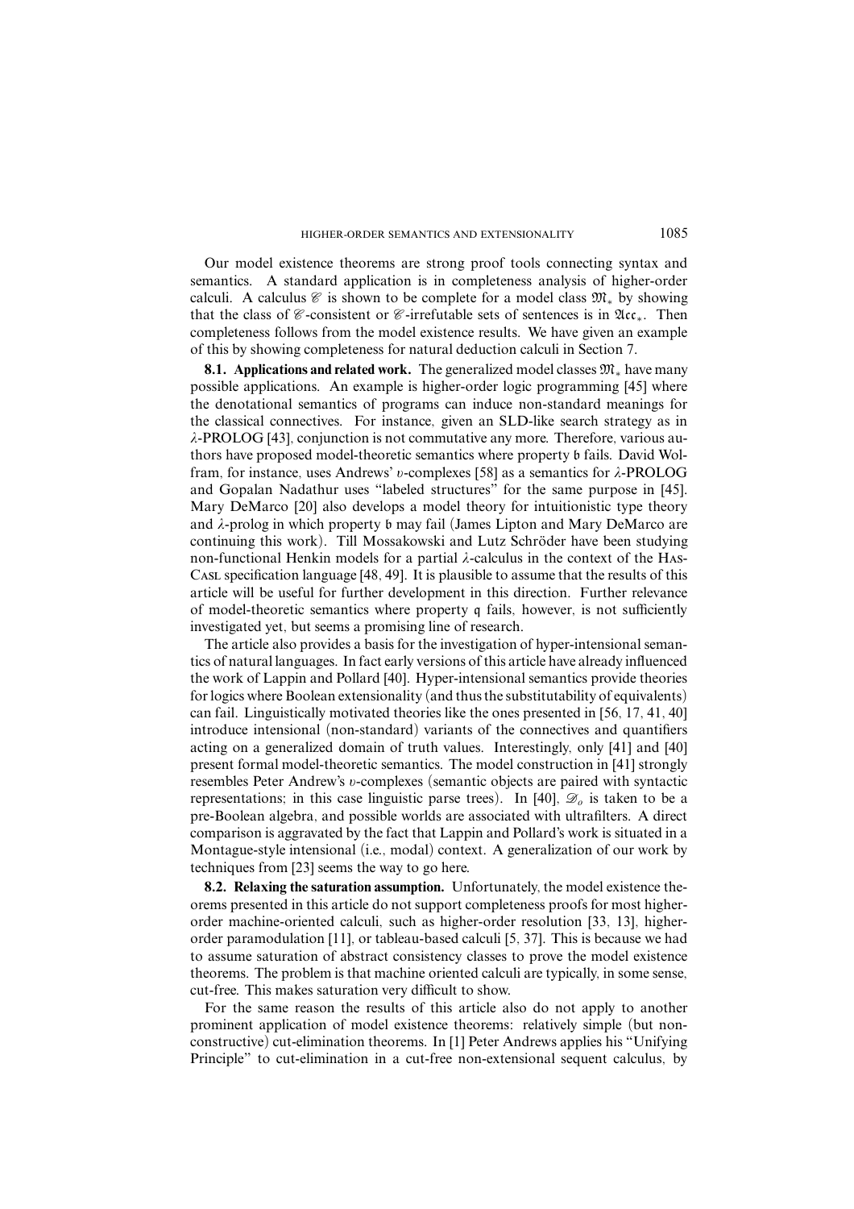Our model existence theorems are strong proof tools connecting syntax and semantics. A standard application is in completeness analysis of higher-order calculi. A calculus $\mathscr{C}$ is shown to be complete for a model class $\mathfrak{M}_*$ by showing that the class of $\mathscr{C}$-consistent or $\mathscr{C}$-irrefutable sets of sentences is in $\mathfrak{Acc}_*$. Then completeness follows from the model existence results. We have given an example of this by showing completeness for natural deduction calculi in Section 7.

**8.1. Applications and related work.** The generalized model classes $\mathfrak{M}_*$ have many possible applications. An example is higher-order logic programming [45] where the denotational semantics of programs can induce non-standard meanings for the classical connectives. For instance, given an SLD-like search strategy as in $\lambda$-PROLOG [43], conjunction is not commutative any more. Therefore, various authors have proposed model-theoretic semantics where property $\mathfrak{b}$ fails. David Wolfram, for instance, uses Andrews' $\upsilon$-complexes [58] as a semantics for $\lambda$-PROLOG and Gopalan Nadathur uses "labeled structures" for the same purpose in [45]. Mary DeMarco [20] also develops a model theory for intuitionistic type theory and $\lambda$-prolog in which property $\mathfrak{b}$ may fail (James Lipton and Mary DeMarco are continuing this work). Till Mossakowski and Lutz Schröder have been studying non-functional Henkin models for a partial $\lambda$-calculus in the context of the HasCasl specification language [48, 49]. It is plausible to assume that the results of this article will be useful for further development in this direction. Further relevance of model-theoretic semantics where property $\mathfrak{q}$ fails, however, is not sufficiently investigated yet, but seems a promising line of research.

The article also provides a basis for the investigation of hyper-intensional semantics of natural languages. In fact early versions of this article have already influenced the work of Lappin and Pollard [40]. Hyper-intensional semantics provide theories for logics where Boolean extensionality (and thus the substitutability of equivalents) can fail. Linguistically motivated theories like the ones presented in [56, 17, 41, 40] introduce intensional (non-standard) variants of the connectives and quantifiers acting on a generalized domain of truth values. Interestingly, only [41] and [40] present formal model-theoretic semantics. The model construction in [41] strongly resembles Peter Andrew's $\upsilon$-complexes (semantic objects are paired with syntactic representations; in this case linguistic parse trees). In [40], $\mathscr{D}_o$ is taken to be a pre-Boolean algebra, and possible worlds are associated with ultrafilters. A direct comparison is aggravated by the fact that Lappin and Pollard's work is situated in a Montague-style intensional (i.e., modal) context. A generalization of our work by techniques from [23] seems the way to go here.

**8.2. Relaxing the saturation assumption.** Unfortunately, the model existence theorems presented in this article do not support completeness proofs for most higher-order machine-oriented calculi, such as higher-order resolution [33, 13], higher-order paramodulation [11], or tableau-based calculi [5, 37]. This is because we had to assume saturation of abstract consistency classes to prove the model existence theorems. The problem is that machine oriented calculi are typically, in some sense, cut-free. This makes saturation very difficult to show.

For the same reason the results of this article also do not apply to another prominent application of model existence theorems: relatively simple (but non-constructive) cut-elimination theorems. In [1] Peter Andrews applies his "Unifying Principle" to cut-elimination in a cut-free non-extensional sequent calculus, by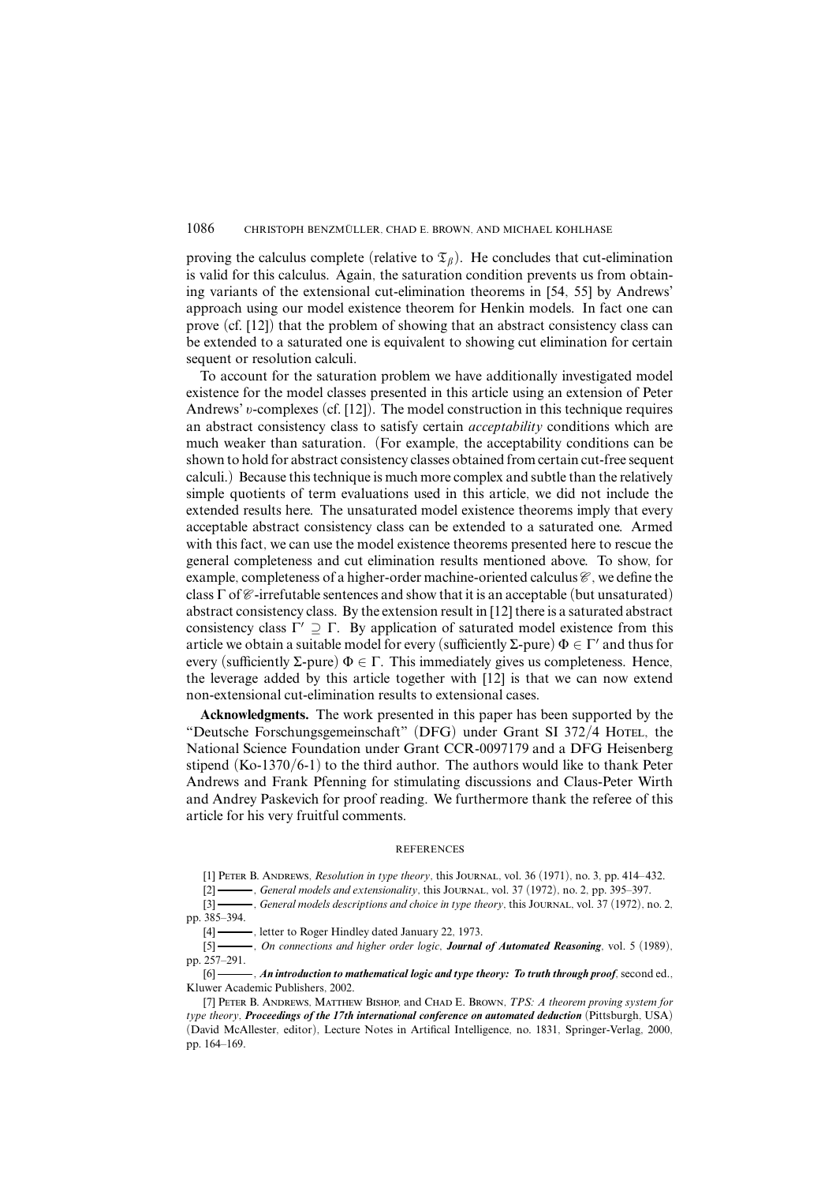proving the calculus complete (relative to $\mathfrak{T}_\beta$). He concludes that cut-elimination is valid for this calculus. Again, the saturation condition prevents us from obtaining variants of the extensional cut-elimination theorems in [54, 55] by Andrews' approach using our model existence theorem for Henkin models. In fact one can prove (cf. [12]) that the problem of showing that an abstract consistency class can be extended to a saturated one is equivalent to showing cut elimination for certain sequent or resolution calculi.

To account for the saturation problem we have additionally investigated model existence for the model classes presented in this article using an extension of Peter Andrews' $\upsilon$-complexes (cf. [12]). The model construction in this technique requires an abstract consistency class to satisfy certain *acceptability* conditions which are much weaker than saturation. (For example, the acceptability conditions can be shown to hold for abstract consistency classes obtained from certain cut-free sequent calculi.) Because this technique is much more complex and subtle than the relatively simple quotients of term evaluations used in this article, we did not include the extended results here. The unsaturated model existence theorems imply that every acceptable abstract consistency class can be extended to a saturated one. Armed with this fact, we can use the model existence theorems presented here to rescue the general completeness and cut elimination results mentioned above. To show, for example, completeness of a higher-order machine-oriented calculus $\mathscr{C}$, we define the class $\Gamma$ of $\mathscr{C}$-irrefutable sentences and show that it is an acceptable (but unsaturated) abstract consistency class. By the extension result in [12] there is a saturated abstract consistency class $\Gamma' \supseteq \Gamma$. By application of saturated model existence from this article we obtain a suitable model for every (sufficiently $\Sigma$-pure) $\Phi \in \Gamma'$ and thus for every (sufficiently $\Sigma$-pure) $\Phi \in \Gamma$. This immediately gives us completeness. Hence, the leverage added by this article together with [12] is that we can now extend non-extensional cut-elimination results to extensional cases.

**Acknowledgments.** The work presented in this paper has been supported by the "Deutsche Forschungsgemeinschaft" (DFG) under Grant SI 372/4 Hotel, the National Science Foundation under Grant CCR-0097179 and a DFG Heisenberg stipend (Ko-1370/6-1) to the third author. The authors would like to thank Peter Andrews and Frank Pfenning for stimulating discussions and Claus-Peter Wirth and Andrey Paskevich for proof reading. We furthermore thank the referee of this article for his very fruitful comments.

## REFERENCES

[1] Peter B. Andrews, *Resolution in type theory*, this Journal, vol. 36 (1971), no. 3, pp. 414–432.

[2] ———, *General models and extensionality*, this Journal, vol. 37 (1972), no. 2, pp. 395–397.

[3] ———, *General models descriptions and choice in type theory*, this Journal, vol. 37 (1972), no. 2, pp. 385–394.

[4] ———, letter to Roger Hindley dated January 22, 1973.

[5] ———, *On connections and higher order logic*, ***Journal of Automated Reasoning***, vol. 5 (1989), pp. 257–291.

[6] ———, ***An introduction to mathematical logic and type theory: To truth through proof***, second ed., Kluwer Academic Publishers, 2002.

[7] Peter B. Andrews, Matthew Bishop, and Chad E. Brown, *TPS: A theorem proving system for type theory*, ***Proceedings of the 17th international conference on automated deduction*** (Pittsburgh, USA) (David McAllester, editor), Lecture Notes in Artifical Intelligence, no. 1831, Springer-Verlag, 2000, pp. 164–169.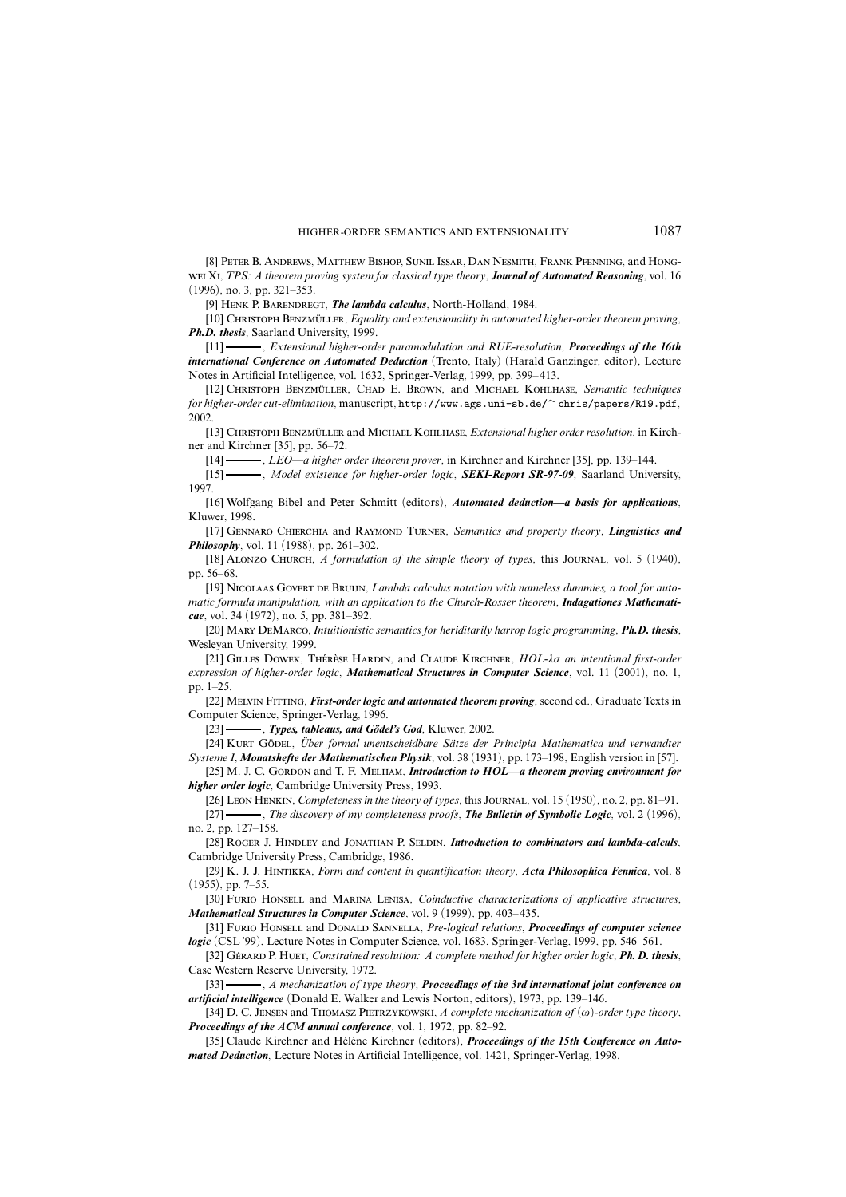[8] Peter B. Andrews, Matthew Bishop, Sunil Issar, Dan Nesmith, Frank Pfenning, and Hongwei Xi, *TPS: A theorem proving system for classical type theory*, ***Journal of Automated Reasoning***, vol. 16 (1996), no. 3, pp. 321–353.

[9] Henk P. Barendregt, ***The lambda calculus***, North-Holland, 1984.

[10] Christoph Benzmüller, *Equality and extensionality in automated higher-order theorem proving*, ***Ph.D. thesis***, Saarland University, 1999.

[11] ———, *Extensional higher-order paramodulation and RUE-resolution*, ***Proceedings of the 16th international Conference on Automated Deduction*** (Trento, Italy) (Harald Ganzinger, editor), Lecture Notes in Artificial Intelligence, vol. 1632, Springer-Verlag, 1999, pp. 399–413.

[12] Christoph Benzmüller, Chad E. Brown, and Michael Kohlhase, *Semantic techniques for higher-order cut-elimination*, manuscript, `http://www.ags.uni-sb.de/~chris/papers/R19.pdf`, 2002.

[13] Christoph Benzmüller and Michael Kohlhase, *Extensional higher order resolution*, in Kirchner and Kirchner [35], pp. 56–72.

[14] ———, *LEO—a higher order theorem prover*, in Kirchner and Kirchner [35], pp. 139–144.

[15] ———, *Model existence for higher-order logic*, ***SEKI-Report SR-97-09***, Saarland University, 1997.

[16] Wolfgang Bibel and Peter Schmitt (editors), ***Automated deduction—a basis for applications***, Kluwer, 1998.

[17] Gennaro Chierchia and Raymond Turner, *Semantics and property theory*, ***Linguistics and Philosophy***, vol. 11 (1988), pp. 261–302.

[18] Alonzo Church, *A formulation of the simple theory of types*, this Journal, vol. 5 (1940), pp. 56–68.

[19] Nicolaas Govert de Bruijn, *Lambda calculus notation with nameless dummies, a tool for automatic formula manipulation, with an application to the Church-Rosser theorem*, ***Indagationes Mathematicae***, vol. 34 (1972), no. 5, pp. 381–392.

[20] Mary DeMarco, *Intuitionistic semantics for heriditarily harrop logic programming*, ***Ph.D. thesis***, Wesleyan University, 1999.

[21] Gilles Dowek, Thérèse Hardin, and Claude Kirchner, *HOL-$\lambda\sigma$ an intentional first-order expression of higher-order logic*, ***Mathematical Structures in Computer Science***, vol. 11 (2001), no. 1, pp. 1–25.

[22] Melvin Fitting, ***First-order logic and automated theorem proving***, second ed., Graduate Texts in Computer Science, Springer-Verlag, 1996.

[23] ———, ***Types, tableaus, and Gödel's God***, Kluwer, 2002.

[24] Kurt Gödel, *Über formal unentscheidbare Sätze der Principia Mathematica und verwandter Systeme I*, ***Monatshefte der Mathematischen Physik***, vol. 38 (1931), pp. 173–198, English version in [57].

[25] M. J. C. Gordon and T. F. Melham, ***Introduction to HOL—a theorem proving environment for higher order logic***, Cambridge University Press, 1993.

[26] Leon Henkin, *Completeness in the theory of types*, this Journal, vol. 15 (1950), no. 2, pp. 81–91.

[27] ———, *The discovery of my completeness proofs*, ***The Bulletin of Symbolic Logic***, vol. 2 (1996), no. 2, pp. 127–158.

[28] Roger J. Hindley and Jonathan P. Seldin, ***Introduction to combinators and lambda-calculs***, Cambridge University Press, Cambridge, 1986.

[29] K. J. J. Hintikka, *Form and content in quantification theory*, ***Acta Philosophica Fennica***, vol. 8 (1955), pp. 7–55.

[30] Furio Honsell and Marina Lenisa, *Coinductive characterizations of applicative structures*, ***Mathematical Structures in Computer Science***, vol. 9 (1999), pp. 403–435.

[31] Furio Honsell and Donald Sannella, *Pre-logical relations*, ***Proceedings of computer science logic*** (CSL '99), Lecture Notes in Computer Science, vol. 1683, Springer-Verlag, 1999, pp. 546–561.

[32] Gérard P. Huet, *Constrained resolution: A complete method for higher order logic*, ***Ph. D. thesis***, Case Western Reserve University, 1972.

[33] ———, *A mechanization of type theory*, ***Proceedings of the 3rd international joint conference on artificial intelligence*** (Donald E. Walker and Lewis Norton, editors), 1973, pp. 139–146.

[34] D. C. Jensen and Thomasz Pietrzykowski, *A complete mechanization of $(\omega)$-order type theory*, ***Proceedings of the ACM annual conference***, vol. 1, 1972, pp. 82–92.

[35] Claude Kirchner and Hélène Kirchner (editors), ***Proceedings of the 15th Conference on Automated Deduction***, Lecture Notes in Artificial Intelligence, vol. 1421, Springer-Verlag, 1998.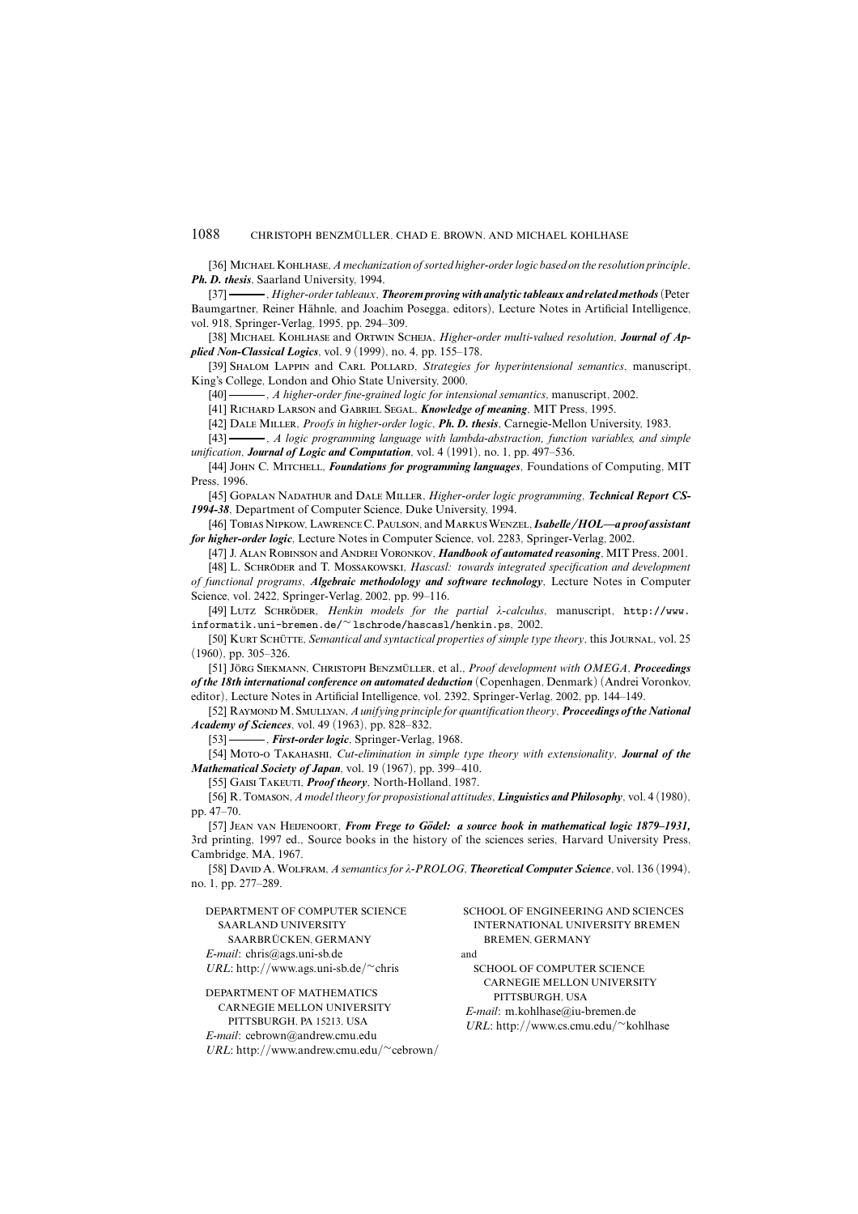[36] Michael Kohlhase, *A mechanization of sorted higher-order logic based on the resolution principle*, ***Ph. D. thesis***, Saarland University, 1994.

[37] ———, *Higher-order tableaux*, ***Theorem proving with analytic tableaux and related methods*** (Peter Baumgartner, Reiner Hähnle, and Joachim Posegga, editors), Lecture Notes in Artificial Intelligence, vol. 918, Springer-Verlag, 1995, pp. 294–309.

[38] Michael Kohlhase and Ortwin Scheja, *Higher-order multi-valued resolution*, ***Journal of Applied Non-Classical Logics***, vol. 9 (1999), no. 4, pp. 155–178.

[39] Shalom Lappin and Carl Pollard, *Strategies for hyperintensional semantics*, manuscript, King's College, London and Ohio State University, 2000.

[40] ———, *A higher-order fine-grained logic for intensional semantics*, manuscript, 2002.

[41] Richard Larson and Gabriel Segal, ***Knowledge of meaning***, MIT Press, 1995.

[42] Dale Miller, *Proofs in higher-order logic*, ***Ph. D. thesis***, Carnegie-Mellon University, 1983.

[43] ———, *A logic programming language with lambda-abstraction, function variables, and simple unification*, ***Journal of Logic and Computation***, vol. 4 (1991), no. 1, pp. 497–536.

[44] John C. Mitchell, ***Foundations for programming languages***, Foundations of Computing, MIT Press, 1996.

[45] Gopalan Nadathur and Dale Miller, *Higher-order logic programming*, ***Technical Report CS-1994-38***, Department of Computer Science, Duke University, 1994.

[46] Tobias Nipkow, Lawrence C. Paulson, and Markus Wenzel, ***Isabelle/HOL—a proof assistant for higher-order logic***, Lecture Notes in Computer Science, vol. 2283, Springer-Verlag, 2002.

[47] J. Alan Robinson and Andrei Voronkov, ***Handbook of automated reasoning***, MIT Press, 2001.

[48] L. Schröder and T. Mossakowski, *Hascasl: towards integrated specification and development of functional programs*, ***Algebraic methodology and software technology***, Lecture Notes in Computer Science, vol. 2422, Springer-Verlag, 2002, pp. 99–116.

[49] Lutz Schröder, *Henkin models for the partial λ-calculus*, manuscript, `http://www.informatik.uni-bremen.de/~lschrode/hascasl/henkin.ps`, 2002.

[50] Kurt Schütte, *Semantical and syntactical properties of simple type theory*, this Journal, vol. 25 (1960), pp. 305–326.

[51] Jörg Siekmann, Christoph Benzmüller, et al., *Proof development with OMEGA*, ***Proceedings of the 18th international conference on automated deduction*** (Copenhagen, Denmark) (Andrei Voronkov, editor), Lecture Notes in Artificial Intelligence, vol. 2392, Springer-Verlag, 2002, pp. 144–149.

[52] Raymond M. Smullyan, *A unifying principle for quantification theory*, ***Proceedings of the National Academy of Sciences***, vol. 49 (1963), pp. 828–832.

[53] ———, ***First-order logic***, Springer-Verlag, 1968.

[54] Moto-o Takahashi, *Cut-elimination in simple type theory with extensionality*, ***Journal of the Mathematical Society of Japan***, vol. 19 (1967), pp. 399–410.

[55] Gaisi Takeuti, ***Proof theory***, North-Holland, 1987.

[56] R. Tomason, *A model theory for proposistional attitudes*, ***Linguistics and Philosophy***, vol. 4 (1980), pp. 47–70.

[57] Jean van Heijenoort, ***From Frege to Gödel: a source book in mathematical logic 1879–1931,*** 3rd printing, 1997 ed., Source books in the history of the sciences series, Harvard University Press, Cambridge, MA, 1967.

[58] David A. Wolfram, *A semantics for λ-PROLOG*, ***Theoretical Computer Science***, vol. 136 (1994), no. 1, pp. 277–289.

DEPARTMENT OF COMPUTER SCIENCE
SAARLAND UNIVERSITY
SAARBRÜCKEN, GERMANY
*E-mail*: chris@ags.uni-sb.de
*URL*: http://www.ags.uni-sb.de/~chris

DEPARTMENT OF MATHEMATICS
CARNEGIE MELLON UNIVERSITY
PITTSBURGH, PA 15213, USA
*E-mail*: cebrown@andrew.cmu.edu
*URL*: http://www.andrew.cmu.edu/~cebrown/

SCHOOL OF ENGINEERING AND SCIENCES
INTERNATIONAL UNIVERSITY BREMEN
BREMEN, GERMANY

and

SCHOOL OF COMPUTER SCIENCE
CARNEGIE MELLON UNIVERSITY
PITTSBURGH, USA
*E-mail*: m.kohlhase@iu-bremen.de
*URL*: http://www.cs.cmu.edu/~kohlhase